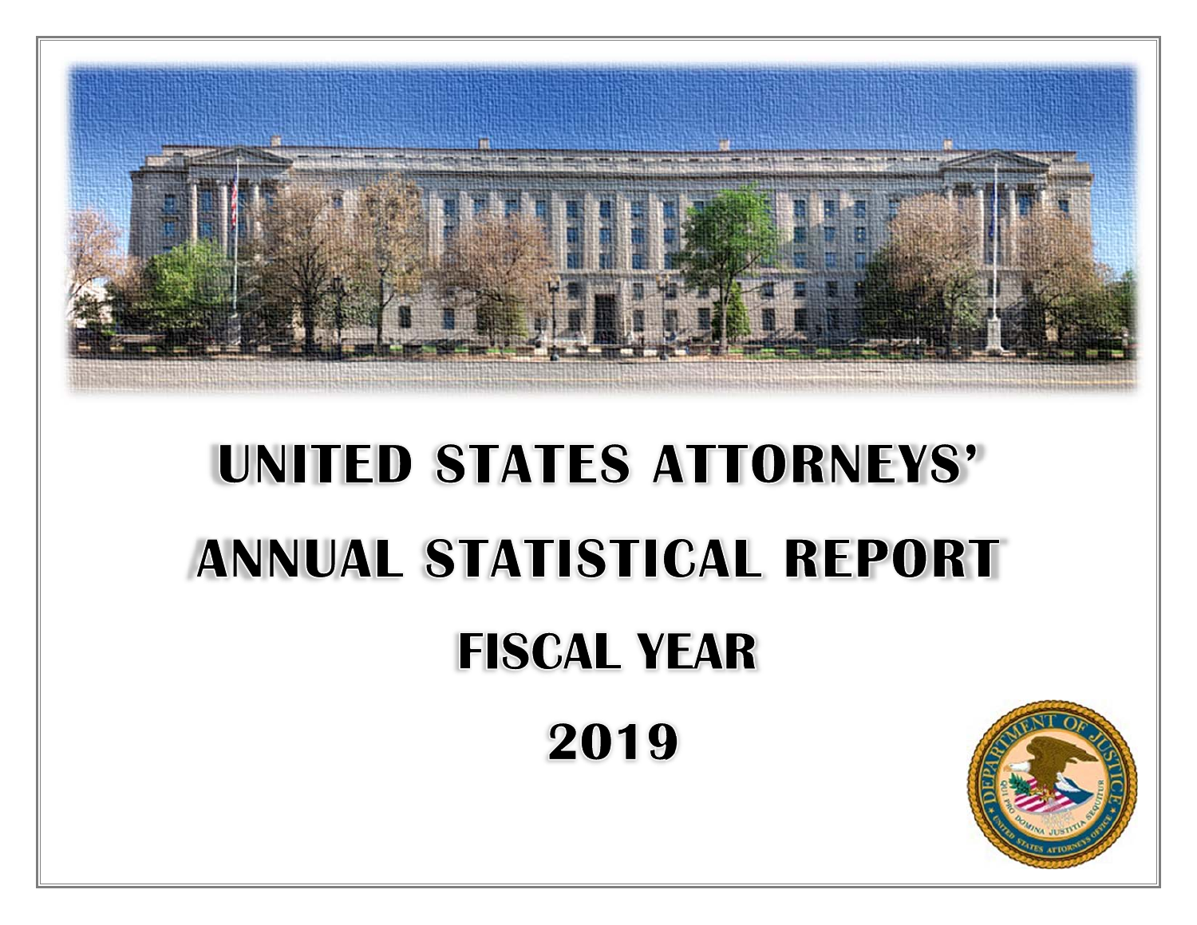# UNITED STATES ATTORNEYS'

# ANNUAL STATISTICAL REPORT

# FISCAL YEAR

# 2019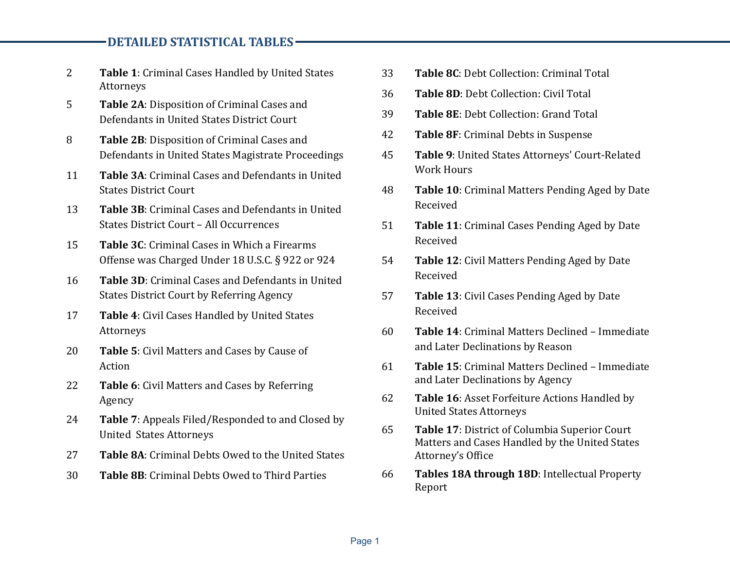## DETAILED STATISTICAL TABLES

| Page | Table |
|---|---|
| 2 | **Table 1**: Criminal Cases Handled by United States Attorneys |
| 5 | **Table 2A**: Disposition of Criminal Cases and Defendants in United States District Court |
| 8 | **Table 2B**: Disposition of Criminal Cases and Defendants in United States Magistrate Proceedings |
| 11 | **Table 3A**: Criminal Cases and Defendants in United States District Court |
| 13 | **Table 3B**: Criminal Cases and Defendants in United States District Court – All Occurrences |
| 15 | **Table 3C**: Criminal Cases in Which a Firearms Offense was Charged Under 18 U.S.C. § 922 or 924 |
| 16 | **Table 3D**: Criminal Cases and Defendants in United States District Court by Referring Agency |
| 17 | **Table 4**: Civil Cases Handled by United States Attorneys |
| 20 | **Table 5**: Civil Matters and Cases by Cause of Action |
| 22 | **Table 6**: Civil Matters and Cases by Referring Agency |
| 24 | **Table 7**: Appeals Filed/Responded to and Closed by United States Attorneys |
| 27 | **Table 8A**: Criminal Debts Owed to the United States |
| 30 | **Table 8B**: Criminal Debts Owed to Third Parties |
| 33 | **Table 8C**: Debt Collection: Criminal Total |
| 36 | **Table 8D**: Debt Collection: Civil Total |
| 39 | **Table 8E**: Debt Collection: Grand Total |
| 42 | **Table 8F**: Criminal Debts in Suspense |
| 45 | **Table 9**: United States Attorneys' Court-Related Work Hours |
| 48 | **Table 10**: Criminal Matters Pending Aged by Date Received |
| 51 | **Table 11**: Criminal Cases Pending Aged by Date Received |
| 54 | **Table 12**: Civil Matters Pending Aged by Date Received |
| 57 | **Table 13**: Civil Cases Pending Aged by Date Received |
| 60 | **Table 14**: Criminal Matters Declined – Immediate and Later Declinations by Reason |
| 61 | **Table 15**: Criminal Matters Declined – Immediate and Later Declinations by Agency |
| 62 | **Table 16**: Asset Forfeiture Actions Handled by United States Attorneys |
| 65 | **Table 17**: District of Columbia Superior Court Matters and Cases Handled by the United States Attorney's Office |
| 66 | **Tables 18A through 18D**: Intellectual Property Report |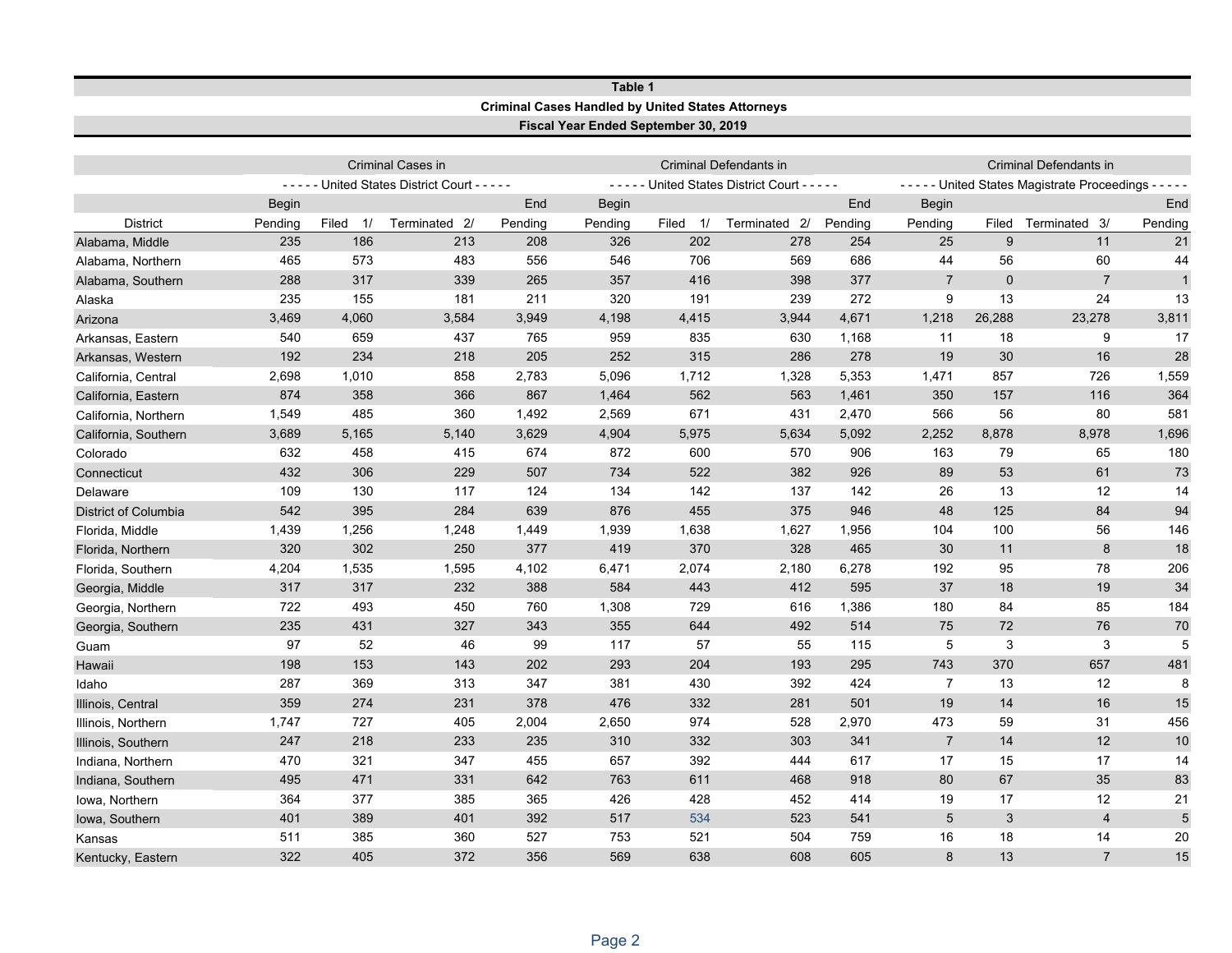**Table 1**

**Criminal Cases Handled by United States Attorneys**

**Fiscal Year Ended September 30, 2019**

| | Criminal Cases in United States District Court | | | | Criminal Defendants in United States District Court | | | | Criminal Defendants in United States Magistrate Proceedings | | | |
|---|---|---|---|---|---|---|---|---|---|---|---|---|
| District | Begin Pending | Filed 1/ | Terminated 2/ | End Pending | Begin Pending | Filed 1/ | Terminated 2/ | End Pending | Begin Pending | Filed | Terminated 3/ | End Pending |
| Alabama, Middle | 235 | 186 | 213 | 208 | 326 | 202 | 278 | 254 | 25 | 9 | 11 | 21 |
| Alabama, Northern | 465 | 573 | 483 | 556 | 546 | 706 | 569 | 686 | 44 | 56 | 60 | 44 |
| Alabama, Southern | 288 | 317 | 339 | 265 | 357 | 416 | 398 | 377 | 7 | 0 | 7 | 1 |
| Alaska | 235 | 155 | 181 | 211 | 320 | 191 | 239 | 272 | 9 | 13 | 24 | 13 |
| Arizona | 3,469 | 4,060 | 3,584 | 3,949 | 4,198 | 4,415 | 3,944 | 4,671 | 1,218 | 26,288 | 23,278 | 3,811 |
| Arkansas, Eastern | 540 | 659 | 437 | 765 | 959 | 835 | 630 | 1,168 | 11 | 18 | 9 | 17 |
| Arkansas, Western | 192 | 234 | 218 | 205 | 252 | 315 | 286 | 278 | 19 | 30 | 16 | 28 |
| California, Central | 2,698 | 1,010 | 858 | 2,783 | 5,096 | 1,712 | 1,328 | 5,353 | 1,471 | 857 | 726 | 1,559 |
| California, Eastern | 874 | 358 | 366 | 867 | 1,464 | 562 | 563 | 1,461 | 350 | 157 | 116 | 364 |
| California, Northern | 1,549 | 485 | 360 | 1,492 | 2,569 | 671 | 431 | 2,470 | 566 | 56 | 80 | 581 |
| California, Southern | 3,689 | 5,165 | 5,140 | 3,629 | 4,904 | 5,975 | 5,634 | 5,092 | 2,252 | 8,878 | 8,978 | 1,696 |
| Colorado | 632 | 458 | 415 | 674 | 872 | 600 | 570 | 906 | 163 | 79 | 65 | 180 |
| Connecticut | 432 | 306 | 229 | 507 | 734 | 522 | 382 | 926 | 89 | 53 | 61 | 73 |
| Delaware | 109 | 130 | 117 | 124 | 134 | 142 | 137 | 142 | 26 | 13 | 12 | 14 |
| District of Columbia | 542 | 395 | 284 | 639 | 876 | 455 | 375 | 946 | 48 | 125 | 84 | 94 |
| Florida, Middle | 1,439 | 1,256 | 1,248 | 1,449 | 1,939 | 1,638 | 1,627 | 1,956 | 104 | 100 | 56 | 146 |
| Florida, Northern | 320 | 302 | 250 | 377 | 419 | 370 | 328 | 465 | 30 | 11 | 8 | 18 |
| Florida, Southern | 4,204 | 1,535 | 1,595 | 4,102 | 6,471 | 2,074 | 2,180 | 6,278 | 192 | 95 | 78 | 206 |
| Georgia, Middle | 317 | 317 | 232 | 388 | 584 | 443 | 412 | 595 | 37 | 18 | 19 | 34 |
| Georgia, Northern | 722 | 493 | 450 | 760 | 1,308 | 729 | 616 | 1,386 | 180 | 84 | 85 | 184 |
| Georgia, Southern | 235 | 431 | 327 | 343 | 355 | 644 | 492 | 514 | 75 | 72 | 76 | 70 |
| Guam | 97 | 52 | 46 | 99 | 117 | 57 | 55 | 115 | 5 | 3 | 3 | 5 |
| Hawaii | 198 | 153 | 143 | 202 | 293 | 204 | 193 | 295 | 743 | 370 | 657 | 481 |
| Idaho | 287 | 369 | 313 | 347 | 381 | 430 | 392 | 424 | 7 | 13 | 12 | 8 |
| Illinois, Central | 359 | 274 | 231 | 378 | 476 | 332 | 281 | 501 | 19 | 14 | 16 | 15 |
| Illinois, Northern | 1,747 | 727 | 405 | 2,004 | 2,650 | 974 | 528 | 2,970 | 473 | 59 | 31 | 456 |
| Illinois, Southern | 247 | 218 | 233 | 235 | 310 | 332 | 303 | 341 | 7 | 14 | 12 | 10 |
| Indiana, Northern | 470 | 321 | 347 | 455 | 657 | 392 | 444 | 617 | 17 | 15 | 17 | 14 |
| Indiana, Southern | 495 | 471 | 331 | 642 | 763 | 611 | 468 | 918 | 80 | 67 | 35 | 83 |
| Iowa, Northern | 364 | 377 | 385 | 365 | 426 | 428 | 452 | 414 | 19 | 17 | 12 | 21 |
| Iowa, Southern | 401 | 389 | 401 | 392 | 517 | 534 | 523 | 541 | 5 | 3 | 4 | 5 |
| Kansas | 511 | 385 | 360 | 527 | 753 | 521 | 504 | 759 | 16 | 18 | 14 | 20 |
| Kentucky, Eastern | 322 | 405 | 372 | 356 | 569 | 638 | 608 | 605 | 8 | 13 | 7 | 15 |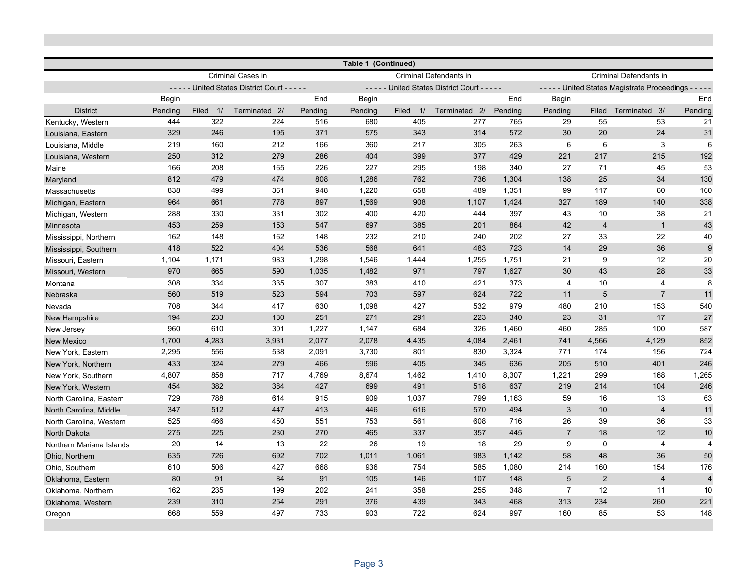**Table 1 (Continued)**

| District | Criminal Cases in United States District Court | | | | Criminal Defendants in United States District Court | | | | Criminal Defendants in United States Magistrate Proceedings | | | |
|---|---|---|---|---|---|---|---|---|---|---|---|---|
| | Begin Pending | Filed 1/ | Terminated 2/ | End Pending | Begin Pending | Filed 1/ | Terminated 2/ | End Pending | Begin Pending | Filed | Terminated 3/ | End Pending |
| Kentucky, Western | 444 | 322 | 224 | 516 | 680 | 405 | 277 | 765 | 29 | 55 | 53 | 21 |
| Louisiana, Eastern | 329 | 246 | 195 | 371 | 575 | 343 | 314 | 572 | 30 | 20 | 24 | 31 |
| Louisiana, Middle | 219 | 160 | 212 | 166 | 360 | 217 | 305 | 263 | 6 | 6 | 3 | 6 |
| Louisiana, Western | 250 | 312 | 279 | 286 | 404 | 399 | 377 | 429 | 221 | 217 | 215 | 192 |
| Maine | 166 | 208 | 165 | 226 | 227 | 295 | 198 | 340 | 27 | 71 | 45 | 53 |
| Maryland | 812 | 479 | 474 | 808 | 1,286 | 762 | 736 | 1,304 | 138 | 25 | 34 | 130 |
| Massachusetts | 838 | 499 | 361 | 948 | 1,220 | 658 | 489 | 1,351 | 99 | 117 | 60 | 160 |
| Michigan, Eastern | 964 | 661 | 778 | 897 | 1,569 | 908 | 1,107 | 1,424 | 327 | 189 | 140 | 338 |
| Michigan, Western | 288 | 330 | 331 | 302 | 400 | 420 | 444 | 397 | 43 | 10 | 38 | 21 |
| Minnesota | 453 | 259 | 153 | 547 | 697 | 385 | 201 | 864 | 42 | 4 | 1 | 43 |
| Mississippi, Northern | 162 | 148 | 162 | 148 | 232 | 210 | 240 | 202 | 27 | 33 | 22 | 40 |
| Mississippi, Southern | 418 | 522 | 404 | 536 | 568 | 641 | 483 | 723 | 14 | 29 | 36 | 9 |
| Missouri, Eastern | 1,104 | 1,171 | 983 | 1,298 | 1,546 | 1,444 | 1,255 | 1,751 | 21 | 9 | 12 | 20 |
| Missouri, Western | 970 | 665 | 590 | 1,035 | 1,482 | 971 | 797 | 1,627 | 30 | 43 | 28 | 33 |
| Montana | 308 | 334 | 335 | 307 | 383 | 410 | 421 | 373 | 4 | 10 | 4 | 8 |
| Nebraska | 560 | 519 | 523 | 594 | 703 | 597 | 624 | 722 | 11 | 5 | 7 | 11 |
| Nevada | 708 | 344 | 417 | 630 | 1,098 | 427 | 532 | 979 | 480 | 210 | 153 | 540 |
| New Hampshire | 194 | 233 | 180 | 251 | 271 | 291 | 223 | 340 | 23 | 31 | 17 | 27 |
| New Jersey | 960 | 610 | 301 | 1,227 | 1,147 | 684 | 326 | 1,460 | 460 | 285 | 100 | 587 |
| New Mexico | 1,700 | 4,283 | 3,931 | 2,077 | 2,078 | 4,435 | 4,084 | 2,461 | 741 | 4,566 | 4,129 | 852 |
| New York, Eastern | 2,295 | 556 | 538 | 2,091 | 3,730 | 801 | 830 | 3,324 | 771 | 174 | 156 | 724 |
| New York, Northern | 433 | 324 | 279 | 466 | 596 | 405 | 345 | 636 | 205 | 510 | 401 | 246 |
| New York, Southern | 4,807 | 858 | 717 | 4,769 | 8,674 | 1,462 | 1,410 | 8,307 | 1,221 | 299 | 168 | 1,265 |
| New York, Western | 454 | 382 | 384 | 427 | 699 | 491 | 518 | 637 | 219 | 214 | 104 | 246 |
| North Carolina, Eastern | 729 | 788 | 614 | 915 | 909 | 1,037 | 799 | 1,163 | 59 | 16 | 13 | 63 |
| North Carolina, Middle | 347 | 512 | 447 | 413 | 446 | 616 | 570 | 494 | 3 | 10 | 4 | 11 |
| North Carolina, Western | 525 | 466 | 450 | 551 | 753 | 561 | 608 | 716 | 26 | 39 | 36 | 33 |
| North Dakota | 275 | 225 | 230 | 270 | 465 | 337 | 357 | 445 | 7 | 18 | 12 | 10 |
| Northern Mariana Islands | 20 | 14 | 13 | 22 | 26 | 19 | 18 | 29 | 9 | 0 | 4 | 4 |
| Ohio, Northern | 635 | 726 | 692 | 702 | 1,011 | 1,061 | 983 | 1,142 | 58 | 48 | 36 | 50 |
| Ohio, Southern | 610 | 506 | 427 | 668 | 936 | 754 | 585 | 1,080 | 214 | 160 | 154 | 176 |
| Oklahoma, Eastern | 80 | 91 | 84 | 91 | 105 | 146 | 107 | 148 | 5 | 2 | 4 | 4 |
| Oklahoma, Northern | 162 | 235 | 199 | 202 | 241 | 358 | 255 | 348 | 7 | 12 | 11 | 10 |
| Oklahoma, Western | 239 | 310 | 254 | 291 | 376 | 439 | 343 | 468 | 313 | 234 | 260 | 221 |
| Oregon | 668 | 559 | 497 | 733 | 903 | 722 | 624 | 997 | 160 | 85 | 53 | 148 |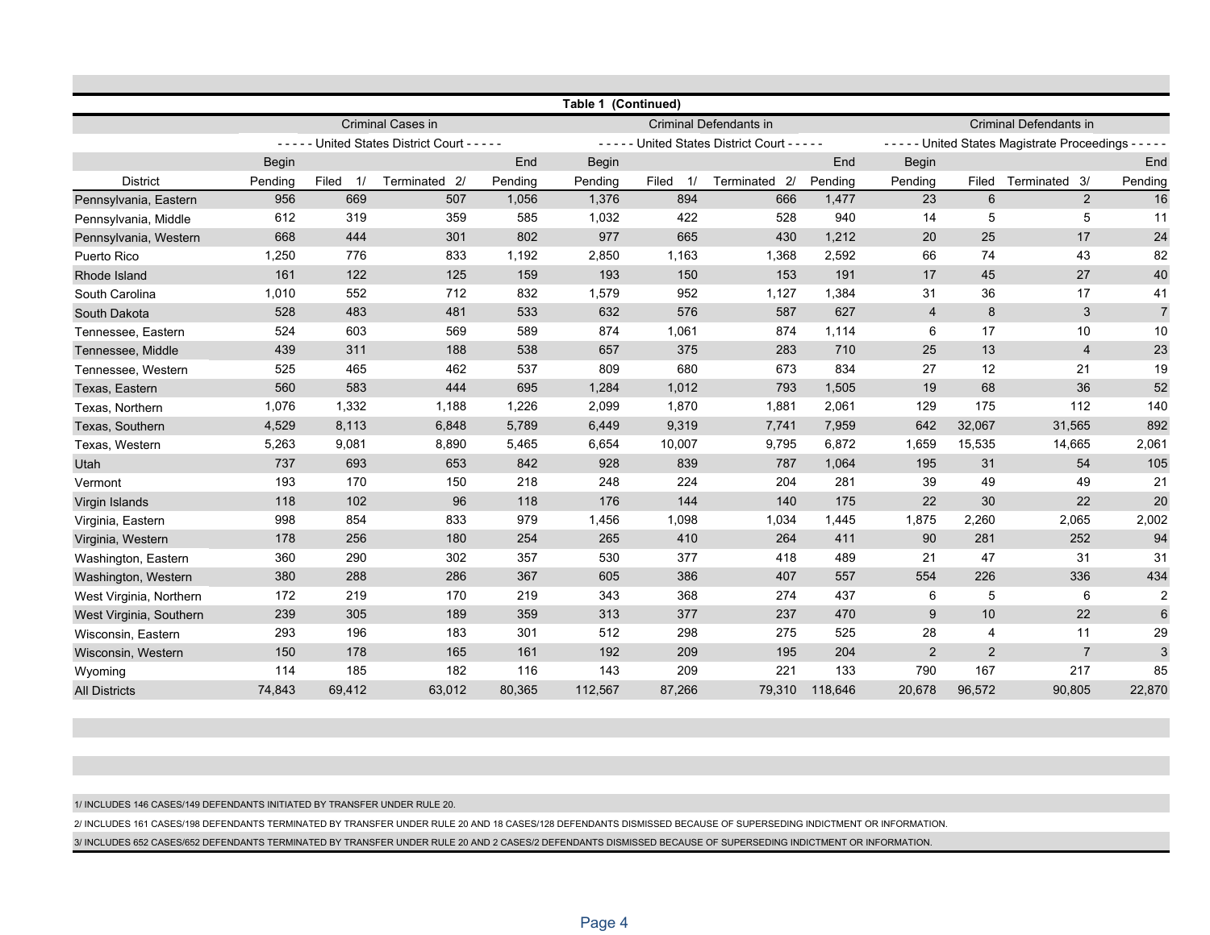**Table 1 (Continued)**

| District | Criminal Cases in United States District Court | | | | Criminal Defendants in United States District Court | | | | Criminal Defendants in United States Magistrate Proceedings | | | |
|---|---|---|---|---|---|---|---|---|---|---|---|---|
| | Begin Pending | Filed 1/ | Terminated 2/ | End Pending | Begin Pending | Filed 1/ | Terminated 2/ | End Pending | Begin Pending | Filed | Terminated 3/ | End Pending |
| Pennsylvania, Eastern | 956 | 669 | 507 | 1,056 | 1,376 | 894 | 666 | 1,477 | 23 | 6 | 2 | 16 |
| Pennsylvania, Middle | 612 | 319 | 359 | 585 | 1,032 | 422 | 528 | 940 | 14 | 5 | 5 | 11 |
| Pennsylvania, Western | 668 | 444 | 301 | 802 | 977 | 665 | 430 | 1,212 | 20 | 25 | 17 | 24 |
| Puerto Rico | 1,250 | 776 | 833 | 1,192 | 2,850 | 1,163 | 1,368 | 2,592 | 66 | 74 | 43 | 82 |
| Rhode Island | 161 | 122 | 125 | 159 | 193 | 150 | 153 | 191 | 17 | 45 | 27 | 40 |
| South Carolina | 1,010 | 552 | 712 | 832 | 1,579 | 952 | 1,127 | 1,384 | 31 | 36 | 17 | 41 |
| South Dakota | 528 | 483 | 481 | 533 | 632 | 576 | 587 | 627 | 4 | 8 | 3 | 7 |
| Tennessee, Eastern | 524 | 603 | 569 | 589 | 874 | 1,061 | 874 | 1,114 | 6 | 17 | 10 | 10 |
| Tennessee, Middle | 439 | 311 | 188 | 538 | 657 | 375 | 283 | 710 | 25 | 13 | 4 | 23 |
| Tennessee, Western | 525 | 465 | 462 | 537 | 809 | 680 | 673 | 834 | 27 | 12 | 21 | 19 |
| Texas, Eastern | 560 | 583 | 444 | 695 | 1,284 | 1,012 | 793 | 1,505 | 19 | 68 | 36 | 52 |
| Texas, Northern | 1,076 | 1,332 | 1,188 | 1,226 | 2,099 | 1,870 | 1,881 | 2,061 | 129 | 175 | 112 | 140 |
| Texas, Southern | 4,529 | 8,113 | 6,848 | 5,789 | 6,449 | 9,319 | 7,741 | 7,959 | 642 | 32,067 | 31,565 | 892 |
| Texas, Western | 5,263 | 9,081 | 8,890 | 5,465 | 6,654 | 10,007 | 9,795 | 6,872 | 1,659 | 15,535 | 14,665 | 2,061 |
| Utah | 737 | 693 | 653 | 842 | 928 | 839 | 787 | 1,064 | 195 | 31 | 54 | 105 |
| Vermont | 193 | 170 | 150 | 218 | 248 | 224 | 204 | 281 | 39 | 49 | 49 | 21 |
| Virgin Islands | 118 | 102 | 96 | 118 | 176 | 144 | 140 | 175 | 22 | 30 | 22 | 20 |
| Virginia, Eastern | 998 | 854 | 833 | 979 | 1,456 | 1,098 | 1,034 | 1,445 | 1,875 | 2,260 | 2,065 | 2,002 |
| Virginia, Western | 178 | 256 | 180 | 254 | 265 | 410 | 264 | 411 | 90 | 281 | 252 | 94 |
| Washington, Eastern | 360 | 290 | 302 | 357 | 530 | 377 | 418 | 489 | 21 | 47 | 31 | 31 |
| Washington, Western | 380 | 288 | 286 | 367 | 605 | 386 | 407 | 557 | 554 | 226 | 336 | 434 |
| West Virginia, Northern | 172 | 219 | 170 | 219 | 343 | 368 | 274 | 437 | 6 | 5 | 6 | 2 |
| West Virginia, Southern | 239 | 305 | 189 | 359 | 313 | 377 | 237 | 470 | 9 | 10 | 22 | 6 |
| Wisconsin, Eastern | 293 | 196 | 183 | 301 | 512 | 298 | 275 | 525 | 28 | 4 | 11 | 29 |
| Wisconsin, Western | 150 | 178 | 165 | 161 | 192 | 209 | 195 | 204 | 2 | 2 | 7 | 3 |
| Wyoming | 114 | 185 | 182 | 116 | 143 | 209 | 221 | 133 | 790 | 167 | 217 | 85 |
| All Districts | 74,843 | 69,412 | 63,012 | 80,365 | 112,567 | 87,266 | 79,310 | 118,646 | 20,678 | 96,572 | 90,805 | 22,870 |

1/ INCLUDES 146 CASES/149 DEFENDANTS INITIATED BY TRANSFER UNDER RULE 20.

2/ INCLUDES 161 CASES/198 DEFENDANTS TERMINATED BY TRANSFER UNDER RULE 20 AND 18 CASES/128 DEFENDANTS DISMISSED BECAUSE OF SUPERSEDING INDICTMENT OR INFORMATION.

3/ INCLUDES 652 CASES/652 DEFENDANTS TERMINATED BY TRANSFER UNDER RULE 20 AND 2 CASES/2 DEFENDANTS DISMISSED BECAUSE OF SUPERSEDING INDICTMENT OR INFORMATION.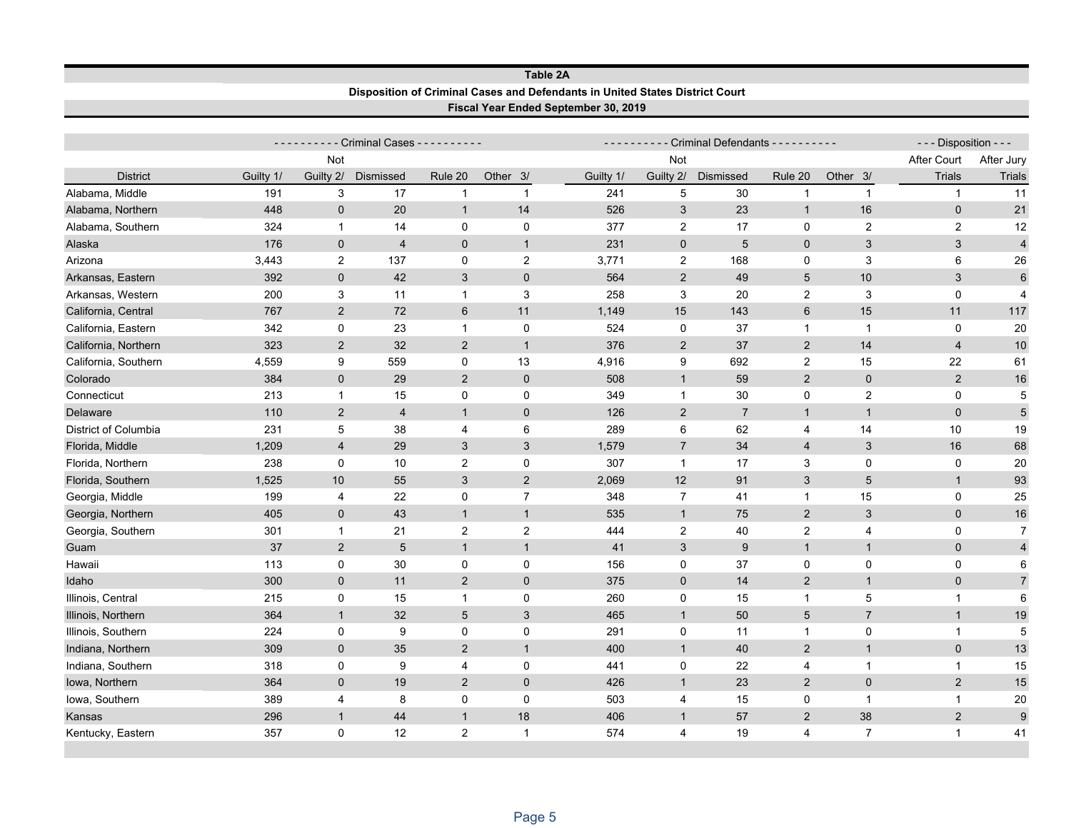**Table 2A**

**Disposition of Criminal Cases and Defendants in United States District Court**

**Fiscal Year Ended September 30, 2019**

| | Criminal Cases | | | | | Criminal Defendants | | | | | Disposition | |
|---|---|---|---|---|---|---|---|---|---|---|---|---|
| District | Guilty 1/ | Not Guilty 2/ | Dismissed | Rule 20 | Other 3/ | Guilty 1/ | Not Guilty 2/ | Dismissed | Rule 20 | Other 3/ | After Court Trials | After Jury Trials |
| Alabama, Middle | 191 | 3 | 17 | 1 | 1 | 241 | 5 | 30 | 1 | 1 | 1 | 11 |
| Alabama, Northern | 448 | 0 | 20 | 1 | 14 | 526 | 3 | 23 | 1 | 16 | 0 | 21 |
| Alabama, Southern | 324 | 1 | 14 | 0 | 0 | 377 | 2 | 17 | 0 | 2 | 2 | 12 |
| Alaska | 176 | 0 | 4 | 0 | 1 | 231 | 0 | 5 | 0 | 3 | 3 | 4 |
| Arizona | 3,443 | 2 | 137 | 0 | 2 | 3,771 | 2 | 168 | 0 | 3 | 6 | 26 |
| Arkansas, Eastern | 392 | 0 | 42 | 3 | 0 | 564 | 2 | 49 | 5 | 10 | 3 | 6 |
| Arkansas, Western | 200 | 3 | 11 | 1 | 3 | 258 | 3 | 20 | 2 | 3 | 0 | 4 |
| California, Central | 767 | 2 | 72 | 6 | 11 | 1,149 | 15 | 143 | 6 | 15 | 11 | 117 |
| California, Eastern | 342 | 0 | 23 | 1 | 0 | 524 | 0 | 37 | 1 | 1 | 0 | 20 |
| California, Northern | 323 | 2 | 32 | 2 | 1 | 376 | 2 | 37 | 2 | 14 | 4 | 10 |
| California, Southern | 4,559 | 9 | 559 | 0 | 13 | 4,916 | 9 | 692 | 2 | 15 | 22 | 61 |
| Colorado | 384 | 0 | 29 | 2 | 0 | 508 | 1 | 59 | 2 | 0 | 2 | 16 |
| Connecticut | 213 | 1 | 15 | 0 | 0 | 349 | 1 | 30 | 0 | 2 | 0 | 5 |
| Delaware | 110 | 2 | 4 | 1 | 0 | 126 | 2 | 7 | 1 | 1 | 0 | 5 |
| District of Columbia | 231 | 5 | 38 | 4 | 6 | 289 | 6 | 62 | 4 | 14 | 10 | 19 |
| Florida, Middle | 1,209 | 4 | 29 | 3 | 3 | 1,579 | 7 | 34 | 4 | 3 | 16 | 68 |
| Florida, Northern | 238 | 0 | 10 | 2 | 0 | 307 | 1 | 17 | 3 | 0 | 0 | 20 |
| Florida, Southern | 1,525 | 10 | 55 | 3 | 2 | 2,069 | 12 | 91 | 3 | 5 | 1 | 93 |
| Georgia, Middle | 199 | 4 | 22 | 0 | 7 | 348 | 7 | 41 | 1 | 15 | 0 | 25 |
| Georgia, Northern | 405 | 0 | 43 | 1 | 1 | 535 | 1 | 75 | 2 | 3 | 0 | 16 |
| Georgia, Southern | 301 | 1 | 21 | 2 | 2 | 444 | 2 | 40 | 2 | 4 | 0 | 7 |
| Guam | 37 | 2 | 5 | 1 | 1 | 41 | 3 | 9 | 1 | 1 | 0 | 4 |
| Hawaii | 113 | 0 | 30 | 0 | 0 | 156 | 0 | 37 | 0 | 0 | 0 | 6 |
| Idaho | 300 | 0 | 11 | 2 | 0 | 375 | 0 | 14 | 2 | 1 | 0 | 7 |
| Illinois, Central | 215 | 0 | 15 | 1 | 0 | 260 | 0 | 15 | 1 | 5 | 1 | 6 |
| Illinois, Northern | 364 | 1 | 32 | 5 | 3 | 465 | 1 | 50 | 5 | 7 | 1 | 19 |
| Illinois, Southern | 224 | 0 | 9 | 0 | 0 | 291 | 0 | 11 | 1 | 0 | 1 | 5 |
| Indiana, Northern | 309 | 0 | 35 | 2 | 1 | 400 | 1 | 40 | 2 | 1 | 0 | 13 |
| Indiana, Southern | 318 | 0 | 9 | 4 | 0 | 441 | 0 | 22 | 4 | 1 | 1 | 15 |
| Iowa, Northern | 364 | 0 | 19 | 2 | 0 | 426 | 1 | 23 | 2 | 0 | 2 | 15 |
| Iowa, Southern | 389 | 4 | 8 | 0 | 0 | 503 | 4 | 15 | 0 | 1 | 1 | 20 |
| Kansas | 296 | 1 | 44 | 1 | 18 | 406 | 1 | 57 | 2 | 38 | 2 | 9 |
| Kentucky, Eastern | 357 | 0 | 12 | 2 | 1 | 574 | 4 | 19 | 4 | 7 | 1 | 41 |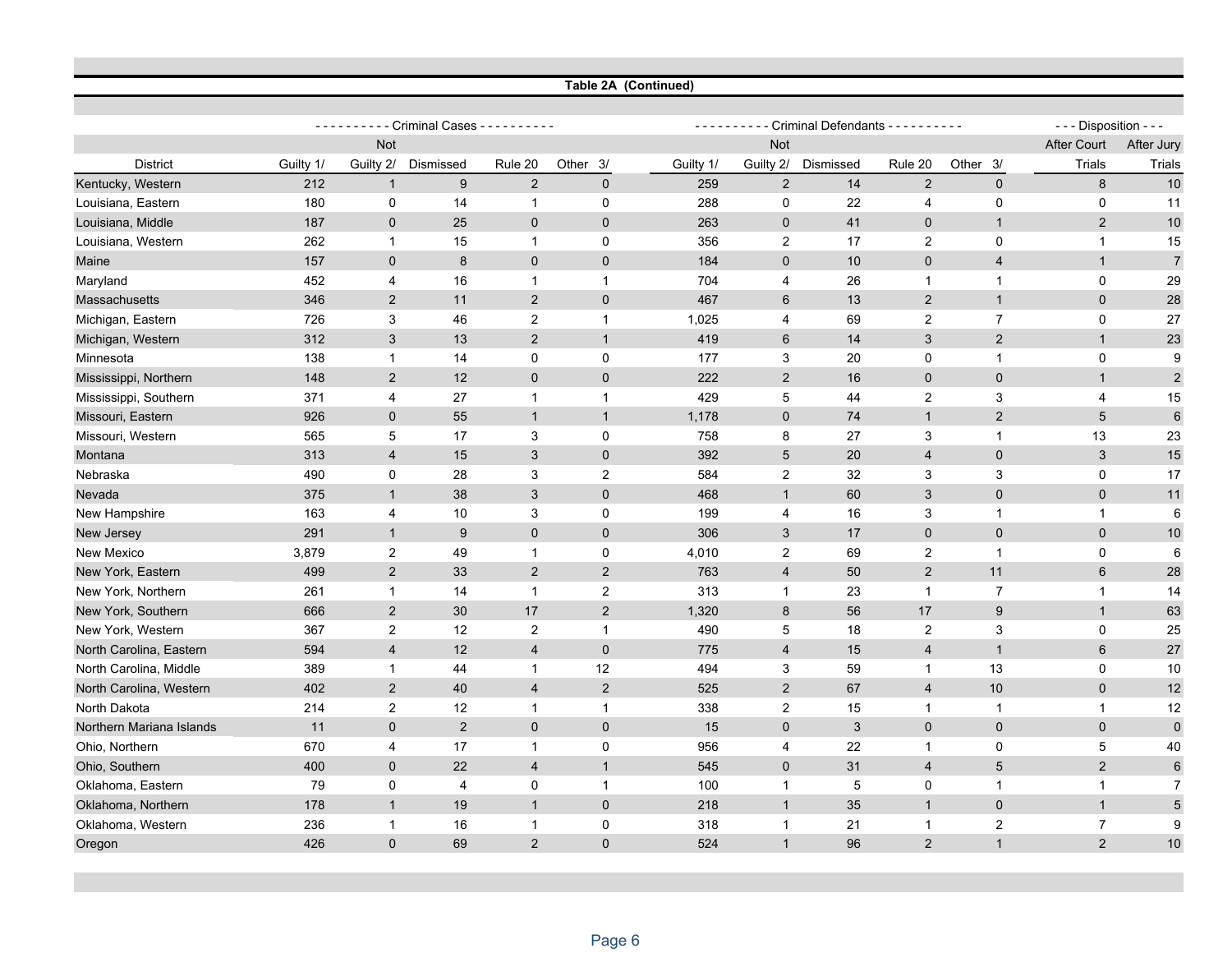## Table 2A (Continued)

| | Criminal Cases | | | | | Criminal Defendants | | | | | Disposition | |
|---|---|---|---|---|---|---|---|---|---|---|---|---|
| District | Guilty 1/ | Not Guilty 2/ | Dismissed | Rule 20 | Other 3/ | Guilty 1/ | Not Guilty 2/ | Dismissed | Rule 20 | Other 3/ | After Court Trials | After Jury Trials |
| Kentucky, Western | 212 | 1 | 9 | 2 | 0 | 259 | 2 | 14 | 2 | 0 | 8 | 10 |
| Louisiana, Eastern | 180 | 0 | 14 | 1 | 0 | 288 | 0 | 22 | 4 | 0 | 0 | 11 |
| Louisiana, Middle | 187 | 0 | 25 | 0 | 0 | 263 | 0 | 41 | 0 | 1 | 2 | 10 |
| Louisiana, Western | 262 | 1 | 15 | 1 | 0 | 356 | 2 | 17 | 2 | 0 | 1 | 15 |
| Maine | 157 | 0 | 8 | 0 | 0 | 184 | 0 | 10 | 0 | 4 | 1 | 7 |
| Maryland | 452 | 4 | 16 | 1 | 1 | 704 | 4 | 26 | 1 | 1 | 0 | 29 |
| Massachusetts | 346 | 2 | 11 | 2 | 0 | 467 | 6 | 13 | 2 | 1 | 0 | 28 |
| Michigan, Eastern | 726 | 3 | 46 | 2 | 1 | 1,025 | 4 | 69 | 2 | 7 | 0 | 27 |
| Michigan, Western | 312 | 3 | 13 | 2 | 1 | 419 | 6 | 14 | 3 | 2 | 1 | 23 |
| Minnesota | 138 | 1 | 14 | 0 | 0 | 177 | 3 | 20 | 0 | 1 | 0 | 9 |
| Mississippi, Northern | 148 | 2 | 12 | 0 | 0 | 222 | 2 | 16 | 0 | 0 | 1 | 2 |
| Mississippi, Southern | 371 | 4 | 27 | 1 | 1 | 429 | 5 | 44 | 2 | 3 | 4 | 15 |
| Missouri, Eastern | 926 | 0 | 55 | 1 | 1 | 1,178 | 0 | 74 | 1 | 2 | 5 | 6 |
| Missouri, Western | 565 | 5 | 17 | 3 | 0 | 758 | 8 | 27 | 3 | 1 | 13 | 23 |
| Montana | 313 | 4 | 15 | 3 | 0 | 392 | 5 | 20 | 4 | 0 | 3 | 15 |
| Nebraska | 490 | 0 | 28 | 3 | 2 | 584 | 2 | 32 | 3 | 3 | 0 | 17 |
| Nevada | 375 | 1 | 38 | 3 | 0 | 468 | 1 | 60 | 3 | 0 | 0 | 11 |
| New Hampshire | 163 | 4 | 10 | 3 | 0 | 199 | 4 | 16 | 3 | 1 | 1 | 6 |
| New Jersey | 291 | 1 | 9 | 0 | 0 | 306 | 3 | 17 | 0 | 0 | 0 | 10 |
| New Mexico | 3,879 | 2 | 49 | 1 | 0 | 4,010 | 2 | 69 | 2 | 1 | 0 | 6 |
| New York, Eastern | 499 | 2 | 33 | 2 | 2 | 763 | 4 | 50 | 2 | 11 | 6 | 28 |
| New York, Northern | 261 | 1 | 14 | 1 | 2 | 313 | 1 | 23 | 1 | 7 | 1 | 14 |
| New York, Southern | 666 | 2 | 30 | 17 | 2 | 1,320 | 8 | 56 | 17 | 9 | 1 | 63 |
| New York, Western | 367 | 2 | 12 | 2 | 1 | 490 | 5 | 18 | 2 | 3 | 0 | 25 |
| North Carolina, Eastern | 594 | 4 | 12 | 4 | 0 | 775 | 4 | 15 | 4 | 1 | 6 | 27 |
| North Carolina, Middle | 389 | 1 | 44 | 1 | 12 | 494 | 3 | 59 | 1 | 13 | 0 | 10 |
| North Carolina, Western | 402 | 2 | 40 | 4 | 2 | 525 | 2 | 67 | 4 | 10 | 0 | 12 |
| North Dakota | 214 | 2 | 12 | 1 | 1 | 338 | 2 | 15 | 1 | 1 | 1 | 12 |
| Northern Mariana Islands | 11 | 0 | 2 | 0 | 0 | 15 | 0 | 3 | 0 | 0 | 0 | 0 |
| Ohio, Northern | 670 | 4 | 17 | 1 | 0 | 956 | 4 | 22 | 1 | 0 | 5 | 40 |
| Ohio, Southern | 400 | 0 | 22 | 4 | 1 | 545 | 0 | 31 | 4 | 5 | 2 | 6 |
| Oklahoma, Eastern | 79 | 0 | 4 | 0 | 1 | 100 | 1 | 5 | 0 | 1 | 1 | 7 |
| Oklahoma, Northern | 178 | 1 | 19 | 1 | 0 | 218 | 1 | 35 | 1 | 0 | 1 | 5 |
| Oklahoma, Western | 236 | 1 | 16 | 1 | 0 | 318 | 1 | 21 | 1 | 2 | 7 | 9 |
| Oregon | 426 | 0 | 69 | 2 | 0 | 524 | 1 | 96 | 2 | 1 | 2 | 10 |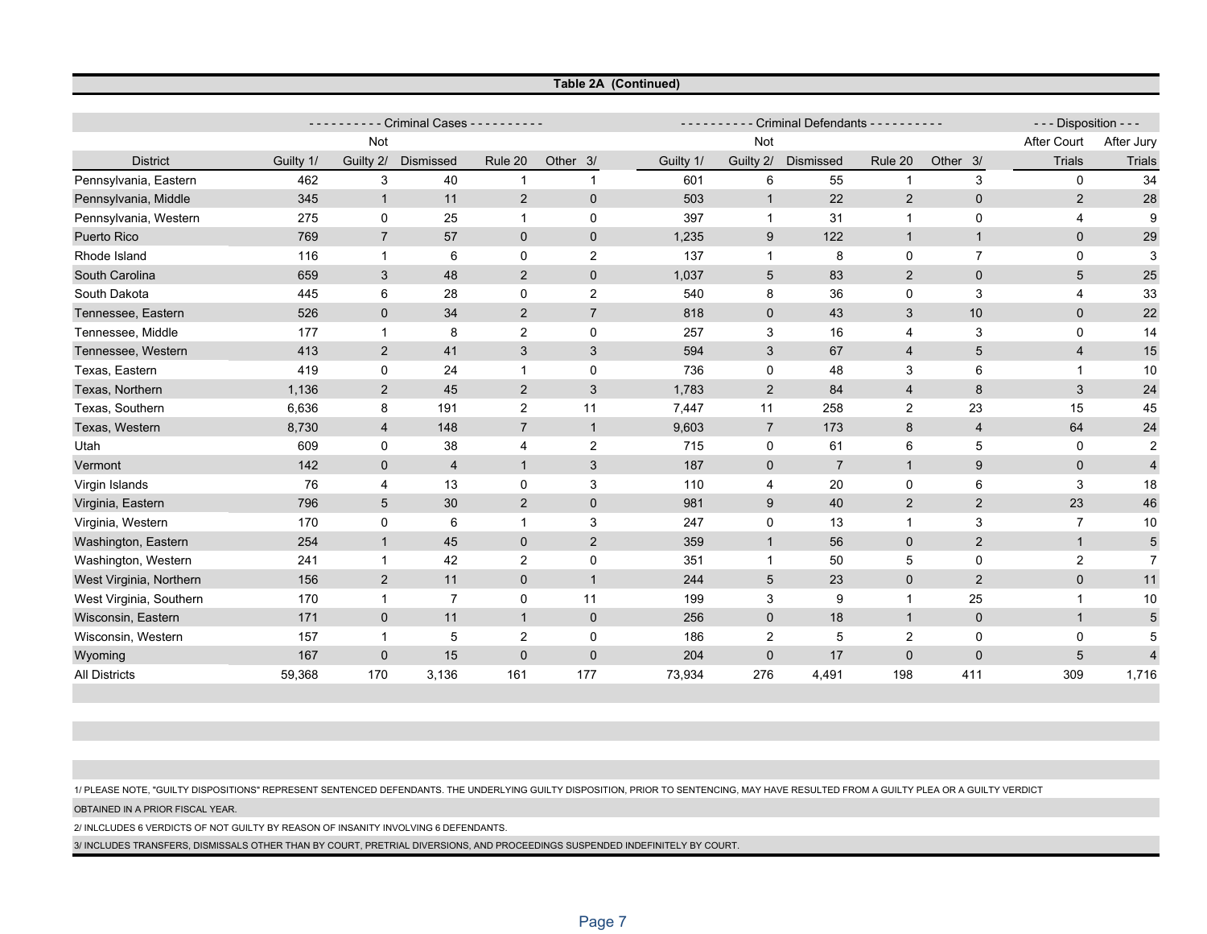**Table 2A (Continued)**

| District | Criminal Cases | | | | | Criminal Defendants | | | | | Disposition | |
|---|---|---|---|---|---|---|---|---|---|---|---|---|
| | Guilty 1/ | Not Guilty 2/ | Dismissed | Rule 20 | Other 3/ | Guilty 1/ | Not Guilty 2/ | Dismissed | Rule 20 | Other 3/ | After Court Trials | After Jury Trials |
| Pennsylvania, Eastern | 462 | 3 | 40 | 1 | 1 | 601 | 6 | 55 | 1 | 3 | 0 | 34 |
| Pennsylvania, Middle | 345 | 1 | 11 | 2 | 0 | 503 | 1 | 22 | 2 | 0 | 2 | 28 |
| Pennsylvania, Western | 275 | 0 | 25 | 1 | 0 | 397 | 1 | 31 | 1 | 0 | 4 | 9 |
| Puerto Rico | 769 | 7 | 57 | 0 | 0 | 1,235 | 9 | 122 | 1 | 1 | 0 | 29 |
| Rhode Island | 116 | 1 | 6 | 0 | 2 | 137 | 1 | 8 | 0 | 7 | 0 | 3 |
| South Carolina | 659 | 3 | 48 | 2 | 0 | 1,037 | 5 | 83 | 2 | 0 | 5 | 25 |
| South Dakota | 445 | 6 | 28 | 0 | 2 | 540 | 8 | 36 | 0 | 3 | 4 | 33 |
| Tennessee, Eastern | 526 | 0 | 34 | 2 | 7 | 818 | 0 | 43 | 3 | 10 | 0 | 22 |
| Tennessee, Middle | 177 | 1 | 8 | 2 | 0 | 257 | 3 | 16 | 4 | 3 | 0 | 14 |
| Tennessee, Western | 413 | 2 | 41 | 3 | 3 | 594 | 3 | 67 | 4 | 5 | 4 | 15 |
| Texas, Eastern | 419 | 0 | 24 | 1 | 0 | 736 | 0 | 48 | 3 | 6 | 1 | 10 |
| Texas, Northern | 1,136 | 2 | 45 | 2 | 3 | 1,783 | 2 | 84 | 4 | 8 | 3 | 24 |
| Texas, Southern | 6,636 | 8 | 191 | 2 | 11 | 7,447 | 11 | 258 | 2 | 23 | 15 | 45 |
| Texas, Western | 8,730 | 4 | 148 | 7 | 1 | 9,603 | 7 | 173 | 8 | 4 | 64 | 24 |
| Utah | 609 | 0 | 38 | 4 | 2 | 715 | 0 | 61 | 6 | 5 | 0 | 2 |
| Vermont | 142 | 0 | 4 | 1 | 3 | 187 | 0 | 7 | 1 | 9 | 0 | 4 |
| Virgin Islands | 76 | 4 | 13 | 0 | 3 | 110 | 4 | 20 | 0 | 6 | 3 | 18 |
| Virginia, Eastern | 796 | 5 | 30 | 2 | 0 | 981 | 9 | 40 | 2 | 2 | 23 | 46 |
| Virginia, Western | 170 | 0 | 6 | 1 | 3 | 247 | 0 | 13 | 1 | 3 | 7 | 10 |
| Washington, Eastern | 254 | 1 | 45 | 0 | 2 | 359 | 1 | 56 | 0 | 2 | 1 | 5 |
| Washington, Western | 241 | 1 | 42 | 2 | 0 | 351 | 1 | 50 | 5 | 0 | 2 | 7 |
| West Virginia, Northern | 156 | 2 | 11 | 0 | 1 | 244 | 5 | 23 | 0 | 2 | 0 | 11 |
| West Virginia, Southern | 170 | 1 | 7 | 0 | 11 | 199 | 3 | 9 | 1 | 25 | 1 | 10 |
| Wisconsin, Eastern | 171 | 0 | 11 | 1 | 0 | 256 | 0 | 18 | 1 | 0 | 1 | 5 |
| Wisconsin, Western | 157 | 1 | 5 | 2 | 0 | 186 | 2 | 5 | 2 | 0 | 0 | 5 |
| Wyoming | 167 | 0 | 15 | 0 | 0 | 204 | 0 | 17 | 0 | 0 | 5 | 4 |
| All Districts | 59,368 | 170 | 3,136 | 161 | 177 | 73,934 | 276 | 4,491 | 198 | 411 | 309 | 1,716 |

1/ PLEASE NOTE, "GUILTY DISPOSITIONS" REPRESENT SENTENCED DEFENDANTS. THE UNDERLYING GUILTY DISPOSITION, PRIOR TO SENTENCING, MAY HAVE RESULTED FROM A GUILTY PLEA OR A GUILTY VERDICT OBTAINED IN A PRIOR FISCAL YEAR.

2/ INLCLUDES 6 VERDICTS OF NOT GUILTY BY REASON OF INSANITY INVOLVING 6 DEFENDANTS.

3/ INCLUDES TRANSFERS, DISMISSALS OTHER THAN BY COURT, PRETRIAL DIVERSIONS, AND PROCEEDINGS SUSPENDED INDEFINITELY BY COURT.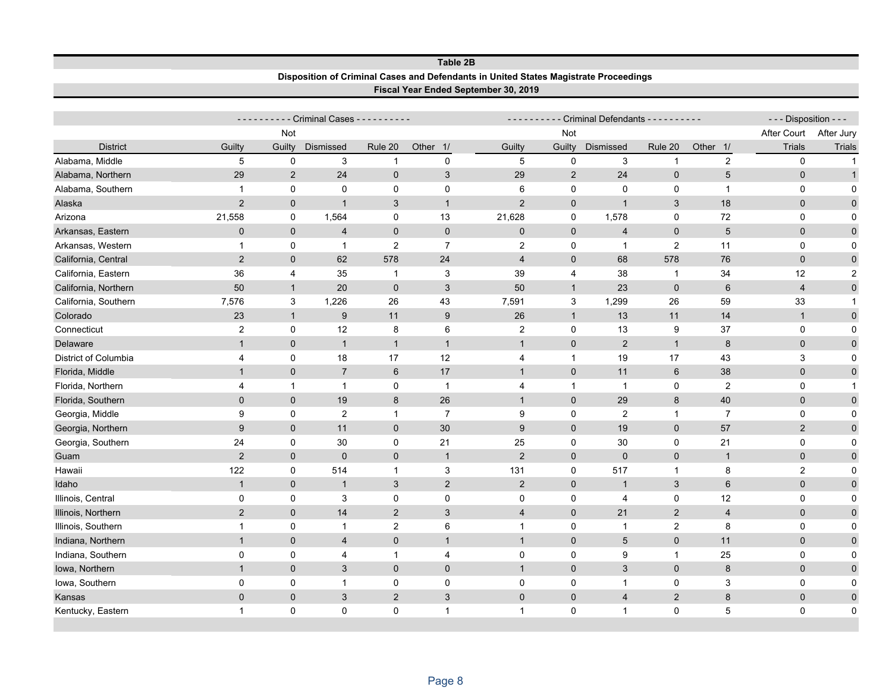**Table 2B**

**Disposition of Criminal Cases and Defendants in United States Magistrate Proceedings**

**Fiscal Year Ended September 30, 2019**

| District | Criminal Cases | | | | | Criminal Defendants | | | | | Disposition | |
|---|---|---|---|---|---|---|---|---|---|---|---|---|
| | Guilty | Not Guilty | Dismissed | Rule 20 | Other 1/ | Guilty | Not Guilty | Dismissed | Rule 20 | Other 1/ | After Court Trials | After Jury Trials |
| Alabama, Middle | 5 | 0 | 3 | 1 | 0 | 5 | 0 | 3 | 1 | 2 | 0 | 1 |
| Alabama, Northern | 29 | 2 | 24 | 0 | 3 | 29 | 2 | 24 | 0 | 5 | 0 | 1 |
| Alabama, Southern | 1 | 0 | 0 | 0 | 0 | 6 | 0 | 0 | 0 | 1 | 0 | 0 |
| Alaska | 2 | 0 | 1 | 3 | 1 | 2 | 0 | 1 | 3 | 18 | 0 | 0 |
| Arizona | 21,558 | 0 | 1,564 | 0 | 13 | 21,628 | 0 | 1,578 | 0 | 72 | 0 | 0 |
| Arkansas, Eastern | 0 | 0 | 4 | 0 | 0 | 0 | 0 | 4 | 0 | 5 | 0 | 0 |
| Arkansas, Western | 1 | 0 | 1 | 2 | 7 | 2 | 0 | 1 | 2 | 11 | 0 | 0 |
| California, Central | 2 | 0 | 62 | 578 | 24 | 4 | 0 | 68 | 578 | 76 | 0 | 0 |
| California, Eastern | 36 | 4 | 35 | 1 | 3 | 39 | 4 | 38 | 1 | 34 | 12 | 2 |
| California, Northern | 50 | 1 | 20 | 0 | 3 | 50 | 1 | 23 | 0 | 6 | 4 | 0 |
| California, Southern | 7,576 | 3 | 1,226 | 26 | 43 | 7,591 | 3 | 1,299 | 26 | 59 | 33 | 1 |
| Colorado | 23 | 1 | 9 | 11 | 9 | 26 | 1 | 13 | 11 | 14 | 1 | 0 |
| Connecticut | 2 | 0 | 12 | 8 | 6 | 2 | 0 | 13 | 9 | 37 | 0 | 0 |
| Delaware | 1 | 0 | 1 | 1 | 1 | 1 | 0 | 2 | 1 | 8 | 0 | 0 |
| District of Columbia | 4 | 0 | 18 | 17 | 12 | 4 | 1 | 19 | 17 | 43 | 3 | 0 |
| Florida, Middle | 1 | 0 | 7 | 6 | 17 | 1 | 0 | 11 | 6 | 38 | 0 | 0 |
| Florida, Northern | 4 | 1 | 1 | 0 | 1 | 4 | 1 | 1 | 0 | 2 | 0 | 1 |
| Florida, Southern | 0 | 0 | 19 | 8 | 26 | 1 | 0 | 29 | 8 | 40 | 0 | 0 |
| Georgia, Middle | 9 | 0 | 2 | 1 | 7 | 9 | 0 | 2 | 1 | 7 | 0 | 0 |
| Georgia, Northern | 9 | 0 | 11 | 0 | 30 | 9 | 0 | 19 | 0 | 57 | 2 | 0 |
| Georgia, Southern | 24 | 0 | 30 | 0 | 21 | 25 | 0 | 30 | 0 | 21 | 0 | 0 |
| Guam | 2 | 0 | 0 | 0 | 1 | 2 | 0 | 0 | 0 | 1 | 0 | 0 |
| Hawaii | 122 | 0 | 514 | 1 | 3 | 131 | 0 | 517 | 1 | 8 | 2 | 0 |
| Idaho | 1 | 0 | 1 | 3 | 2 | 2 | 0 | 1 | 3 | 6 | 0 | 0 |
| Illinois, Central | 0 | 0 | 3 | 0 | 0 | 0 | 0 | 4 | 0 | 12 | 0 | 0 |
| Illinois, Northern | 2 | 0 | 14 | 2 | 3 | 4 | 0 | 21 | 2 | 4 | 0 | 0 |
| Illinois, Southern | 1 | 0 | 1 | 2 | 6 | 1 | 0 | 1 | 2 | 8 | 0 | 0 |
| Indiana, Northern | 1 | 0 | 4 | 0 | 1 | 1 | 0 | 5 | 0 | 11 | 0 | 0 |
| Indiana, Southern | 0 | 0 | 4 | 1 | 4 | 0 | 0 | 9 | 1 | 25 | 0 | 0 |
| Iowa, Northern | 1 | 0 | 3 | 0 | 0 | 1 | 0 | 3 | 0 | 8 | 0 | 0 |
| Iowa, Southern | 0 | 0 | 1 | 0 | 0 | 0 | 0 | 1 | 0 | 3 | 0 | 0 |
| Kansas | 0 | 0 | 3 | 2 | 3 | 0 | 0 | 4 | 2 | 8 | 0 | 0 |
| Kentucky, Eastern | 1 | 0 | 0 | 0 | 1 | 1 | 0 | 1 | 0 | 5 | 0 | 0 |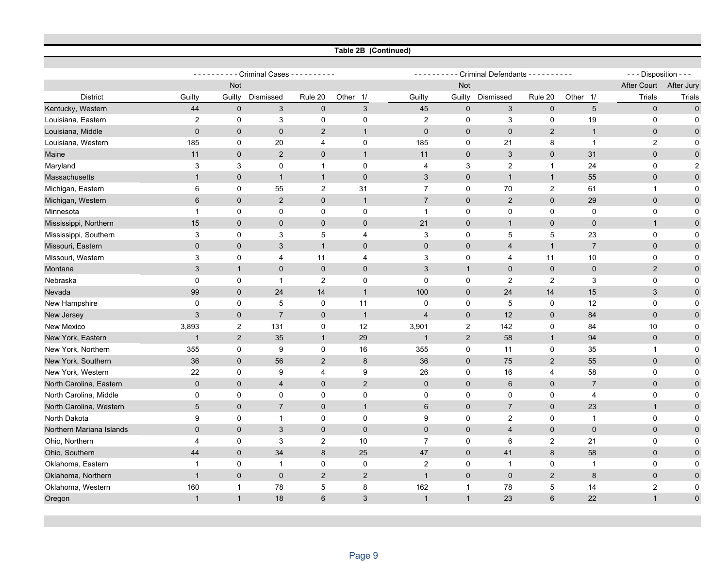**Table 2B (Continued)**

| District | Criminal Cases | | | | | Criminal Defendants | | | | | Disposition | |
|---|---|---|---|---|---|---|---|---|---|---|---|---|
| | Guilty | Not Guilty | Dismissed | Rule 20 | Other 1/ | Guilty | Not Guilty | Dismissed | Rule 20 | Other 1/ | After Court Trials | After Jury Trials |
| Kentucky, Western | 44 | 0 | 3 | 0 | 3 | 45 | 0 | 3 | 0 | 5 | 0 | 0 |
| Louisiana, Eastern | 2 | 0 | 3 | 0 | 0 | 2 | 0 | 3 | 0 | 19 | 0 | 0 |
| Louisiana, Middle | 0 | 0 | 0 | 2 | 1 | 0 | 0 | 0 | 2 | 1 | 0 | 0 |
| Louisiana, Western | 185 | 0 | 20 | 4 | 0 | 185 | 0 | 21 | 8 | 1 | 2 | 0 |
| Maine | 11 | 0 | 2 | 0 | 1 | 11 | 0 | 3 | 0 | 31 | 0 | 0 |
| Maryland | 3 | 3 | 0 | 1 | 0 | 4 | 3 | 2 | 1 | 24 | 0 | 2 |
| Massachusetts | 1 | 0 | 1 | 1 | 0 | 3 | 0 | 1 | 1 | 55 | 0 | 0 |
| Michigan, Eastern | 6 | 0 | 55 | 2 | 31 | 7 | 0 | 70 | 2 | 61 | 1 | 0 |
| Michigan, Western | 6 | 0 | 2 | 0 | 1 | 7 | 0 | 2 | 0 | 29 | 0 | 0 |
| Minnesota | 1 | 0 | 0 | 0 | 0 | 1 | 0 | 0 | 0 | 0 | 0 | 0 |
| Mississippi, Northern | 15 | 0 | 0 | 0 | 0 | 21 | 0 | 1 | 0 | 0 | 1 | 0 |
| Mississippi, Southern | 3 | 0 | 3 | 5 | 4 | 3 | 0 | 5 | 5 | 23 | 0 | 0 |
| Missouri, Eastern | 0 | 0 | 3 | 1 | 0 | 0 | 0 | 4 | 1 | 7 | 0 | 0 |
| Missouri, Western | 3 | 0 | 4 | 11 | 4 | 3 | 0 | 4 | 11 | 10 | 0 | 0 |
| Montana | 3 | 1 | 0 | 0 | 0 | 3 | 1 | 0 | 0 | 0 | 2 | 0 |
| Nebraska | 0 | 0 | 1 | 2 | 0 | 0 | 0 | 2 | 2 | 3 | 0 | 0 |
| Nevada | 99 | 0 | 24 | 14 | 1 | 100 | 0 | 24 | 14 | 15 | 3 | 0 |
| New Hampshire | 0 | 0 | 5 | 0 | 11 | 0 | 0 | 5 | 0 | 12 | 0 | 0 |
| New Jersey | 3 | 0 | 7 | 0 | 1 | 4 | 0 | 12 | 0 | 84 | 0 | 0 |
| New Mexico | 3,893 | 2 | 131 | 0 | 12 | 3,901 | 2 | 142 | 0 | 84 | 10 | 0 |
| New York, Eastern | 1 | 2 | 35 | 1 | 29 | 1 | 2 | 58 | 1 | 94 | 0 | 0 |
| New York, Northern | 355 | 0 | 9 | 0 | 16 | 355 | 0 | 11 | 0 | 35 | 1 | 0 |
| New York, Southern | 36 | 0 | 56 | 2 | 8 | 36 | 0 | 75 | 2 | 55 | 0 | 0 |
| New York, Western | 22 | 0 | 9 | 4 | 9 | 26 | 0 | 16 | 4 | 58 | 0 | 0 |
| North Carolina, Eastern | 0 | 0 | 4 | 0 | 2 | 0 | 0 | 6 | 0 | 7 | 0 | 0 |
| North Carolina, Middle | 0 | 0 | 0 | 0 | 0 | 0 | 0 | 0 | 0 | 4 | 0 | 0 |
| North Carolina, Western | 5 | 0 | 7 | 0 | 1 | 6 | 0 | 7 | 0 | 23 | 1 | 0 |
| North Dakota | 9 | 0 | 1 | 0 | 0 | 9 | 0 | 2 | 0 | 1 | 0 | 0 |
| Northern Mariana Islands | 0 | 0 | 3 | 0 | 0 | 0 | 0 | 4 | 0 | 0 | 0 | 0 |
| Ohio, Northern | 4 | 0 | 3 | 2 | 10 | 7 | 0 | 6 | 2 | 21 | 0 | 0 |
| Ohio, Southern | 44 | 0 | 34 | 8 | 25 | 47 | 0 | 41 | 8 | 58 | 0 | 0 |
| Oklahoma, Eastern | 1 | 0 | 1 | 0 | 0 | 2 | 0 | 1 | 0 | 1 | 0 | 0 |
| Oklahoma, Northern | 1 | 0 | 0 | 2 | 2 | 1 | 0 | 0 | 2 | 8 | 0 | 0 |
| Oklahoma, Western | 160 | 1 | 78 | 5 | 8 | 162 | 1 | 78 | 5 | 14 | 2 | 0 |
| Oregon | 1 | 1 | 18 | 6 | 3 | 1 | 1 | 23 | 6 | 22 | 1 | 0 |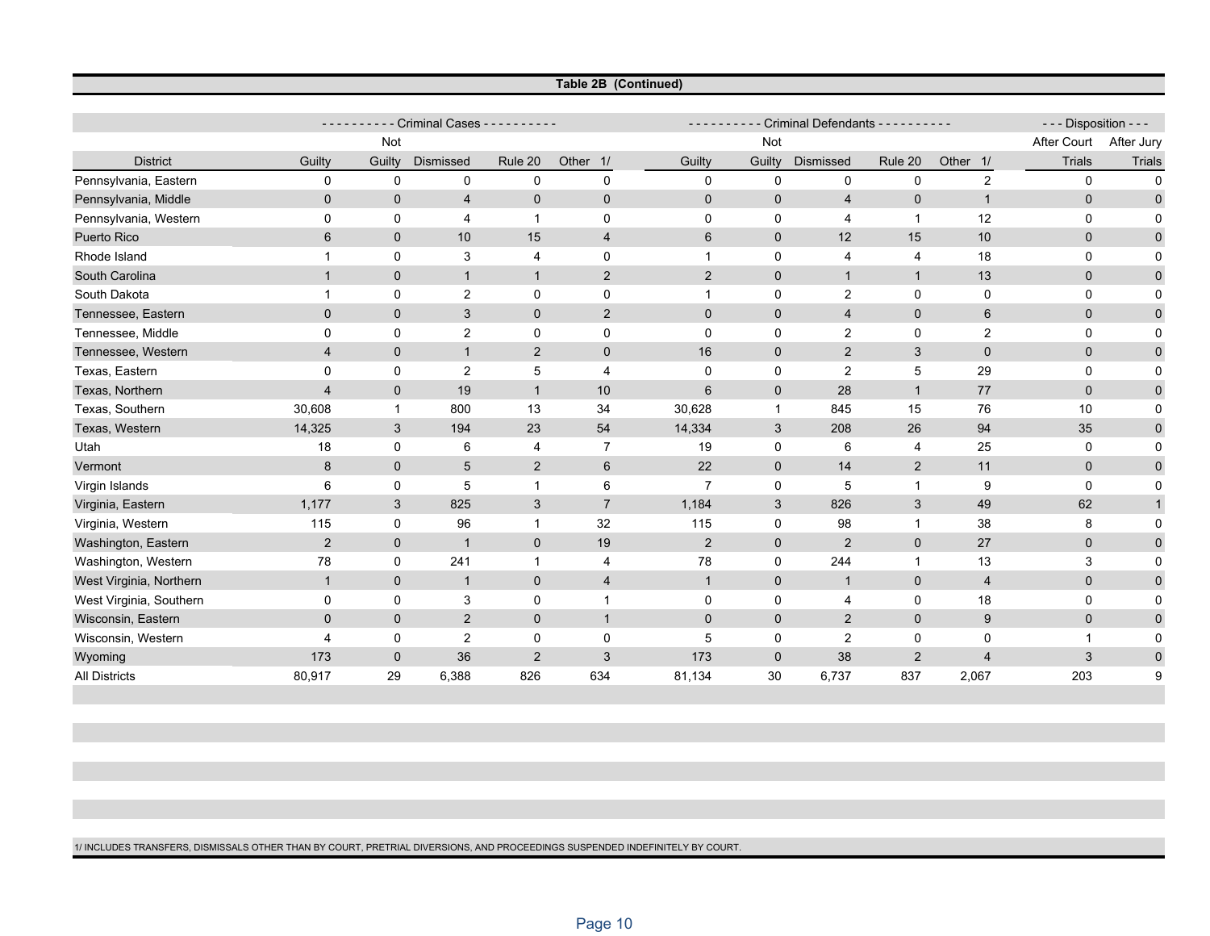**Table 2B (Continued)**

| District | Criminal Cases | | | | | Criminal Defendants | | | | | Disposition | |
|---|---|---|---|---|---|---|---|---|---|---|---|---|
| | Guilty | Not Guilty | Dismissed | Rule 20 | Other 1/ | Guilty | Not Guilty | Dismissed | Rule 20 | Other 1/ | After Court Trials | After Jury Trials |
| Pennsylvania, Eastern | 0 | 0 | 0 | 0 | 0 | 0 | 0 | 0 | 0 | 2 | 0 | 0 |
| Pennsylvania, Middle | 0 | 0 | 4 | 0 | 0 | 0 | 0 | 4 | 0 | 1 | 0 | 0 |
| Pennsylvania, Western | 0 | 0 | 4 | 1 | 0 | 0 | 0 | 4 | 1 | 12 | 0 | 0 |
| Puerto Rico | 6 | 0 | 10 | 15 | 4 | 6 | 0 | 12 | 15 | 10 | 0 | 0 |
| Rhode Island | 1 | 0 | 3 | 4 | 0 | 1 | 0 | 4 | 4 | 18 | 0 | 0 |
| South Carolina | 1 | 0 | 1 | 1 | 2 | 2 | 0 | 1 | 1 | 13 | 0 | 0 |
| South Dakota | 1 | 0 | 2 | 0 | 0 | 1 | 0 | 2 | 0 | 0 | 0 | 0 |
| Tennessee, Eastern | 0 | 0 | 3 | 0 | 2 | 0 | 0 | 4 | 0 | 6 | 0 | 0 |
| Tennessee, Middle | 0 | 0 | 2 | 0 | 0 | 0 | 0 | 2 | 0 | 2 | 0 | 0 |
| Tennessee, Western | 4 | 0 | 1 | 2 | 0 | 16 | 0 | 2 | 3 | 0 | 0 | 0 |
| Texas, Eastern | 0 | 0 | 2 | 5 | 4 | 0 | 0 | 2 | 5 | 29 | 0 | 0 |
| Texas, Northern | 4 | 0 | 19 | 1 | 10 | 6 | 0 | 28 | 1 | 77 | 0 | 0 |
| Texas, Southern | 30,608 | 1 | 800 | 13 | 34 | 30,628 | 1 | 845 | 15 | 76 | 10 | 0 |
| Texas, Western | 14,325 | 3 | 194 | 23 | 54 | 14,334 | 3 | 208 | 26 | 94 | 35 | 0 |
| Utah | 18 | 0 | 6 | 4 | 7 | 19 | 0 | 6 | 4 | 25 | 0 | 0 |
| Vermont | 8 | 0 | 5 | 2 | 6 | 22 | 0 | 14 | 2 | 11 | 0 | 0 |
| Virgin Islands | 6 | 0 | 5 | 1 | 6 | 7 | 0 | 5 | 1 | 9 | 0 | 0 |
| Virginia, Eastern | 1,177 | 3 | 825 | 3 | 7 | 1,184 | 3 | 826 | 3 | 49 | 62 | 1 |
| Virginia, Western | 115 | 0 | 96 | 1 | 32 | 115 | 0 | 98 | 1 | 38 | 8 | 0 |
| Washington, Eastern | 2 | 0 | 1 | 0 | 19 | 2 | 0 | 2 | 0 | 27 | 0 | 0 |
| Washington, Western | 78 | 0 | 241 | 1 | 4 | 78 | 0 | 244 | 1 | 13 | 3 | 0 |
| West Virginia, Northern | 1 | 0 | 1 | 0 | 4 | 1 | 0 | 1 | 0 | 4 | 0 | 0 |
| West Virginia, Southern | 0 | 0 | 3 | 0 | 1 | 0 | 0 | 4 | 0 | 18 | 0 | 0 |
| Wisconsin, Eastern | 0 | 0 | 2 | 0 | 1 | 0 | 0 | 2 | 0 | 9 | 0 | 0 |
| Wisconsin, Western | 4 | 0 | 2 | 0 | 0 | 5 | 0 | 2 | 0 | 0 | 1 | 0 |
| Wyoming | 173 | 0 | 36 | 2 | 3 | 173 | 0 | 38 | 2 | 4 | 3 | 0 |
| All Districts | 80,917 | 29 | 6,388 | 826 | 634 | 81,134 | 30 | 6,737 | 837 | 2,067 | 203 | 9 |

1/ INCLUDES TRANSFERS, DISMISSALS OTHER THAN BY COURT, PRETRIAL DIVERSIONS, AND PROCEEDINGS SUSPENDED INDEFINITELY BY COURT.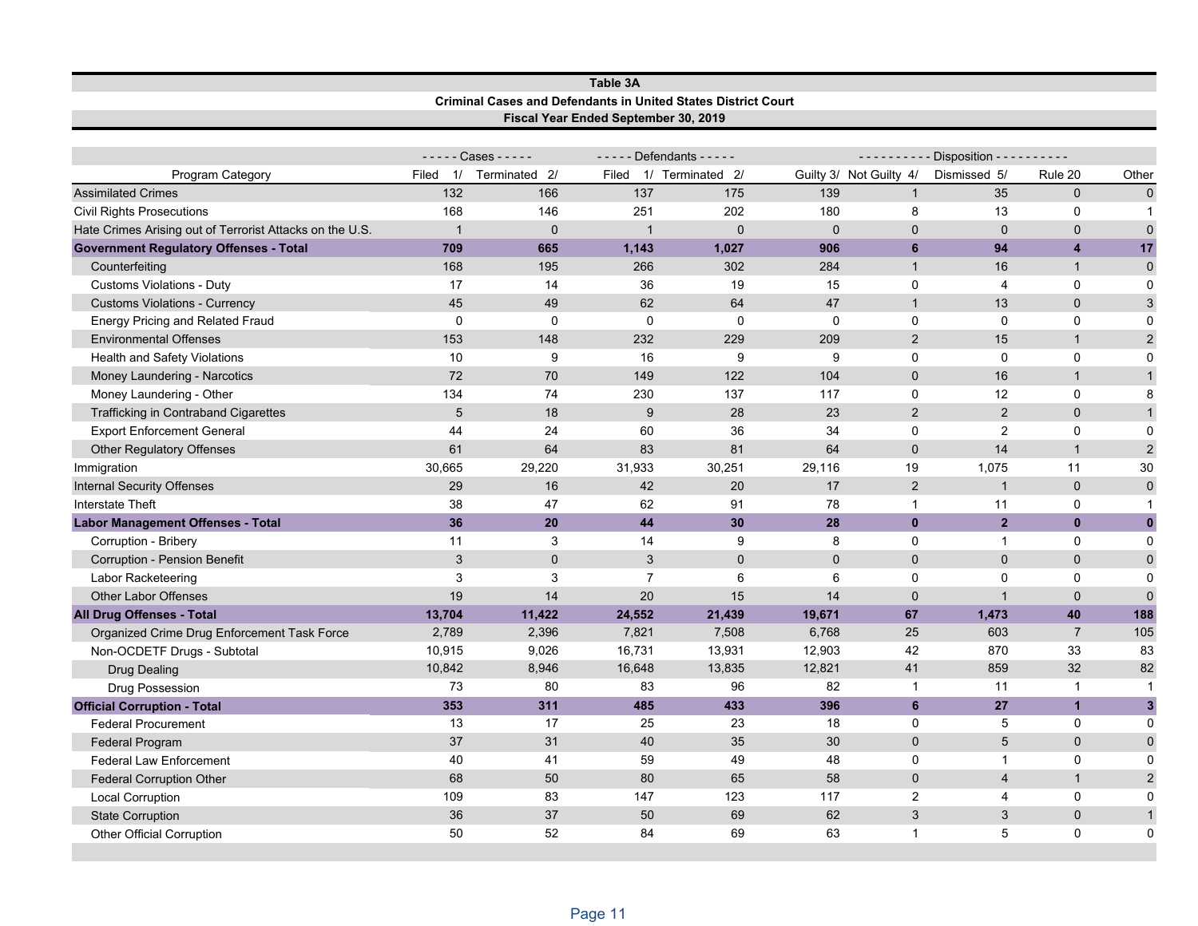**Table 3A**

**Criminal Cases and Defendants in United States District Court**

**Fiscal Year Ended September 30, 2019**

| | ----- Cases ----- | | ----- Defendants ----- | | ---------- Disposition ---------- | | | | |
|---|---|---|---|---|---|---|---|---|---|
| Program Category | Filed 1/ | Terminated 2/ | Filed 1/ | Terminated 2/ | Guilty 3/ | Not Guilty 4/ | Dismissed 5/ | Rule 20 | Other |
| Assimilated Crimes | 132 | 166 | 137 | 175 | 139 | 1 | 35 | 0 | 0 |
| Civil Rights Prosecutions | 168 | 146 | 251 | 202 | 180 | 8 | 13 | 0 | 1 |
| Hate Crimes Arising out of Terrorist Attacks on the U.S. | 1 | 0 | 1 | 0 | 0 | 0 | 0 | 0 | 0 |
| **Government Regulatory Offenses - Total** | **709** | **665** | **1,143** | **1,027** | **906** | **6** | **94** | **4** | **17** |
| Counterfeiting | 168 | 195 | 266 | 302 | 284 | 1 | 16 | 1 | 0 |
| Customs Violations - Duty | 17 | 14 | 36 | 19 | 15 | 0 | 4 | 0 | 0 |
| Customs Violations - Currency | 45 | 49 | 62 | 64 | 47 | 1 | 13 | 0 | 3 |
| Energy Pricing and Related Fraud | 0 | 0 | 0 | 0 | 0 | 0 | 0 | 0 | 0 |
| Environmental Offenses | 153 | 148 | 232 | 229 | 209 | 2 | 15 | 1 | 2 |
| Health and Safety Violations | 10 | 9 | 16 | 9 | 9 | 0 | 0 | 0 | 0 |
| Money Laundering - Narcotics | 72 | 70 | 149 | 122 | 104 | 0 | 16 | 1 | 1 |
| Money Laundering - Other | 134 | 74 | 230 | 137 | 117 | 0 | 12 | 0 | 8 |
| Trafficking in Contraband Cigarettes | 5 | 18 | 9 | 28 | 23 | 2 | 2 | 0 | 1 |
| Export Enforcement General | 44 | 24 | 60 | 36 | 34 | 0 | 2 | 0 | 0 |
| Other Regulatory Offenses | 61 | 64 | 83 | 81 | 64 | 0 | 14 | 1 | 2 |
| Immigration | 30,665 | 29,220 | 31,933 | 30,251 | 29,116 | 19 | 1,075 | 11 | 30 |
| Internal Security Offenses | 29 | 16 | 42 | 20 | 17 | 2 | 1 | 0 | 0 |
| Interstate Theft | 38 | 47 | 62 | 91 | 78 | 1 | 11 | 0 | 1 |
| **Labor Management Offenses - Total** | **36** | **20** | **44** | **30** | **28** | **0** | **2** | **0** | **0** |
| Corruption - Bribery | 11 | 3 | 14 | 9 | 8 | 0 | 1 | 0 | 0 |
| Corruption - Pension Benefit | 3 | 0 | 3 | 0 | 0 | 0 | 0 | 0 | 0 |
| Labor Racketeering | 3 | 3 | 7 | 6 | 6 | 0 | 0 | 0 | 0 |
| Other Labor Offenses | 19 | 14 | 20 | 15 | 14 | 0 | 1 | 0 | 0 |
| **All Drug Offenses - Total** | **13,704** | **11,422** | **24,552** | **21,439** | **19,671** | **67** | **1,473** | **40** | **188** |
| Organized Crime Drug Enforcement Task Force | 2,789 | 2,396 | 7,821 | 7,508 | 6,768 | 25 | 603 | 7 | 105 |
| Non-OCDETF Drugs - Subtotal | 10,915 | 9,026 | 16,731 | 13,931 | 12,903 | 42 | 870 | 33 | 83 |
| Drug Dealing | 10,842 | 8,946 | 16,648 | 13,835 | 12,821 | 41 | 859 | 32 | 82 |
| Drug Possession | 73 | 80 | 83 | 96 | 82 | 1 | 11 | 1 | 1 |
| **Official Corruption - Total** | **353** | **311** | **485** | **433** | **396** | **6** | **27** | **1** | **3** |
| Federal Procurement | 13 | 17 | 25 | 23 | 18 | 0 | 5 | 0 | 0 |
| Federal Program | 37 | 31 | 40 | 35 | 30 | 0 | 5 | 0 | 0 |
| Federal Law Enforcement | 40 | 41 | 59 | 49 | 48 | 0 | 1 | 0 | 0 |
| Federal Corruption Other | 68 | 50 | 80 | 65 | 58 | 0 | 4 | 1 | 2 |
| Local Corruption | 109 | 83 | 147 | 123 | 117 | 2 | 4 | 0 | 0 |
| State Corruption | 36 | 37 | 50 | 69 | 62 | 3 | 3 | 0 | 1 |
| Other Official Corruption | 50 | 52 | 84 | 69 | 63 | 1 | 5 | 0 | 0 |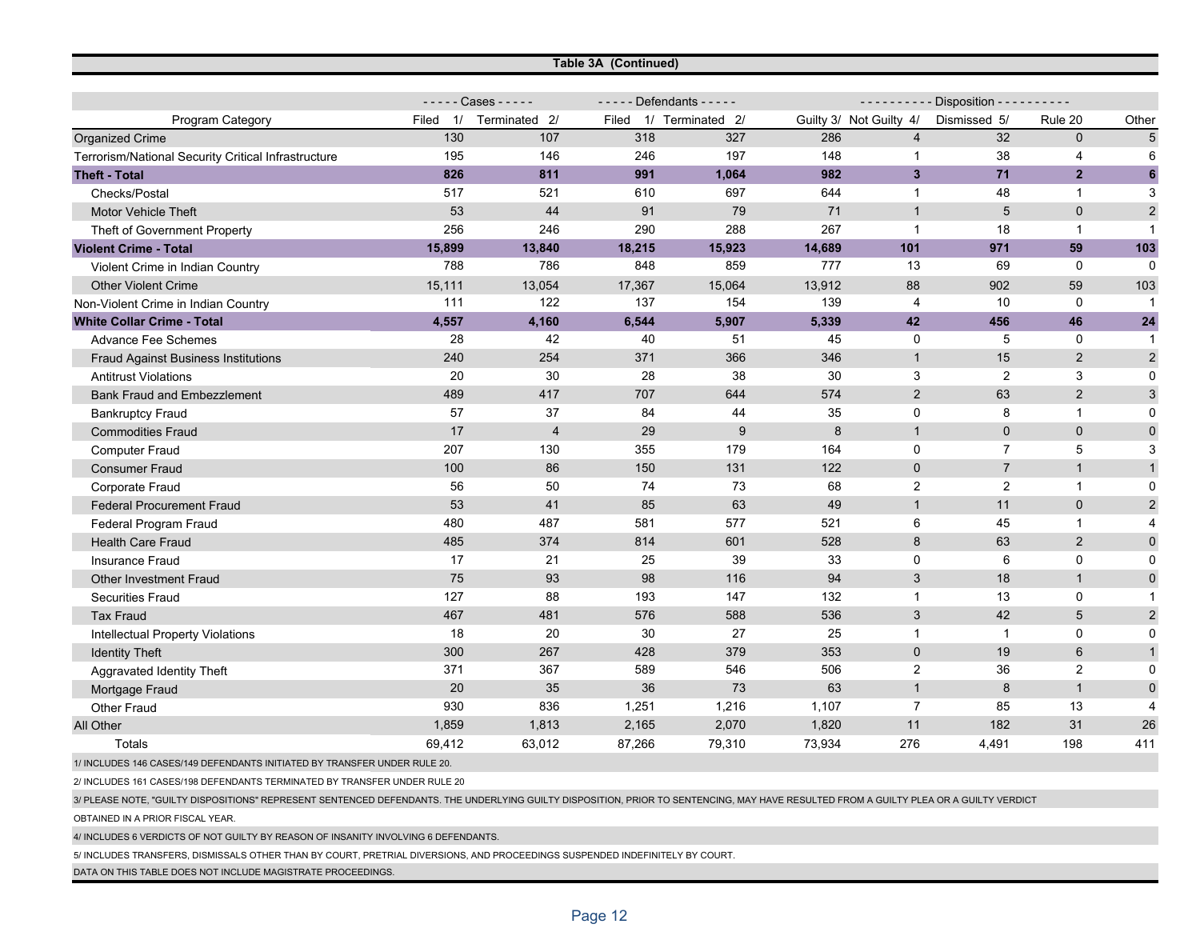**Table 3A (Continued)**

| Program Category | ----- Cases ----- | | ----- Defendants ----- | | ---------- Disposition ---------- | | | | |
|---|---|---|---|---|---|---|---|---|---|
| | Filed 1/ | Terminated 2/ | Filed 1/ | Terminated 2/ | Guilty 3/ | Not Guilty 4/ | Dismissed 5/ | Rule 20 | Other |
| Organized Crime | 130 | 107 | 318 | 327 | 286 | 4 | 32 | 0 | 5 |
| Terrorism/National Security Critical Infrastructure | 195 | 146 | 246 | 197 | 148 | 1 | 38 | 4 | 6 |
| **Theft - Total** | **826** | **811** | **991** | **1,064** | **982** | **3** | **71** | **2** | **6** |
| Checks/Postal | 517 | 521 | 610 | 697 | 644 | 1 | 48 | 1 | 3 |
| Motor Vehicle Theft | 53 | 44 | 91 | 79 | 71 | 1 | 5 | 0 | 2 |
| Theft of Government Property | 256 | 246 | 290 | 288 | 267 | 1 | 18 | 1 | 1 |
| **Violent Crime - Total** | **15,899** | **13,840** | **18,215** | **15,923** | **14,689** | **101** | **971** | **59** | **103** |
| Violent Crime in Indian Country | 788 | 786 | 848 | 859 | 777 | 13 | 69 | 0 | 0 |
| Other Violent Crime | 15,111 | 13,054 | 17,367 | 15,064 | 13,912 | 88 | 902 | 59 | 103 |
| Non-Violent Crime in Indian Country | 111 | 122 | 137 | 154 | 139 | 4 | 10 | 0 | 1 |
| **White Collar Crime - Total** | **4,557** | **4,160** | **6,544** | **5,907** | **5,339** | **42** | **456** | **46** | **24** |
| Advance Fee Schemes | 28 | 42 | 40 | 51 | 45 | 0 | 5 | 0 | 1 |
| Fraud Against Business Institutions | 240 | 254 | 371 | 366 | 346 | 1 | 15 | 2 | 2 |
| Antitrust Violations | 20 | 30 | 28 | 38 | 30 | 3 | 2 | 3 | 0 |
| Bank Fraud and Embezzlement | 489 | 417 | 707 | 644 | 574 | 2 | 63 | 2 | 3 |
| Bankruptcy Fraud | 57 | 37 | 84 | 44 | 35 | 0 | 8 | 1 | 0 |
| Commodities Fraud | 17 | 4 | 29 | 9 | 8 | 1 | 0 | 0 | 0 |
| Computer Fraud | 207 | 130 | 355 | 179 | 164 | 0 | 7 | 5 | 3 |
| Consumer Fraud | 100 | 86 | 150 | 131 | 122 | 0 | 7 | 1 | 1 |
| Corporate Fraud | 56 | 50 | 74 | 73 | 68 | 2 | 2 | 1 | 0 |
| Federal Procurement Fraud | 53 | 41 | 85 | 63 | 49 | 1 | 11 | 0 | 2 |
| Federal Program Fraud | 480 | 487 | 581 | 577 | 521 | 6 | 45 | 1 | 4 |
| Health Care Fraud | 485 | 374 | 814 | 601 | 528 | 8 | 63 | 2 | 0 |
| Insurance Fraud | 17 | 21 | 25 | 39 | 33 | 0 | 6 | 0 | 0 |
| Other Investment Fraud | 75 | 93 | 98 | 116 | 94 | 3 | 18 | 1 | 0 |
| Securities Fraud | 127 | 88 | 193 | 147 | 132 | 1 | 13 | 0 | 1 |
| Tax Fraud | 467 | 481 | 576 | 588 | 536 | 3 | 42 | 5 | 2 |
| Intellectual Property Violations | 18 | 20 | 30 | 27 | 25 | 1 | 1 | 0 | 0 |
| Identity Theft | 300 | 267 | 428 | 379 | 353 | 0 | 19 | 6 | 1 |
| Aggravated Identity Theft | 371 | 367 | 589 | 546 | 506 | 2 | 36 | 2 | 0 |
| Mortgage Fraud | 20 | 35 | 36 | 73 | 63 | 1 | 8 | 1 | 0 |
| Other Fraud | 930 | 836 | 1,251 | 1,216 | 1,107 | 7 | 85 | 13 | 4 |
| All Other | 1,859 | 1,813 | 2,165 | 2,070 | 1,820 | 11 | 182 | 31 | 26 |
| Totals | 69,412 | 63,012 | 87,266 | 79,310 | 73,934 | 276 | 4,491 | 198 | 411 |

1/ INCLUDES 146 CASES/149 DEFENDANTS INITIATED BY TRANSFER UNDER RULE 20.

2/ INCLUDES 161 CASES/198 DEFENDANTS TERMINATED BY TRANSFER UNDER RULE 20

3/ PLEASE NOTE, "GUILTY DISPOSITIONS" REPRESENT SENTENCED DEFENDANTS. THE UNDERLYING GUILTY DISPOSITION, PRIOR TO SENTENCING, MAY HAVE RESULTED FROM A GUILTY PLEA OR A GUILTY VERDICT OBTAINED IN A PRIOR FISCAL YEAR.

4/ INCLUDES 6 VERDICTS OF NOT GUILTY BY REASON OF INSANITY INVOLVING 6 DEFENDANTS.

5/ INCLUDES TRANSFERS, DISMISSALS OTHER THAN BY COURT, PRETRIAL DIVERSIONS, AND PROCEEDINGS SUSPENDED INDEFINITELY BY COURT.

DATA ON THIS TABLE DOES NOT INCLUDE MAGISTRATE PROCEEDINGS.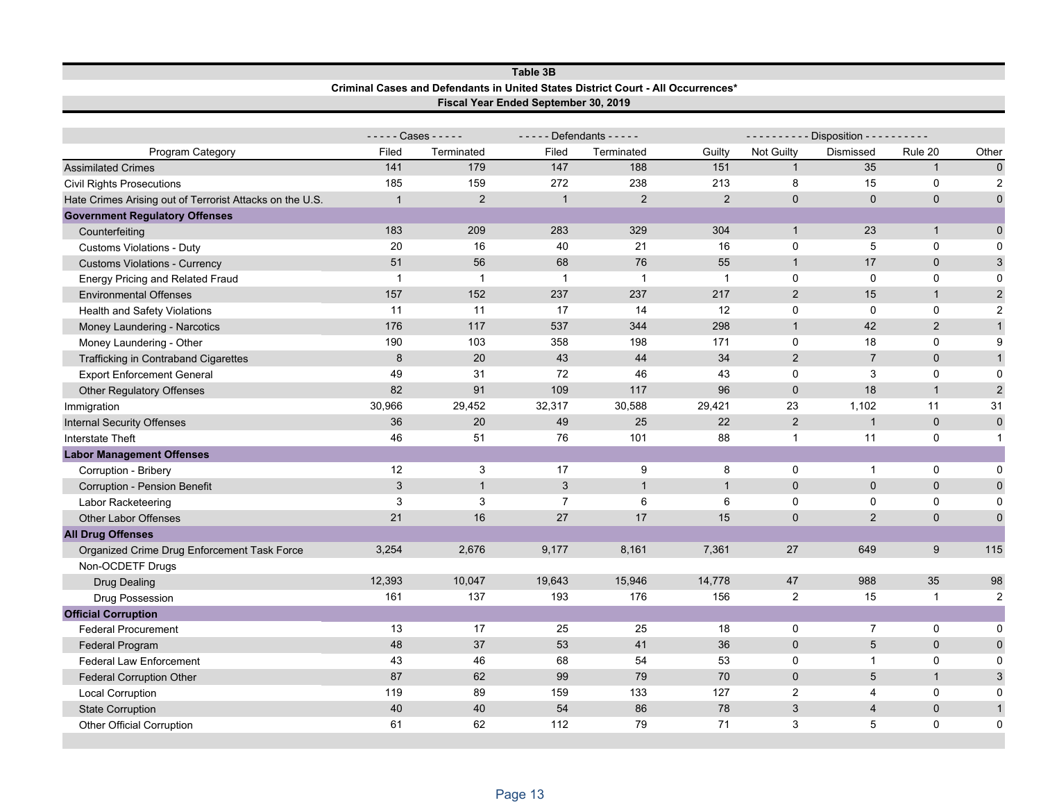**Table 3B**

**Criminal Cases and Defendants in United States District Court - All Occurrences***

**Fiscal Year Ended September 30, 2019**

| | ----- Cases ----- | | ----- Defendants ----- | | ---------- Disposition ---------- | | | | |
|---|---|---|---|---|---|---|---|---|---|
| Program Category | Filed | Terminated | Filed | Terminated | Guilty | Not Guilty | Dismissed | Rule 20 | Other |
| Assimilated Crimes | 141 | 179 | 147 | 188 | 151 | 1 | 35 | 1 | 0 |
| Civil Rights Prosecutions | 185 | 159 | 272 | 238 | 213 | 8 | 15 | 0 | 2 |
| Hate Crimes Arising out of Terrorist Attacks on the U.S. | 1 | 2 | 1 | 2 | 2 | 0 | 0 | 0 | 0 |
| **Government Regulatory Offenses** | | | | | | | | | |
| Counterfeiting | 183 | 209 | 283 | 329 | 304 | 1 | 23 | 1 | 0 |
| Customs Violations - Duty | 20 | 16 | 40 | 21 | 16 | 0 | 5 | 0 | 0 |
| Customs Violations - Currency | 51 | 56 | 68 | 76 | 55 | 1 | 17 | 0 | 3 |
| Energy Pricing and Related Fraud | 1 | 1 | 1 | 1 | 1 | 0 | 0 | 0 | 0 |
| Environmental Offenses | 157 | 152 | 237 | 237 | 217 | 2 | 15 | 1 | 2 |
| Health and Safety Violations | 11 | 11 | 17 | 14 | 12 | 0 | 0 | 0 | 2 |
| Money Laundering - Narcotics | 176 | 117 | 537 | 344 | 298 | 1 | 42 | 2 | 1 |
| Money Laundering - Other | 190 | 103 | 358 | 198 | 171 | 0 | 18 | 0 | 9 |
| Trafficking in Contraband Cigarettes | 8 | 20 | 43 | 44 | 34 | 2 | 7 | 0 | 1 |
| Export Enforcement General | 49 | 31 | 72 | 46 | 43 | 0 | 3 | 0 | 0 |
| Other Regulatory Offenses | 82 | 91 | 109 | 117 | 96 | 0 | 18 | 1 | 2 |
| Immigration | 30,966 | 29,452 | 32,317 | 30,588 | 29,421 | 23 | 1,102 | 11 | 31 |
| Internal Security Offenses | 36 | 20 | 49 | 25 | 22 | 2 | 1 | 0 | 0 |
| Interstate Theft | 46 | 51 | 76 | 101 | 88 | 1 | 11 | 0 | 1 |
| **Labor Management Offenses** | | | | | | | | | |
| Corruption - Bribery | 12 | 3 | 17 | 9 | 8 | 0 | 1 | 0 | 0 |
| Corruption - Pension Benefit | 3 | 1 | 3 | 1 | 1 | 0 | 0 | 0 | 0 |
| Labor Racketeering | 3 | 3 | 7 | 6 | 6 | 0 | 0 | 0 | 0 |
| Other Labor Offenses | 21 | 16 | 27 | 17 | 15 | 0 | 2 | 0 | 0 |
| **All Drug Offenses** | | | | | | | | | |
| Organized Crime Drug Enforcement Task Force | 3,254 | 2,676 | 9,177 | 8,161 | 7,361 | 27 | 649 | 9 | 115 |
| Non-OCDETF Drugs | | | | | | | | | |
| Drug Dealing | 12,393 | 10,047 | 19,643 | 15,946 | 14,778 | 47 | 988 | 35 | 98 |
| Drug Possession | 161 | 137 | 193 | 176 | 156 | 2 | 15 | 1 | 2 |
| **Official Corruption** | | | | | | | | | |
| Federal Procurement | 13 | 17 | 25 | 25 | 18 | 0 | 7 | 0 | 0 |
| Federal Program | 48 | 37 | 53 | 41 | 36 | 0 | 5 | 0 | 0 |
| Federal Law Enforcement | 43 | 46 | 68 | 54 | 53 | 0 | 1 | 0 | 0 |
| Federal Corruption Other | 87 | 62 | 99 | 79 | 70 | 0 | 5 | 1 | 3 |
| Local Corruption | 119 | 89 | 159 | 133 | 127 | 2 | 4 | 0 | 0 |
| State Corruption | 40 | 40 | 54 | 86 | 78 | 3 | 4 | 0 | 1 |
| Other Official Corruption | 61 | 62 | 112 | 79 | 71 | 3 | 5 | 0 | 0 |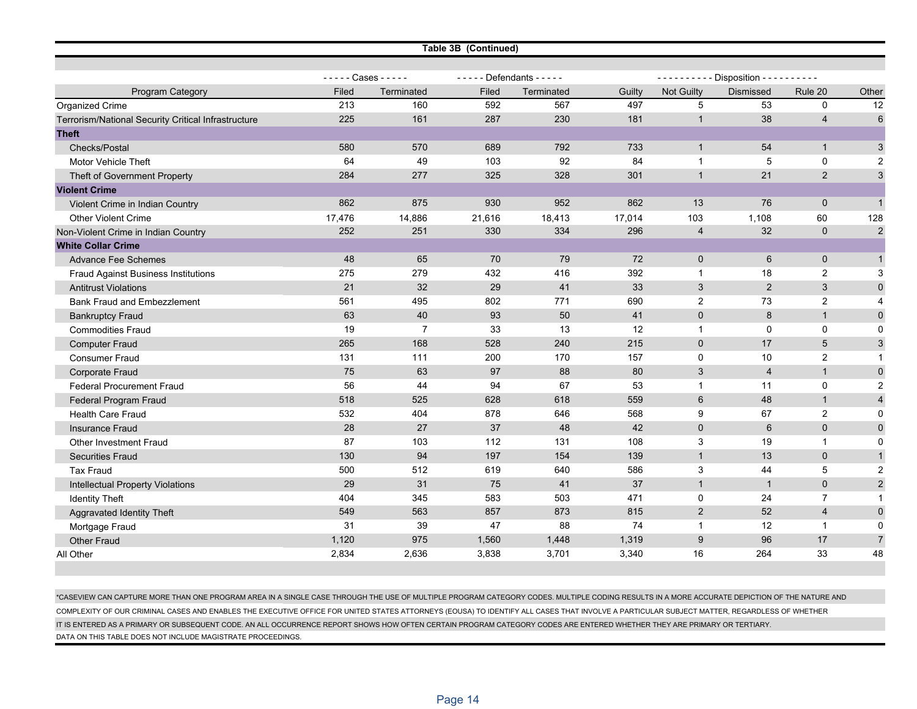**Table 3B (Continued)**

| Program Category | Cases | | Defendants | | Disposition | | | | |
|---|---|---|---|---|---|---|---|---|---|
| | Filed | Terminated | Filed | Terminated | Guilty | Not Guilty | Dismissed | Rule 20 | Other |
| Organized Crime | 213 | 160 | 592 | 567 | 497 | 5 | 53 | 0 | 12 |
| Terrorism/National Security Critical Infrastructure | 225 | 161 | 287 | 230 | 181 | 1 | 38 | 4 | 6 |
| **Theft** | | | | | | | | | |
| Checks/Postal | 580 | 570 | 689 | 792 | 733 | 1 | 54 | 1 | 3 |
| Motor Vehicle Theft | 64 | 49 | 103 | 92 | 84 | 1 | 5 | 0 | 2 |
| Theft of Government Property | 284 | 277 | 325 | 328 | 301 | 1 | 21 | 2 | 3 |
| **Violent Crime** | | | | | | | | | |
| Violent Crime in Indian Country | 862 | 875 | 930 | 952 | 862 | 13 | 76 | 0 | 1 |
| Other Violent Crime | 17,476 | 14,886 | 21,616 | 18,413 | 17,014 | 103 | 1,108 | 60 | 128 |
| Non-Violent Crime in Indian Country | 252 | 251 | 330 | 334 | 296 | 4 | 32 | 0 | 2 |
| **White Collar Crime** | | | | | | | | | |
| Advance Fee Schemes | 48 | 65 | 70 | 79 | 72 | 0 | 6 | 0 | 1 |
| Fraud Against Business Institutions | 275 | 279 | 432 | 416 | 392 | 1 | 18 | 2 | 3 |
| Antitrust Violations | 21 | 32 | 29 | 41 | 33 | 3 | 2 | 3 | 0 |
| Bank Fraud and Embezzlement | 561 | 495 | 802 | 771 | 690 | 2 | 73 | 2 | 4 |
| Bankruptcy Fraud | 63 | 40 | 93 | 50 | 41 | 0 | 8 | 1 | 0 |
| Commodities Fraud | 19 | 7 | 33 | 13 | 12 | 1 | 0 | 0 | 0 |
| Computer Fraud | 265 | 168 | 528 | 240 | 215 | 0 | 17 | 5 | 3 |
| Consumer Fraud | 131 | 111 | 200 | 170 | 157 | 0 | 10 | 2 | 1 |
| Corporate Fraud | 75 | 63 | 97 | 88 | 80 | 3 | 4 | 1 | 0 |
| Federal Procurement Fraud | 56 | 44 | 94 | 67 | 53 | 1 | 11 | 0 | 2 |
| Federal Program Fraud | 518 | 525 | 628 | 618 | 559 | 6 | 48 | 1 | 4 |
| Health Care Fraud | 532 | 404 | 878 | 646 | 568 | 9 | 67 | 2 | 0 |
| Insurance Fraud | 28 | 27 | 37 | 48 | 42 | 0 | 6 | 0 | 0 |
| Other Investment Fraud | 87 | 103 | 112 | 131 | 108 | 3 | 19 | 1 | 0 |
| Securities Fraud | 130 | 94 | 197 | 154 | 139 | 1 | 13 | 0 | 1 |
| Tax Fraud | 500 | 512 | 619 | 640 | 586 | 3 | 44 | 5 | 2 |
| Intellectual Property Violations | 29 | 31 | 75 | 41 | 37 | 1 | 1 | 0 | 2 |
| Identity Theft | 404 | 345 | 583 | 503 | 471 | 0 | 24 | 7 | 1 |
| Aggravated Identity Theft | 549 | 563 | 857 | 873 | 815 | 2 | 52 | 4 | 0 |
| Mortgage Fraud | 31 | 39 | 47 | 88 | 74 | 1 | 12 | 1 | 0 |
| Other Fraud | 1,120 | 975 | 1,560 | 1,448 | 1,319 | 9 | 96 | 17 | 7 |
| All Other | 2,834 | 2,636 | 3,838 | 3,701 | 3,340 | 16 | 264 | 33 | 48 |

*CASEVIEW CAN CAPTURE MORE THAN ONE PROGRAM AREA IN A SINGLE CASE THROUGH THE USE OF MULTIPLE PROGRAM CATEGORY CODES. MULTIPLE CODING RESULTS IN A MORE ACCURATE DEPICTION OF THE NATURE AND COMPLEXITY OF OUR CRIMINAL CASES AND ENABLES THE EXECUTIVE OFFICE FOR UNITED STATES ATTORNEYS (EOUSA) TO IDENTIFY ALL CASES THAT INVOLVE A PARTICULAR SUBJECT MATTER, REGARDLESS OF WHETHER IT IS ENTERED AS A PRIMARY OR SUBSEQUENT CODE. AN ALL OCCURRENCE REPORT SHOWS HOW OFTEN CERTAIN PROGRAM CATEGORY CODES ARE ENTERED WHETHER THEY ARE PRIMARY OR TERTIARY.

DATA ON THIS TABLE DOES NOT INCLUDE MAGISTRATE PROCEEDINGS.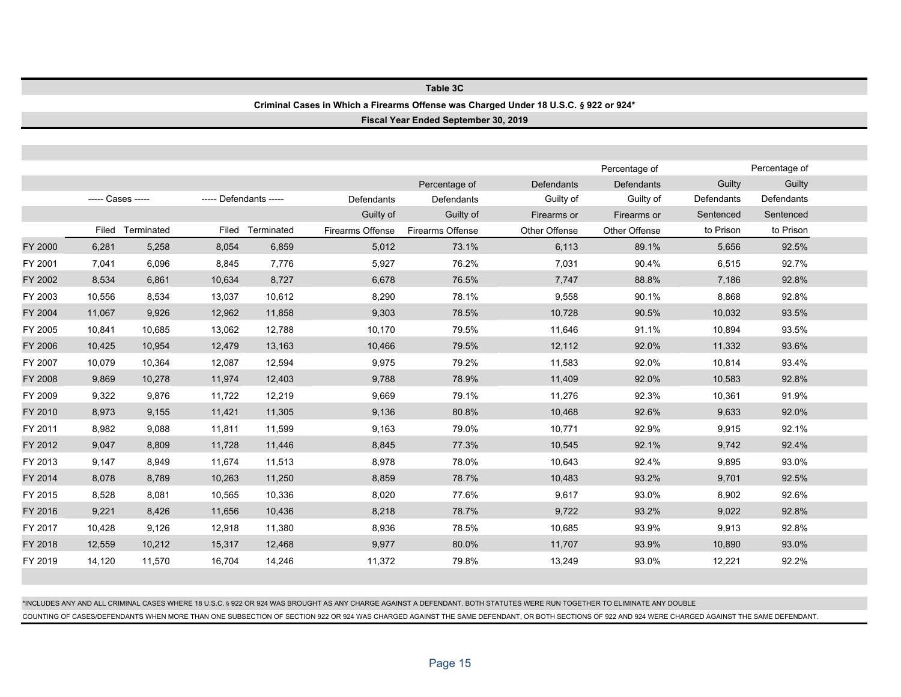**Table 3C**

**Criminal Cases in Which a Firearms Offense was Charged Under 18 U.S.C. § 922 or 924***

**Fiscal Year Ended September 30, 2019**

| | ----- Cases ----- | | ----- Defendants ----- | | Defendants Guilty of Firearms Offense | Percentage of Defendants Guilty of Firearms Offense | Defendants Guilty of Firearms or Other Offense | Percentage of Defendants Guilty of Firearms or Other Offense | Guilty Defendants Sentenced to Prison | Percentage of Guilty Defendants Sentenced to Prison |
|---|---|---|---|---|---|---|---|---|---|---|
| | Filed | Terminated | Filed | Terminated | | | | | | |
| FY 2000 | 6,281 | 5,258 | 8,054 | 6,859 | 5,012 | 73.1% | 6,113 | 89.1% | 5,656 | 92.5% |
| FY 2001 | 7,041 | 6,096 | 8,845 | 7,776 | 5,927 | 76.2% | 7,031 | 90.4% | 6,515 | 92.7% |
| FY 2002 | 8,534 | 6,861 | 10,634 | 8,727 | 6,678 | 76.5% | 7,747 | 88.8% | 7,186 | 92.8% |
| FY 2003 | 10,556 | 8,534 | 13,037 | 10,612 | 8,290 | 78.1% | 9,558 | 90.1% | 8,868 | 92.8% |
| FY 2004 | 11,067 | 9,926 | 12,962 | 11,858 | 9,303 | 78.5% | 10,728 | 90.5% | 10,032 | 93.5% |
| FY 2005 | 10,841 | 10,685 | 13,062 | 12,788 | 10,170 | 79.5% | 11,646 | 91.1% | 10,894 | 93.5% |
| FY 2006 | 10,425 | 10,954 | 12,479 | 13,163 | 10,466 | 79.5% | 12,112 | 92.0% | 11,332 | 93.6% |
| FY 2007 | 10,079 | 10,364 | 12,087 | 12,594 | 9,975 | 79.2% | 11,583 | 92.0% | 10,814 | 93.4% |
| FY 2008 | 9,869 | 10,278 | 11,974 | 12,403 | 9,788 | 78.9% | 11,409 | 92.0% | 10,583 | 92.8% |
| FY 2009 | 9,322 | 9,876 | 11,722 | 12,219 | 9,669 | 79.1% | 11,276 | 92.3% | 10,361 | 91.9% |
| FY 2010 | 8,973 | 9,155 | 11,421 | 11,305 | 9,136 | 80.8% | 10,468 | 92.6% | 9,633 | 92.0% |
| FY 2011 | 8,982 | 9,088 | 11,811 | 11,599 | 9,163 | 79.0% | 10,771 | 92.9% | 9,915 | 92.1% |
| FY 2012 | 9,047 | 8,809 | 11,728 | 11,446 | 8,845 | 77.3% | 10,545 | 92.1% | 9,742 | 92.4% |
| FY 2013 | 9,147 | 8,949 | 11,674 | 11,513 | 8,978 | 78.0% | 10,643 | 92.4% | 9,895 | 93.0% |
| FY 2014 | 8,078 | 8,789 | 10,263 | 11,250 | 8,859 | 78.7% | 10,483 | 93.2% | 9,701 | 92.5% |
| FY 2015 | 8,528 | 8,081 | 10,565 | 10,336 | 8,020 | 77.6% | 9,617 | 93.0% | 8,902 | 92.6% |
| FY 2016 | 9,221 | 8,426 | 11,656 | 10,436 | 8,218 | 78.7% | 9,722 | 93.2% | 9,022 | 92.8% |
| FY 2017 | 10,428 | 9,126 | 12,918 | 11,380 | 8,936 | 78.5% | 10,685 | 93.9% | 9,913 | 92.8% |
| FY 2018 | 12,559 | 10,212 | 15,317 | 12,468 | 9,977 | 80.0% | 11,707 | 93.9% | 10,890 | 93.0% |
| FY 2019 | 14,120 | 11,570 | 16,704 | 14,246 | 11,372 | 79.8% | 13,249 | 93.0% | 12,221 | 92.2% |

*INCLUDES ANY AND ALL CRIMINAL CASES WHERE 18 U.S.C. § 922 OR 924 WAS BROUGHT AS ANY CHARGE AGAINST A DEFENDANT. BOTH STATUTES WERE RUN TOGETHER TO ELIMINATE ANY DOUBLE COUNTING OF CASES/DEFENDANTS WHEN MORE THAN ONE SUBSECTION OF SECTION 922 OR 924 WAS CHARGED AGAINST THE SAME DEFENDANT, OR BOTH SECTIONS OF 922 AND 924 WERE CHARGED AGAINST THE SAME DEFENDANT.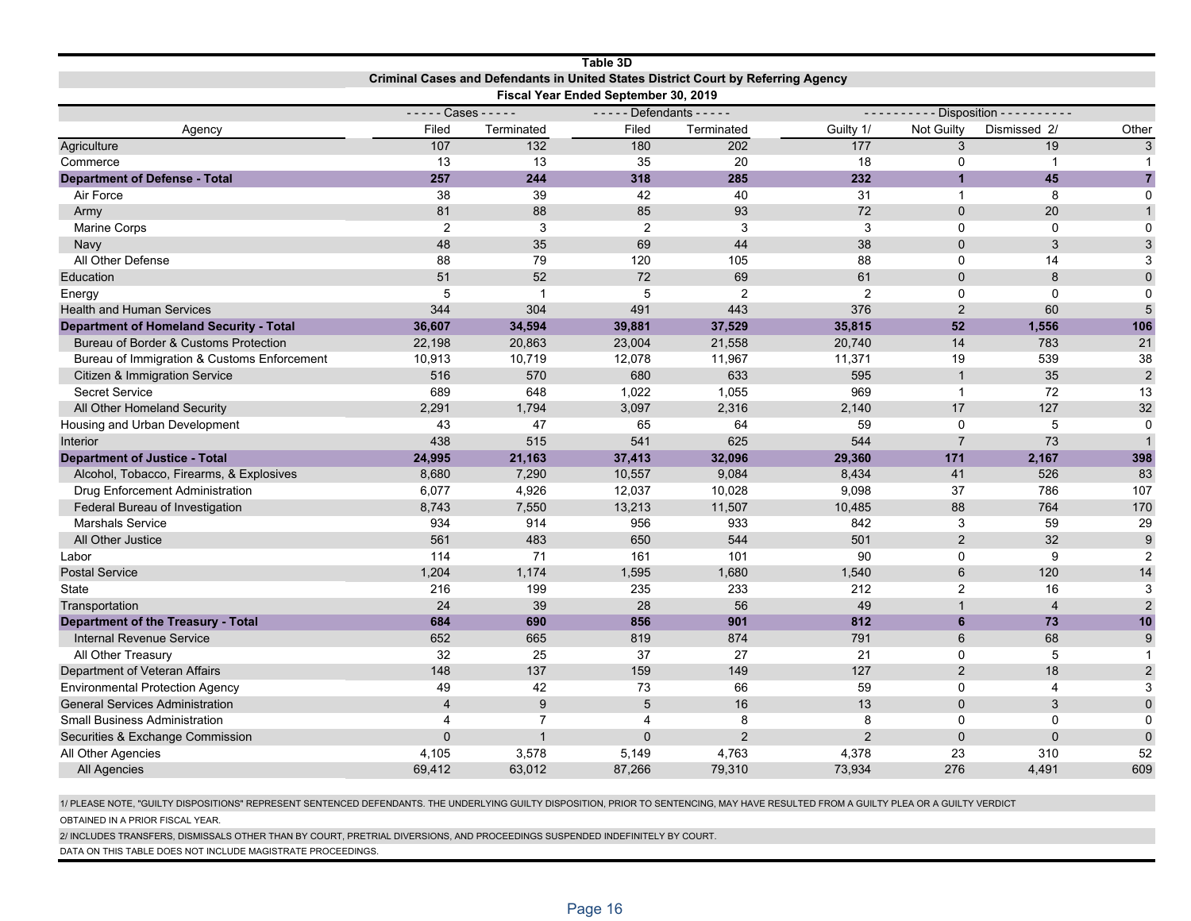## Table 3D

### Criminal Cases and Defendants in United States District Court by Referring Agency

#### Fiscal Year Ended September 30, 2019

| Agency | Cases | | Defendants | | Disposition | | | |
|---|---|---|---|---|---|---|---|---|
| | Filed | Terminated | Filed | Terminated | Guilty 1/ | Not Guilty | Dismissed 2/ | Other |
| Agriculture | 107 | 132 | 180 | 202 | 177 | 3 | 19 | 3 |
| Commerce | 13 | 13 | 35 | 20 | 18 | 0 | 1 | 1 |
| **Department of Defense - Total** | **257** | **244** | **318** | **285** | **232** | **1** | **45** | **7** |
| Air Force | 38 | 39 | 42 | 40 | 31 | 1 | 8 | 0 |
| Army | 81 | 88 | 85 | 93 | 72 | 0 | 20 | 1 |
| Marine Corps | 2 | 3 | 2 | 3 | 3 | 0 | 0 | 0 |
| Navy | 48 | 35 | 69 | 44 | 38 | 0 | 3 | 3 |
| All Other Defense | 88 | 79 | 120 | 105 | 88 | 0 | 14 | 3 |
| Education | 51 | 52 | 72 | 69 | 61 | 0 | 8 | 0 |
| Energy | 5 | 1 | 5 | 2 | 2 | 0 | 0 | 0 |
| Health and Human Services | 344 | 304 | 491 | 443 | 376 | 2 | 60 | 5 |
| **Department of Homeland Security - Total** | **36,607** | **34,594** | **39,881** | **37,529** | **35,815** | **52** | **1,556** | **106** |
| Bureau of Border & Customs Protection | 22,198 | 20,863 | 23,004 | 21,558 | 20,740 | 14 | 783 | 21 |
| Bureau of Immigration & Customs Enforcement | 10,913 | 10,719 | 12,078 | 11,967 | 11,371 | 19 | 539 | 38 |
| Citizen & Immigration Service | 516 | 570 | 680 | 633 | 595 | 1 | 35 | 2 |
| Secret Service | 689 | 648 | 1,022 | 1,055 | 969 | 1 | 72 | 13 |
| All Other Homeland Security | 2,291 | 1,794 | 3,097 | 2,316 | 2,140 | 17 | 127 | 32 |
| Housing and Urban Development | 43 | 47 | 65 | 64 | 59 | 0 | 5 | 0 |
| Interior | 438 | 515 | 541 | 625 | 544 | 7 | 73 | 1 |
| **Department of Justice - Total** | **24,995** | **21,163** | **37,413** | **32,096** | **29,360** | **171** | **2,167** | **398** |
| Alcohol, Tobacco, Firearms, & Explosives | 8,680 | 7,290 | 10,557 | 9,084 | 8,434 | 41 | 526 | 83 |
| Drug Enforcement Administration | 6,077 | 4,926 | 12,037 | 10,028 | 9,098 | 37 | 786 | 107 |
| Federal Bureau of Investigation | 8,743 | 7,550 | 13,213 | 11,507 | 10,485 | 88 | 764 | 170 |
| Marshals Service | 934 | 914 | 956 | 933 | 842 | 3 | 59 | 29 |
| All Other Justice | 561 | 483 | 650 | 544 | 501 | 2 | 32 | 9 |
| Labor | 114 | 71 | 161 | 101 | 90 | 0 | 9 | 2 |
| Postal Service | 1,204 | 1,174 | 1,595 | 1,680 | 1,540 | 6 | 120 | 14 |
| State | 216 | 199 | 235 | 233 | 212 | 2 | 16 | 3 |
| Transportation | 24 | 39 | 28 | 56 | 49 | 1 | 4 | 2 |
| **Department of the Treasury - Total** | **684** | **690** | **856** | **901** | **812** | **6** | **73** | **10** |
| Internal Revenue Service | 652 | 665 | 819 | 874 | 791 | 6 | 68 | 9 |
| All Other Treasury | 32 | 25 | 37 | 27 | 21 | 0 | 5 | 1 |
| Department of Veteran Affairs | 148 | 137 | 159 | 149 | 127 | 2 | 18 | 2 |
| Environmental Protection Agency | 49 | 42 | 73 | 66 | 59 | 0 | 4 | 3 |
| General Services Administration | 4 | 9 | 5 | 16 | 13 | 0 | 3 | 0 |
| Small Business Administration | 4 | 7 | 4 | 8 | 8 | 0 | 0 | 0 |
| Securities & Exchange Commission | 0 | 1 | 0 | 2 | 2 | 0 | 0 | 0 |
| All Other Agencies | 4,105 | 3,578 | 5,149 | 4,763 | 4,378 | 23 | 310 | 52 |
| All Agencies | 69,412 | 63,012 | 87,266 | 79,310 | 73,934 | 276 | 4,491 | 609 |

1/ PLEASE NOTE, "GUILTY DISPOSITIONS" REPRESENT SENTENCED DEFENDANTS. THE UNDERLYING GUILTY DISPOSITION, PRIOR TO SENTENCING, MAY HAVE RESULTED FROM A GUILTY PLEA OR A GUILTY VERDICT OBTAINED IN A PRIOR FISCAL YEAR.

2/ INCLUDES TRANSFERS, DISMISSALS OTHER THAN BY COURT, PRETRIAL DIVERSIONS, AND PROCEEDINGS SUSPENDED INDEFINITELY BY COURT.

DATA ON THIS TABLE DOES NOT INCLUDE MAGISTRATE PROCEEDINGS.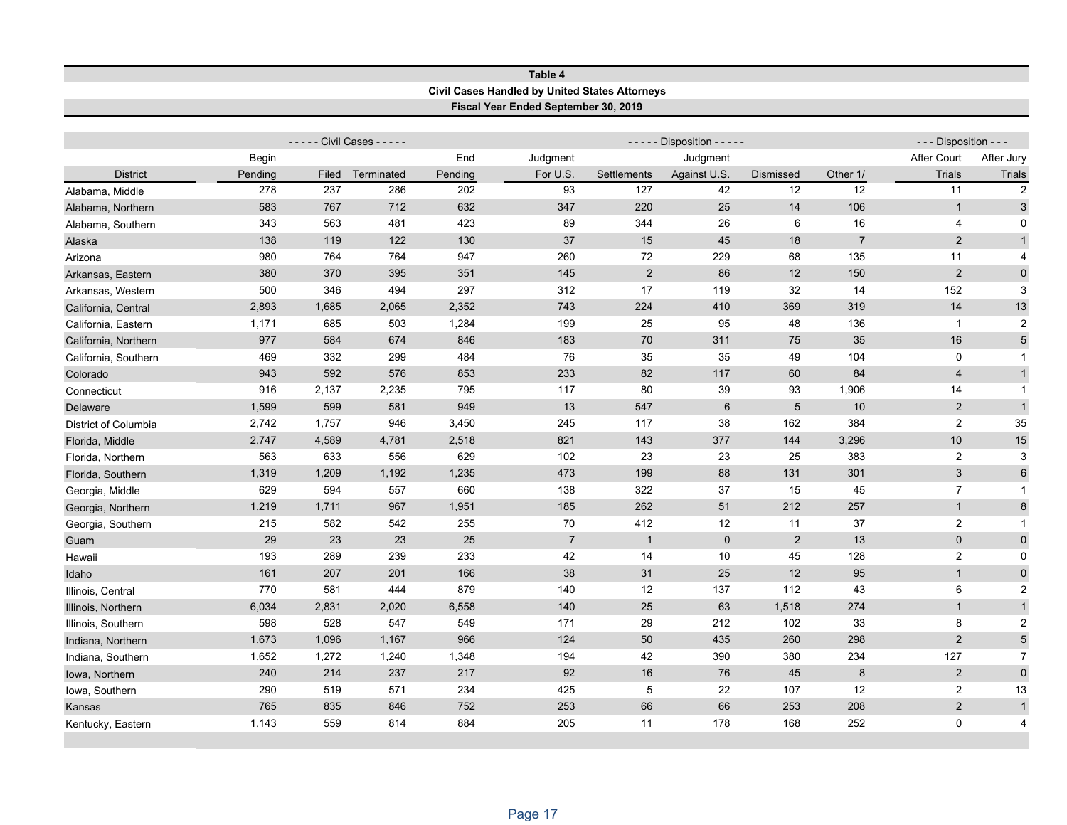**Table 4**

**Civil Cases Handled by United States Attorneys**

**Fiscal Year Ended September 30, 2019**

| | ----- Civil Cases ----- | | | | ----- Disposition ----- | | | | | --- Disposition --- | |
|---|---|---|---|---|---|---|---|---|---|---|---|
| District | Begin Pending | Filed | Terminated | End Pending | Judgment For U.S. | Settlements | Judgment Against U.S. | Dismissed | Other 1/ | After Court Trials | After Jury Trials |
| Alabama, Middle | 278 | 237 | 286 | 202 | 93 | 127 | 42 | 12 | 12 | 11 | 2 |
| Alabama, Northern | 583 | 767 | 712 | 632 | 347 | 220 | 25 | 14 | 106 | 1 | 3 |
| Alabama, Southern | 343 | 563 | 481 | 423 | 89 | 344 | 26 | 6 | 16 | 4 | 0 |
| Alaska | 138 | 119 | 122 | 130 | 37 | 15 | 45 | 18 | 7 | 2 | 1 |
| Arizona | 980 | 764 | 764 | 947 | 260 | 72 | 229 | 68 | 135 | 11 | 4 |
| Arkansas, Eastern | 380 | 370 | 395 | 351 | 145 | 2 | 86 | 12 | 150 | 2 | 0 |
| Arkansas, Western | 500 | 346 | 494 | 297 | 312 | 17 | 119 | 32 | 14 | 152 | 3 |
| California, Central | 2,893 | 1,685 | 2,065 | 2,352 | 743 | 224 | 410 | 369 | 319 | 14 | 13 |
| California, Eastern | 1,171 | 685 | 503 | 1,284 | 199 | 25 | 95 | 48 | 136 | 1 | 2 |
| California, Northern | 977 | 584 | 674 | 846 | 183 | 70 | 311 | 75 | 35 | 16 | 5 |
| California, Southern | 469 | 332 | 299 | 484 | 76 | 35 | 35 | 49 | 104 | 0 | 1 |
| Colorado | 943 | 592 | 576 | 853 | 233 | 82 | 117 | 60 | 84 | 4 | 1 |
| Connecticut | 916 | 2,137 | 2,235 | 795 | 117 | 80 | 39 | 93 | 1,906 | 14 | 1 |
| Delaware | 1,599 | 599 | 581 | 949 | 13 | 547 | 6 | 5 | 10 | 2 | 1 |
| District of Columbia | 2,742 | 1,757 | 946 | 3,450 | 245 | 117 | 38 | 162 | 384 | 2 | 35 |
| Florida, Middle | 2,747 | 4,589 | 4,781 | 2,518 | 821 | 143 | 377 | 144 | 3,296 | 10 | 15 |
| Florida, Northern | 563 | 633 | 556 | 629 | 102 | 23 | 23 | 25 | 383 | 2 | 3 |
| Florida, Southern | 1,319 | 1,209 | 1,192 | 1,235 | 473 | 199 | 88 | 131 | 301 | 3 | 6 |
| Georgia, Middle | 629 | 594 | 557 | 660 | 138 | 322 | 37 | 15 | 45 | 7 | 1 |
| Georgia, Northern | 1,219 | 1,711 | 967 | 1,951 | 185 | 262 | 51 | 212 | 257 | 1 | 8 |
| Georgia, Southern | 215 | 582 | 542 | 255 | 70 | 412 | 12 | 11 | 37 | 2 | 1 |
| Guam | 29 | 23 | 23 | 25 | 7 | 1 | 0 | 2 | 13 | 0 | 0 |
| Hawaii | 193 | 289 | 239 | 233 | 42 | 14 | 10 | 45 | 128 | 2 | 0 |
| Idaho | 161 | 207 | 201 | 166 | 38 | 31 | 25 | 12 | 95 | 1 | 0 |
| Illinois, Central | 770 | 581 | 444 | 879 | 140 | 12 | 137 | 112 | 43 | 6 | 2 |
| Illinois, Northern | 6,034 | 2,831 | 2,020 | 6,558 | 140 | 25 | 63 | 1,518 | 274 | 1 | 1 |
| Illinois, Southern | 598 | 528 | 547 | 549 | 171 | 29 | 212 | 102 | 33 | 8 | 2 |
| Indiana, Northern | 1,673 | 1,096 | 1,167 | 966 | 124 | 50 | 435 | 260 | 298 | 2 | 5 |
| Indiana, Southern | 1,652 | 1,272 | 1,240 | 1,348 | 194 | 42 | 390 | 380 | 234 | 127 | 7 |
| Iowa, Northern | 240 | 214 | 237 | 217 | 92 | 16 | 76 | 45 | 8 | 2 | 0 |
| Iowa, Southern | 290 | 519 | 571 | 234 | 425 | 5 | 22 | 107 | 12 | 2 | 13 |
| Kansas | 765 | 835 | 846 | 752 | 253 | 66 | 66 | 253 | 208 | 2 | 1 |
| Kentucky, Eastern | 1,143 | 559 | 814 | 884 | 205 | 11 | 178 | 168 | 252 | 0 | 4 |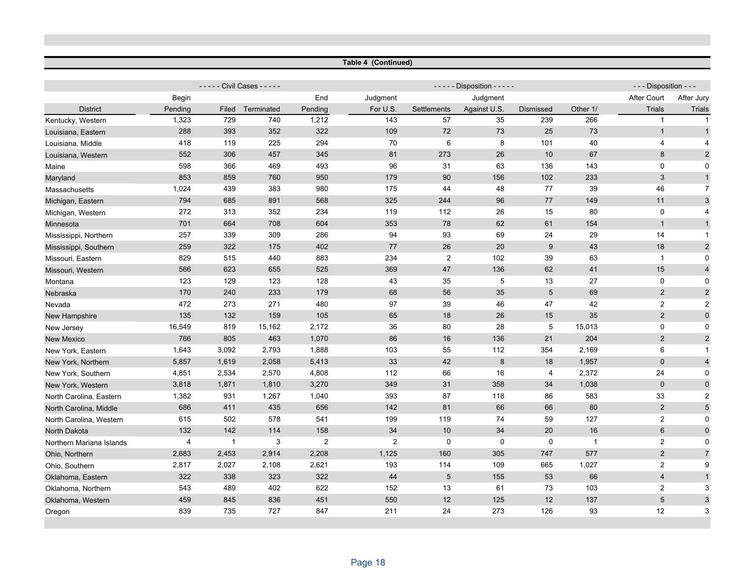**Table 4 (Continued)**

| | ----- Civil Cases ----- | | | | ----- Disposition ----- | | | | | --- Disposition --- | |
|---|---|---|---|---|---|---|---|---|---|---|---|
| District | Begin Pending | Filed | Terminated | End Pending | Judgment For U.S. | Settlements | Judgment Against U.S. | Dismissed | Other 1/ | After Court Trials | After Jury Trials |
| Kentucky, Western | 1,323 | 729 | 740 | 1,212 | 143 | 57 | 35 | 239 | 266 | 1 | 1 |
| Louisiana, Eastern | 288 | 393 | 352 | 322 | 109 | 72 | 73 | 25 | 73 | 1 | 1 |
| Louisiana, Middle | 418 | 119 | 225 | 294 | 70 | 6 | 8 | 101 | 40 | 4 | 4 |
| Louisiana, Western | 552 | 306 | 457 | 345 | 81 | 273 | 26 | 10 | 67 | 8 | 2 |
| Maine | 598 | 366 | 469 | 493 | 96 | 31 | 63 | 136 | 143 | 0 | 0 |
| Maryland | 853 | 859 | 760 | 950 | 179 | 90 | 156 | 102 | 233 | 3 | 1 |
| Massachusetts | 1,024 | 439 | 383 | 980 | 175 | 44 | 48 | 77 | 39 | 46 | 7 |
| Michigan, Eastern | 794 | 685 | 891 | 568 | 325 | 244 | 96 | 77 | 149 | 11 | 3 |
| Michigan, Western | 272 | 313 | 352 | 234 | 119 | 112 | 26 | 15 | 80 | 0 | 4 |
| Minnesota | 701 | 664 | 708 | 604 | 353 | 78 | 62 | 61 | 154 | 1 | 1 |
| Mississippi, Northern | 257 | 339 | 309 | 286 | 94 | 93 | 69 | 24 | 29 | 14 | 1 |
| Mississippi, Southern | 259 | 322 | 175 | 402 | 77 | 26 | 20 | 9 | 43 | 18 | 2 |
| Missouri, Eastern | 829 | 515 | 440 | 883 | 234 | 2 | 102 | 39 | 63 | 1 | 0 |
| Missouri, Western | 566 | 623 | 655 | 525 | 369 | 47 | 136 | 62 | 41 | 15 | 4 |
| Montana | 123 | 129 | 123 | 128 | 43 | 35 | 5 | 13 | 27 | 0 | 0 |
| Nebraska | 170 | 240 | 233 | 179 | 68 | 56 | 35 | 5 | 69 | 2 | 2 |
| Nevada | 472 | 273 | 271 | 480 | 97 | 39 | 46 | 47 | 42 | 2 | 2 |
| New Hampshire | 135 | 132 | 159 | 105 | 65 | 18 | 26 | 15 | 35 | 2 | 0 |
| New Jersey | 16,549 | 819 | 15,162 | 2,172 | 36 | 80 | 28 | 5 | 15,013 | 0 | 0 |
| New Mexico | 766 | 805 | 463 | 1,070 | 86 | 16 | 136 | 21 | 204 | 2 | 2 |
| New York, Eastern | 1,643 | 3,092 | 2,793 | 1,888 | 103 | 55 | 112 | 354 | 2,169 | 6 | 1 |
| New York, Northern | 5,857 | 1,619 | 2,058 | 5,413 | 33 | 42 | 8 | 18 | 1,957 | 0 | 4 |
| New York, Southern | 4,851 | 2,534 | 2,570 | 4,808 | 112 | 66 | 16 | 4 | 2,372 | 24 | 0 |
| New York, Western | 3,818 | 1,871 | 1,810 | 3,270 | 349 | 31 | 358 | 34 | 1,038 | 0 | 0 |
| North Carolina, Eastern | 1,382 | 931 | 1,267 | 1,040 | 393 | 87 | 118 | 86 | 583 | 33 | 2 |
| North Carolina, Middle | 686 | 411 | 435 | 656 | 142 | 81 | 66 | 66 | 80 | 2 | 5 |
| North Carolina, Western | 615 | 502 | 578 | 541 | 199 | 119 | 74 | 59 | 127 | 2 | 0 |
| North Dakota | 132 | 142 | 114 | 158 | 34 | 10 | 34 | 20 | 16 | 6 | 0 |
| Northern Mariana Islands | 4 | 1 | 3 | 2 | 2 | 0 | 0 | 0 | 1 | 2 | 0 |
| Ohio, Northern | 2,683 | 2,453 | 2,914 | 2,208 | 1,125 | 160 | 305 | 747 | 577 | 2 | 7 |
| Ohio, Southern | 2,817 | 2,027 | 2,108 | 2,621 | 193 | 114 | 109 | 665 | 1,027 | 2 | 9 |
| Oklahoma, Eastern | 322 | 338 | 323 | 322 | 44 | 5 | 155 | 53 | 66 | 4 | 1 |
| Oklahoma, Northern | 543 | 489 | 402 | 622 | 152 | 13 | 61 | 73 | 103 | 2 | 3 |
| Oklahoma, Western | 459 | 845 | 836 | 451 | 550 | 12 | 125 | 12 | 137 | 5 | 3 |
| Oregon | 839 | 735 | 727 | 847 | 211 | 24 | 273 | 126 | 93 | 12 | 3 |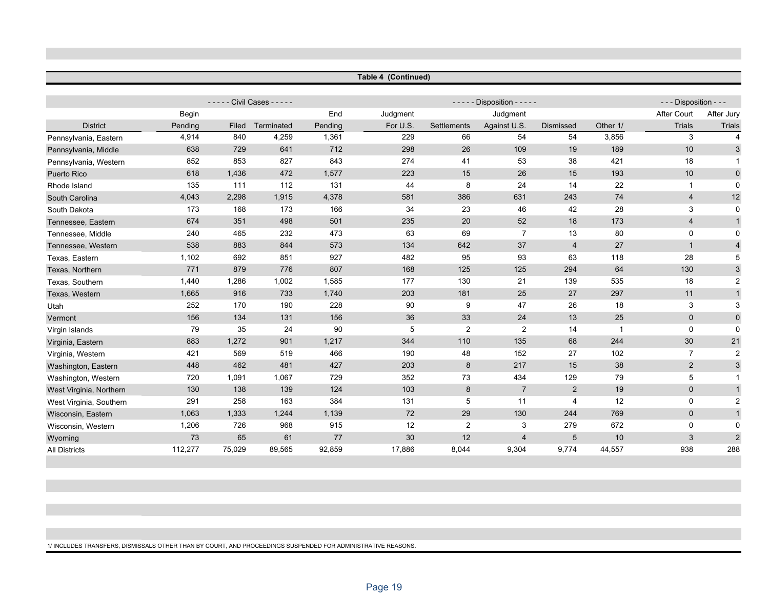**Table 4 (Continued)**

| District | Civil Cases: Begin Pending | Civil Cases: Filed | Civil Cases: Terminated | Civil Cases: End Pending | Disposition: Judgment For U.S. | Disposition: Settlements | Disposition: Judgment Against U.S. | Disposition: Dismissed | Disposition: Other 1/ | Disposition: After Court Trials | Disposition: After Jury Trials |
|---|---|---|---|---|---|---|---|---|---|---|---|
| Pennsylvania, Eastern | 4,914 | 840 | 4,259 | 1,361 | 229 | 66 | 54 | 54 | 3,856 | 3 | 4 |
| Pennsylvania, Middle | 638 | 729 | 641 | 712 | 298 | 26 | 109 | 19 | 189 | 10 | 3 |
| Pennsylvania, Western | 852 | 853 | 827 | 843 | 274 | 41 | 53 | 38 | 421 | 18 | 1 |
| Puerto Rico | 618 | 1,436 | 472 | 1,577 | 223 | 15 | 26 | 15 | 193 | 10 | 0 |
| Rhode Island | 135 | 111 | 112 | 131 | 44 | 8 | 24 | 14 | 22 | 1 | 0 |
| South Carolina | 4,043 | 2,298 | 1,915 | 4,378 | 581 | 386 | 631 | 243 | 74 | 4 | 12 |
| South Dakota | 173 | 168 | 173 | 166 | 34 | 23 | 46 | 42 | 28 | 3 | 0 |
| Tennessee, Eastern | 674 | 351 | 498 | 501 | 235 | 20 | 52 | 18 | 173 | 4 | 1 |
| Tennessee, Middle | 240 | 465 | 232 | 473 | 63 | 69 | 7 | 13 | 80 | 0 | 0 |
| Tennessee, Western | 538 | 883 | 844 | 573 | 134 | 642 | 37 | 4 | 27 | 1 | 4 |
| Texas, Eastern | 1,102 | 692 | 851 | 927 | 482 | 95 | 93 | 63 | 118 | 28 | 5 |
| Texas, Northern | 771 | 879 | 776 | 807 | 168 | 125 | 125 | 294 | 64 | 130 | 3 |
| Texas, Southern | 1,440 | 1,286 | 1,002 | 1,585 | 177 | 130 | 21 | 139 | 535 | 18 | 2 |
| Texas, Western | 1,665 | 916 | 733 | 1,740 | 203 | 181 | 25 | 27 | 297 | 11 | 1 |
| Utah | 252 | 170 | 190 | 228 | 90 | 9 | 47 | 26 | 18 | 3 | 3 |
| Vermont | 156 | 134 | 131 | 156 | 36 | 33 | 24 | 13 | 25 | 0 | 0 |
| Virgin Islands | 79 | 35 | 24 | 90 | 5 | 2 | 2 | 14 | 1 | 0 | 0 |
| Virginia, Eastern | 883 | 1,272 | 901 | 1,217 | 344 | 110 | 135 | 68 | 244 | 30 | 21 |
| Virginia, Western | 421 | 569 | 519 | 466 | 190 | 48 | 152 | 27 | 102 | 7 | 2 |
| Washington, Eastern | 448 | 462 | 481 | 427 | 203 | 8 | 217 | 15 | 38 | 2 | 3 |
| Washington, Western | 720 | 1,091 | 1,067 | 729 | 352 | 73 | 434 | 129 | 79 | 5 | 1 |
| West Virginia, Northern | 130 | 138 | 139 | 124 | 103 | 8 | 7 | 2 | 19 | 0 | 1 |
| West Virginia, Southern | 291 | 258 | 163 | 384 | 131 | 5 | 11 | 4 | 12 | 0 | 2 |
| Wisconsin, Eastern | 1,063 | 1,333 | 1,244 | 1,139 | 72 | 29 | 130 | 244 | 769 | 0 | 1 |
| Wisconsin, Western | 1,206 | 726 | 968 | 915 | 12 | 2 | 3 | 279 | 672 | 0 | 0 |
| Wyoming | 73 | 65 | 61 | 77 | 30 | 12 | 4 | 5 | 10 | 3 | 2 |
| All Districts | 112,277 | 75,029 | 89,565 | 92,859 | 17,886 | 8,044 | 9,304 | 9,774 | 44,557 | 938 | 288 |

1/ INCLUDES TRANSFERS, DISMISSALS OTHER THAN BY COURT, AND PROCEEDINGS SUSPENDED FOR ADMINISTRATIVE REASONS.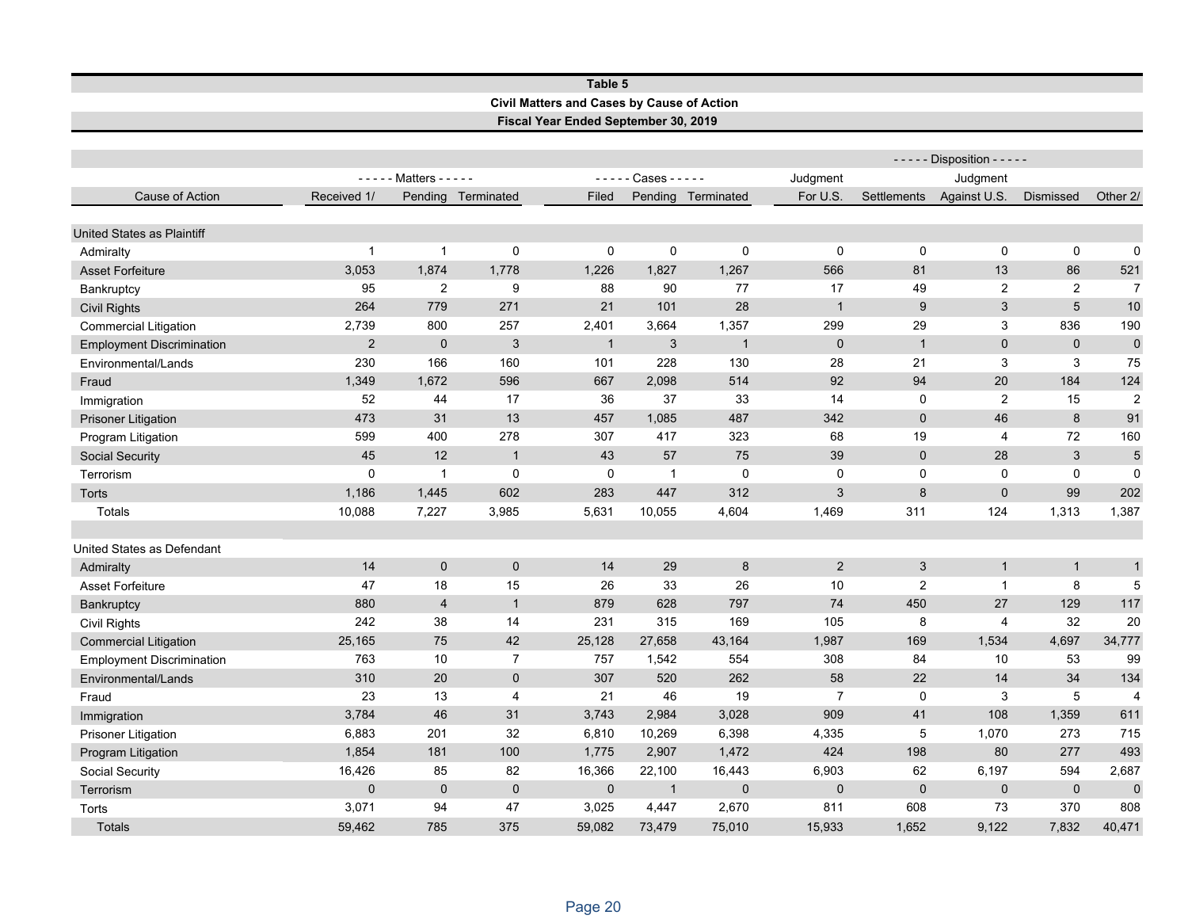## Table 5

### Civil Matters and Cases by Cause of Action

### Fiscal Year Ended September 30, 2019

| | Matters | | | Cases | | | Disposition | | | | |
|---|---|---|---|---|---|---|---|---|---|---|---|
| Cause of Action | Received 1/ | Pending | Terminated | Filed | Pending | Terminated | Judgment For U.S. | Settlements | Judgment Against U.S. | Dismissed | Other 2/ |
| **United States as Plaintiff** | | | | | | | | | | | |
| Admiralty | 1 | 1 | 0 | 0 | 0 | 0 | 0 | 0 | 0 | 0 | 0 |
| Asset Forfeiture | 3,053 | 1,874 | 1,778 | 1,226 | 1,827 | 1,267 | 566 | 81 | 13 | 86 | 521 |
| Bankruptcy | 95 | 2 | 9 | 88 | 90 | 77 | 17 | 49 | 2 | 2 | 7 |
| Civil Rights | 264 | 779 | 271 | 21 | 101 | 28 | 1 | 9 | 3 | 5 | 10 |
| Commercial Litigation | 2,739 | 800 | 257 | 2,401 | 3,664 | 1,357 | 299 | 29 | 3 | 836 | 190 |
| Employment Discrimination | 2 | 0 | 3 | 1 | 3 | 1 | 0 | 1 | 0 | 0 | 0 |
| Environmental/Lands | 230 | 166 | 160 | 101 | 228 | 130 | 28 | 21 | 3 | 3 | 75 |
| Fraud | 1,349 | 1,672 | 596 | 667 | 2,098 | 514 | 92 | 94 | 20 | 184 | 124 |
| Immigration | 52 | 44 | 17 | 36 | 37 | 33 | 14 | 0 | 2 | 15 | 2 |
| Prisoner Litigation | 473 | 31 | 13 | 457 | 1,085 | 487 | 342 | 0 | 46 | 8 | 91 |
| Program Litigation | 599 | 400 | 278 | 307 | 417 | 323 | 68 | 19 | 4 | 72 | 160 |
| Social Security | 45 | 12 | 1 | 43 | 57 | 75 | 39 | 0 | 28 | 3 | 5 |
| Terrorism | 0 | 1 | 0 | 0 | 1 | 0 | 0 | 0 | 0 | 0 | 0 |
| Torts | 1,186 | 1,445 | 602 | 283 | 447 | 312 | 3 | 8 | 0 | 99 | 202 |
| Totals | 10,088 | 7,227 | 3,985 | 5,631 | 10,055 | 4,604 | 1,469 | 311 | 124 | 1,313 | 1,387 |
| **United States as Defendant** | | | | | | | | | | | |
| Admiralty | 14 | 0 | 0 | 14 | 29 | 8 | 2 | 3 | 1 | 1 | 1 |
| Asset Forfeiture | 47 | 18 | 15 | 26 | 33 | 26 | 10 | 2 | 1 | 8 | 5 |
| Bankruptcy | 880 | 4 | 1 | 879 | 628 | 797 | 74 | 450 | 27 | 129 | 117 |
| Civil Rights | 242 | 38 | 14 | 231 | 315 | 169 | 105 | 8 | 4 | 32 | 20 |
| Commercial Litigation | 25,165 | 75 | 42 | 25,128 | 27,658 | 43,164 | 1,987 | 169 | 1,534 | 4,697 | 34,777 |
| Employment Discrimination | 763 | 10 | 7 | 757 | 1,542 | 554 | 308 | 84 | 10 | 53 | 99 |
| Environmental/Lands | 310 | 20 | 0 | 307 | 520 | 262 | 58 | 22 | 14 | 34 | 134 |
| Fraud | 23 | 13 | 4 | 21 | 46 | 19 | 7 | 0 | 3 | 5 | 4 |
| Immigration | 3,784 | 46 | 31 | 3,743 | 2,984 | 3,028 | 909 | 41 | 108 | 1,359 | 611 |
| Prisoner Litigation | 6,883 | 201 | 32 | 6,810 | 10,269 | 6,398 | 4,335 | 5 | 1,070 | 273 | 715 |
| Program Litigation | 1,854 | 181 | 100 | 1,775 | 2,907 | 1,472 | 424 | 198 | 80 | 277 | 493 |
| Social Security | 16,426 | 85 | 82 | 16,366 | 22,100 | 16,443 | 6,903 | 62 | 6,197 | 594 | 2,687 |
| Terrorism | 0 | 0 | 0 | 0 | 1 | 0 | 0 | 0 | 0 | 0 | 0 |
| Torts | 3,071 | 94 | 47 | 3,025 | 4,447 | 2,670 | 811 | 608 | 73 | 370 | 808 |
| Totals | 59,462 | 785 | 375 | 59,082 | 73,479 | 75,010 | 15,933 | 1,652 | 9,122 | 7,832 | 40,471 |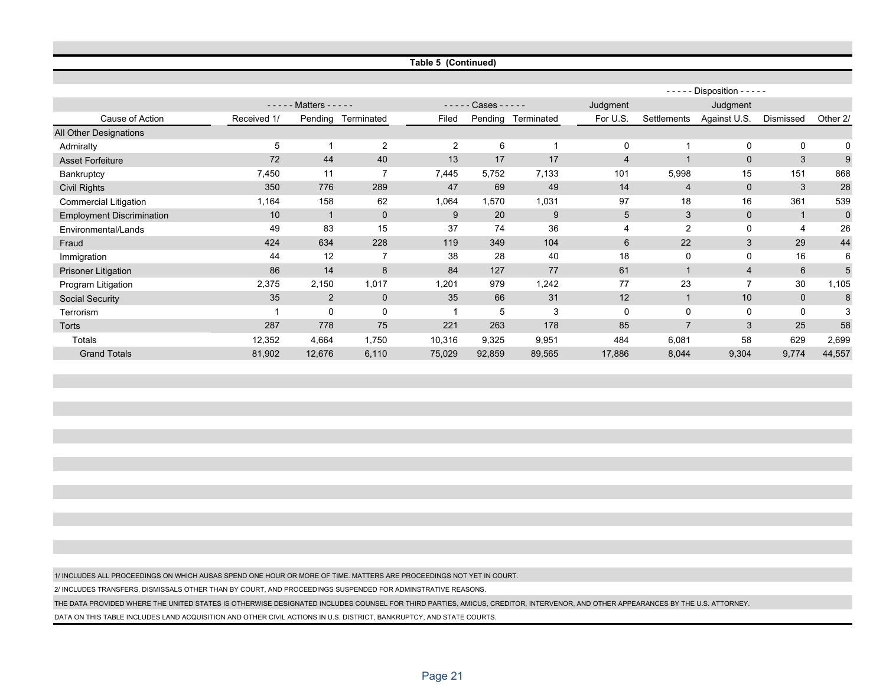**Table 5 (Continued)**

| Cause of Action | ----- Matters ----- | | | ----- Cases ----- | | | ----- Disposition ----- | | | | |
|---|---|---|---|---|---|---|---|---|---|---|---|
| | Received 1/ | Pending | Terminated | Filed | Pending | Terminated | Judgment For U.S. | Settlements | Judgment Against U.S. | Dismissed | Other 2/ |
| **All Other Designations** | | | | | | | | | | | |
| Admiralty | 5 | 1 | 2 | 2 | 6 | 1 | 0 | 1 | 0 | 0 | 0 |
| Asset Forfeiture | 72 | 44 | 40 | 13 | 17 | 17 | 4 | 1 | 0 | 3 | 9 |
| Bankruptcy | 7,450 | 11 | 7 | 7,445 | 5,752 | 7,133 | 101 | 5,998 | 15 | 151 | 868 |
| Civil Rights | 350 | 776 | 289 | 47 | 69 | 49 | 14 | 4 | 0 | 3 | 28 |
| Commercial Litigation | 1,164 | 158 | 62 | 1,064 | 1,570 | 1,031 | 97 | 18 | 16 | 361 | 539 |
| Employment Discrimination | 10 | 1 | 0 | 9 | 20 | 9 | 5 | 3 | 0 | 1 | 0 |
| Environmental/Lands | 49 | 83 | 15 | 37 | 74 | 36 | 4 | 2 | 0 | 4 | 26 |
| Fraud | 424 | 634 | 228 | 119 | 349 | 104 | 6 | 22 | 3 | 29 | 44 |
| Immigration | 44 | 12 | 7 | 38 | 28 | 40 | 18 | 0 | 0 | 16 | 6 |
| Prisoner Litigation | 86 | 14 | 8 | 84 | 127 | 77 | 61 | 1 | 4 | 6 | 5 |
| Program Litigation | 2,375 | 2,150 | 1,017 | 1,201 | 979 | 1,242 | 77 | 23 | 7 | 30 | 1,105 |
| Social Security | 35 | 2 | 0 | 35 | 66 | 31 | 12 | 1 | 10 | 0 | 8 |
| Terrorism | 1 | 0 | 0 | 1 | 5 | 3 | 0 | 0 | 0 | 0 | 3 |
| Torts | 287 | 778 | 75 | 221 | 263 | 178 | 85 | 7 | 3 | 25 | 58 |
| Totals | 12,352 | 4,664 | 1,750 | 10,316 | 9,325 | 9,951 | 484 | 6,081 | 58 | 629 | 2,699 |
| Grand Totals | 81,902 | 12,676 | 6,110 | 75,029 | 92,859 | 89,565 | 17,886 | 8,044 | 9,304 | 9,774 | 44,557 |

1/ INCLUDES ALL PROCEEDINGS ON WHICH AUSAS SPEND ONE HOUR OR MORE OF TIME. MATTERS ARE PROCEEDINGS NOT YET IN COURT.

2/ INCLUDES TRANSFERS, DISMISSALS OTHER THAN BY COURT, AND PROCEEDINGS SUSPENDED FOR ADMINSTRATIVE REASONS.

THE DATA PROVIDED WHERE THE UNITED STATES IS OTHERWISE DESIGNATED INCLUDES COUNSEL FOR THIRD PARTIES, AMICUS, CREDITOR, INTERVENOR, AND OTHER APPEARANCES BY THE U.S. ATTORNEY.

DATA ON THIS TABLE INCLUDES LAND ACQUISITION AND OTHER CIVIL ACTIONS IN U.S. DISTRICT, BANKRUPTCY, AND STATE COURTS.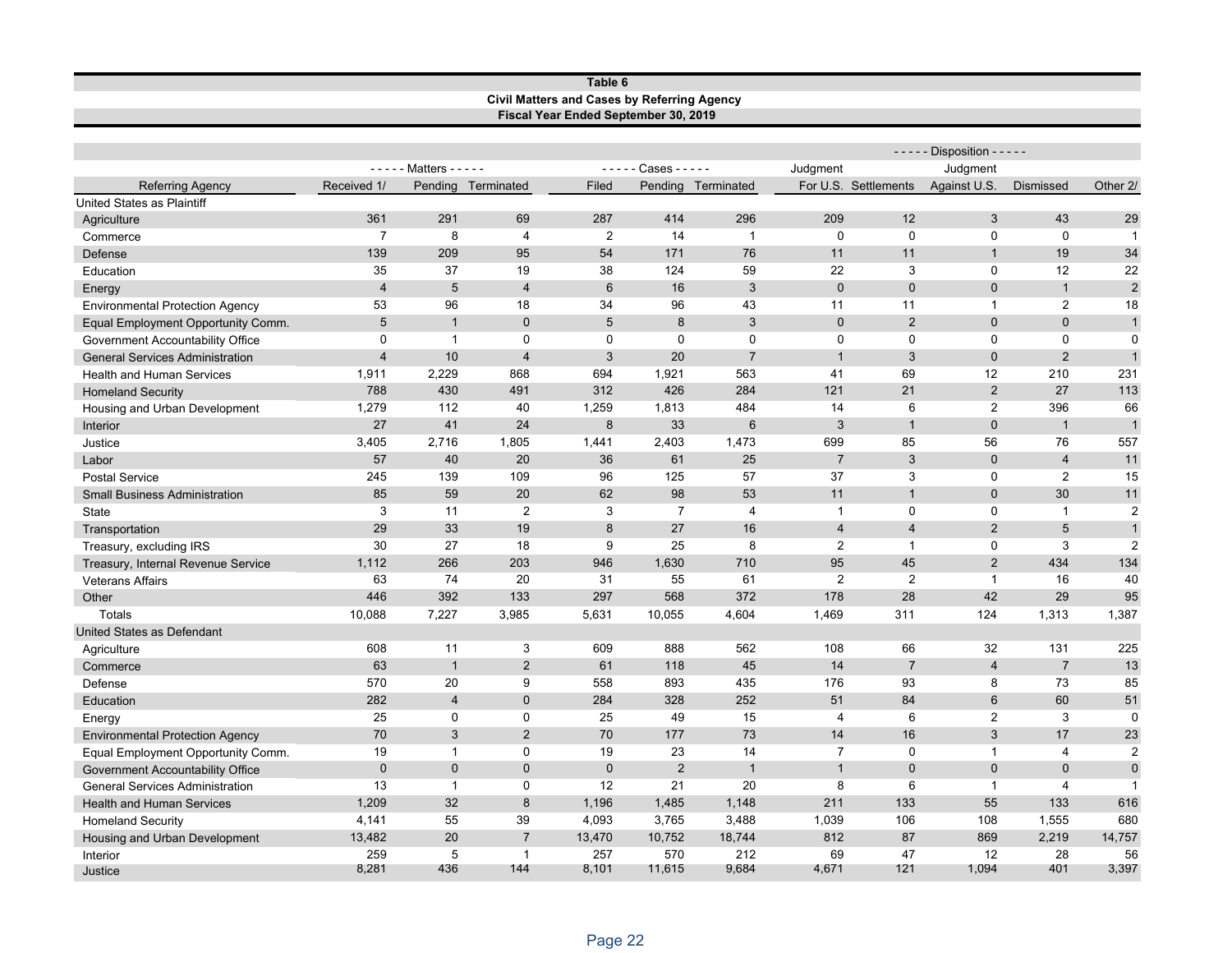**Table 6**

**Civil Matters and Cases by Referring Agency**

**Fiscal Year Ended September 30, 2019**

| | ----- Matters ----- | | | ----- Cases ----- | | | ----- Disposition ----- | | | | |
|---|---|---|---|---|---|---|---|---|---|---|---|
| Referring Agency | Received 1/ | Pending | Terminated | Filed | Pending | Terminated | Judgment For U.S. | Settlements | Judgment Against U.S. | Dismissed | Other 2/ |
| United States as Plaintiff | | | | | | | | | | | |
| Agriculture | 361 | 291 | 69 | 287 | 414 | 296 | 209 | 12 | 3 | 43 | 29 |
| Commerce | 7 | 8 | 4 | 2 | 14 | 1 | 0 | 0 | 0 | 0 | 1 |
| Defense | 139 | 209 | 95 | 54 | 171 | 76 | 11 | 11 | 1 | 19 | 34 |
| Education | 35 | 37 | 19 | 38 | 124 | 59 | 22 | 3 | 0 | 12 | 22 |
| Energy | 4 | 5 | 4 | 6 | 16 | 3 | 0 | 0 | 0 | 1 | 2 |
| Environmental Protection Agency | 53 | 96 | 18 | 34 | 96 | 43 | 11 | 11 | 1 | 2 | 18 |
| Equal Employment Opportunity Comm. | 5 | 1 | 0 | 5 | 8 | 3 | 0 | 2 | 0 | 0 | 1 |
| Government Accountability Office | 0 | 1 | 0 | 0 | 0 | 0 | 0 | 0 | 0 | 0 | 0 |
| General Services Administration | 4 | 10 | 4 | 3 | 20 | 7 | 1 | 3 | 0 | 2 | 1 |
| Health and Human Services | 1,911 | 2,229 | 868 | 694 | 1,921 | 563 | 41 | 69 | 12 | 210 | 231 |
| Homeland Security | 788 | 430 | 491 | 312 | 426 | 284 | 121 | 21 | 2 | 27 | 113 |
| Housing and Urban Development | 1,279 | 112 | 40 | 1,259 | 1,813 | 484 | 14 | 6 | 2 | 396 | 66 |
| Interior | 27 | 41 | 24 | 8 | 33 | 6 | 3 | 1 | 0 | 1 | 1 |
| Justice | 3,405 | 2,716 | 1,805 | 1,441 | 2,403 | 1,473 | 699 | 85 | 56 | 76 | 557 |
| Labor | 57 | 40 | 20 | 36 | 61 | 25 | 7 | 3 | 0 | 4 | 11 |
| Postal Service | 245 | 139 | 109 | 96 | 125 | 57 | 37 | 3 | 0 | 2 | 15 |
| Small Business Administration | 85 | 59 | 20 | 62 | 98 | 53 | 11 | 1 | 0 | 30 | 11 |
| State | 3 | 11 | 2 | 3 | 7 | 4 | 1 | 0 | 0 | 1 | 2 |
| Transportation | 29 | 33 | 19 | 8 | 27 | 16 | 4 | 4 | 2 | 5 | 1 |
| Treasury, excluding IRS | 30 | 27 | 18 | 9 | 25 | 8 | 2 | 1 | 0 | 3 | 2 |
| Treasury, Internal Revenue Service | 1,112 | 266 | 203 | 946 | 1,630 | 710 | 95 | 45 | 2 | 434 | 134 |
| Veterans Affairs | 63 | 74 | 20 | 31 | 55 | 61 | 2 | 2 | 1 | 16 | 40 |
| Other | 446 | 392 | 133 | 297 | 568 | 372 | 178 | 28 | 42 | 29 | 95 |
| Totals | 10,088 | 7,227 | 3,985 | 5,631 | 10,055 | 4,604 | 1,469 | 311 | 124 | 1,313 | 1,387 |
| United States as Defendant | | | | | | | | | | | |
| Agriculture | 608 | 11 | 3 | 609 | 888 | 562 | 108 | 66 | 32 | 131 | 225 |
| Commerce | 63 | 1 | 2 | 61 | 118 | 45 | 14 | 7 | 4 | 7 | 13 |
| Defense | 570 | 20 | 9 | 558 | 893 | 435 | 176 | 93 | 8 | 73 | 85 |
| Education | 282 | 4 | 0 | 284 | 328 | 252 | 51 | 84 | 6 | 60 | 51 |
| Energy | 25 | 0 | 0 | 25 | 49 | 15 | 4 | 6 | 2 | 3 | 0 |
| Environmental Protection Agency | 70 | 3 | 2 | 70 | 177 | 73 | 14 | 16 | 3 | 17 | 23 |
| Equal Employment Opportunity Comm. | 19 | 1 | 0 | 19 | 23 | 14 | 7 | 0 | 1 | 4 | 2 |
| Government Accountability Office | 0 | 0 | 0 | 0 | 2 | 1 | 1 | 0 | 0 | 0 | 0 |
| General Services Administration | 13 | 1 | 0 | 12 | 21 | 20 | 8 | 6 | 1 | 4 | 1 |
| Health and Human Services | 1,209 | 32 | 8 | 1,196 | 1,485 | 1,148 | 211 | 133 | 55 | 133 | 616 |
| Homeland Security | 4,141 | 55 | 39 | 4,093 | 3,765 | 3,488 | 1,039 | 106 | 108 | 1,555 | 680 |
| Housing and Urban Development | 13,482 | 20 | 7 | 13,470 | 10,752 | 18,744 | 812 | 87 | 869 | 2,219 | 14,757 |
| Interior | 259 | 5 | 1 | 257 | 570 | 212 | 69 | 47 | 12 | 28 | 56 |
| Justice | 8,281 | 436 | 144 | 8,101 | 11,615 | 9,684 | 4,671 | 121 | 1,094 | 401 | 3,397 |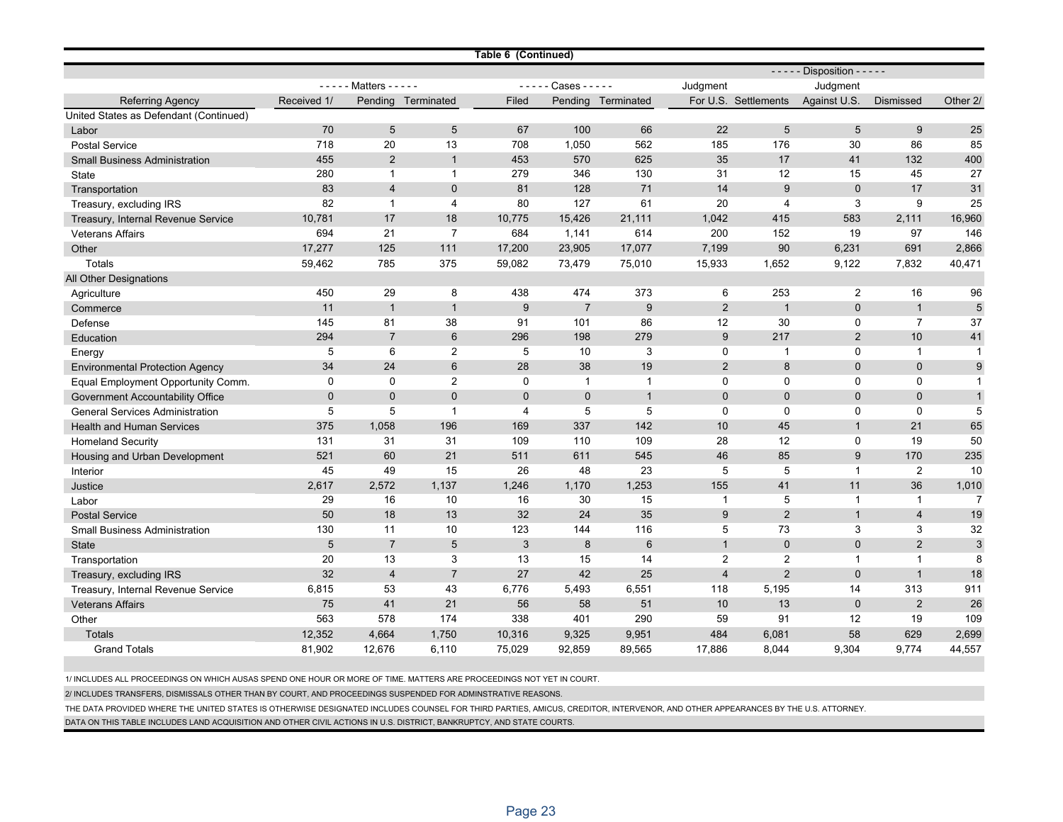**Table 6 (Continued)**

| Referring Agency | ----- Matters ----- | | | ----- Cases ----- | | | ----- Disposition ----- | | | | |
|---|---|---|---|---|---|---|---|---|---|---|---|
| | Received 1/ | Pending | Terminated | Filed | Pending | Terminated | Judgment For U.S. | Settlements | Judgment Against U.S. | Dismissed | Other 2/ |
| United States as Defendant (Continued) | | | | | | | | | | | |
| Labor | 70 | 5 | 5 | 67 | 100 | 66 | 22 | 5 | 5 | 9 | 25 |
| Postal Service | 718 | 20 | 13 | 708 | 1,050 | 562 | 185 | 176 | 30 | 86 | 85 |
| Small Business Administration | 455 | 2 | 1 | 453 | 570 | 625 | 35 | 17 | 41 | 132 | 400 |
| State | 280 | 1 | 1 | 279 | 346 | 130 | 31 | 12 | 15 | 45 | 27 |
| Transportation | 83 | 4 | 0 | 81 | 128 | 71 | 14 | 9 | 0 | 17 | 31 |
| Treasury, excluding IRS | 82 | 1 | 4 | 80 | 127 | 61 | 20 | 4 | 3 | 9 | 25 |
| Treasury, Internal Revenue Service | 10,781 | 17 | 18 | 10,775 | 15,426 | 21,111 | 1,042 | 415 | 583 | 2,111 | 16,960 |
| Veterans Affairs | 694 | 21 | 7 | 684 | 1,141 | 614 | 200 | 152 | 19 | 97 | 146 |
| Other | 17,277 | 125 | 111 | 17,200 | 23,905 | 17,077 | 7,199 | 90 | 6,231 | 691 | 2,866 |
| Totals | 59,462 | 785 | 375 | 59,082 | 73,479 | 75,010 | 15,933 | 1,652 | 9,122 | 7,832 | 40,471 |
| All Other Designations | | | | | | | | | | | |
| Agriculture | 450 | 29 | 8 | 438 | 474 | 373 | 6 | 253 | 2 | 16 | 96 |
| Commerce | 11 | 1 | 1 | 9 | 7 | 9 | 2 | 1 | 0 | 1 | 5 |
| Defense | 145 | 81 | 38 | 91 | 101 | 86 | 12 | 30 | 0 | 7 | 37 |
| Education | 294 | 7 | 6 | 296 | 198 | 279 | 9 | 217 | 2 | 10 | 41 |
| Energy | 5 | 6 | 2 | 5 | 10 | 3 | 0 | 1 | 0 | 1 | 1 |
| Environmental Protection Agency | 34 | 24 | 6 | 28 | 38 | 19 | 2 | 8 | 0 | 0 | 9 |
| Equal Employment Opportunity Comm. | 0 | 0 | 2 | 0 | 1 | 1 | 0 | 0 | 0 | 0 | 1 |
| Government Accountability Office | 0 | 0 | 0 | 0 | 0 | 1 | 0 | 0 | 0 | 0 | 1 |
| General Services Administration | 5 | 5 | 1 | 4 | 5 | 5 | 0 | 0 | 0 | 0 | 5 |
| Health and Human Services | 375 | 1,058 | 196 | 169 | 337 | 142 | 10 | 45 | 1 | 21 | 65 |
| Homeland Security | 131 | 31 | 31 | 109 | 110 | 109 | 28 | 12 | 0 | 19 | 50 |
| Housing and Urban Development | 521 | 60 | 21 | 511 | 611 | 545 | 46 | 85 | 9 | 170 | 235 |
| Interior | 45 | 49 | 15 | 26 | 48 | 23 | 5 | 5 | 1 | 2 | 10 |
| Justice | 2,617 | 2,572 | 1,137 | 1,246 | 1,170 | 1,253 | 155 | 41 | 11 | 36 | 1,010 |
| Labor | 29 | 16 | 10 | 16 | 30 | 15 | 1 | 5 | 1 | 1 | 7 |
| Postal Service | 50 | 18 | 13 | 32 | 24 | 35 | 9 | 2 | 1 | 4 | 19 |
| Small Business Administration | 130 | 11 | 10 | 123 | 144 | 116 | 5 | 73 | 3 | 3 | 32 |
| State | 5 | 7 | 5 | 3 | 8 | 6 | 1 | 0 | 0 | 2 | 3 |
| Transportation | 20 | 13 | 3 | 13 | 15 | 14 | 2 | 2 | 1 | 1 | 8 |
| Treasury, excluding IRS | 32 | 4 | 7 | 27 | 42 | 25 | 4 | 2 | 0 | 1 | 18 |
| Treasury, Internal Revenue Service | 6,815 | 53 | 43 | 6,776 | 5,493 | 6,551 | 118 | 5,195 | 14 | 313 | 911 |
| Veterans Affairs | 75 | 41 | 21 | 56 | 58 | 51 | 10 | 13 | 0 | 2 | 26 |
| Other | 563 | 578 | 174 | 338 | 401 | 290 | 59 | 91 | 12 | 19 | 109 |
| Totals | 12,352 | 4,664 | 1,750 | 10,316 | 9,325 | 9,951 | 484 | 6,081 | 58 | 629 | 2,699 |
| Grand Totals | 81,902 | 12,676 | 6,110 | 75,029 | 92,859 | 89,565 | 17,886 | 8,044 | 9,304 | 9,774 | 44,557 |

1/ INCLUDES ALL PROCEEDINGS ON WHICH AUSAS SPEND ONE HOUR OR MORE OF TIME. MATTERS ARE PROCEEDINGS NOT YET IN COURT.

2/ INCLUDES TRANSFERS, DISMISSALS OTHER THAN BY COURT, AND PROCEEDINGS SUSPENDED FOR ADMINSTRATIVE REASONS.

THE DATA PROVIDED WHERE THE UNITED STATES IS OTHERWISE DESIGNATED INCLUDES COUNSEL FOR THIRD PARTIES, AMICUS, CREDITOR, INTERVENOR, AND OTHER APPEARANCES BY THE U.S. ATTORNEY.

DATA ON THIS TABLE INCLUDES LAND ACQUISITION AND OTHER CIVIL ACTIONS IN U.S. DISTRICT, BANKRUPTCY, AND STATE COURTS.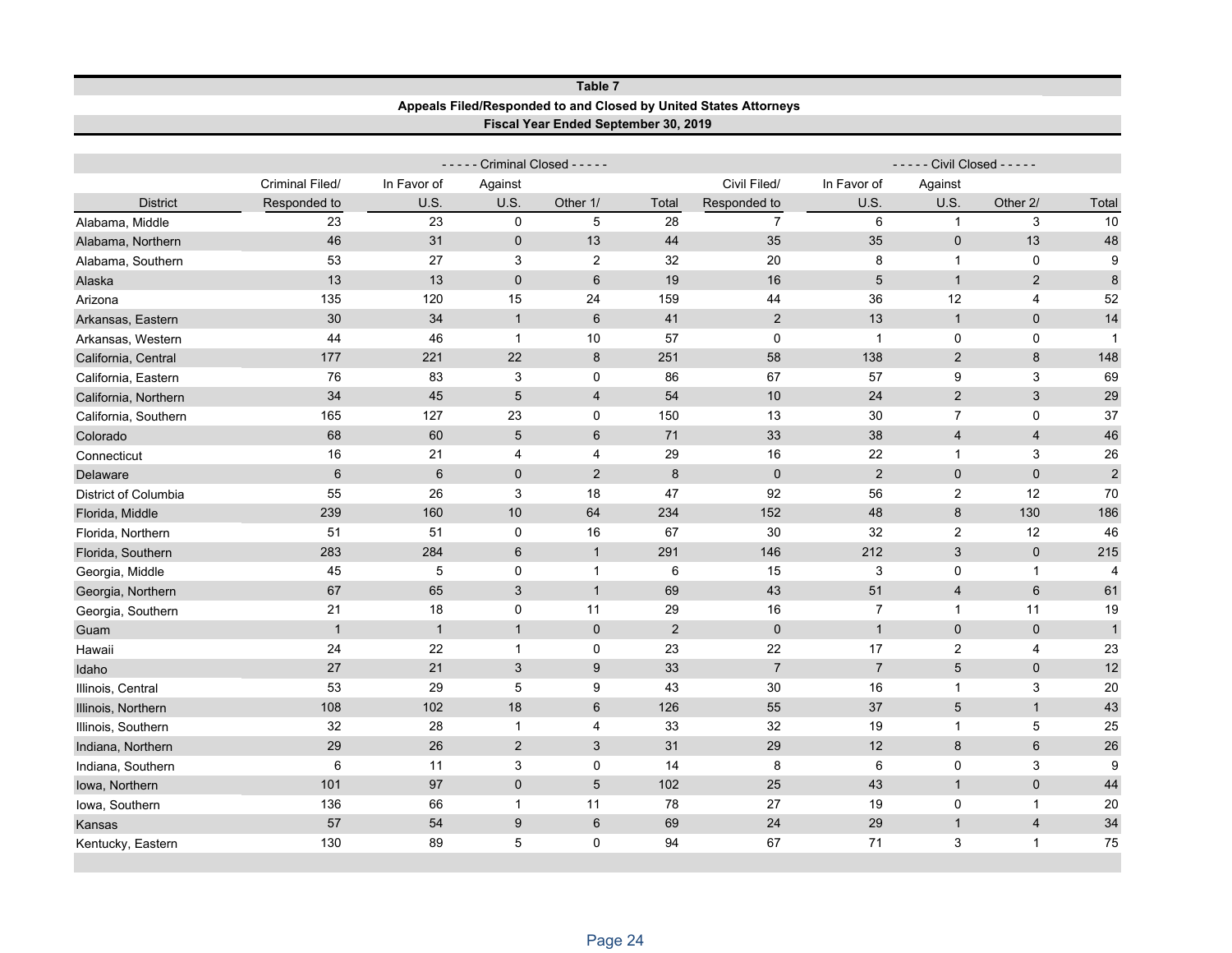**Table 7**

**Appeals Filed/Responded to and Closed by United States Attorneys**

**Fiscal Year Ended September 30, 2019**

| | | - - - - - Criminal Closed - - - - - | | | | | - - - - - Civil Closed - - - - - | | | |
|---|---|---|---|---|---|---|---|---|---|---|
| District | Criminal Filed/ Responded to | In Favor of U.S. | Against U.S. | Other 1/ | Total | Civil Filed/ Responded to | In Favor of U.S. | Against U.S. | Other 2/ | Total |
| Alabama, Middle | 23 | 23 | 0 | 5 | 28 | 7 | 6 | 1 | 3 | 10 |
| Alabama, Northern | 46 | 31 | 0 | 13 | 44 | 35 | 35 | 0 | 13 | 48 |
| Alabama, Southern | 53 | 27 | 3 | 2 | 32 | 20 | 8 | 1 | 0 | 9 |
| Alaska | 13 | 13 | 0 | 6 | 19 | 16 | 5 | 1 | 2 | 8 |
| Arizona | 135 | 120 | 15 | 24 | 159 | 44 | 36 | 12 | 4 | 52 |
| Arkansas, Eastern | 30 | 34 | 1 | 6 | 41 | 2 | 13 | 1 | 0 | 14 |
| Arkansas, Western | 44 | 46 | 1 | 10 | 57 | 0 | 1 | 0 | 0 | 1 |
| California, Central | 177 | 221 | 22 | 8 | 251 | 58 | 138 | 2 | 8 | 148 |
| California, Eastern | 76 | 83 | 3 | 0 | 86 | 67 | 57 | 9 | 3 | 69 |
| California, Northern | 34 | 45 | 5 | 4 | 54 | 10 | 24 | 2 | 3 | 29 |
| California, Southern | 165 | 127 | 23 | 0 | 150 | 13 | 30 | 7 | 0 | 37 |
| Colorado | 68 | 60 | 5 | 6 | 71 | 33 | 38 | 4 | 4 | 46 |
| Connecticut | 16 | 21 | 4 | 4 | 29 | 16 | 22 | 1 | 3 | 26 |
| Delaware | 6 | 6 | 0 | 2 | 8 | 0 | 2 | 0 | 0 | 2 |
| District of Columbia | 55 | 26 | 3 | 18 | 47 | 92 | 56 | 2 | 12 | 70 |
| Florida, Middle | 239 | 160 | 10 | 64 | 234 | 152 | 48 | 8 | 130 | 186 |
| Florida, Northern | 51 | 51 | 0 | 16 | 67 | 30 | 32 | 2 | 12 | 46 |
| Florida, Southern | 283 | 284 | 6 | 1 | 291 | 146 | 212 | 3 | 0 | 215 |
| Georgia, Middle | 45 | 5 | 0 | 1 | 6 | 15 | 3 | 0 | 1 | 4 |
| Georgia, Northern | 67 | 65 | 3 | 1 | 69 | 43 | 51 | 4 | 6 | 61 |
| Georgia, Southern | 21 | 18 | 0 | 11 | 29 | 16 | 7 | 1 | 11 | 19 |
| Guam | 1 | 1 | 1 | 0 | 2 | 0 | 1 | 0 | 0 | 1 |
| Hawaii | 24 | 22 | 1 | 0 | 23 | 22 | 17 | 2 | 4 | 23 |
| Idaho | 27 | 21 | 3 | 9 | 33 | 7 | 7 | 5 | 0 | 12 |
| Illinois, Central | 53 | 29 | 5 | 9 | 43 | 30 | 16 | 1 | 3 | 20 |
| Illinois, Northern | 108 | 102 | 18 | 6 | 126 | 55 | 37 | 5 | 1 | 43 |
| Illinois, Southern | 32 | 28 | 1 | 4 | 33 | 32 | 19 | 1 | 5 | 25 |
| Indiana, Northern | 29 | 26 | 2 | 3 | 31 | 29 | 12 | 8 | 6 | 26 |
| Indiana, Southern | 6 | 11 | 3 | 0 | 14 | 8 | 6 | 0 | 3 | 9 |
| Iowa, Northern | 101 | 97 | 0 | 5 | 102 | 25 | 43 | 1 | 0 | 44 |
| Iowa, Southern | 136 | 66 | 1 | 11 | 78 | 27 | 19 | 0 | 1 | 20 |
| Kansas | 57 | 54 | 9 | 6 | 69 | 24 | 29 | 1 | 4 | 34 |
| Kentucky, Eastern | 130 | 89 | 5 | 0 | 94 | 67 | 71 | 3 | 1 | 75 |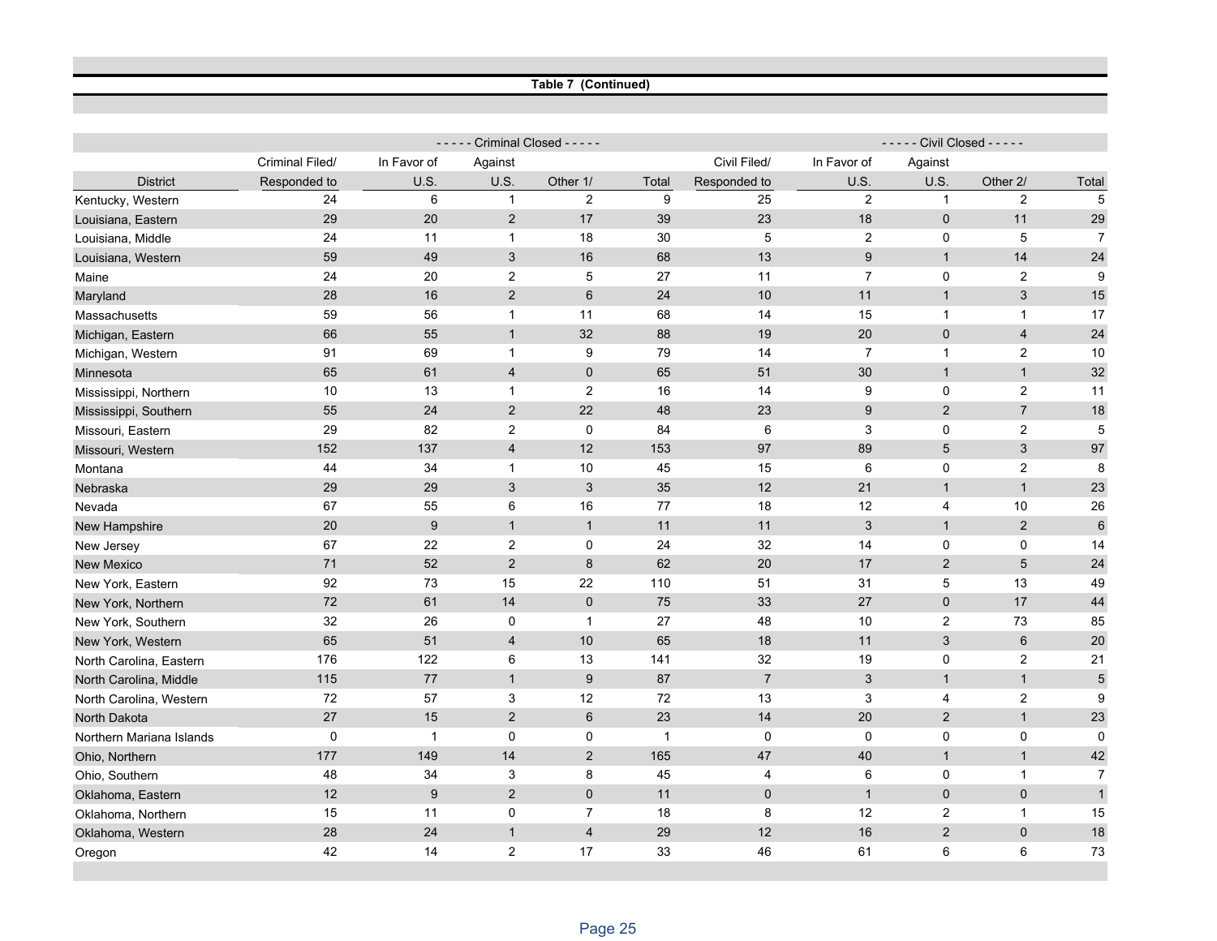**Table 7 (Continued)**

| District | Criminal Filed/ Responded to | ----- Criminal Closed ----- In Favor of U.S. | Against U.S. | Other 1/ | Total | Civil Filed/ Responded to | ----- Civil Closed ----- In Favor of U.S. | Against U.S. | Other 2/ | Total |
|---|---|---|---|---|---|---|---|---|---|---|
| Kentucky, Western | 24 | 6 | 1 | 2 | 9 | 25 | 2 | 1 | 2 | 5 |
| Louisiana, Eastern | 29 | 20 | 2 | 17 | 39 | 23 | 18 | 0 | 11 | 29 |
| Louisiana, Middle | 24 | 11 | 1 | 18 | 30 | 5 | 2 | 0 | 5 | 7 |
| Louisiana, Western | 59 | 49 | 3 | 16 | 68 | 13 | 9 | 1 | 14 | 24 |
| Maine | 24 | 20 | 2 | 5 | 27 | 11 | 7 | 0 | 2 | 9 |
| Maryland | 28 | 16 | 2 | 6 | 24 | 10 | 11 | 1 | 3 | 15 |
| Massachusetts | 59 | 56 | 1 | 11 | 68 | 14 | 15 | 1 | 1 | 17 |
| Michigan, Eastern | 66 | 55 | 1 | 32 | 88 | 19 | 20 | 0 | 4 | 24 |
| Michigan, Western | 91 | 69 | 1 | 9 | 79 | 14 | 7 | 1 | 2 | 10 |
| Minnesota | 65 | 61 | 4 | 0 | 65 | 51 | 30 | 1 | 1 | 32 |
| Mississippi, Northern | 10 | 13 | 1 | 2 | 16 | 14 | 9 | 0 | 2 | 11 |
| Mississippi, Southern | 55 | 24 | 2 | 22 | 48 | 23 | 9 | 2 | 7 | 18 |
| Missouri, Eastern | 29 | 82 | 2 | 0 | 84 | 6 | 3 | 0 | 2 | 5 |
| Missouri, Western | 152 | 137 | 4 | 12 | 153 | 97 | 89 | 5 | 3 | 97 |
| Montana | 44 | 34 | 1 | 10 | 45 | 15 | 6 | 0 | 2 | 8 |
| Nebraska | 29 | 29 | 3 | 3 | 35 | 12 | 21 | 1 | 1 | 23 |
| Nevada | 67 | 55 | 6 | 16 | 77 | 18 | 12 | 4 | 10 | 26 |
| New Hampshire | 20 | 9 | 1 | 1 | 11 | 11 | 3 | 1 | 2 | 6 |
| New Jersey | 67 | 22 | 2 | 0 | 24 | 32 | 14 | 0 | 0 | 14 |
| New Mexico | 71 | 52 | 2 | 8 | 62 | 20 | 17 | 2 | 5 | 24 |
| New York, Eastern | 92 | 73 | 15 | 22 | 110 | 51 | 31 | 5 | 13 | 49 |
| New York, Northern | 72 | 61 | 14 | 0 | 75 | 33 | 27 | 0 | 17 | 44 |
| New York, Southern | 32 | 26 | 0 | 1 | 27 | 48 | 10 | 2 | 73 | 85 |
| New York, Western | 65 | 51 | 4 | 10 | 65 | 18 | 11 | 3 | 6 | 20 |
| North Carolina, Eastern | 176 | 122 | 6 | 13 | 141 | 32 | 19 | 0 | 2 | 21 |
| North Carolina, Middle | 115 | 77 | 1 | 9 | 87 | 7 | 3 | 1 | 1 | 5 |
| North Carolina, Western | 72 | 57 | 3 | 12 | 72 | 13 | 3 | 4 | 2 | 9 |
| North Dakota | 27 | 15 | 2 | 6 | 23 | 14 | 20 | 2 | 1 | 23 |
| Northern Mariana Islands | 0 | 1 | 0 | 0 | 1 | 0 | 0 | 0 | 0 | 0 |
| Ohio, Northern | 177 | 149 | 14 | 2 | 165 | 47 | 40 | 1 | 1 | 42 |
| Ohio, Southern | 48 | 34 | 3 | 8 | 45 | 4 | 6 | 0 | 1 | 7 |
| Oklahoma, Eastern | 12 | 9 | 2 | 0 | 11 | 0 | 1 | 0 | 0 | 1 |
| Oklahoma, Northern | 15 | 11 | 0 | 7 | 18 | 8 | 12 | 2 | 1 | 15 |
| Oklahoma, Western | 28 | 24 | 1 | 4 | 29 | 12 | 16 | 2 | 0 | 18 |
| Oregon | 42 | 14 | 2 | 17 | 33 | 46 | 61 | 6 | 6 | 73 |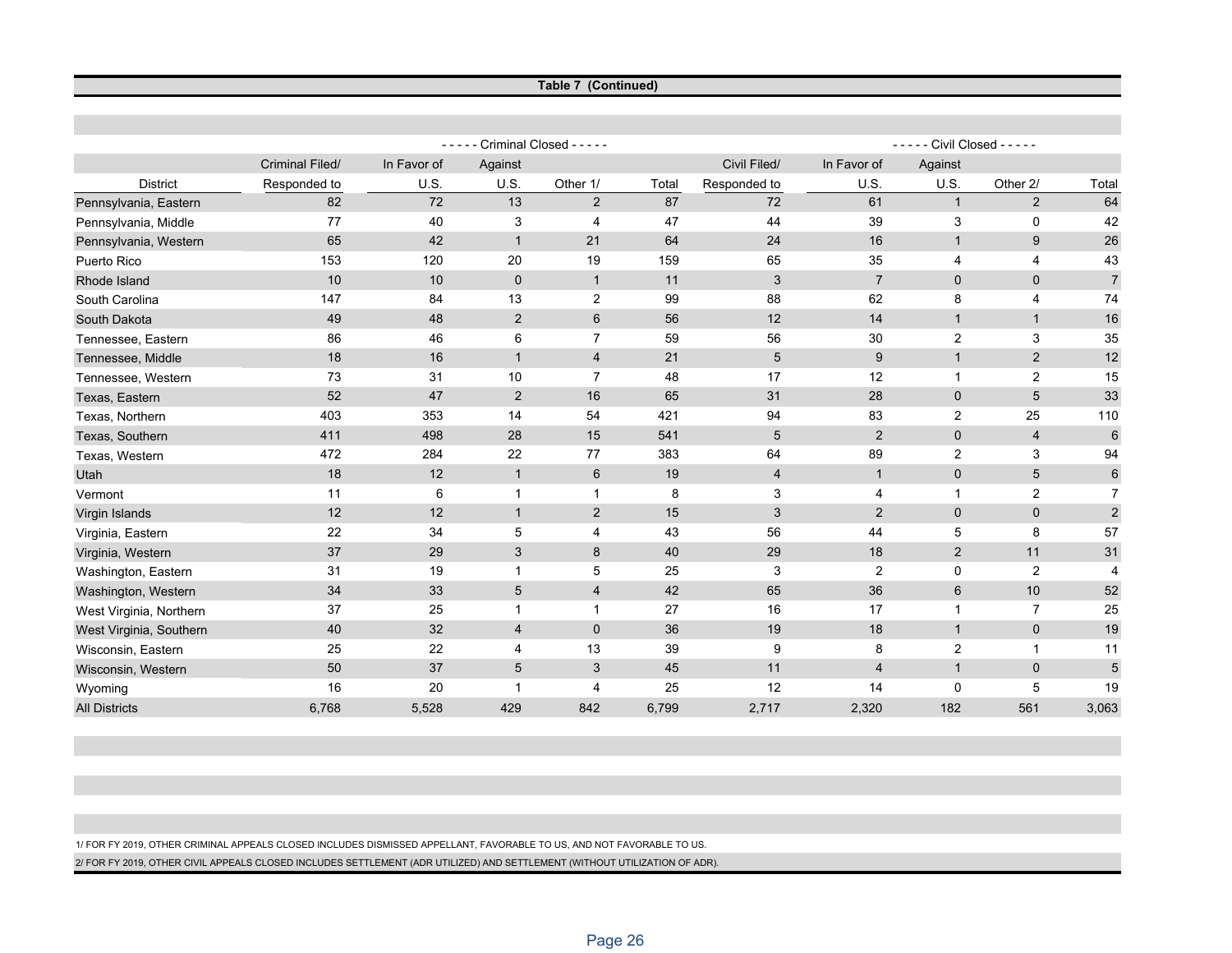**Table 7 (Continued)**

| District | Criminal Filed/ Responded to | ----- Criminal Closed ----- In Favor of U.S. | Against U.S. | Other 1/ | Total | Civil Filed/ Responded to | ----- Civil Closed ----- In Favor of U.S. | Against U.S. | Other 2/ | Total |
|---|---|---|---|---|---|---|---|---|---|---|
| Pennsylvania, Eastern | 82 | 72 | 13 | 2 | 87 | 72 | 61 | 1 | 2 | 64 |
| Pennsylvania, Middle | 77 | 40 | 3 | 4 | 47 | 44 | 39 | 3 | 0 | 42 |
| Pennsylvania, Western | 65 | 42 | 1 | 21 | 64 | 24 | 16 | 1 | 9 | 26 |
| Puerto Rico | 153 | 120 | 20 | 19 | 159 | 65 | 35 | 4 | 4 | 43 |
| Rhode Island | 10 | 10 | 0 | 1 | 11 | 3 | 7 | 0 | 0 | 7 |
| South Carolina | 147 | 84 | 13 | 2 | 99 | 88 | 62 | 8 | 4 | 74 |
| South Dakota | 49 | 48 | 2 | 6 | 56 | 12 | 14 | 1 | 1 | 16 |
| Tennessee, Eastern | 86 | 46 | 6 | 7 | 59 | 56 | 30 | 2 | 3 | 35 |
| Tennessee, Middle | 18 | 16 | 1 | 4 | 21 | 5 | 9 | 1 | 2 | 12 |
| Tennessee, Western | 73 | 31 | 10 | 7 | 48 | 17 | 12 | 1 | 2 | 15 |
| Texas, Eastern | 52 | 47 | 2 | 16 | 65 | 31 | 28 | 0 | 5 | 33 |
| Texas, Northern | 403 | 353 | 14 | 54 | 421 | 94 | 83 | 2 | 25 | 110 |
| Texas, Southern | 411 | 498 | 28 | 15 | 541 | 5 | 2 | 0 | 4 | 6 |
| Texas, Western | 472 | 284 | 22 | 77 | 383 | 64 | 89 | 2 | 3 | 94 |
| Utah | 18 | 12 | 1 | 6 | 19 | 4 | 1 | 0 | 5 | 6 |
| Vermont | 11 | 6 | 1 | 1 | 8 | 3 | 4 | 1 | 2 | 7 |
| Virgin Islands | 12 | 12 | 1 | 2 | 15 | 3 | 2 | 0 | 0 | 2 |
| Virginia, Eastern | 22 | 34 | 5 | 4 | 43 | 56 | 44 | 5 | 8 | 57 |
| Virginia, Western | 37 | 29 | 3 | 8 | 40 | 29 | 18 | 2 | 11 | 31 |
| Washington, Eastern | 31 | 19 | 1 | 5 | 25 | 3 | 2 | 0 | 2 | 4 |
| Washington, Western | 34 | 33 | 5 | 4 | 42 | 65 | 36 | 6 | 10 | 52 |
| West Virginia, Northern | 37 | 25 | 1 | 1 | 27 | 16 | 17 | 1 | 7 | 25 |
| West Virginia, Southern | 40 | 32 | 4 | 0 | 36 | 19 | 18 | 1 | 0 | 19 |
| Wisconsin, Eastern | 25 | 22 | 4 | 13 | 39 | 9 | 8 | 2 | 1 | 11 |
| Wisconsin, Western | 50 | 37 | 5 | 3 | 45 | 11 | 4 | 1 | 0 | 5 |
| Wyoming | 16 | 20 | 1 | 4 | 25 | 12 | 14 | 0 | 5 | 19 |
| All Districts | 6,768 | 5,528 | 429 | 842 | 6,799 | 2,717 | 2,320 | 182 | 561 | 3,063 |

1/ FOR FY 2019, OTHER CRIMINAL APPEALS CLOSED INCLUDES DISMISSED APPELLANT, FAVORABLE TO US, AND NOT FAVORABLE TO US.

2/ FOR FY 2019, OTHER CIVIL APPEALS CLOSED INCLUDES SETTLEMENT (ADR UTILIZED) AND SETTLEMENT (WITHOUT UTILIZATION OF ADR).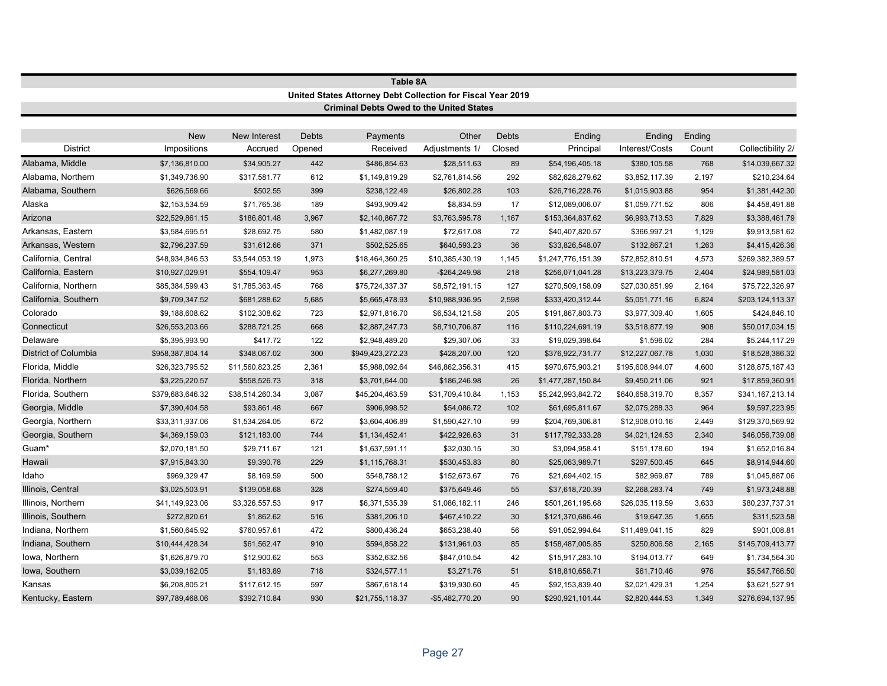**Table 8A**

**United States Attorney Debt Collection for Fiscal Year 2019**

**Criminal Debts Owed to the United States**

| District | New Impositions | New Interest Accrued | Debts Opened | Payments Received | Other Adjustments 1/ | Debts Closed | Ending Principal | Ending Interest/Costs | Ending Count | Collectibility 2/ |
|---|---|---|---|---|---|---|---|---|---|---|
| Alabama, Middle | $7,136,810.00 | $34,905.27 | 442 | $486,854.63 | $28,511.63 | 89 | $54,196,405.18 | $380,105.58 | 768 | $14,039,667.32 |
| Alabama, Northern | $1,349,736.90 | $317,581.77 | 612 | $1,149,819.29 | $2,761,814.56 | 292 | $82,628,279.62 | $3,852,117.39 | 2,197 | $210,234.64 |
| Alabama, Southern | $626,569.66 | $502.55 | 399 | $238,122.49 | $26,802.28 | 103 | $26,716,228.76 | $1,015,903.88 | 954 | $1,381,442.30 |
| Alaska | $2,153,534.59 | $71,765.36 | 189 | $493,909.42 | $8,834.59 | 17 | $12,089,006.07 | $1,059,771.52 | 806 | $4,458,491.88 |
| Arizona | $22,529,861.15 | $186,801.48 | 3,967 | $2,140,867.72 | $3,763,595.78 | 1,167 | $153,364,837.62 | $6,993,713.53 | 7,829 | $3,388,461.79 |
| Arkansas, Eastern | $3,584,695.51 | $28,692.75 | 580 | $1,482,087.19 | $72,617.08 | 72 | $40,407,820.57 | $366,997.21 | 1,129 | $9,913,581.62 |
| Arkansas, Western | $2,796,237.59 | $31,612.66 | 371 | $502,525.65 | $640,593.23 | 36 | $33,826,548.07 | $132,867.21 | 1,263 | $4,415,426.36 |
| California, Central | $48,934,846.53 | $3,544,053.19 | 1,973 | $18,464,360.25 | $10,385,430.19 | 1,145 | $1,247,776,151.39 | $72,852,810.51 | 4,573 | $269,382,389.57 |
| California, Eastern | $10,927,029.91 | $554,109.47 | 953 | $6,277,269.80 | -$264,249.98 | 218 | $256,071,041.28 | $13,223,379.75 | 2,404 | $24,989,581.03 |
| California, Northern | $85,384,599.43 | $1,785,363.45 | 768 | $75,724,337.37 | $8,572,191.15 | 127 | $270,509,158.09 | $27,030,851.99 | 2,164 | $75,722,326.97 |
| California, Southern | $9,709,347.52 | $681,288.62 | 5,685 | $5,665,478.93 | $10,988,936.95 | 2,598 | $333,420,312.44 | $5,051,771.16 | 6,824 | $203,124,113.37 |
| Colorado | $9,188,608.62 | $102,308.62 | 723 | $2,971,816.70 | $6,534,121.58 | 205 | $191,867,803.73 | $3,977,309.40 | 1,605 | $424,846.10 |
| Connecticut | $26,553,203.66 | $288,721.25 | 668 | $2,887,247.73 | $8,710,706.87 | 116 | $110,224,691.19 | $3,518,877.19 | 908 | $50,017,034.15 |
| Delaware | $5,395,993.90 | $417.72 | 122 | $2,948,489.20 | $29,307.06 | 33 | $19,029,398.64 | $1,596.02 | 284 | $5,244,117.29 |
| District of Columbia | $958,387,804.14 | $348,067.02 | 300 | $949,423,272.23 | $428,207.00 | 120 | $376,922,731.77 | $12,227,067.78 | 1,030 | $18,528,386.32 |
| Florida, Middle | $26,323,795.52 | $11,560,823.25 | 2,361 | $5,988,092.64 | $46,862,356.31 | 415 | $970,675,903.21 | $195,608,944.07 | 4,600 | $128,875,187.43 |
| Florida, Northern | $3,225,220.57 | $558,526.73 | 318 | $3,701,644.00 | $186,246.98 | 26 | $1,477,287,150.84 | $9,450,211.06 | 921 | $17,859,360.91 |
| Florida, Southern | $379,683,646.32 | $38,514,260.34 | 3,087 | $45,204,463.59 | $31,709,410.84 | 1,153 | $5,242,993,842.72 | $640,658,319.70 | 8,357 | $341,167,213.14 |
| Georgia, Middle | $7,390,404.58 | $93,861.48 | 667 | $906,998.52 | $54,086.72 | 102 | $61,695,811.67 | $2,075,288.33 | 964 | $9,597,223.95 |
| Georgia, Northern | $33,311,937.06 | $1,534,264.05 | 672 | $3,604,406.89 | $1,590,427.10 | 99 | $204,769,306.81 | $12,908,010.16 | 2,449 | $129,370,569.92 |
| Georgia, Southern | $4,369,159.03 | $121,183.00 | 744 | $1,134,452.41 | $422,926.63 | 31 | $117,792,333.28 | $4,021,124.53 | 2,340 | $46,056,739.08 |
| Guam* | $2,070,181.50 | $29,711.67 | 121 | $1,637,591.11 | $32,030.15 | 30 | $3,094,958.41 | $151,178.60 | 194 | $1,652,016.84 |
| Hawaii | $7,915,843.30 | $9,390.78 | 229 | $1,115,768.31 | $530,453.83 | 80 | $25,063,989.71 | $297,500.45 | 645 | $8,914,944.60 |
| Idaho | $969,329.47 | $8,169.59 | 500 | $548,788.12 | $152,673.67 | 76 | $21,694,402.15 | $82,969.87 | 789 | $1,045,887.06 |
| Illinois, Central | $3,025,503.91 | $139,058.68 | 328 | $274,559.40 | $375,649.46 | 55 | $37,618,720.39 | $2,268,283.74 | 749 | $1,973,248.88 |
| Illinois, Northern | $41,149,923.06 | $3,326,557.53 | 917 | $6,371,535.39 | $1,086,182.11 | 246 | $501,261,195.68 | $26,035,119.59 | 3,633 | $80,237,737.31 |
| Illinois, Southern | $272,820.61 | $1,862.62 | 516 | $381,206.10 | $467,410.22 | 30 | $121,370,686.46 | $19,647.35 | 1,655 | $311,523.58 |
| Indiana, Northern | $1,560,645.92 | $760,957.61 | 472 | $800,436.24 | $653,238.40 | 56 | $91,052,994.64 | $11,489,041.15 | 829 | $901,008.81 |
| Indiana, Southern | $10,444,428.34 | $61,562.47 | 910 | $594,858.22 | $131,961.03 | 85 | $158,487,005.85 | $250,806.58 | 2,165 | $145,709,413.77 |
| Iowa, Northern | $1,626,879.70 | $12,900.62 | 553 | $352,632.56 | $847,010.54 | 42 | $15,917,283.10 | $194,013.77 | 649 | $1,734,564.30 |
| Iowa, Southern | $3,039,162.05 | $1,183.89 | 718 | $324,577.11 | $3,271.76 | 51 | $18,810,658.71 | $61,710.46 | 976 | $5,547,766.50 |
| Kansas | $6,208,805.21 | $117,612.15 | 597 | $867,618.14 | $319,930.60 | 45 | $92,153,839.40 | $2,021,429.31 | 1,254 | $3,621,527.91 |
| Kentucky, Eastern | $97,789,468.06 | $392,710.84 | 930 | $21,755,118.37 | -$5,482,770.20 | 90 | $290,921,101.44 | $2,820,444.53 | 1,349 | $276,694,137.95 |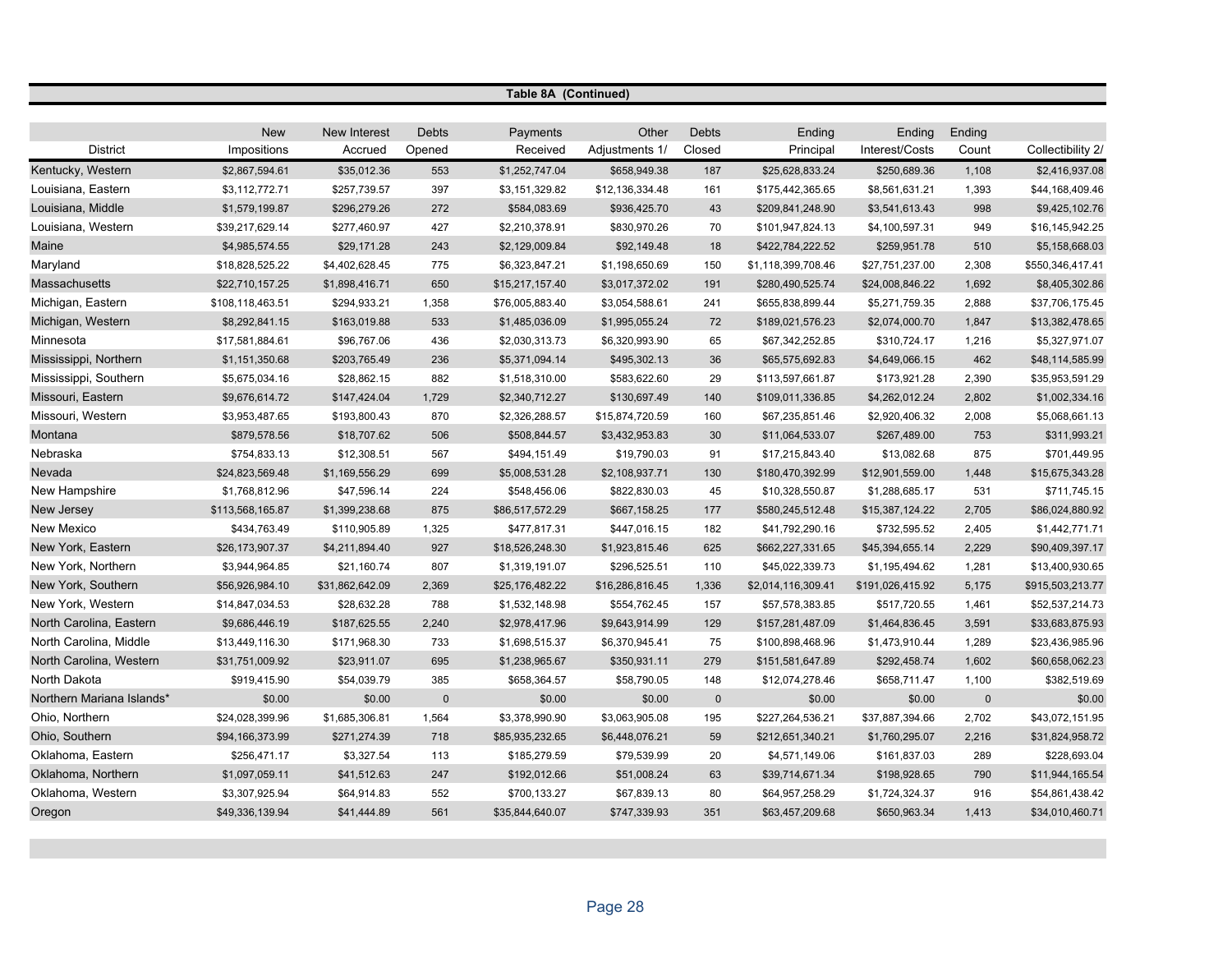**Table 8A (Continued)**

| District | New Impositions | New Interest Accrued | Debts Opened | Payments Received | Other Adjustments 1/ | Debts Closed | Ending Principal | Ending Interest/Costs | Ending Count | Collectibility 2/ |
|---|---|---|---|---|---|---|---|---|---|---|
| Kentucky, Western | $2,867,594.61 | $35,012.36 | 553 | $1,252,747.04 | $658,949.38 | 187 | $25,628,833.24 | $250,689.36 | 1,108 | $2,416,937.08 |
| Louisiana, Eastern | $3,112,772.71 | $257,739.57 | 397 | $3,151,329.82 | $12,136,334.48 | 161 | $175,442,365.65 | $8,561,631.21 | 1,393 | $44,168,409.46 |
| Louisiana, Middle | $1,579,199.87 | $296,279.26 | 272 | $584,083.69 | $936,425.70 | 43 | $209,841,248.90 | $3,541,613.43 | 998 | $9,425,102.76 |
| Louisiana, Western | $39,217,629.14 | $277,460.97 | 427 | $2,210,378.91 | $830,970.26 | 70 | $101,947,824.13 | $4,100,597.31 | 949 | $16,145,942.25 |
| Maine | $4,985,574.55 | $29,171.28 | 243 | $2,129,009.84 | $92,149.48 | 18 | $422,784,222.52 | $259,951.78 | 510 | $5,158,668.03 |
| Maryland | $18,828,525.22 | $4,402,628.45 | 775 | $6,323,847.21 | $1,198,650.69 | 150 | $1,118,399,708.46 | $27,751,237.00 | 2,308 | $550,346,417.41 |
| Massachusetts | $22,710,157.25 | $1,898,416.71 | 650 | $15,217,157.40 | $3,017,372.02 | 191 | $280,490,525.74 | $24,008,846.22 | 1,692 | $8,405,302.86 |
| Michigan, Eastern | $108,118,463.51 | $294,933.21 | 1,358 | $76,005,883.40 | $3,054,588.61 | 241 | $655,838,899.44 | $5,271,759.35 | 2,888 | $37,706,175.45 |
| Michigan, Western | $8,292,841.15 | $163,019.88 | 533 | $1,485,036.09 | $1,995,055.24 | 72 | $189,021,576.23 | $2,074,000.70 | 1,847 | $13,382,478.65 |
| Minnesota | $17,581,884.61 | $96,767.06 | 436 | $2,030,313.73 | $6,320,993.90 | 65 | $67,342,252.85 | $310,724.17 | 1,216 | $5,327,971.07 |
| Mississippi, Northern | $1,151,350.68 | $203,765.49 | 236 | $5,371,094.14 | $495,302.13 | 36 | $65,575,692.83 | $4,649,066.15 | 462 | $48,114,585.99 |
| Mississippi, Southern | $5,675,034.16 | $28,862.15 | 882 | $1,518,310.00 | $583,622.60 | 29 | $113,597,661.87 | $173,921.28 | 2,390 | $35,953,591.29 |
| Missouri, Eastern | $9,676,614.72 | $147,424.04 | 1,729 | $2,340,712.27 | $130,697.49 | 140 | $109,011,336.85 | $4,262,012.24 | 2,802 | $1,002,334.16 |
| Missouri, Western | $3,953,487.65 | $193,800.43 | 870 | $2,326,288.57 | $15,874,720.59 | 160 | $67,235,851.46 | $2,920,406.32 | 2,008 | $5,068,661.13 |
| Montana | $879,578.56 | $18,707.62 | 506 | $508,844.57 | $3,432,953.83 | 30 | $11,064,533.07 | $267,489.00 | 753 | $311,993.21 |
| Nebraska | $754,833.13 | $12,308.51 | 567 | $494,151.49 | $19,790.03 | 91 | $17,215,843.40 | $13,082.68 | 875 | $701,449.95 |
| Nevada | $24,823,569.48 | $1,169,556.29 | 699 | $5,008,531.28 | $2,108,937.71 | 130 | $180,470,392.99 | $12,901,559.00 | 1,448 | $15,675,343.28 |
| New Hampshire | $1,768,812.96 | $47,596.14 | 224 | $548,456.06 | $822,830.03 | 45 | $10,328,550.87 | $1,288,685.17 | 531 | $711,745.15 |
| New Jersey | $113,568,165.87 | $1,399,238.68 | 875 | $86,517,572.29 | $667,158.25 | 177 | $580,245,512.48 | $15,387,124.22 | 2,705 | $86,024,880.92 |
| New Mexico | $434,763.49 | $110,905.89 | 1,325 | $477,817.31 | $447,016.15 | 182 | $41,792,290.16 | $732,595.52 | 2,405 | $1,442,771.71 |
| New York, Eastern | $26,173,907.37 | $4,211,894.40 | 927 | $18,526,248.30 | $1,923,815.46 | 625 | $662,227,331.65 | $45,394,655.14 | 2,229 | $90,409,397.17 |
| New York, Northern | $3,944,964.85 | $21,160.74 | 807 | $1,319,191.07 | $296,525.51 | 110 | $45,022,339.73 | $1,195,494.62 | 1,281 | $13,400,930.65 |
| New York, Southern | $56,926,984.10 | $31,862,642.09 | 2,369 | $25,176,482.22 | $16,286,816.45 | 1,336 | $2,014,116,309.41 | $191,026,415.92 | 5,175 | $915,503,213.77 |
| New York, Western | $14,847,034.53 | $28,632.28 | 788 | $1,532,148.98 | $554,762.45 | 157 | $57,578,383.85 | $517,720.55 | 1,461 | $52,537,214.73 |
| North Carolina, Eastern | $9,686,446.19 | $187,625.55 | 2,240 | $2,978,417.96 | $9,643,914.99 | 129 | $157,281,487.09 | $1,464,836.45 | 3,591 | $33,683,875.93 |
| North Carolina, Middle | $13,449,116.30 | $171,968.30 | 733 | $1,698,515.37 | $6,370,945.41 | 75 | $100,898,468.96 | $1,473,910.44 | 1,289 | $23,436,985.96 |
| North Carolina, Western | $31,751,009.92 | $23,911.07 | 695 | $1,238,965.67 | $350,931.11 | 279 | $151,581,647.89 | $292,458.74 | 1,602 | $60,658,062.23 |
| North Dakota | $919,415.90 | $54,039.79 | 385 | $658,364.57 | $58,790.05 | 148 | $12,074,278.46 | $658,711.47 | 1,100 | $382,519.69 |
| Northern Mariana Islands* | $0.00 | $0.00 | 0 | $0.00 | $0.00 | 0 | $0.00 | $0.00 | 0 | $0.00 |
| Ohio, Northern | $24,028,399.96 | $1,685,306.81 | 1,564 | $3,378,990.90 | $3,063,905.08 | 195 | $227,264,536.21 | $37,887,394.66 | 2,702 | $43,072,151.95 |
| Ohio, Southern | $94,166,373.99 | $271,274.39 | 718 | $85,935,232.65 | $6,448,076.21 | 59 | $212,651,340.21 | $1,760,295.07 | 2,216 | $31,824,958.72 |
| Oklahoma, Eastern | $256,471.17 | $3,327.54 | 113 | $185,279.59 | $79,539.99 | 20 | $4,571,149.06 | $161,837.03 | 289 | $228,693.04 |
| Oklahoma, Northern | $1,097,059.11 | $41,512.63 | 247 | $192,012.66 | $51,008.24 | 63 | $39,714,671.34 | $198,928.65 | 790 | $11,944,165.54 |
| Oklahoma, Western | $3,307,925.94 | $64,914.83 | 552 | $700,133.27 | $67,839.13 | 80 | $64,957,258.29 | $1,724,324.37 | 916 | $54,861,438.42 |
| Oregon | $49,336,139.94 | $41,444.89 | 561 | $35,844,640.07 | $747,339.93 | 351 | $63,457,209.68 | $650,963.34 | 1,413 | $34,010,460.71 |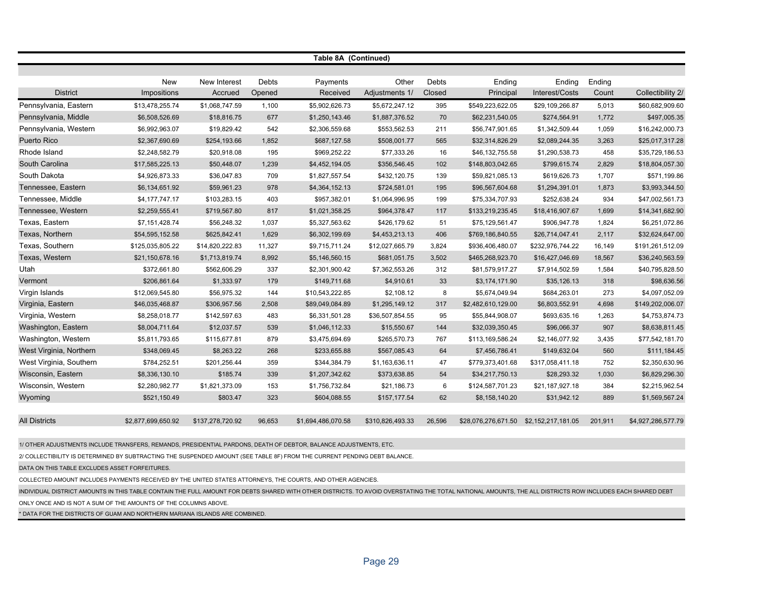**Table 8A (Continued)**

| District | New Impositions | New Interest Accrued | Debts Opened | Payments Received | Other Adjustments 1/ | Debts Closed | Ending Principal | Ending Interest/Costs | Ending Count | Collectibility 2/ |
|---|---|---|---|---|---|---|---|---|---|---|
| Pennsylvania, Eastern | $13,478,255.74 | $1,068,747.59 | 1,100 | $5,902,626.73 | $5,672,247.12 | 395 | $549,223,622.05 | $29,109,266.87 | 5,013 | $60,682,909.60 |
| Pennsylvania, Middle | $6,508,526.69 | $18,816.75 | 677 | $1,250,143.46 | $1,887,376.52 | 70 | $62,231,540.05 | $274,564.91 | 1,772 | $497,005.35 |
| Pennsylvania, Western | $6,992,963.07 | $19,829.42 | 542 | $2,306,559.68 | $553,562.53 | 211 | $56,747,901.65 | $1,342,509.44 | 1,059 | $16,242,000.73 |
| Puerto Rico | $2,367,690.69 | $254,193.66 | 1,852 | $687,127.58 | $508,001.77 | 565 | $32,314,826.29 | $2,089,244.35 | 3,263 | $25,017,317.28 |
| Rhode Island | $2,248,582.79 | $20,918.08 | 195 | $969,252.22 | $77,333.26 | 16 | $46,132,755.58 | $1,290,538.73 | 458 | $35,729,186.53 |
| South Carolina | $17,585,225.13 | $50,448.07 | 1,239 | $4,452,194.05 | $356,546.45 | 102 | $148,803,042.65 | $799,615.74 | 2,829 | $18,804,057.30 |
| South Dakota | $4,926,873.33 | $36,047.83 | 709 | $1,827,557.54 | $432,120.75 | 139 | $59,821,085.13 | $619,626.73 | 1,707 | $571,199.86 |
| Tennessee, Eastern | $6,134,651.92 | $59,961.23 | 978 | $4,364,152.13 | $724,581.01 | 195 | $96,567,604.68 | $1,294,391.01 | 1,873 | $3,993,344.50 |
| Tennessee, Middle | $4,177,747.17 | $103,283.15 | 403 | $957,382.01 | $1,064,996.95 | 199 | $75,334,707.93 | $252,638.24 | 934 | $47,002,561.73 |
| Tennessee, Western | $2,259,555.41 | $719,567.80 | 817 | $1,021,358.25 | $964,378.47 | 117 | $133,219,235.45 | $18,416,907.67 | 1,699 | $14,341,682.90 |
| Texas, Eastern | $7,151,428.74 | $56,248.32 | 1,037 | $5,327,563.62 | $426,179.62 | 51 | $75,129,561.47 | $906,947.78 | 1,824 | $6,251,072.86 |
| Texas, Northern | $54,595,152.58 | $625,842.41 | 1,629 | $6,302,199.69 | $4,453,213.13 | 406 | $769,186,840.55 | $26,714,047.41 | 2,117 | $32,624,647.00 |
| Texas, Southern | $125,035,805.22 | $14,820,222.83 | 11,327 | $9,715,711.24 | $12,027,665.79 | 3,824 | $936,406,480.07 | $232,976,744.22 | 16,149 | $191,261,512.09 |
| Texas, Western | $21,150,678.16 | $1,713,819.74 | 8,992 | $5,146,560.15 | $681,051.75 | 3,502 | $465,268,923.70 | $16,427,046.69 | 18,567 | $36,240,563.59 |
| Utah | $372,661.80 | $562,606.29 | 337 | $2,301,900.42 | $7,362,553.26 | 312 | $81,579,917.27 | $7,914,502.59 | 1,584 | $40,795,828.50 |
| Vermont | $206,861.64 | $1,333.97 | 179 | $149,711.68 | $4,910.61 | 33 | $3,174,171.90 | $35,126.13 | 318 | $98,636.56 |
| Virgin Islands | $12,069,545.80 | $56,975.32 | 144 | $10,543,222.85 | $2,108.12 | 8 | $5,674,049.94 | $684,263.01 | 273 | $4,097,052.09 |
| Virginia, Eastern | $46,035,468.87 | $306,957.56 | 2,508 | $89,049,084.89 | $1,295,149.12 | 317 | $2,482,610,129.00 | $6,803,552.91 | 4,698 | $149,202,006.07 |
| Virginia, Western | $8,258,018.77 | $142,597.63 | 483 | $6,331,501.28 | $36,507,854.55 | 95 | $55,844,908.07 | $693,635.16 | 1,263 | $4,753,874.73 |
| Washington, Eastern | $8,004,711.64 | $12,037.57 | 539 | $1,046,112.33 | $15,550.67 | 144 | $32,039,350.45 | $96,066.37 | 907 | $8,638,811.45 |
| Washington, Western | $5,811,793.65 | $115,677.81 | 879 | $3,475,694.69 | $265,570.73 | 767 | $113,169,586.24 | $2,146,077.92 | 3,435 | $77,542,181.70 |
| West Virginia, Northern | $348,069.45 | $8,263.22 | 268 | $233,655.88 | $567,085.43 | 64 | $7,456,786.41 | $149,632.04 | 560 | $111,184.45 |
| West Virginia, Southern | $784,252.51 | $201,256.44 | 359 | $344,384.79 | $1,163,636.11 | 47 | $779,373,401.68 | $317,058,411.18 | 752 | $2,350,630.96 |
| Wisconsin, Eastern | $8,336,130.10 | $185.74 | 339 | $1,207,342.62 | $373,638.85 | 54 | $34,217,750.13 | $28,293.32 | 1,030 | $6,829,296.30 |
| Wisconsin, Western | $2,280,982.77 | $1,821,373.09 | 153 | $1,756,732.84 | $21,186.73 | 6 | $124,587,701.23 | $21,187,927.18 | 384 | $2,215,962.54 |
| Wyoming | $521,150.49 | $803.47 | 323 | $604,088.55 | $157,177.54 | 62 | $8,158,140.20 | $31,942.12 | 889 | $1,569,567.24 |
| All Districts | $2,877,699,650.92 | $137,278,720.92 | 96,653 | $1,694,486,070.58 | $310,826,493.33 | 26,596 | $28,076,276,671.50 | $2,152,217,181.05 | 201,911 | $4,927,286,577.79 |

1/ OTHER ADJUSTMENTS INCLUDE TRANSFERS, REMANDS, PRESIDENTIAL PARDONS, DEATH OF DEBTOR, BALANCE ADJUSTMENTS, ETC.

2/ COLLECTIBILITY IS DETERMINED BY SUBTRACTING THE SUSPENDED AMOUNT (SEE TABLE 8F) FROM THE CURRENT PENDING DEBT BALANCE.

DATA ON THIS TABLE EXCLUDES ASSET FORFEITURES.

COLLECTED AMOUNT INCLUDES PAYMENTS RECEIVED BY THE UNITED STATES ATTORNEYS, THE COURTS, AND OTHER AGENCIES.

INDIVIDUAL DISTRICT AMOUNTS IN THIS TABLE CONTAIN THE FULL AMOUNT FOR DEBTS SHARED WITH OTHER DISTRICTS. TO AVOID OVERSTATING THE TOTAL NATIONAL AMOUNTS, THE ALL DISTRICTS ROW INCLUDES EACH SHARED DEBT ONLY ONCE AND IS NOT A SUM OF THE AMOUNTS OF THE COLUMNS ABOVE.

* DATA FOR THE DISTRICTS OF GUAM AND NORTHERN MARIANA ISLANDS ARE COMBINED.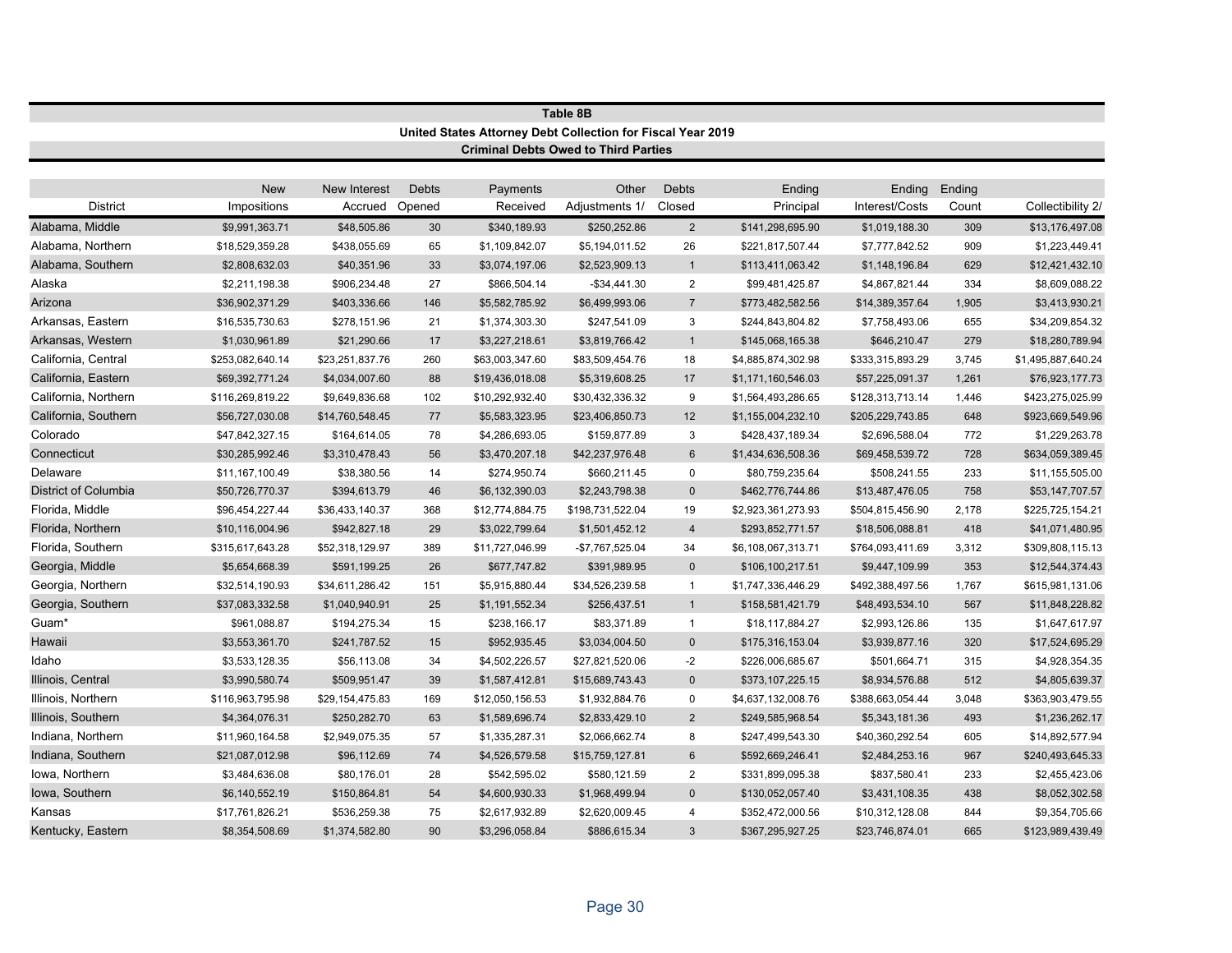## Table 8B

### United States Attorney Debt Collection for Fiscal Year 2019

### Criminal Debts Owed to Third Parties

| District | New Impositions | New Interest Accrued | Debts Opened | Payments Received | Other Adjustments 1/ | Debts Closed | Ending Principal | Ending Interest/Costs | Ending Count | Collectibility 2/ |
|---|---|---|---|---|---|---|---|---|---|---|
| Alabama, Middle | $9,991,363.71 | $48,505.86 | 30 | $340,189.93 | $250,252.86 | 2 | $141,298,695.90 | $1,019,188.30 | 309 | $13,176,497.08 |
| Alabama, Northern | $18,529,359.28 | $438,055.69 | 65 | $1,109,842.07 | $5,194,011.52 | 26 | $221,817,507.44 | $7,777,842.52 | 909 | $1,223,449.41 |
| Alabama, Southern | $2,808,632.03 | $40,351.96 | 33 | $3,074,197.06 | $2,523,909.13 | 1 | $113,411,063.42 | $1,148,196.84 | 629 | $12,421,432.10 |
| Alaska | $2,211,198.38 | $906,234.48 | 27 | $866,504.14 | -$34,441.30 | 2 | $99,481,425.87 | $4,867,821.44 | 334 | $8,609,088.22 |
| Arizona | $36,902,371.29 | $403,336.66 | 146 | $5,582,785.92 | $6,499,993.06 | 7 | $773,482,582.56 | $14,389,357.64 | 1,905 | $3,413,930.21 |
| Arkansas, Eastern | $16,535,730.63 | $278,151.96 | 21 | $1,374,303.30 | $247,541.09 | 3 | $244,843,804.82 | $7,758,493.06 | 655 | $34,209,854.32 |
| Arkansas, Western | $1,030,961.89 | $21,290.66 | 17 | $3,227,218.61 | $3,819,766.42 | 1 | $145,068,165.38 | $646,210.47 | 279 | $18,280,789.94 |
| California, Central | $253,082,640.14 | $23,251,837.76 | 260 | $63,003,347.60 | $83,509,454.76 | 18 | $4,885,874,302.98 | $333,315,893.29 | 3,745 | $1,495,887,640.24 |
| California, Eastern | $69,392,771.24 | $4,034,007.60 | 88 | $19,436,018.08 | $5,319,608.25 | 17 | $1,171,160,546.03 | $57,225,091.37 | 1,261 | $76,923,177.73 |
| California, Northern | $116,269,819.22 | $9,649,836.68 | 102 | $10,292,932.40 | $30,432,336.32 | 9 | $1,564,493,286.65 | $128,313,713.14 | 1,446 | $423,275,025.99 |
| California, Southern | $56,727,030.08 | $14,760,548.45 | 77 | $5,583,323.95 | $23,406,850.73 | 12 | $1,155,004,232.10 | $205,229,743.85 | 648 | $923,669,549.96 |
| Colorado | $47,842,327.15 | $164,614.05 | 78 | $4,286,693.05 | $159,877.89 | 3 | $428,437,189.34 | $2,696,588.04 | 772 | $1,229,263.78 |
| Connecticut | $30,285,992.46 | $3,310,478.43 | 56 | $3,470,207.18 | $42,237,976.48 | 6 | $1,434,636,508.36 | $69,458,539.72 | 728 | $634,059,389.45 |
| Delaware | $11,167,100.49 | $38,380.56 | 14 | $274,950.74 | $660,211.45 | 0 | $80,759,235.64 | $508,241.55 | 233 | $11,155,505.00 |
| District of Columbia | $50,726,770.37 | $394,613.79 | 46 | $6,132,390.03 | $2,243,798.38 | 0 | $462,776,744.86 | $13,487,476.05 | 758 | $53,147,707.57 |
| Florida, Middle | $96,454,227.44 | $36,433,140.37 | 368 | $12,774,884.75 | $198,731,522.04 | 19 | $2,923,361,273.93 | $504,815,456.90 | 2,178 | $225,725,154.21 |
| Florida, Northern | $10,116,004.96 | $942,827.18 | 29 | $3,022,799.64 | $1,501,452.12 | 4 | $293,852,771.57 | $18,506,088.81 | 418 | $41,071,480.95 |
| Florida, Southern | $315,617,643.28 | $52,318,129.97 | 389 | $11,727,046.99 | -$7,767,525.04 | 34 | $6,108,067,313.71 | $764,093,411.69 | 3,312 | $309,808,115.13 |
| Georgia, Middle | $5,654,668.39 | $591,199.25 | 26 | $677,747.82 | $391,989.95 | 0 | $106,100,217.51 | $9,447,109.99 | 353 | $12,544,374.43 |
| Georgia, Northern | $32,514,190.93 | $34,611,286.42 | 151 | $5,915,880.44 | $34,526,239.58 | 1 | $1,747,336,446.29 | $492,388,497.56 | 1,767 | $615,981,131.06 |
| Georgia, Southern | $37,083,332.58 | $1,040,940.91 | 25 | $1,191,552.34 | $256,437.51 | 1 | $158,581,421.79 | $48,493,534.10 | 567 | $11,848,228.82 |
| Guam* | $961,088.87 | $194,275.34 | 15 | $238,166.17 | $83,371.89 | 1 | $18,117,884.27 | $2,993,126.86 | 135 | $1,647,617.97 |
| Hawaii | $3,553,361.70 | $241,787.52 | 15 | $952,935.45 | $3,034,004.50 | 0 | $175,316,153.04 | $3,939,877.16 | 320 | $17,524,695.29 |
| Idaho | $3,533,128.35 | $56,113.08 | 34 | $4,502,226.57 | $27,821,520.06 | -2 | $226,006,685.67 | $501,664.71 | 315 | $4,928,354.35 |
| Illinois, Central | $3,990,580.74 | $509,951.47 | 39 | $1,587,412.81 | $15,689,743.43 | 0 | $373,107,225.15 | $8,934,576.88 | 512 | $4,805,639.37 |
| Illinois, Northern | $116,963,795.98 | $29,154,475.83 | 169 | $12,050,156.53 | $1,932,884.76 | 0 | $4,637,132,008.76 | $388,663,054.44 | 3,048 | $363,903,479.55 |
| Illinois, Southern | $4,364,076.31 | $250,282.70 | 63 | $1,589,696.74 | $2,833,429.10 | 2 | $249,585,968.54 | $5,343,181.36 | 493 | $1,236,262.17 |
| Indiana, Northern | $11,960,164.58 | $2,949,075.35 | 57 | $1,335,287.31 | $2,066,662.74 | 8 | $247,499,543.30 | $40,360,292.54 | 605 | $14,892,577.94 |
| Indiana, Southern | $21,087,012.98 | $96,112.69 | 74 | $4,526,579.58 | $15,759,127.81 | 6 | $592,669,246.41 | $2,484,253.16 | 967 | $240,493,645.33 |
| Iowa, Northern | $3,484,636.08 | $80,176.01 | 28 | $542,595.02 | $580,121.59 | 2 | $331,899,095.38 | $837,580.41 | 233 | $2,455,423.06 |
| Iowa, Southern | $6,140,552.19 | $150,864.81 | 54 | $4,600,930.33 | $1,968,499.94 | 0 | $130,052,057.40 | $3,431,108.35 | 438 | $8,052,302.58 |
| Kansas | $17,761,826.21 | $536,259.38 | 75 | $2,617,932.89 | $2,620,009.45 | 4 | $352,472,000.56 | $10,312,128.08 | 844 | $9,354,705.66 |
| Kentucky, Eastern | $8,354,508.69 | $1,374,582.80 | 90 | $3,296,058.84 | $886,615.34 | 3 | $367,295,927.25 | $23,746,874.01 | 665 | $123,989,439.49 |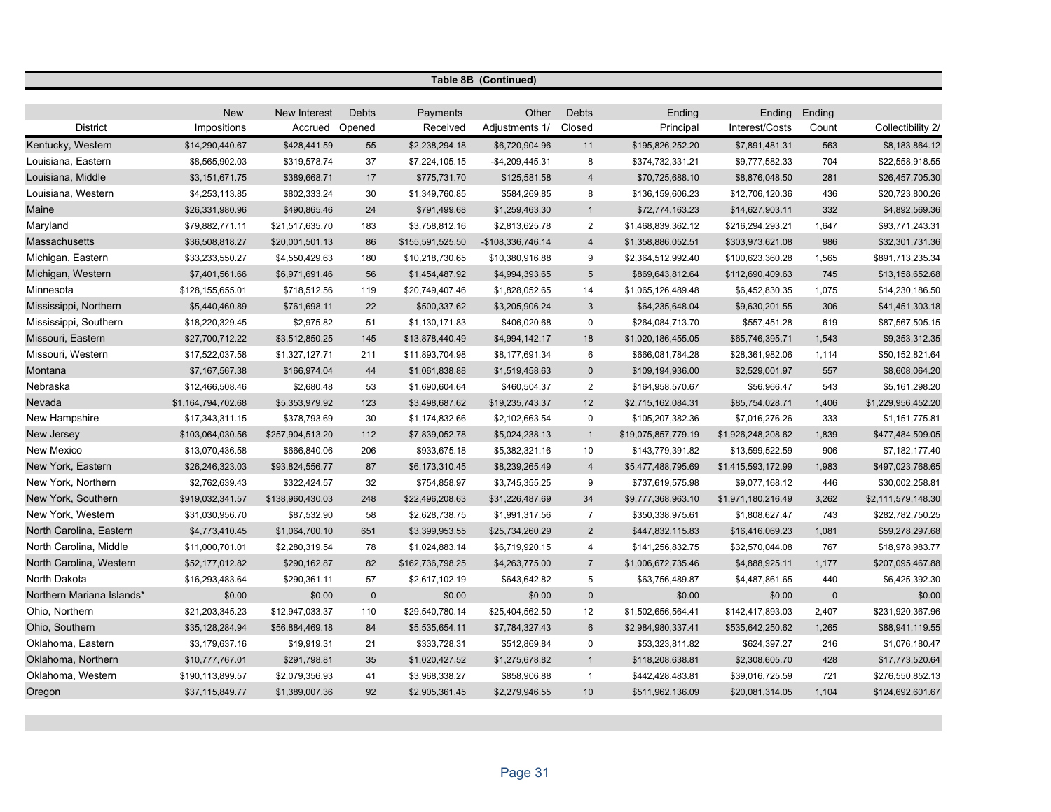**Table 8B (Continued)**

| District | New Impositions | New Interest Accrued | Debts Opened | Payments Received | Other Adjustments 1/ | Debts Closed | Ending Principal | Ending Interest/Costs | Ending Count | Collectibility 2/ |
|---|---|---|---|---|---|---|---|---|---|---|
| Kentucky, Western | $14,290,440.67 | $428,441.59 | 55 | $2,238,294.18 | $6,720,904.96 | 11 | $195,826,252.20 | $7,891,481.31 | 563 | $8,183,864.12 |
| Louisiana, Eastern | $8,565,902.03 | $319,578.74 | 37 | $7,224,105.15 | -$4,209,445.31 | 8 | $374,732,331.21 | $9,777,582.33 | 704 | $22,558,918.55 |
| Louisiana, Middle | $3,151,671.75 | $389,668.71 | 17 | $775,731.70 | $125,581.58 | 4 | $70,725,688.10 | $8,876,048.50 | 281 | $26,457,705.30 |
| Louisiana, Western | $4,253,113.85 | $802,333.24 | 30 | $1,349,760.85 | $584,269.85 | 8 | $136,159,606.23 | $12,706,120.36 | 436 | $20,723,800.26 |
| Maine | $26,331,980.96 | $490,865.46 | 24 | $791,499.68 | $1,259,463.30 | 1 | $72,774,163.23 | $14,627,903.11 | 332 | $4,892,569.36 |
| Maryland | $79,882,771.11 | $21,517,635.70 | 183 | $3,758,812.16 | $2,813,625.78 | 2 | $1,468,839,362.12 | $216,294,293.21 | 1,647 | $93,771,243.31 |
| Massachusetts | $36,508,818.27 | $20,001,501.13 | 86 | $155,591,525.50 | -$108,336,746.14 | 4 | $1,358,886,052.51 | $303,973,621.08 | 986 | $32,301,731.36 |
| Michigan, Eastern | $33,233,550.27 | $4,550,429.63 | 180 | $10,218,730.65 | $10,380,916.88 | 9 | $2,364,512,992.40 | $100,623,360.28 | 1,565 | $891,713,235.34 |
| Michigan, Western | $7,401,561.66 | $6,971,691.46 | 56 | $1,454,487.92 | $4,994,393.65 | 5 | $869,643,812.64 | $112,690,409.63 | 745 | $13,158,652.68 |
| Minnesota | $128,155,655.01 | $718,512.56 | 119 | $20,749,407.46 | $1,828,052.65 | 14 | $1,065,126,489.48 | $6,452,830.35 | 1,075 | $14,230,186.50 |
| Mississippi, Northern | $5,440,460.89 | $761,698.11 | 22 | $500,337.62 | $3,205,906.24 | 3 | $64,235,648.04 | $9,630,201.55 | 306 | $41,451,303.18 |
| Mississippi, Southern | $18,220,329.45 | $2,975.82 | 51 | $1,130,171.83 | $406,020.68 | 0 | $264,084,713.70 | $557,451.28 | 619 | $87,567,505.15 |
| Missouri, Eastern | $27,700,712.22 | $3,512,850.25 | 145 | $13,878,440.49 | $4,994,142.17 | 18 | $1,020,186,455.05 | $65,746,395.71 | 1,543 | $9,353,312.35 |
| Missouri, Western | $17,522,037.58 | $1,327,127.71 | 211 | $11,893,704.98 | $8,177,691.34 | 6 | $666,081,784.28 | $28,361,982.06 | 1,114 | $50,152,821.64 |
| Montana | $7,167,567.38 | $166,974.04 | 44 | $1,061,838.88 | $1,519,458.63 | 0 | $109,194,936.00 | $2,529,001.97 | 557 | $8,608,064.20 |
| Nebraska | $12,466,508.46 | $2,680.48 | 53 | $1,690,604.64 | $460,504.37 | 2 | $164,958,570.67 | $56,966.47 | 543 | $5,161,298.20 |
| Nevada | $1,164,794,702.68 | $5,353,979.92 | 123 | $3,498,687.62 | $19,235,743.37 | 12 | $2,715,162,084.31 | $85,754,028.71 | 1,406 | $1,229,956,452.20 |
| New Hampshire | $17,343,311.15 | $378,793.69 | 30 | $1,174,832.66 | $2,102,663.54 | 0 | $105,207,382.36 | $7,016,276.26 | 333 | $1,151,775.81 |
| New Jersey | $103,064,030.56 | $257,904,513.20 | 112 | $7,839,052.78 | $5,024,238.13 | 1 | $19,075,857,779.19 | $1,926,248,208.62 | 1,839 | $477,484,509.05 |
| New Mexico | $13,070,436.58 | $666,840.06 | 206 | $933,675.18 | $5,382,321.16 | 10 | $143,779,391.82 | $13,599,522.59 | 906 | $7,182,177.40 |
| New York, Eastern | $26,246,323.03 | $93,824,556.77 | 87 | $6,173,310.45 | $8,239,265.49 | 4 | $5,477,488,795.69 | $1,415,593,172.99 | 1,983 | $497,023,768.65 |
| New York, Northern | $2,762,639.43 | $322,424.57 | 32 | $754,858.97 | $3,745,355.25 | 9 | $737,619,575.98 | $9,077,168.12 | 446 | $30,002,258.81 |
| New York, Southern | $919,032,341.57 | $138,960,430.03 | 248 | $22,496,208.63 | $31,226,487.69 | 34 | $9,777,368,963.10 | $1,971,180,216.49 | 3,262 | $2,111,579,148.30 |
| New York, Western | $31,030,956.70 | $87,532.90 | 58 | $2,628,738.75 | $1,991,317.56 | 7 | $350,338,975.61 | $1,808,627.47 | 743 | $282,782,750.25 |
| North Carolina, Eastern | $4,773,410.45 | $1,064,700.10 | 651 | $3,399,953.55 | $25,734,260.29 | 2 | $447,832,115.83 | $16,416,069.23 | 1,081 | $59,278,297.68 |
| North Carolina, Middle | $11,000,701.01 | $2,280,319.54 | 78 | $1,024,883.14 | $6,719,920.15 | 4 | $141,256,832.75 | $32,570,044.08 | 767 | $18,978,983.77 |
| North Carolina, Western | $52,177,012.82 | $290,162.87 | 82 | $162,736,798.25 | $4,263,775.00 | 7 | $1,006,672,735.46 | $4,888,925.11 | 1,177 | $207,095,467.88 |
| North Dakota | $16,293,483.64 | $290,361.11 | 57 | $2,617,102.19 | $643,642.82 | 5 | $63,756,489.87 | $4,487,861.65 | 440 | $6,425,392.30 |
| Northern Mariana Islands* | $0.00 | $0.00 | 0 | $0.00 | $0.00 | 0 | $0.00 | $0.00 | 0 | $0.00 |
| Ohio, Northern | $21,203,345.23 | $12,947,033.37 | 110 | $29,540,780.14 | $25,404,562.50 | 12 | $1,502,656,564.41 | $142,417,893.03 | 2,407 | $231,920,367.96 |
| Ohio, Southern | $35,128,284.94 | $56,884,469.18 | 84 | $5,535,654.11 | $7,784,327.43 | 6 | $2,984,980,337.41 | $535,642,250.62 | 1,265 | $88,941,119.55 |
| Oklahoma, Eastern | $3,179,637.16 | $19,919.31 | 21 | $333,728.31 | $512,869.84 | 0 | $53,323,811.82 | $624,397.27 | 216 | $1,076,180.47 |
| Oklahoma, Northern | $10,777,767.01 | $291,798.81 | 35 | $1,020,427.52 | $1,275,678.82 | 1 | $118,208,638.81 | $2,308,605.70 | 428 | $17,773,520.64 |
| Oklahoma, Western | $190,113,899.57 | $2,079,356.93 | 41 | $3,968,338.27 | $858,906.88 | 1 | $442,428,483.81 | $39,016,725.59 | 721 | $276,550,852.13 |
| Oregon | $37,115,849.77 | $1,389,007.36 | 92 | $2,905,361.45 | $2,279,946.55 | 10 | $511,962,136.09 | $20,081,314.05 | 1,104 | $124,692,601.67 |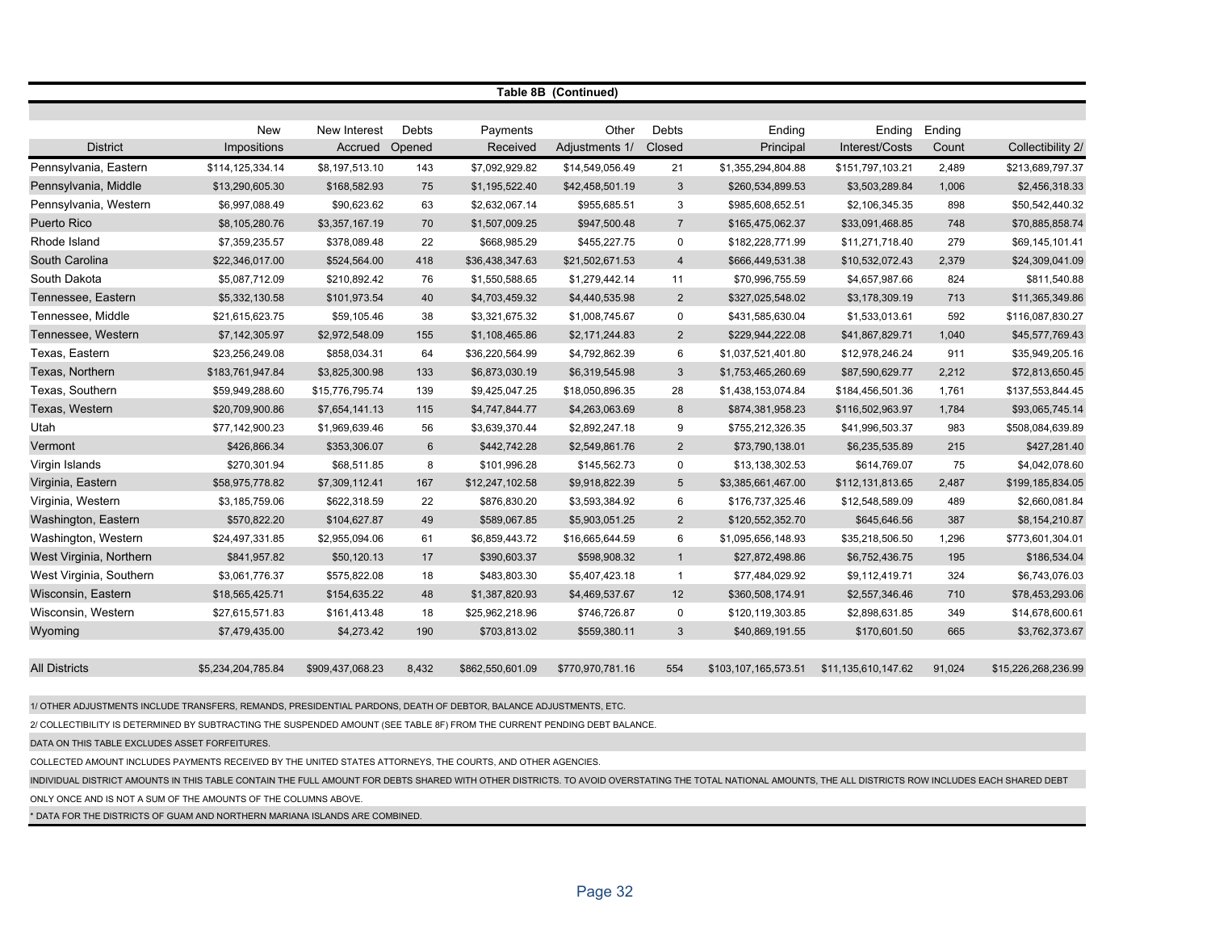**Table 8B (Continued)**

| District | New Impositions | New Interest Accrued | Debts Opened | Payments Received | Other Adjustments 1/ | Debts Closed | Ending Principal | Ending Interest/Costs | Ending Count | Collectibility 2/ |
|---|---|---|---|---|---|---|---|---|---|---|
| Pennsylvania, Eastern | $114,125,334.14 | $8,197,513.10 | 143 | $7,092,929.82 | $14,549,056.49 | 21 | $1,355,294,804.88 | $151,797,103.21 | 2,489 | $213,689,797.37 |
| Pennsylvania, Middle | $13,290,605.30 | $168,582.93 | 75 | $1,195,522.40 | $42,458,501.19 | 3 | $260,534,899.53 | $3,503,289.84 | 1,006 | $2,456,318.33 |
| Pennsylvania, Western | $6,997,088.49 | $90,623.62 | 63 | $2,632,067.14 | $955,685.51 | 3 | $985,608,652.51 | $2,106,345.35 | 898 | $50,542,440.32 |
| Puerto Rico | $8,105,280.76 | $3,357,167.19 | 70 | $1,507,009.25 | $947,500.48 | 7 | $165,475,062.37 | $33,091,468.85 | 748 | $70,885,858.74 |
| Rhode Island | $7,359,235.57 | $378,089.48 | 22 | $668,985.29 | $455,227.75 | 0 | $182,228,771.99 | $11,271,718.40 | 279 | $69,145,101.41 |
| South Carolina | $22,346,017.00 | $524,564.00 | 418 | $36,438,347.63 | $21,502,671.53 | 4 | $666,449,531.38 | $10,532,072.43 | 2,379 | $24,309,041.09 |
| South Dakota | $5,087,712.09 | $210,892.42 | 76 | $1,550,588.65 | $1,279,442.14 | 11 | $70,996,755.59 | $4,657,987.66 | 824 | $811,540.88 |
| Tennessee, Eastern | $5,332,130.58 | $101,973.54 | 40 | $4,703,459.32 | $4,440,535.98 | 2 | $327,025,548.02 | $3,178,309.19 | 713 | $11,365,349.86 |
| Tennessee, Middle | $21,615,623.75 | $59,105.46 | 38 | $3,321,675.32 | $1,008,745.67 | 0 | $431,585,630.04 | $1,533,013.61 | 592 | $116,087,830.27 |
| Tennessee, Western | $7,142,305.97 | $2,972,548.09 | 155 | $1,108,465.86 | $2,171,244.83 | 2 | $229,944,222.08 | $41,867,829.71 | 1,040 | $45,577,769.43 |
| Texas, Eastern | $23,256,249.08 | $858,034.31 | 64 | $36,220,564.99 | $4,792,862.39 | 6 | $1,037,521,401.80 | $12,978,246.24 | 911 | $35,949,205.16 |
| Texas, Northern | $183,761,947.84 | $3,825,300.98 | 133 | $6,873,030.19 | $6,319,545.98 | 3 | $1,753,465,260.69 | $87,590,629.77 | 2,212 | $72,813,650.45 |
| Texas, Southern | $59,949,288.60 | $15,776,795.74 | 139 | $9,425,047.25 | $18,050,896.35 | 28 | $1,438,153,074.84 | $184,456,501.36 | 1,761 | $137,553,844.45 |
| Texas, Western | $20,709,900.86 | $7,654,141.13 | 115 | $4,747,844.77 | $4,263,063.69 | 8 | $874,381,958.23 | $116,502,963.97 | 1,784 | $93,065,745.14 |
| Utah | $77,142,900.23 | $1,969,639.46 | 56 | $3,639,370.44 | $2,892,247.18 | 9 | $755,212,326.35 | $41,996,503.37 | 983 | $508,084,639.89 |
| Vermont | $426,866.34 | $353,306.07 | 6 | $442,742.28 | $2,549,861.76 | 2 | $73,790,138.01 | $6,235,535.89 | 215 | $427,281.40 |
| Virgin Islands | $270,301.94 | $68,511.85 | 8 | $101,996.28 | $145,562.73 | 0 | $13,138,302.53 | $614,769.07 | 75 | $4,042,078.60 |
| Virginia, Eastern | $58,975,778.82 | $7,309,112.41 | 167 | $12,247,102.58 | $9,918,822.39 | 5 | $3,385,661,467.00 | $112,131,813.65 | 2,487 | $199,185,834.05 |
| Virginia, Western | $3,185,759.06 | $622,318.59 | 22 | $876,830.20 | $3,593,384.92 | 6 | $176,737,325.46 | $12,548,589.09 | 489 | $2,660,081.84 |
| Washington, Eastern | $570,822.20 | $104,627.87 | 49 | $589,067.85 | $5,903,051.25 | 2 | $120,552,352.70 | $645,646.56 | 387 | $8,154,210.87 |
| Washington, Western | $24,497,331.85 | $2,955,094.06 | 61 | $6,859,443.72 | $16,665,644.59 | 6 | $1,095,656,148.93 | $35,218,506.50 | 1,296 | $773,601,304.01 |
| West Virginia, Northern | $841,957.82 | $50,120.13 | 17 | $390,603.37 | $598,908.32 | 1 | $27,872,498.86 | $6,752,436.75 | 195 | $186,534.04 |
| West Virginia, Southern | $3,061,776.37 | $575,822.08 | 18 | $483,803.30 | $5,407,423.18 | 1 | $77,484,029.92 | $9,112,419.71 | 324 | $6,743,076.03 |
| Wisconsin, Eastern | $18,565,425.71 | $154,635.22 | 48 | $1,387,820.93 | $4,469,537.67 | 12 | $360,508,174.91 | $2,557,346.46 | 710 | $78,453,293.06 |
| Wisconsin, Western | $27,615,571.83 | $161,413.48 | 18 | $25,962,218.96 | $746,726.87 | 0 | $120,119,303.85 | $2,898,631.85 | 349 | $14,678,600.61 |
| Wyoming | $7,479,435.00 | $4,273.42 | 190 | $703,813.02 | $559,380.11 | 3 | $40,869,191.55 | $170,601.50 | 665 | $3,762,373.67 |
| | | | | | | | | | | |
| All Districts | $5,234,204,785.84 | $909,437,068.23 | 8,432 | $862,550,601.09 | $770,970,781.16 | 554 | $103,107,165,573.51 | $11,135,610,147.62 | 91,024 | $15,226,268,236.99 |

1/ OTHER ADJUSTMENTS INCLUDE TRANSFERS, REMANDS, PRESIDENTIAL PARDONS, DEATH OF DEBTOR, BALANCE ADJUSTMENTS, ETC.

2/ COLLECTIBILITY IS DETERMINED BY SUBTRACTING THE SUSPENDED AMOUNT (SEE TABLE 8F) FROM THE CURRENT PENDING DEBT BALANCE.

DATA ON THIS TABLE EXCLUDES ASSET FORFEITURES.

COLLECTED AMOUNT INCLUDES PAYMENTS RECEIVED BY THE UNITED STATES ATTORNEYS, THE COURTS, AND OTHER AGENCIES.

INDIVIDUAL DISTRICT AMOUNTS IN THIS TABLE CONTAIN THE FULL AMOUNT FOR DEBTS SHARED WITH OTHER DISTRICTS. TO AVOID OVERSTATING THE TOTAL NATIONAL AMOUNTS, THE ALL DISTRICTS ROW INCLUDES EACH SHARED DEBT ONLY ONCE AND IS NOT A SUM OF THE AMOUNTS OF THE COLUMNS ABOVE.

* DATA FOR THE DISTRICTS OF GUAM AND NORTHERN MARIANA ISLANDS ARE COMBINED.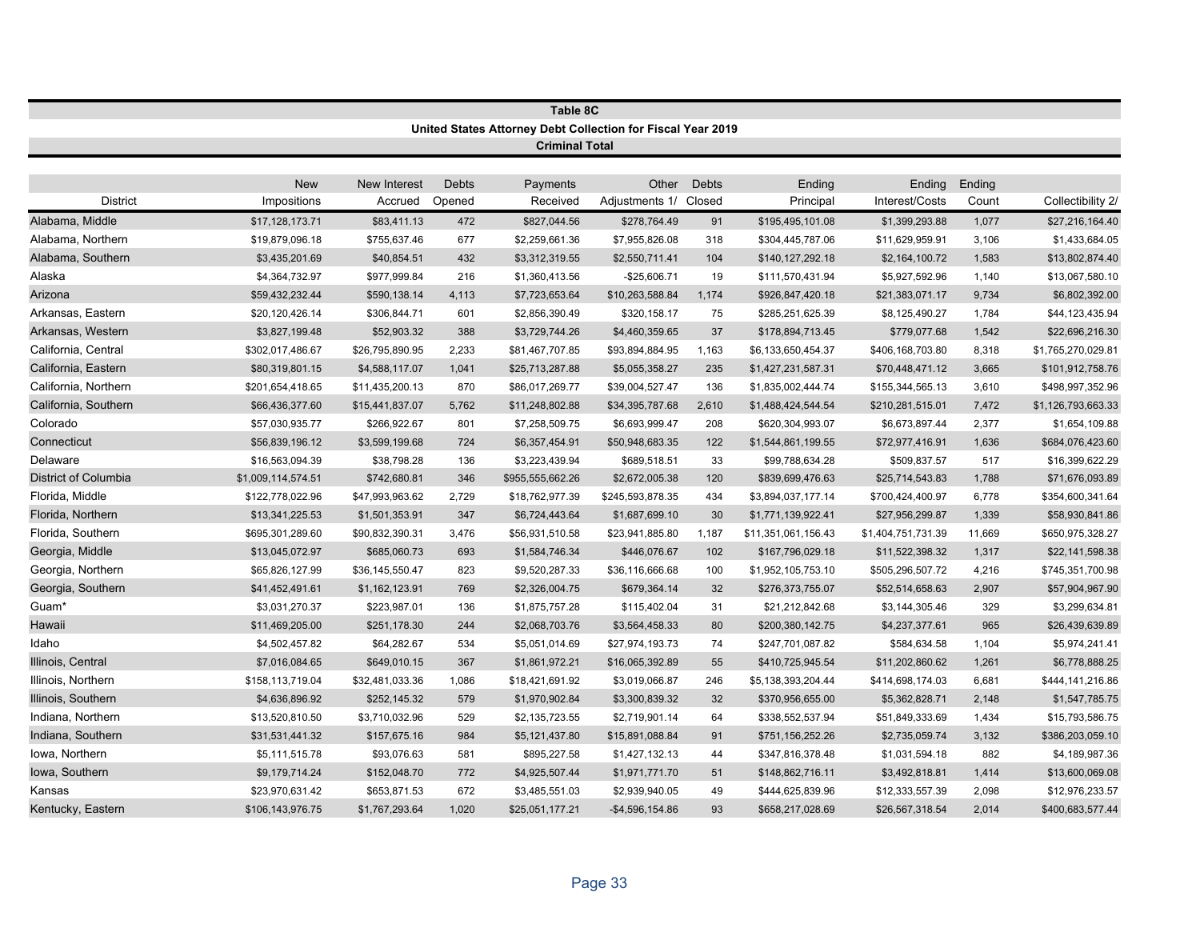## Table 8C

### United States Attorney Debt Collection for Fiscal Year 2019

### Criminal Total

| District | New Impositions | New Interest Accrued | Debts Opened | Payments Received | Other Adjustments 1/ | Debts Closed | Ending Principal | Ending Interest/Costs | Ending Count | Collectibility 2/ |
|---|---|---|---|---|---|---|---|---|---|---|
| Alabama, Middle | $17,128,173.71 | $83,411.13 | 472 | $827,044.56 | $278,764.49 | 91 | $195,495,101.08 | $1,399,293.88 | 1,077 | $27,216,164.40 |
| Alabama, Northern | $19,879,096.18 | $755,637.46 | 677 | $2,259,661.36 | $7,955,826.08 | 318 | $304,445,787.06 | $11,629,959.91 | 3,106 | $1,433,684.05 |
| Alabama, Southern | $3,435,201.69 | $40,854.51 | 432 | $3,312,319.55 | $2,550,711.41 | 104 | $140,127,292.18 | $2,164,100.72 | 1,583 | $13,802,874.40 |
| Alaska | $4,364,732.97 | $977,999.84 | 216 | $1,360,413.56 | -$25,606.71 | 19 | $111,570,431.94 | $5,927,592.96 | 1,140 | $13,067,580.10 |
| Arizona | $59,432,232.44 | $590,138.14 | 4,113 | $7,723,653.64 | $10,263,588.84 | 1,174 | $926,847,420.18 | $21,383,071.17 | 9,734 | $6,802,392.00 |
| Arkansas, Eastern | $20,120,426.14 | $306,844.71 | 601 | $2,856,390.49 | $320,158.17 | 75 | $285,251,625.39 | $8,125,490.27 | 1,784 | $44,123,435.94 |
| Arkansas, Western | $3,827,199.48 | $52,903.32 | 388 | $3,729,744.26 | $4,460,359.65 | 37 | $178,894,713.45 | $779,077.68 | 1,542 | $22,696,216.30 |
| California, Central | $302,017,486.67 | $26,795,890.95 | 2,233 | $81,467,707.85 | $93,894,884.95 | 1,163 | $6,133,650,454.37 | $406,168,703.80 | 8,318 | $1,765,270,029.81 |
| California, Eastern | $80,319,801.15 | $4,588,117.07 | 1,041 | $25,713,287.88 | $5,055,358.27 | 235 | $1,427,231,587.31 | $70,448,471.12 | 3,665 | $101,912,758.76 |
| California, Northern | $201,654,418.65 | $11,435,200.13 | 870 | $86,017,269.77 | $39,004,527.47 | 136 | $1,835,002,444.74 | $155,344,565.13 | 3,610 | $498,997,352.96 |
| California, Southern | $66,436,377.60 | $15,441,837.07 | 5,762 | $11,248,802.88 | $34,395,787.68 | 2,610 | $1,488,424,544.54 | $210,281,515.01 | 7,472 | $1,126,793,663.33 |
| Colorado | $57,030,935.77 | $266,922.67 | 801 | $7,258,509.75 | $6,693,999.47 | 208 | $620,304,993.07 | $6,673,897.44 | 2,377 | $1,654,109.88 |
| Connecticut | $56,839,196.12 | $3,599,199.68 | 724 | $6,357,454.91 | $50,948,683.35 | 122 | $1,544,861,199.55 | $72,977,416.91 | 1,636 | $684,076,423.60 |
| Delaware | $16,563,094.39 | $38,798.28 | 136 | $3,223,439.94 | $689,518.51 | 33 | $99,788,634.28 | $509,837.57 | 517 | $16,399,622.29 |
| District of Columbia | $1,009,114,574.51 | $742,680.81 | 346 | $955,555,662.26 | $2,672,005.38 | 120 | $839,699,476.63 | $25,714,543.83 | 1,788 | $71,676,093.89 |
| Florida, Middle | $122,778,022.96 | $47,993,963.62 | 2,729 | $18,762,977.39 | $245,593,878.35 | 434 | $3,894,037,177.14 | $700,424,400.97 | 6,778 | $354,600,341.64 |
| Florida, Northern | $13,341,225.53 | $1,501,353.91 | 347 | $6,724,443.64 | $1,687,699.10 | 30 | $1,771,139,922.41 | $27,956,299.87 | 1,339 | $58,930,841.86 |
| Florida, Southern | $695,301,289.60 | $90,832,390.31 | 3,476 | $56,931,510.58 | $23,941,885.80 | 1,187 | $11,351,061,156.43 | $1,404,751,731.39 | 11,669 | $650,975,328.27 |
| Georgia, Middle | $13,045,072.97 | $685,060.73 | 693 | $1,584,746.34 | $446,076.67 | 102 | $167,796,029.18 | $11,522,398.32 | 1,317 | $22,141,598.38 |
| Georgia, Northern | $65,826,127.99 | $36,145,550.47 | 823 | $9,520,287.33 | $36,116,666.68 | 100 | $1,952,105,753.10 | $505,296,507.72 | 4,216 | $745,351,700.98 |
| Georgia, Southern | $41,452,491.61 | $1,162,123.91 | 769 | $2,326,004.75 | $679,364.14 | 32 | $276,373,755.07 | $52,514,658.63 | 2,907 | $57,904,967.90 |
| Guam* | $3,031,270.37 | $223,987.01 | 136 | $1,875,757.28 | $115,402.04 | 31 | $21,212,842.68 | $3,144,305.46 | 329 | $3,299,634.81 |
| Hawaii | $11,469,205.00 | $251,178.30 | 244 | $2,068,703.76 | $3,564,458.33 | 80 | $200,380,142.75 | $4,237,377.61 | 965 | $26,439,639.89 |
| Idaho | $4,502,457.82 | $64,282.67 | 534 | $5,051,014.69 | $27,974,193.73 | 74 | $247,701,087.82 | $584,634.58 | 1,104 | $5,974,241.41 |
| Illinois, Central | $7,016,084.65 | $649,010.15 | 367 | $1,861,972.21 | $16,065,392.89 | 55 | $410,725,945.54 | $11,202,860.62 | 1,261 | $6,778,888.25 |
| Illinois, Northern | $158,113,719.04 | $32,481,033.36 | 1,086 | $18,421,691.92 | $3,019,066.87 | 246 | $5,138,393,204.44 | $414,698,174.03 | 6,681 | $444,141,216.86 |
| Illinois, Southern | $4,636,896.92 | $252,145.32 | 579 | $1,970,902.84 | $3,300,839.32 | 32 | $370,956,655.00 | $5,362,828.71 | 2,148 | $1,547,785.75 |
| Indiana, Northern | $13,520,810.50 | $3,710,032.96 | 529 | $2,135,723.55 | $2,719,901.14 | 64 | $338,552,537.94 | $51,849,333.69 | 1,434 | $15,793,586.75 |
| Indiana, Southern | $31,531,441.32 | $157,675.16 | 984 | $5,121,437.80 | $15,891,088.84 | 91 | $751,156,252.26 | $2,735,059.74 | 3,132 | $386,203,059.10 |
| Iowa, Northern | $5,111,515.78 | $93,076.63 | 581 | $895,227.58 | $1,427,132.13 | 44 | $347,816,378.48 | $1,031,594.18 | 882 | $4,189,987.36 |
| Iowa, Southern | $9,179,714.24 | $152,048.70 | 772 | $4,925,507.44 | $1,971,771.70 | 51 | $148,862,716.11 | $3,492,818.81 | 1,414 | $13,600,069.08 |
| Kansas | $23,970,631.42 | $653,871.53 | 672 | $3,485,551.03 | $2,939,940.05 | 49 | $444,625,839.96 | $12,333,557.39 | 2,098 | $12,976,233.57 |
| Kentucky, Eastern | $106,143,976.75 | $1,767,293.64 | 1,020 | $25,051,177.21 | -$4,596,154.86 | 93 | $658,217,028.69 | $26,567,318.54 | 2,014 | $400,683,577.44 |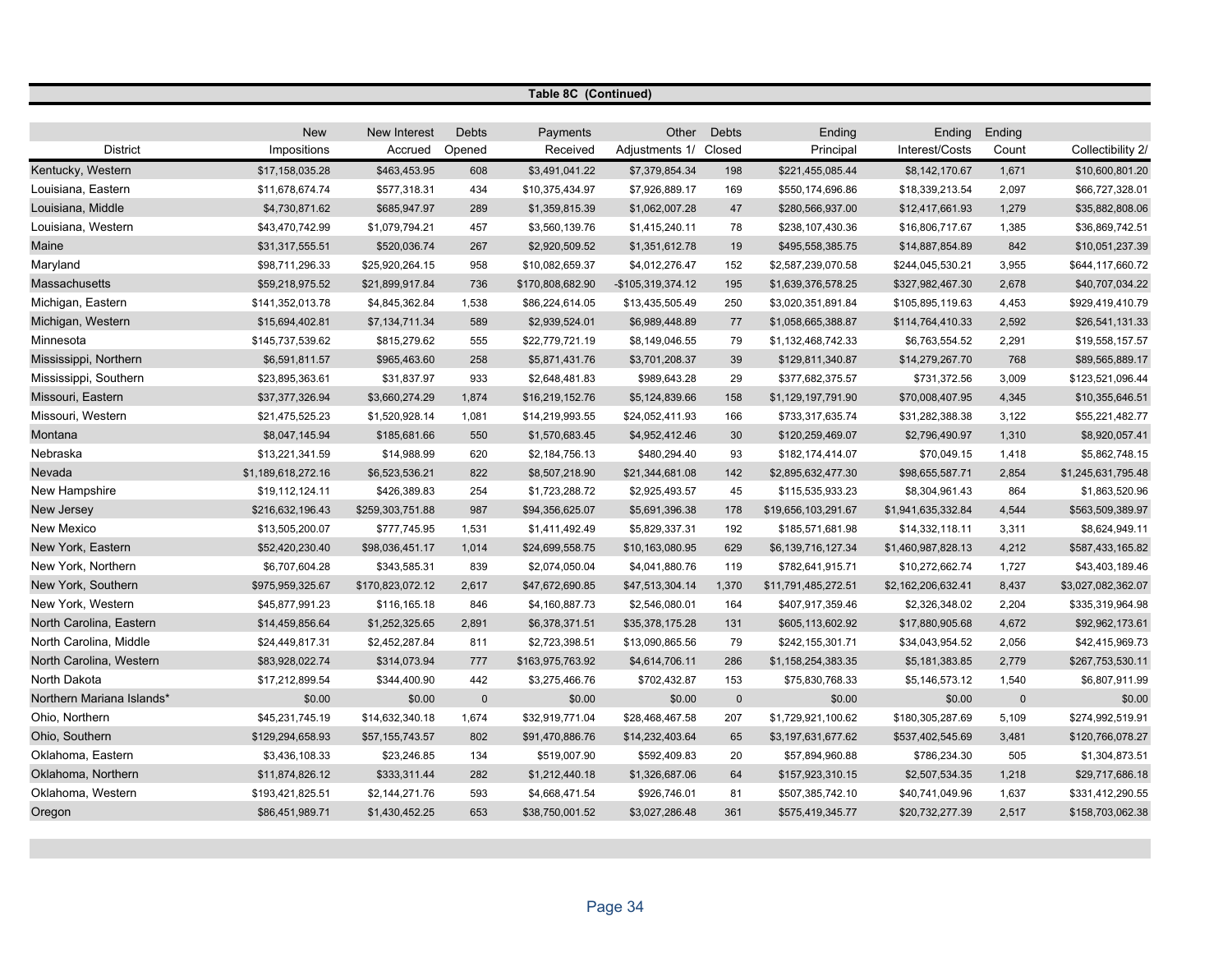**Table 8C (Continued)**

| District | New Impositions | New Interest Accrued | Debts Opened | Payments Received | Other Adjustments 1/ | Debts Closed | Ending Principal | Ending Interest/Costs | Ending Count | Collectibility 2/ |
|---|---|---|---|---|---|---|---|---|---|---|
| Kentucky, Western | $17,158,035.28 | $463,453.95 | 608 | $3,491,041.22 | $7,379,854.34 | 198 | $221,455,085.44 | $8,142,170.67 | 1,671 | $10,600,801.20 |
| Louisiana, Eastern | $11,678,674.74 | $577,318.31 | 434 | $10,375,434.97 | $7,926,889.17 | 169 | $550,174,696.86 | $18,339,213.54 | 2,097 | $66,727,328.01 |
| Louisiana, Middle | $4,730,871.62 | $685,947.97 | 289 | $1,359,815.39 | $1,062,007.28 | 47 | $280,566,937.00 | $12,417,661.93 | 1,279 | $35,882,808.06 |
| Louisiana, Western | $43,470,742.99 | $1,079,794.21 | 457 | $3,560,139.76 | $1,415,240.11 | 78 | $238,107,430.36 | $16,806,717.67 | 1,385 | $36,869,742.51 |
| Maine | $31,317,555.51 | $520,036.74 | 267 | $2,920,509.52 | $1,351,612.78 | 19 | $495,558,385.75 | $14,887,854.89 | 842 | $10,051,237.39 |
| Maryland | $98,711,296.33 | $25,920,264.15 | 958 | $10,082,659.37 | $4,012,276.47 | 152 | $2,587,239,070.58 | $244,045,530.21 | 3,955 | $644,117,660.72 |
| Massachusetts | $59,218,975.52 | $21,899,917.84 | 736 | $170,808,682.90 | -$105,319,374.12 | 195 | $1,639,376,578.25 | $327,982,467.30 | 2,678 | $40,707,034.22 |
| Michigan, Eastern | $141,352,013.78 | $4,845,362.84 | 1,538 | $86,224,614.05 | $13,435,505.49 | 250 | $3,020,351,891.84 | $105,895,119.63 | 4,453 | $929,419,410.79 |
| Michigan, Western | $15,694,402.81 | $7,134,711.34 | 589 | $2,939,524.01 | $6,989,448.89 | 77 | $1,058,665,388.87 | $114,764,410.33 | 2,592 | $26,541,131.33 |
| Minnesota | $145,737,539.62 | $815,279.62 | 555 | $22,779,721.19 | $8,149,046.55 | 79 | $1,132,468,742.33 | $6,763,554.52 | 2,291 | $19,558,157.57 |
| Mississippi, Northern | $6,591,811.57 | $965,463.60 | 258 | $5,871,431.76 | $3,701,208.37 | 39 | $129,811,340.87 | $14,279,267.70 | 768 | $89,565,889.17 |
| Mississippi, Southern | $23,895,363.61 | $31,837.97 | 933 | $2,648,481.83 | $989,643.28 | 29 | $377,682,375.57 | $731,372.56 | 3,009 | $123,521,096.44 |
| Missouri, Eastern | $37,377,326.94 | $3,660,274.29 | 1,874 | $16,219,152.76 | $5,124,839.66 | 158 | $1,129,197,791.90 | $70,008,407.95 | 4,345 | $10,355,646.51 |
| Missouri, Western | $21,475,525.23 | $1,520,928.14 | 1,081 | $14,219,993.55 | $24,052,411.93 | 166 | $733,317,635.74 | $31,282,388.38 | 3,122 | $55,221,482.77 |
| Montana | $8,047,145.94 | $185,681.66 | 550 | $1,570,683.45 | $4,952,412.46 | 30 | $120,259,469.07 | $2,796,490.97 | 1,310 | $8,920,057.41 |
| Nebraska | $13,221,341.59 | $14,988.99 | 620 | $2,184,756.13 | $480,294.40 | 93 | $182,174,414.07 | $70,049.15 | 1,418 | $5,862,748.15 |
| Nevada | $1,189,618,272.16 | $6,523,536.21 | 822 | $8,507,218.90 | $21,344,681.08 | 142 | $2,895,632,477.30 | $98,655,587.71 | 2,854 | $1,245,631,795.48 |
| New Hampshire | $19,112,124.11 | $426,389.83 | 254 | $1,723,288.72 | $2,925,493.57 | 45 | $115,535,933.23 | $8,304,961.43 | 864 | $1,863,520.96 |
| New Jersey | $216,632,196.43 | $259,303,751.88 | 987 | $94,356,625.07 | $5,691,396.38 | 178 | $19,656,103,291.67 | $1,941,635,332.84 | 4,544 | $563,509,389.97 |
| New Mexico | $13,505,200.07 | $777,745.95 | 1,531 | $1,411,492.49 | $5,829,337.31 | 192 | $185,571,681.98 | $14,332,118.11 | 3,311 | $8,624,949.11 |
| New York, Eastern | $52,420,230.40 | $98,036,451.17 | 1,014 | $24,699,558.75 | $10,163,080.95 | 629 | $6,139,716,127.34 | $1,460,987,828.13 | 4,212 | $587,433,165.82 |
| New York, Northern | $6,707,604.28 | $343,585.31 | 839 | $2,074,050.04 | $4,041,880.76 | 119 | $782,641,915.71 | $10,272,662.74 | 1,727 | $43,403,189.46 |
| New York, Southern | $975,959,325.67 | $170,823,072.12 | 2,617 | $47,672,690.85 | $47,513,304.14 | 1,370 | $11,791,485,272.51 | $2,162,206,632.41 | 8,437 | $3,027,082,362.07 |
| New York, Western | $45,877,991.23 | $116,165.18 | 846 | $4,160,887.73 | $2,546,080.01 | 164 | $407,917,359.46 | $2,326,348.02 | 2,204 | $335,319,964.98 |
| North Carolina, Eastern | $14,459,856.64 | $1,252,325.65 | 2,891 | $6,378,371.51 | $35,378,175.28 | 131 | $605,113,602.92 | $17,880,905.68 | 4,672 | $92,962,173.61 |
| North Carolina, Middle | $24,449,817.31 | $2,452,287.84 | 811 | $2,723,398.51 | $13,090,865.56 | 79 | $242,155,301.71 | $34,043,954.52 | 2,056 | $42,415,969.73 |
| North Carolina, Western | $83,928,022.74 | $314,073.94 | 777 | $163,975,763.92 | $4,614,706.11 | 286 | $1,158,254,383.35 | $5,181,383.85 | 2,779 | $267,753,530.11 |
| North Dakota | $17,212,899.54 | $344,400.90 | 442 | $3,275,466.76 | $702,432.87 | 153 | $75,830,768.33 | $5,146,573.12 | 1,540 | $6,807,911.99 |
| Northern Mariana Islands* | $0.00 | $0.00 | 0 | $0.00 | $0.00 | 0 | $0.00 | $0.00 | 0 | $0.00 |
| Ohio, Northern | $45,231,745.19 | $14,632,340.18 | 1,674 | $32,919,771.04 | $28,468,467.58 | 207 | $1,729,921,100.62 | $180,305,287.69 | 5,109 | $274,992,519.91 |
| Ohio, Southern | $129,294,658.93 | $57,155,743.57 | 802 | $91,470,886.76 | $14,232,403.64 | 65 | $3,197,631,677.62 | $537,402,545.69 | 3,481 | $120,766,078.27 |
| Oklahoma, Eastern | $3,436,108.33 | $23,246.85 | 134 | $519,007.90 | $592,409.83 | 20 | $57,894,960.88 | $786,234.30 | 505 | $1,304,873.51 |
| Oklahoma, Northern | $11,874,826.12 | $333,311.44 | 282 | $1,212,440.18 | $1,326,687.06 | 64 | $157,923,310.15 | $2,507,534.35 | 1,218 | $29,717,686.18 |
| Oklahoma, Western | $193,421,825.51 | $2,144,271.76 | 593 | $4,668,471.54 | $926,746.01 | 81 | $507,385,742.10 | $40,741,049.96 | 1,637 | $331,412,290.55 |
| Oregon | $86,451,989.71 | $1,430,452.25 | 653 | $38,750,001.52 | $3,027,286.48 | 361 | $575,419,345.77 | $20,732,277.39 | 2,517 | $158,703,062.38 |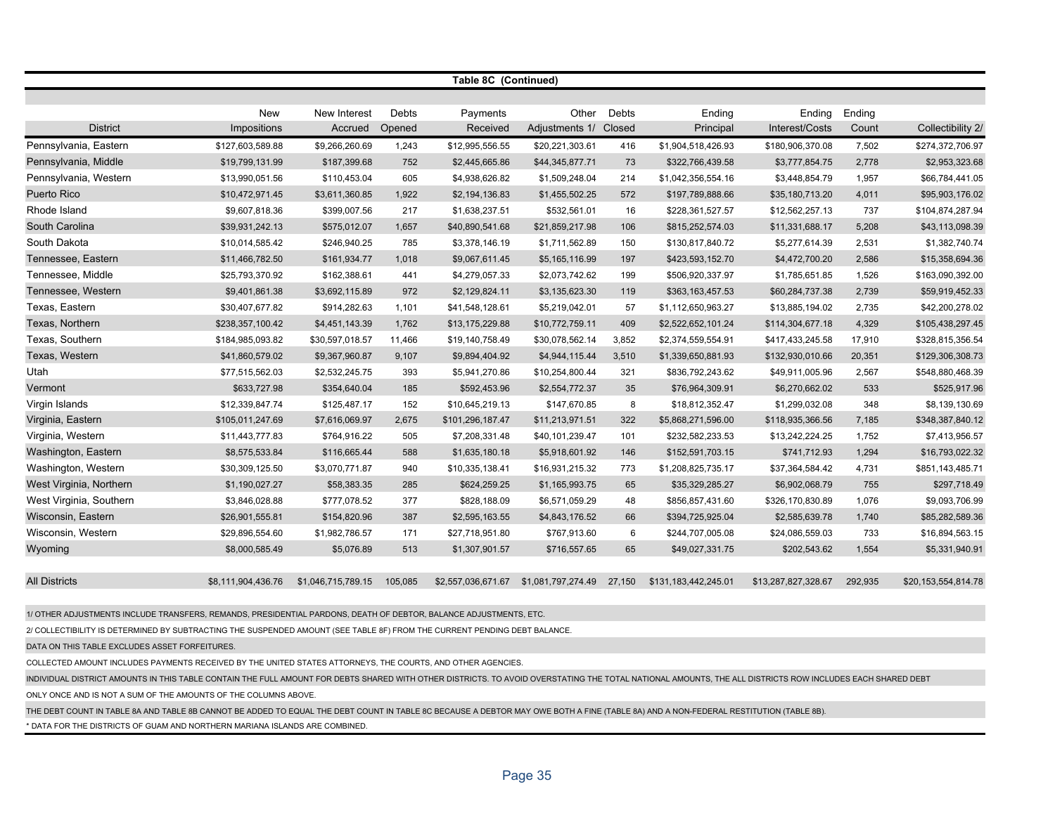**Table 8C (Continued)**

| District | New Impositions | New Interest Accrued | Debts Opened | Payments Received | Other Adjustments 1/ | Debts Closed | Ending Principal | Ending Interest/Costs | Ending Count | Collectibility 2/ |
|---|---|---|---|---|---|---|---|---|---|---|
| Pennsylvania, Eastern | $127,603,589.88 | $9,266,260.69 | 1,243 | $12,995,556.55 | $20,221,303.61 | 416 | $1,904,518,426.93 | $180,906,370.08 | 7,502 | $274,372,706.97 |
| Pennsylvania, Middle | $19,799,131.99 | $187,399.68 | 752 | $2,445,665.86 | $44,345,877.71 | 73 | $322,766,439.58 | $3,777,854.75 | 2,778 | $2,953,323.68 |
| Pennsylvania, Western | $13,990,051.56 | $110,453.04 | 605 | $4,938,626.82 | $1,509,248.04 | 214 | $1,042,356,554.16 | $3,448,854.79 | 1,957 | $66,784,441.05 |
| Puerto Rico | $10,472,971.45 | $3,611,360.85 | 1,922 | $2,194,136.83 | $1,455,502.25 | 572 | $197,789,888.66 | $35,180,713.20 | 4,011 | $95,903,176.02 |
| Rhode Island | $9,607,818.36 | $399,007.56 | 217 | $1,638,237.51 | $532,561.01 | 16 | $228,361,527.57 | $12,562,257.13 | 737 | $104,874,287.94 |
| South Carolina | $39,931,242.13 | $575,012.07 | 1,657 | $40,890,541.68 | $21,859,217.98 | 106 | $815,252,574.03 | $11,331,688.17 | 5,208 | $43,113,098.39 |
| South Dakota | $10,014,585.42 | $246,940.25 | 785 | $3,378,146.19 | $1,711,562.89 | 150 | $130,817,840.72 | $5,277,614.39 | 2,531 | $1,382,740.74 |
| Tennessee, Eastern | $11,466,782.50 | $161,934.77 | 1,018 | $9,067,611.45 | $5,165,116.99 | 197 | $423,593,152.70 | $4,472,700.20 | 2,586 | $15,358,694.36 |
| Tennessee, Middle | $25,793,370.92 | $162,388.61 | 441 | $4,279,057.33 | $2,073,742.62 | 199 | $506,920,337.97 | $1,785,651.85 | 1,526 | $163,090,392.00 |
| Tennessee, Western | $9,401,861.38 | $3,692,115.89 | 972 | $2,129,824.11 | $3,135,623.30 | 119 | $363,163,457.53 | $60,284,737.38 | 2,739 | $59,919,452.33 |
| Texas, Eastern | $30,407,677.82 | $914,282.63 | 1,101 | $41,548,128.61 | $5,219,042.01 | 57 | $1,112,650,963.27 | $13,885,194.02 | 2,735 | $42,200,278.02 |
| Texas, Northern | $238,357,100.42 | $4,451,143.39 | 1,762 | $13,175,229.88 | $10,772,759.11 | 409 | $2,522,652,101.24 | $114,304,677.18 | 4,329 | $105,438,297.45 |
| Texas, Southern | $184,985,093.82 | $30,597,018.57 | 11,466 | $19,140,758.49 | $30,078,562.14 | 3,852 | $2,374,559,554.91 | $417,433,245.58 | 17,910 | $328,815,356.54 |
| Texas, Western | $41,860,579.02 | $9,367,960.87 | 9,107 | $9,894,404.92 | $4,944,115.44 | 3,510 | $1,339,650,881.93 | $132,930,010.66 | 20,351 | $129,306,308.73 |
| Utah | $77,515,562.03 | $2,532,245.75 | 393 | $5,941,270.86 | $10,254,800.44 | 321 | $836,792,243.62 | $49,911,005.96 | 2,567 | $548,880,468.39 |
| Vermont | $633,727.98 | $354,640.04 | 185 | $592,453.96 | $2,554,772.37 | 35 | $76,964,309.91 | $6,270,662.02 | 533 | $525,917.96 |
| Virgin Islands | $12,339,847.74 | $125,487.17 | 152 | $10,645,219.13 | $147,670.85 | 8 | $18,812,352.47 | $1,299,032.08 | 348 | $8,139,130.69 |
| Virginia, Eastern | $105,011,247.69 | $7,616,069.97 | 2,675 | $101,296,187.47 | $11,213,971.51 | 322 | $5,868,271,596.00 | $118,935,366.56 | 7,185 | $348,387,840.12 |
| Virginia, Western | $11,443,777.83 | $764,916.22 | 505 | $7,208,331.48 | $40,101,239.47 | 101 | $232,582,233.53 | $13,242,224.25 | 1,752 | $7,413,956.57 |
| Washington, Eastern | $8,575,533.84 | $116,665.44 | 588 | $1,635,180.18 | $5,918,601.92 | 146 | $152,591,703.15 | $741,712.93 | 1,294 | $16,793,022.32 |
| Washington, Western | $30,309,125.50 | $3,070,771.87 | 940 | $10,335,138.41 | $16,931,215.32 | 773 | $1,208,825,735.17 | $37,364,584.42 | 4,731 | $851,143,485.71 |
| West Virginia, Northern | $1,190,027.27 | $58,383.35 | 285 | $624,259.25 | $1,165,993.75 | 65 | $35,329,285.27 | $6,902,068.79 | 755 | $297,718.49 |
| West Virginia, Southern | $3,846,028.88 | $777,078.52 | 377 | $828,188.09 | $6,571,059.29 | 48 | $856,857,431.60 | $326,170,830.89 | 1,076 | $9,093,706.99 |
| Wisconsin, Eastern | $26,901,555.81 | $154,820.96 | 387 | $2,595,163.55 | $4,843,176.52 | 66 | $394,725,925.04 | $2,585,639.78 | 1,740 | $85,282,589.36 |
| Wisconsin, Western | $29,896,554.60 | $1,982,786.57 | 171 | $27,718,951.80 | $767,913.60 | 6 | $244,707,005.08 | $24,086,559.03 | 733 | $16,894,563.15 |
| Wyoming | $8,000,585.49 | $5,076.89 | 513 | $1,307,901.57 | $716,557.65 | 65 | $49,027,331.75 | $202,543.62 | 1,554 | $5,331,940.91 |
| All Districts | $8,111,904,436.76 | $1,046,715,789.15 | 105,085 | $2,557,036,671.67 | $1,081,797,274.49 | 27,150 | $131,183,442,245.01 | $13,287,827,328.67 | 292,935 | $20,153,554,814.78 |

1/ OTHER ADJUSTMENTS INCLUDE TRANSFERS, REMANDS, PRESIDENTIAL PARDONS, DEATH OF DEBTOR, BALANCE ADJUSTMENTS, ETC.

2/ COLLECTIBILITY IS DETERMINED BY SUBTRACTING THE SUSPENDED AMOUNT (SEE TABLE 8F) FROM THE CURRENT PENDING DEBT BALANCE.

DATA ON THIS TABLE EXCLUDES ASSET FORFEITURES.

COLLECTED AMOUNT INCLUDES PAYMENTS RECEIVED BY THE UNITED STATES ATTORNEYS, THE COURTS, AND OTHER AGENCIES.

INDIVIDUAL DISTRICT AMOUNTS IN THIS TABLE CONTAIN THE FULL AMOUNT FOR DEBTS SHARED WITH OTHER DISTRICTS. TO AVOID OVERSTATING THE TOTAL NATIONAL AMOUNTS, THE ALL DISTRICTS ROW INCLUDES EACH SHARED DEBT ONLY ONCE AND IS NOT A SUM OF THE AMOUNTS OF THE COLUMNS ABOVE.

THE DEBT COUNT IN TABLE 8A AND TABLE 8B CANNOT BE ADDED TO EQUAL THE DEBT COUNT IN TABLE 8C BECAUSE A DEBTOR MAY OWE BOTH A FINE (TABLE 8A) AND A NON-FEDERAL RESTITUTION (TABLE 8B).

* DATA FOR THE DISTRICTS OF GUAM AND NORTHERN MARIANA ISLANDS ARE COMBINED.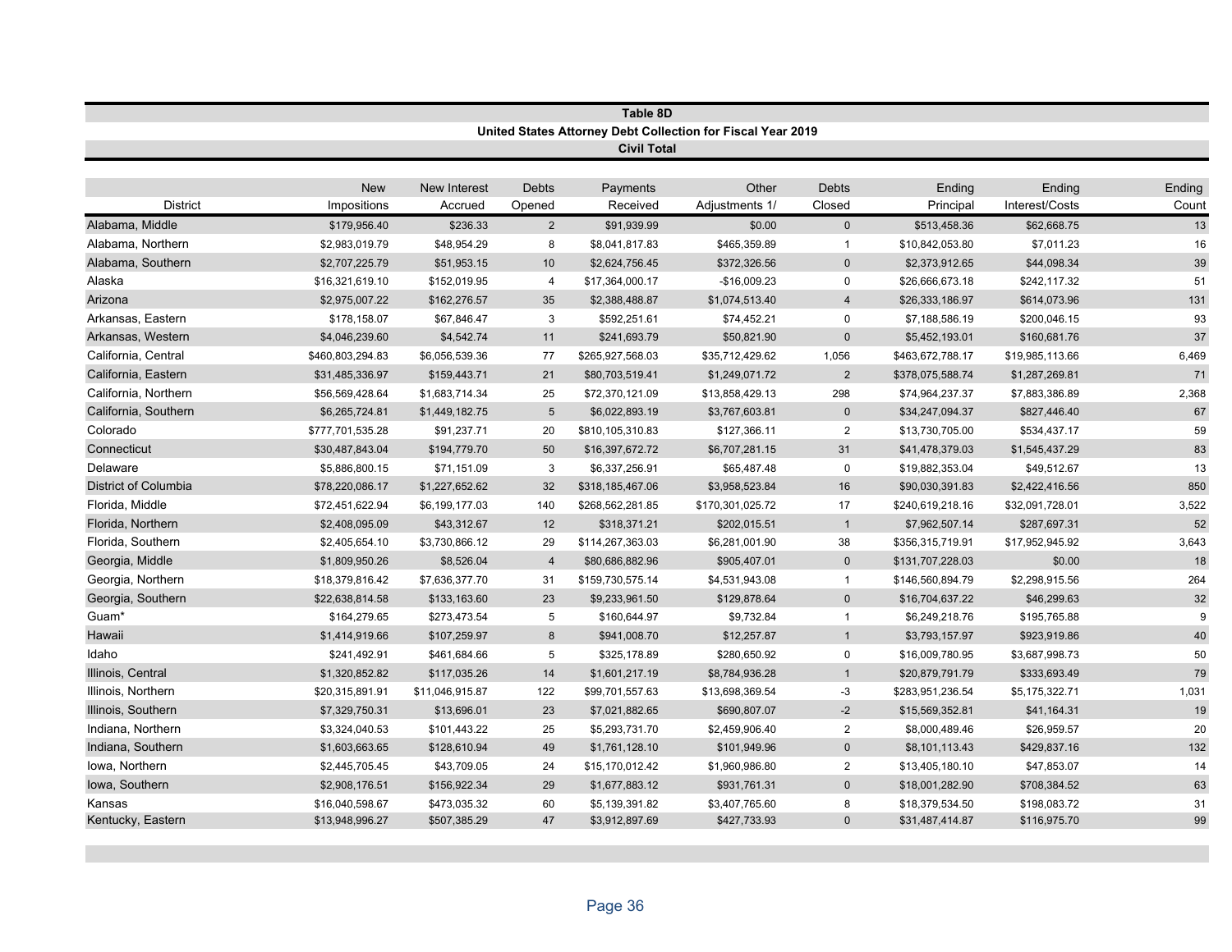## Table 8D

### United States Attorney Debt Collection for Fiscal Year 2019

### Civil Total

| District | New Impositions | New Interest Accrued | Debts Opened | Payments Received | Other Adjustments 1/ | Debts Closed | Ending Principal | Ending Interest/Costs | Ending Count |
|---|---|---|---|---|---|---|---|---|---|
| Alabama, Middle | $179,956.40 | $236.33 | 2 | $91,939.99 | $0.00 | 0 | $513,458.36 | $62,668.75 | 13 |
| Alabama, Northern | $2,983,019.79 | $48,954.29 | 8 | $8,041,817.83 | $465,359.89 | 1 | $10,842,053.80 | $7,011.23 | 16 |
| Alabama, Southern | $2,707,225.79 | $51,953.15 | 10 | $2,624,756.45 | $372,326.56 | 0 | $2,373,912.65 | $44,098.34 | 39 |
| Alaska | $16,321,619.10 | $152,019.95 | 4 | $17,364,000.17 | -$16,009.23 | 0 | $26,666,673.18 | $242,117.32 | 51 |
| Arizona | $2,975,007.22 | $162,276.57 | 35 | $2,388,488.87 | $1,074,513.40 | 4 | $26,333,186.97 | $614,073.96 | 131 |
| Arkansas, Eastern | $178,158.07 | $67,846.47 | 3 | $592,251.61 | $74,452.21 | 0 | $7,188,586.19 | $200,046.15 | 93 |
| Arkansas, Western | $4,046,239.60 | $4,542.74 | 11 | $241,693.79 | $50,821.90 | 0 | $5,452,193.01 | $160,681.76 | 37 |
| California, Central | $460,803,294.83 | $6,056,539.36 | 77 | $265,927,568.03 | $35,712,429.62 | 1,056 | $463,672,788.17 | $19,985,113.66 | 6,469 |
| California, Eastern | $31,485,336.97 | $159,443.71 | 21 | $80,703,519.41 | $1,249,071.72 | 2 | $378,075,588.74 | $1,287,269.81 | 71 |
| California, Northern | $56,569,428.64 | $1,683,714.34 | 25 | $72,370,121.09 | $13,858,429.13 | 298 | $74,964,237.37 | $7,883,386.89 | 2,368 |
| California, Southern | $6,265,724.81 | $1,449,182.75 | 5 | $6,022,893.19 | $3,767,603.81 | 0 | $34,247,094.37 | $827,446.40 | 67 |
| Colorado | $777,701,535.28 | $91,237.71 | 20 | $810,105,310.83 | $127,366.11 | 2 | $13,730,705.00 | $534,437.17 | 59 |
| Connecticut | $30,487,843.04 | $194,779.70 | 50 | $16,397,672.72 | $6,707,281.15 | 31 | $41,478,379.03 | $1,545,437.29 | 83 |
| Delaware | $5,886,800.15 | $71,151.09 | 3 | $6,337,256.91 | $65,487.48 | 0 | $19,882,353.04 | $49,512.67 | 13 |
| District of Columbia | $78,220,086.17 | $1,227,652.62 | 32 | $318,185,467.06 | $3,958,523.84 | 16 | $90,030,391.83 | $2,422,416.56 | 850 |
| Florida, Middle | $72,451,622.94 | $6,199,177.03 | 140 | $268,562,281.85 | $170,301,025.72 | 17 | $240,619,218.16 | $32,091,728.01 | 3,522 |
| Florida, Northern | $2,408,095.09 | $43,312.67 | 12 | $318,371.21 | $202,015.51 | 1 | $7,962,507.14 | $287,697.31 | 52 |
| Florida, Southern | $2,405,654.10 | $3,730,866.12 | 29 | $114,267,363.03 | $6,281,001.90 | 38 | $356,315,719.91 | $17,952,945.92 | 3,643 |
| Georgia, Middle | $1,809,950.26 | $8,526.04 | 4 | $80,686,882.96 | $905,407.01 | 0 | $131,707,228.03 | $0.00 | 18 |
| Georgia, Northern | $18,379,816.42 | $7,636,377.70 | 31 | $159,730,575.14 | $4,531,943.08 | 1 | $146,560,894.79 | $2,298,915.56 | 264 |
| Georgia, Southern | $22,638,814.58 | $133,163.60 | 23 | $9,233,961.50 | $129,878.64 | 0 | $16,704,637.22 | $46,299.63 | 32 |
| Guam* | $164,279.65 | $273,473.54 | 5 | $160,644.97 | $9,732.84 | 1 | $6,249,218.76 | $195,765.88 | 9 |
| Hawaii | $1,414,919.66 | $107,259.97 | 8 | $941,008.70 | $12,257.87 | 1 | $3,793,157.97 | $923,919.86 | 40 |
| Idaho | $241,492.91 | $461,684.66 | 5 | $325,178.89 | $280,650.92 | 0 | $16,009,780.95 | $3,687,998.73 | 50 |
| Illinois, Central | $1,320,852.82 | $117,035.26 | 14 | $1,601,217.19 | $8,784,936.28 | 1 | $20,879,791.79 | $333,693.49 | 79 |
| Illinois, Northern | $20,315,891.91 | $11,046,915.87 | 122 | $99,701,557.63 | $13,698,369.54 | -3 | $283,951,236.54 | $5,175,322.71 | 1,031 |
| Illinois, Southern | $7,329,750.31 | $13,696.01 | 23 | $7,021,882.65 | $690,807.07 | -2 | $15,569,352.81 | $41,164.31 | 19 |
| Indiana, Northern | $3,324,040.53 | $101,443.22 | 25 | $5,293,731.70 | $2,459,906.40 | 2 | $8,000,489.46 | $26,959.57 | 20 |
| Indiana, Southern | $1,603,663.65 | $128,610.94 | 49 | $1,761,128.10 | $101,949.96 | 0 | $8,101,113.43 | $429,837.16 | 132 |
| Iowa, Northern | $2,445,705.45 | $43,709.05 | 24 | $15,170,012.42 | $1,960,986.80 | 2 | $13,405,180.10 | $47,853.07 | 14 |
| Iowa, Southern | $2,908,176.51 | $156,922.34 | 29 | $1,677,883.12 | $931,761.31 | 0 | $18,001,282.90 | $708,384.52 | 63 |
| Kansas | $16,040,598.67 | $473,035.32 | 60 | $5,139,391.82 | $3,407,765.60 | 8 | $18,379,534.50 | $198,083.72 | 31 |
| Kentucky, Eastern | $13,948,996.27 | $507,385.29 | 47 | $3,912,897.69 | $427,733.93 | 0 | $31,487,414.87 | $116,975.70 | 99 |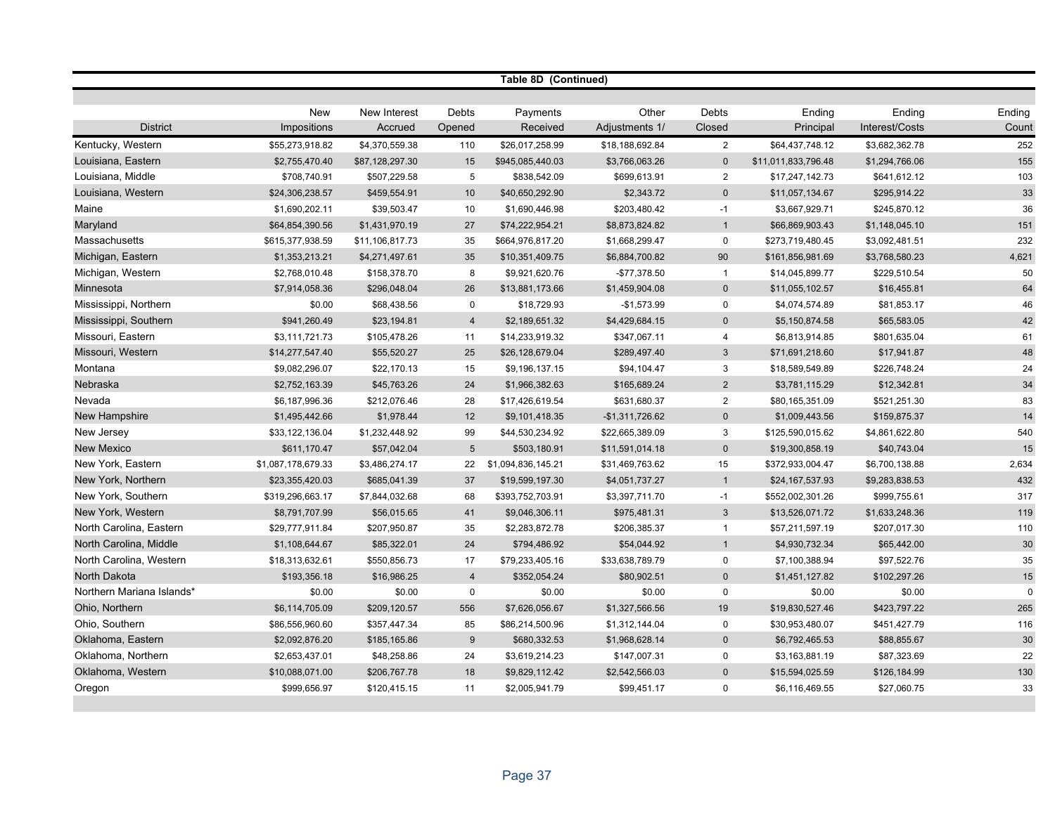**Table 8D (Continued)**

| District | New Impositions | New Interest Accrued | Debts Opened | Payments Received | Other Adjustments 1/ | Debts Closed | Ending Principal | Ending Interest/Costs | Ending Count |
|---|---|---|---|---|---|---|---|---|---|
| Kentucky, Western | $55,273,918.82 | $4,370,559.38 | 110 | $26,017,258.99 | $18,188,692.84 | 2 | $64,437,748.12 | $3,682,362.78 | 252 |
| Louisiana, Eastern | $2,755,470.40 | $87,128,297.30 | 15 | $945,085,440.03 | $3,766,063.26 | 0 | $11,011,833,796.48 | $1,294,766.06 | 155 |
| Louisiana, Middle | $708,740.91 | $507,229.58 | 5 | $838,542.09 | $699,613.91 | 2 | $17,247,142.73 | $641,612.12 | 103 |
| Louisiana, Western | $24,306,238.57 | $459,554.91 | 10 | $40,650,292.90 | $2,343.72 | 0 | $11,057,134.67 | $295,914.22 | 33 |
| Maine | $1,690,202.11 | $39,503.47 | 10 | $1,690,446.98 | $203,480.42 | -1 | $3,667,929.71 | $245,870.12 | 36 |
| Maryland | $64,854,390.56 | $1,431,970.19 | 27 | $74,222,954.21 | $8,873,824.82 | 1 | $66,869,903.43 | $1,148,045.10 | 151 |
| Massachusetts | $615,377,938.59 | $11,106,817.73 | 35 | $664,976,817.20 | $1,668,299.47 | 0 | $273,719,480.45 | $3,092,481.51 | 232 |
| Michigan, Eastern | $1,353,213.21 | $4,271,497.61 | 35 | $10,351,409.75 | $6,884,700.82 | 90 | $161,856,981.69 | $3,768,580.23 | 4,621 |
| Michigan, Western | $2,768,010.48 | $158,378.70 | 8 | $9,921,620.76 | -$77,378.50 | 1 | $14,045,899.77 | $229,510.54 | 50 |
| Minnesota | $7,914,058.36 | $296,048.04 | 26 | $13,881,173.66 | $1,459,904.08 | 0 | $11,055,102.57 | $16,455.81 | 64 |
| Mississippi, Northern | $0.00 | $68,438.56 | 0 | $18,729.93 | -$1,573.99 | 0 | $4,074,574.89 | $81,853.17 | 46 |
| Mississippi, Southern | $941,260.49 | $23,194.81 | 4 | $2,189,651.32 | $4,429,684.15 | 0 | $5,150,874.58 | $65,583.05 | 42 |
| Missouri, Eastern | $3,111,721.73 | $105,478.26 | 11 | $14,233,919.32 | $347,067.11 | 4 | $6,813,914.85 | $801,635.04 | 61 |
| Missouri, Western | $14,277,547.40 | $55,520.27 | 25 | $26,128,679.04 | $289,497.40 | 3 | $71,691,218.60 | $17,941.87 | 48 |
| Montana | $9,082,296.07 | $22,170.13 | 15 | $9,196,137.15 | $94,104.47 | 3 | $18,589,549.89 | $226,748.24 | 24 |
| Nebraska | $2,752,163.39 | $45,763.26 | 24 | $1,966,382.63 | $165,689.24 | 2 | $3,781,115.29 | $12,342.81 | 34 |
| Nevada | $6,187,996.36 | $212,076.46 | 28 | $17,426,619.54 | $631,680.37 | 2 | $80,165,351.09 | $521,251.30 | 83 |
| New Hampshire | $1,495,442.66 | $1,978.44 | 12 | $9,101,418.35 | -$1,311,726.62 | 0 | $1,009,443.56 | $159,875.37 | 14 |
| New Jersey | $33,122,136.04 | $1,232,448.92 | 99 | $44,530,234.92 | $22,665,389.09 | 3 | $125,590,015.62 | $4,861,622.80 | 540 |
| New Mexico | $611,170.47 | $57,042.04 | 5 | $503,180.91 | $11,591,014.18 | 0 | $19,300,858.19 | $40,743.04 | 15 |
| New York, Eastern | $1,087,178,679.33 | $3,486,274.17 | 22 | $1,094,836,145.21 | $31,469,763.62 | 15 | $372,933,004.47 | $6,700,138.88 | 2,634 |
| New York, Northern | $23,355,420.03 | $685,041.39 | 37 | $19,599,197.30 | $4,051,737.27 | 1 | $24,167,537.93 | $9,283,838.53 | 432 |
| New York, Southern | $319,296,663.17 | $7,844,032.68 | 68 | $393,752,703.91 | $3,397,711.70 | -1 | $552,002,301.26 | $999,755.61 | 317 |
| New York, Western | $8,791,707.99 | $56,015.65 | 41 | $9,046,306.11 | $975,481.31 | 3 | $13,526,071.72 | $1,633,248.36 | 119 |
| North Carolina, Eastern | $29,777,911.84 | $207,950.87 | 35 | $2,283,872.78 | $206,385.37 | 1 | $57,211,597.19 | $207,017.30 | 110 |
| North Carolina, Middle | $1,108,644.67 | $85,322.01 | 24 | $794,486.92 | $54,044.92 | 1 | $4,930,732.34 | $65,442.00 | 30 |
| North Carolina, Western | $18,313,632.61 | $550,856.73 | 17 | $79,233,405.16 | $33,638,789.79 | 0 | $7,100,388.94 | $97,522.76 | 35 |
| North Dakota | $193,356.18 | $16,986.25 | 4 | $352,054.24 | $80,902.51 | 0 | $1,451,127.82 | $102,297.26 | 15 |
| Northern Mariana Islands* | $0.00 | $0.00 | 0 | $0.00 | $0.00 | 0 | $0.00 | $0.00 | 0 |
| Ohio, Northern | $6,114,705.09 | $209,120.57 | 556 | $7,626,056.67 | $1,327,566.56 | 19 | $19,830,527.46 | $423,797.22 | 265 |
| Ohio, Southern | $86,556,960.60 | $357,447.34 | 85 | $86,214,500.96 | $1,312,144.04 | 0 | $30,953,480.07 | $451,427.79 | 116 |
| Oklahoma, Eastern | $2,092,876.20 | $185,165.86 | 9 | $680,332.53 | $1,968,628.14 | 0 | $6,792,465.53 | $88,855.67 | 30 |
| Oklahoma, Northern | $2,653,437.01 | $48,258.86 | 24 | $3,619,214.23 | $147,007.31 | 0 | $3,163,881.19 | $87,323.69 | 22 |
| Oklahoma, Western | $10,088,071.00 | $206,767.78 | 18 | $9,829,112.42 | $2,542,566.03 | 0 | $15,594,025.59 | $126,184.99 | 130 |
| Oregon | $999,656.97 | $120,415.15 | 11 | $2,005,941.79 | $99,451.17 | 0 | $6,116,469.55 | $27,060.75 | 33 |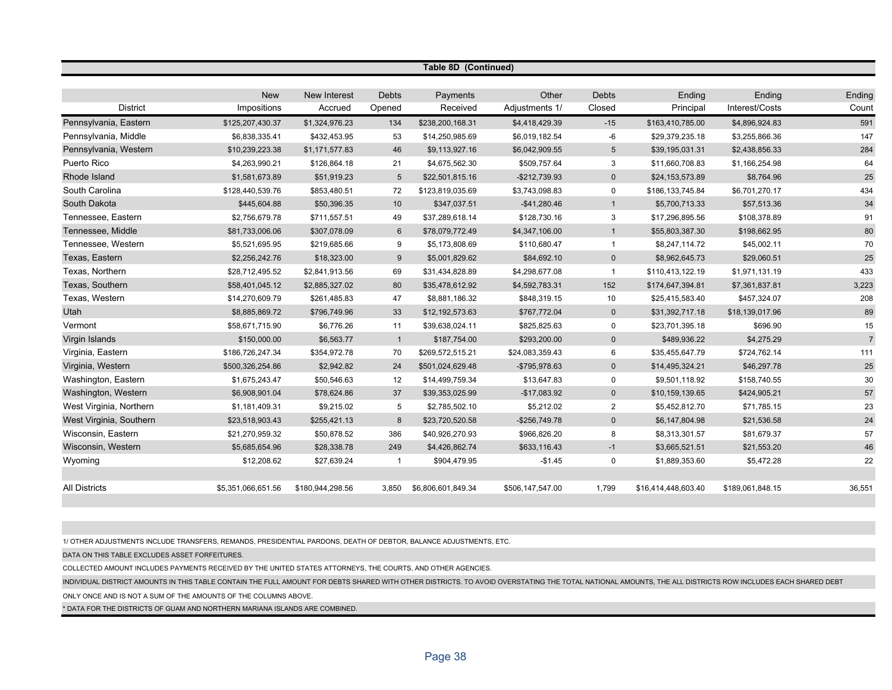**Table 8D (Continued)**

| District | New Impositions | New Interest Accrued | Debts Opened | Payments Received | Other Adjustments 1/ | Debts Closed | Ending Principal | Ending Interest/Costs | Ending Count |
|---|---|---|---|---|---|---|---|---|---|
| Pennsylvania, Eastern | $125,207,430.37 | $1,324,976.23 | 134 | $238,200,168.31 | $4,418,429.39 | -15 | $163,410,785.00 | $4,896,924.83 | 591 |
| Pennsylvania, Middle | $6,838,335.41 | $432,453.95 | 53 | $14,250,985.69 | $6,019,182.54 | -6 | $29,379,235.18 | $3,255,866.36 | 147 |
| Pennsylvania, Western | $10,239,223.38 | $1,171,577.83 | 46 | $9,113,927.16 | $6,042,909.55 | 5 | $39,195,031.31 | $2,438,856.33 | 284 |
| Puerto Rico | $4,263,990.21 | $126,864.18 | 21 | $4,675,562.30 | $509,757.64 | 3 | $11,660,708.83 | $1,166,254.98 | 64 |
| Rhode Island | $1,581,673.89 | $51,919.23 | 5 | $22,501,815.16 | -$212,739.93 | 0 | $24,153,573.89 | $8,764.96 | 25 |
| South Carolina | $128,440,539.76 | $853,480.51 | 72 | $123,819,035.69 | $3,743,098.83 | 0 | $186,133,745.84 | $6,701,270.17 | 434 |
| South Dakota | $445,604.88 | $50,396.35 | 10 | $347,037.51 | -$41,280.46 | 1 | $5,700,713.33 | $57,513.36 | 34 |
| Tennessee, Eastern | $2,756,679.78 | $711,557.51 | 49 | $37,289,618.14 | $128,730.16 | 3 | $17,296,895.56 | $108,378.89 | 91 |
| Tennessee, Middle | $81,733,006.06 | $307,078.09 | 6 | $78,079,772.49 | $4,347,106.00 | 1 | $55,803,387.30 | $198,662.95 | 80 |
| Tennessee, Western | $5,521,695.95 | $219,685.66 | 9 | $5,173,808.69 | $110,680.47 | 1 | $8,247,114.72 | $45,002.11 | 70 |
| Texas, Eastern | $2,256,242.76 | $18,323.00 | 9 | $5,001,829.62 | $84,692.10 | 0 | $8,962,645.73 | $29,060.51 | 25 |
| Texas, Northern | $28,712,495.52 | $2,841,913.56 | 69 | $31,434,828.89 | $4,298,677.08 | 1 | $110,413,122.19 | $1,971,131.19 | 433 |
| Texas, Southern | $58,401,045.12 | $2,885,327.02 | 80 | $35,478,612.92 | $4,592,783.31 | 152 | $174,647,394.81 | $7,361,837.81 | 3,223 |
| Texas, Western | $14,270,609.79 | $261,485.83 | 47 | $8,881,186.32 | $848,319.15 | 10 | $25,415,583.40 | $457,324.07 | 208 |
| Utah | $8,885,869.72 | $796,749.96 | 33 | $12,192,573.63 | $767,772.04 | 0 | $31,392,717.18 | $18,139,017.96 | 89 |
| Vermont | $58,671,715.90 | $6,776.26 | 11 | $39,638,024.11 | $825,825.63 | 0 | $23,701,395.18 | $696.90 | 15 |
| Virgin Islands | $150,000.00 | $6,563.77 | 1 | $187,754.00 | $293,200.00 | 0 | $489,936.22 | $4,275.29 | 7 |
| Virginia, Eastern | $186,726,247.34 | $354,972.78 | 70 | $269,572,515.21 | $24,083,359.43 | 6 | $35,455,647.79 | $724,762.14 | 111 |
| Virginia, Western | $500,326,254.86 | $2,942.82 | 24 | $501,024,629.48 | -$795,978.63 | 0 | $14,495,324.21 | $46,297.78 | 25 |
| Washington, Eastern | $1,675,243.47 | $50,546.63 | 12 | $14,499,759.34 | $13,647.83 | 0 | $9,501,118.92 | $158,740.55 | 30 |
| Washington, Western | $6,908,901.04 | $78,624.86 | 37 | $39,353,025.99 | -$17,083.92 | 0 | $10,159,139.65 | $424,905.21 | 57 |
| West Virginia, Northern | $1,181,409.31 | $9,215.02 | 5 | $2,785,502.10 | $5,212.02 | 2 | $5,452,812.70 | $71,785.15 | 23 |
| West Virginia, Southern | $23,518,903.43 | $255,421.13 | 8 | $23,720,520.58 | -$256,749.78 | 0 | $6,147,804.98 | $21,536.58 | 24 |
| Wisconsin, Eastern | $21,270,959.32 | $50,878.52 | 386 | $40,926,270.93 | $966,826.20 | 8 | $8,313,301.57 | $81,679.37 | 57 |
| Wisconsin, Western | $5,685,654.96 | $28,338.78 | 249 | $4,426,862.74 | $633,116.43 | -1 | $3,665,521.51 | $21,553.20 | 46 |
| Wyoming | $12,208.62 | $27,639.24 | 1 | $904,479.95 | -$1.45 | 0 | $1,889,353.60 | $5,472.28 | 22 |
| | | | | | | | | | |
| All Districts | $5,351,066,651.56 | $180,944,298.56 | 3,850 | $6,806,601,849.34 | $506,147,547.00 | 1,799 | $16,414,448,603.40 | $189,061,848.15 | 36,551 |

1/ OTHER ADJUSTMENTS INCLUDE TRANSFERS, REMANDS, PRESIDENTIAL PARDONS, DEATH OF DEBTOR, BALANCE ADJUSTMENTS, ETC.

DATA ON THIS TABLE EXCLUDES ASSET FORFEITURES.

COLLECTED AMOUNT INCLUDES PAYMENTS RECEIVED BY THE UNITED STATES ATTORNEYS, THE COURTS, AND OTHER AGENCIES.

INDIVIDUAL DISTRICT AMOUNTS IN THIS TABLE CONTAIN THE FULL AMOUNT FOR DEBTS SHARED WITH OTHER DISTRICTS. TO AVOID OVERSTATING THE TOTAL NATIONAL AMOUNTS, THE ALL DISTRICTS ROW INCLUDES EACH SHARED DEBT ONLY ONCE AND IS NOT A SUM OF THE AMOUNTS OF THE COLUMNS ABOVE.

* DATA FOR THE DISTRICTS OF GUAM AND NORTHERN MARIANA ISLANDS ARE COMBINED.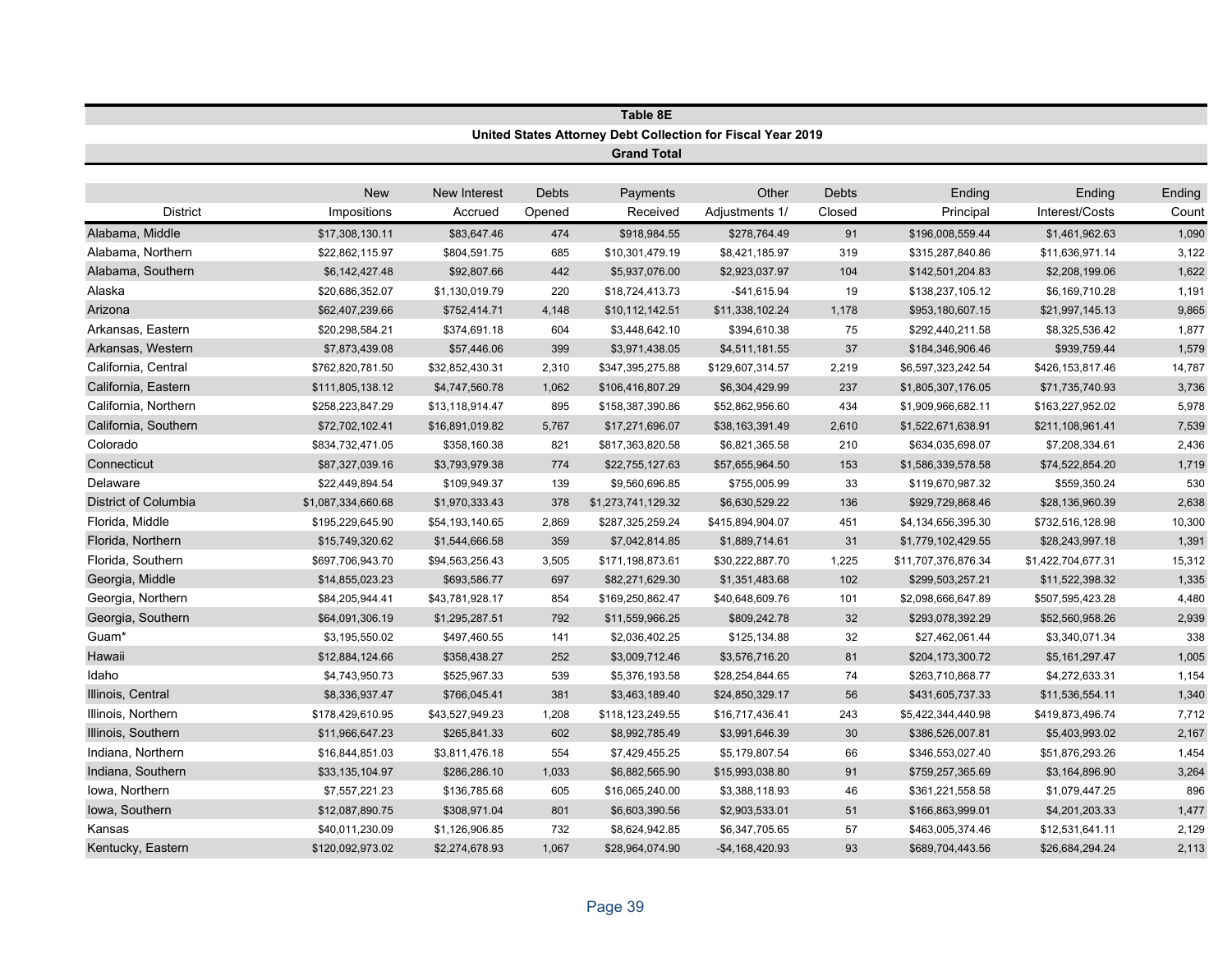**Table 8E**

**United States Attorney Debt Collection for Fiscal Year 2019**

**Grand Total**

| District | New Impositions | New Interest Accrued | Debts Opened | Payments Received | Other Adjustments 1/ | Debts Closed | Ending Principal | Ending Interest/Costs | Ending Count |
|---|---|---|---|---|---|---|---|---|---|
| Alabama, Middle | $17,308,130.11 | $83,647.46 | 474 | $918,984.55 | $278,764.49 | 91 | $196,008,559.44 | $1,461,962.63 | 1,090 |
| Alabama, Northern | $22,862,115.97 | $804,591.75 | 685 | $10,301,479.19 | $8,421,185.97 | 319 | $315,287,840.86 | $11,636,971.14 | 3,122 |
| Alabama, Southern | $6,142,427.48 | $92,807.66 | 442 | $5,937,076.00 | $2,923,037.97 | 104 | $142,501,204.83 | $2,208,199.06 | 1,622 |
| Alaska | $20,686,352.07 | $1,130,019.79 | 220 | $18,724,413.73 | -$41,615.94 | 19 | $138,237,105.12 | $6,169,710.28 | 1,191 |
| Arizona | $62,407,239.66 | $752,414.71 | 4,148 | $10,112,142.51 | $11,338,102.24 | 1,178 | $953,180,607.15 | $21,997,145.13 | 9,865 |
| Arkansas, Eastern | $20,298,584.21 | $374,691.18 | 604 | $3,448,642.10 | $394,610.38 | 75 | $292,440,211.58 | $8,325,536.42 | 1,877 |
| Arkansas, Western | $7,873,439.08 | $57,446.06 | 399 | $3,971,438.05 | $4,511,181.55 | 37 | $184,346,906.46 | $939,759.44 | 1,579 |
| California, Central | $762,820,781.50 | $32,852,430.31 | 2,310 | $347,395,275.88 | $129,607,314.57 | 2,219 | $6,597,323,242.54 | $426,153,817.46 | 14,787 |
| California, Eastern | $111,805,138.12 | $4,747,560.78 | 1,062 | $106,416,807.29 | $6,304,429.99 | 237 | $1,805,307,176.05 | $71,735,740.93 | 3,736 |
| California, Northern | $258,223,847.29 | $13,118,914.47 | 895 | $158,387,390.86 | $52,862,956.60 | 434 | $1,909,966,682.11 | $163,227,952.02 | 5,978 |
| California, Southern | $72,702,102.41 | $16,891,019.82 | 5,767 | $17,271,696.07 | $38,163,391.49 | 2,610 | $1,522,671,638.91 | $211,108,961.41 | 7,539 |
| Colorado | $834,732,471.05 | $358,160.38 | 821 | $817,363,820.58 | $6,821,365.58 | 210 | $634,035,698.07 | $7,208,334.61 | 2,436 |
| Connecticut | $87,327,039.16 | $3,793,979.38 | 774 | $22,755,127.63 | $57,655,964.50 | 153 | $1,586,339,578.58 | $74,522,854.20 | 1,719 |
| Delaware | $22,449,894.54 | $109,949.37 | 139 | $9,560,696.85 | $755,005.99 | 33 | $119,670,987.32 | $559,350.24 | 530 |
| District of Columbia | $1,087,334,660.68 | $1,970,333.43 | 378 | $1,273,741,129.32 | $6,630,529.22 | 136 | $929,729,868.46 | $28,136,960.39 | 2,638 |
| Florida, Middle | $195,229,645.90 | $54,193,140.65 | 2,869 | $287,325,259.24 | $415,894,904.07 | 451 | $4,134,656,395.30 | $732,516,128.98 | 10,300 |
| Florida, Northern | $15,749,320.62 | $1,544,666.58 | 359 | $7,042,814.85 | $1,889,714.61 | 31 | $1,779,102,429.55 | $28,243,997.18 | 1,391 |
| Florida, Southern | $697,706,943.70 | $94,563,256.43 | 3,505 | $171,198,873.61 | $30,222,887.70 | 1,225 | $11,707,376,876.34 | $1,422,704,677.31 | 15,312 |
| Georgia, Middle | $14,855,023.23 | $693,586.77 | 697 | $82,271,629.30 | $1,351,483.68 | 102 | $299,503,257.21 | $11,522,398.32 | 1,335 |
| Georgia, Northern | $84,205,944.41 | $43,781,928.17 | 854 | $169,250,862.47 | $40,648,609.76 | 101 | $2,098,666,647.89 | $507,595,423.28 | 4,480 |
| Georgia, Southern | $64,091,306.19 | $1,295,287.51 | 792 | $11,559,966.25 | $809,242.78 | 32 | $293,078,392.29 | $52,560,958.26 | 2,939 |
| Guam* | $3,195,550.02 | $497,460.55 | 141 | $2,036,402.25 | $125,134.88 | 32 | $27,462,061.44 | $3,340,071.34 | 338 |
| Hawaii | $12,884,124.66 | $358,438.27 | 252 | $3,009,712.46 | $3,576,716.20 | 81 | $204,173,300.72 | $5,161,297.47 | 1,005 |
| Idaho | $4,743,950.73 | $525,967.33 | 539 | $5,376,193.58 | $28,254,844.65 | 74 | $263,710,868.77 | $4,272,633.31 | 1,154 |
| Illinois, Central | $8,336,937.47 | $766,045.41 | 381 | $3,463,189.40 | $24,850,329.17 | 56 | $431,605,737.33 | $11,536,554.11 | 1,340 |
| Illinois, Northern | $178,429,610.95 | $43,527,949.23 | 1,208 | $118,123,249.55 | $16,717,436.41 | 243 | $5,422,344,440.98 | $419,873,496.74 | 7,712 |
| Illinois, Southern | $11,966,647.23 | $265,841.33 | 602 | $8,992,785.49 | $3,991,646.39 | 30 | $386,526,007.81 | $5,403,993.02 | 2,167 |
| Indiana, Northern | $16,844,851.03 | $3,811,476.18 | 554 | $7,429,455.25 | $5,179,807.54 | 66 | $346,553,027.40 | $51,876,293.26 | 1,454 |
| Indiana, Southern | $33,135,104.97 | $286,286.10 | 1,033 | $6,882,565.90 | $15,993,038.80 | 91 | $759,257,365.69 | $3,164,896.90 | 3,264 |
| Iowa, Northern | $7,557,221.23 | $136,785.68 | 605 | $16,065,240.00 | $3,388,118.93 | 46 | $361,221,558.58 | $1,079,447.25 | 896 |
| Iowa, Southern | $12,087,890.75 | $308,971.04 | 801 | $6,603,390.56 | $2,903,533.01 | 51 | $166,863,999.01 | $4,201,203.33 | 1,477 |
| Kansas | $40,011,230.09 | $1,126,906.85 | 732 | $8,624,942.85 | $6,347,705.65 | 57 | $463,005,374.46 | $12,531,641.11 | 2,129 |
| Kentucky, Eastern | $120,092,973.02 | $2,274,678.93 | 1,067 | $28,964,074.90 | -$4,168,420.93 | 93 | $689,704,443.56 | $26,684,294.24 | 2,113 |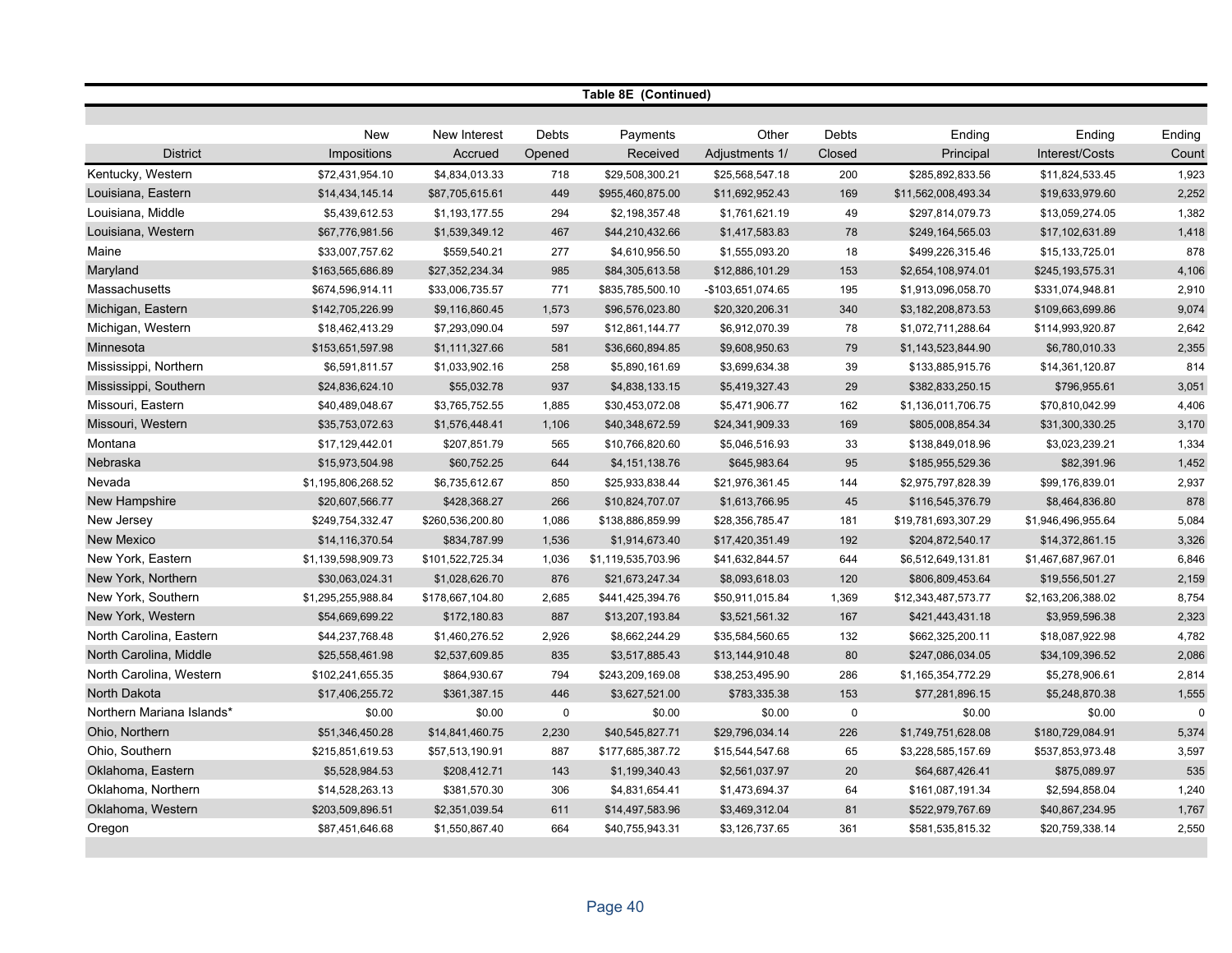**Table 8E (Continued)**

| District | New Impositions | New Interest Accrued | Debts Opened | Payments Received | Other Adjustments 1/ | Debts Closed | Ending Principal | Ending Interest/Costs | Ending Count |
|---|---|---|---|---|---|---|---|---|---|
| Kentucky, Western | $72,431,954.10 | $4,834,013.33 | 718 | $29,508,300.21 | $25,568,547.18 | 200 | $285,892,833.56 | $11,824,533.45 | 1,923 |
| Louisiana, Eastern | $14,434,145.14 | $87,705,615.61 | 449 | $955,460,875.00 | $11,692,952.43 | 169 | $11,562,008,493.34 | $19,633,979.60 | 2,252 |
| Louisiana, Middle | $5,439,612.53 | $1,193,177.55 | 294 | $2,198,357.48 | $1,761,621.19 | 49 | $297,814,079.73 | $13,059,274.05 | 1,382 |
| Louisiana, Western | $67,776,981.56 | $1,539,349.12 | 467 | $44,210,432.66 | $1,417,583.83 | 78 | $249,164,565.03 | $17,102,631.89 | 1,418 |
| Maine | $33,007,757.62 | $559,540.21 | 277 | $4,610,956.50 | $1,555,093.20 | 18 | $499,226,315.46 | $15,133,725.01 | 878 |
| Maryland | $163,565,686.89 | $27,352,234.34 | 985 | $84,305,613.58 | $12,886,101.29 | 153 | $2,654,108,974.01 | $245,193,575.31 | 4,106 |
| Massachusetts | $674,596,914.11 | $33,006,735.57 | 771 | $835,785,500.10 | -$103,651,074.65 | 195 | $1,913,096,058.70 | $331,074,948.81 | 2,910 |
| Michigan, Eastern | $142,705,226.99 | $9,116,860.45 | 1,573 | $96,576,023.80 | $20,320,206.31 | 340 | $3,182,208,873.53 | $109,663,699.86 | 9,074 |
| Michigan, Western | $18,462,413.29 | $7,293,090.04 | 597 | $12,861,144.77 | $6,912,070.39 | 78 | $1,072,711,288.64 | $114,993,920.87 | 2,642 |
| Minnesota | $153,651,597.98 | $1,111,327.66 | 581 | $36,660,894.85 | $9,608,950.63 | 79 | $1,143,523,844.90 | $6,780,010.33 | 2,355 |
| Mississippi, Northern | $6,591,811.57 | $1,033,902.16 | 258 | $5,890,161.69 | $3,699,634.38 | 39 | $133,885,915.76 | $14,361,120.87 | 814 |
| Mississippi, Southern | $24,836,624.10 | $55,032.78 | 937 | $4,838,133.15 | $5,419,327.43 | 29 | $382,833,250.15 | $796,955.61 | 3,051 |
| Missouri, Eastern | $40,489,048.67 | $3,765,752.55 | 1,885 | $30,453,072.08 | $5,471,906.77 | 162 | $1,136,011,706.75 | $70,810,042.99 | 4,406 |
| Missouri, Western | $35,753,072.63 | $1,576,448.41 | 1,106 | $40,348,672.59 | $24,341,909.33 | 169 | $805,008,854.34 | $31,300,330.25 | 3,170 |
| Montana | $17,129,442.01 | $207,851.79 | 565 | $10,766,820.60 | $5,046,516.93 | 33 | $138,849,018.96 | $3,023,239.21 | 1,334 |
| Nebraska | $15,973,504.98 | $60,752.25 | 644 | $4,151,138.76 | $645,983.64 | 95 | $185,955,529.36 | $82,391.96 | 1,452 |
| Nevada | $1,195,806,268.52 | $6,735,612.67 | 850 | $25,933,838.44 | $21,976,361.45 | 144 | $2,975,797,828.39 | $99,176,839.01 | 2,937 |
| New Hampshire | $20,607,566.77 | $428,368.27 | 266 | $10,824,707.07 | $1,613,766.95 | 45 | $116,545,376.79 | $8,464,836.80 | 878 |
| New Jersey | $249,754,332.47 | $260,536,200.80 | 1,086 | $138,886,859.99 | $28,356,785.47 | 181 | $19,781,693,307.29 | $1,946,496,955.64 | 5,084 |
| New Mexico | $14,116,370.54 | $834,787.99 | 1,536 | $1,914,673.40 | $17,420,351.49 | 192 | $204,872,540.17 | $14,372,861.15 | 3,326 |
| New York, Eastern | $1,139,598,909.73 | $101,522,725.34 | 1,036 | $1,119,535,703.96 | $41,632,844.57 | 644 | $6,512,649,131.81 | $1,467,687,967.01 | 6,846 |
| New York, Northern | $30,063,024.31 | $1,028,626.70 | 876 | $21,673,247.34 | $8,093,618.03 | 120 | $806,809,453.64 | $19,556,501.27 | 2,159 |
| New York, Southern | $1,295,255,988.84 | $178,667,104.80 | 2,685 | $441,425,394.76 | $50,911,015.84 | 1,369 | $12,343,487,573.77 | $2,163,206,388.02 | 8,754 |
| New York, Western | $54,669,699.22 | $172,180.83 | 887 | $13,207,193.84 | $3,521,561.32 | 167 | $421,443,431.18 | $3,959,596.38 | 2,323 |
| North Carolina, Eastern | $44,237,768.48 | $1,460,276.52 | 2,926 | $8,662,244.29 | $35,584,560.65 | 132 | $662,325,200.11 | $18,087,922.98 | 4,782 |
| North Carolina, Middle | $25,558,461.98 | $2,537,609.85 | 835 | $3,517,885.43 | $13,144,910.48 | 80 | $247,086,034.05 | $34,109,396.52 | 2,086 |
| North Carolina, Western | $102,241,655.35 | $864,930.67 | 794 | $243,209,169.08 | $38,253,495.90 | 286 | $1,165,354,772.29 | $5,278,906.61 | 2,814 |
| North Dakota | $17,406,255.72 | $361,387.15 | 446 | $3,627,521.00 | $783,335.38 | 153 | $77,281,896.15 | $5,248,870.38 | 1,555 |
| Northern Mariana Islands* | $0.00 | $0.00 | 0 | $0.00 | $0.00 | 0 | $0.00 | $0.00 | 0 |
| Ohio, Northern | $51,346,450.28 | $14,841,460.75 | 2,230 | $40,545,827.71 | $29,796,034.14 | 226 | $1,749,751,628.08 | $180,729,084.91 | 5,374 |
| Ohio, Southern | $215,851,619.53 | $57,513,190.91 | 887 | $177,685,387.72 | $15,544,547.68 | 65 | $3,228,585,157.69 | $537,853,973.48 | 3,597 |
| Oklahoma, Eastern | $5,528,984.53 | $208,412.71 | 143 | $1,199,340.43 | $2,561,037.97 | 20 | $64,687,426.41 | $875,089.97 | 535 |
| Oklahoma, Northern | $14,528,263.13 | $381,570.30 | 306 | $4,831,654.41 | $1,473,694.37 | 64 | $161,087,191.34 | $2,594,858.04 | 1,240 |
| Oklahoma, Western | $203,509,896.51 | $2,351,039.54 | 611 | $14,497,583.96 | $3,469,312.04 | 81 | $522,979,767.69 | $40,867,234.95 | 1,767 |
| Oregon | $87,451,646.68 | $1,550,867.40 | 664 | $40,755,943.31 | $3,126,737.65 | 361 | $581,535,815.32 | $20,759,338.14 | 2,550 |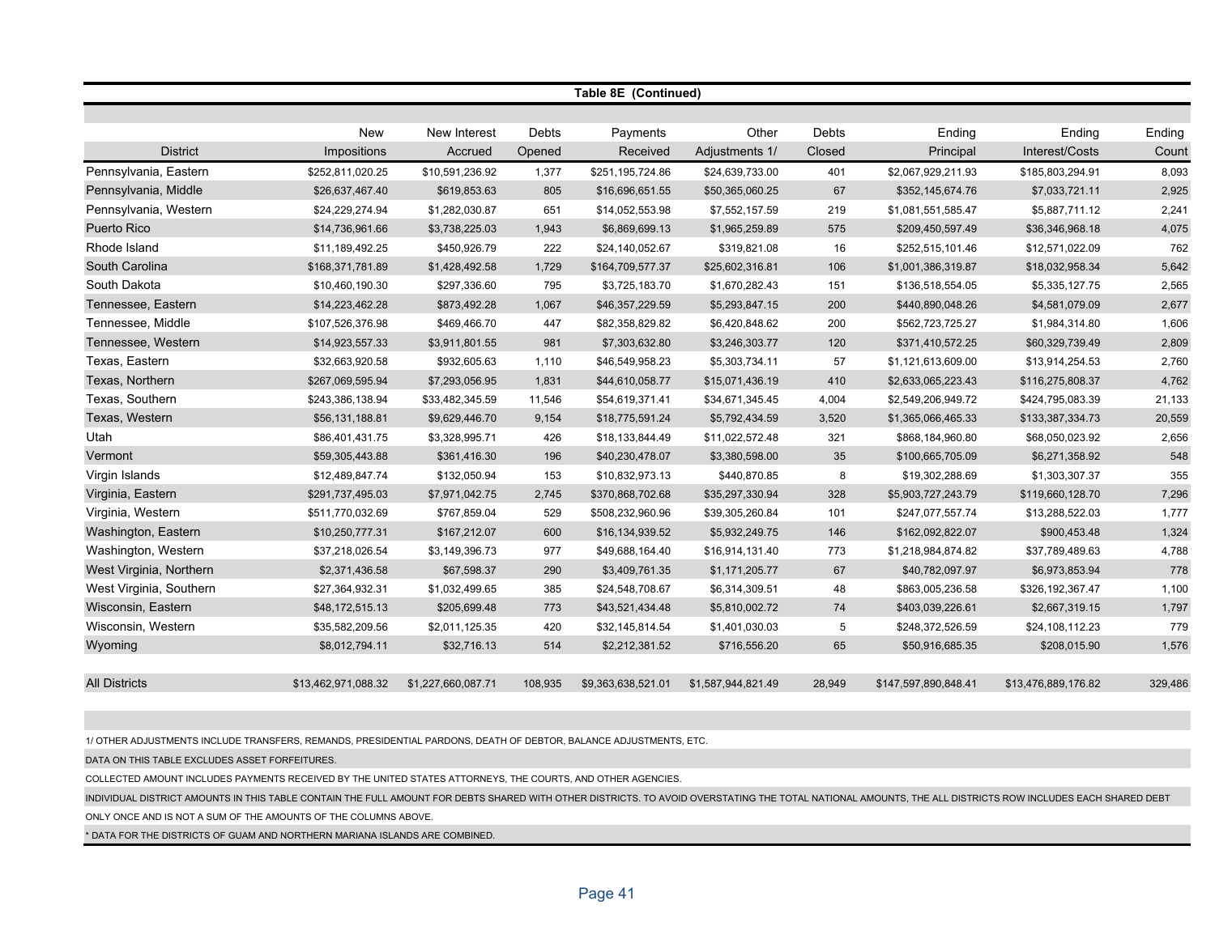**Table 8E (Continued)**

| District | New Impositions | New Interest Accrued | Debts Opened | Payments Received | Other Adjustments 1/ | Debts Closed | Ending Principal | Ending Interest/Costs | Ending Count |
|---|---|---|---|---|---|---|---|---|---|
| Pennsylvania, Eastern | $252,811,020.25 | $10,591,236.92 | 1,377 | $251,195,724.86 | $24,639,733.00 | 401 | $2,067,929,211.93 | $185,803,294.91 | 8,093 |
| Pennsylvania, Middle | $26,637,467.40 | $619,853.63 | 805 | $16,696,651.55 | $50,365,060.25 | 67 | $352,145,674.76 | $7,033,721.11 | 2,925 |
| Pennsylvania, Western | $24,229,274.94 | $1,282,030.87 | 651 | $14,052,553.98 | $7,552,157.59 | 219 | $1,081,551,585.47 | $5,887,711.12 | 2,241 |
| Puerto Rico | $14,736,961.66 | $3,738,225.03 | 1,943 | $6,869,699.13 | $1,965,259.89 | 575 | $209,450,597.49 | $36,346,968.18 | 4,075 |
| Rhode Island | $11,189,492.25 | $450,926.79 | 222 | $24,140,052.67 | $319,821.08 | 16 | $252,515,101.46 | $12,571,022.09 | 762 |
| South Carolina | $168,371,781.89 | $1,428,492.58 | 1,729 | $164,709,577.37 | $25,602,316.81 | 106 | $1,001,386,319.87 | $18,032,958.34 | 5,642 |
| South Dakota | $10,460,190.30 | $297,336.60 | 795 | $3,725,183.70 | $1,670,282.43 | 151 | $136,518,554.05 | $5,335,127.75 | 2,565 |
| Tennessee, Eastern | $14,223,462.28 | $873,492.28 | 1,067 | $46,357,229.59 | $5,293,847.15 | 200 | $440,890,048.26 | $4,581,079.09 | 2,677 |
| Tennessee, Middle | $107,526,376.98 | $469,466.70 | 447 | $82,358,829.82 | $6,420,848.62 | 200 | $562,723,725.27 | $1,984,314.80 | 1,606 |
| Tennessee, Western | $14,923,557.33 | $3,911,801.55 | 981 | $7,303,632.80 | $3,246,303.77 | 120 | $371,410,572.25 | $60,329,739.49 | 2,809 |
| Texas, Eastern | $32,663,920.58 | $932,605.63 | 1,110 | $46,549,958.23 | $5,303,734.11 | 57 | $1,121,613,609.00 | $13,914,254.53 | 2,760 |
| Texas, Northern | $267,069,595.94 | $7,293,056.95 | 1,831 | $44,610,058.77 | $15,071,436.19 | 410 | $2,633,065,223.43 | $116,275,808.37 | 4,762 |
| Texas, Southern | $243,386,138.94 | $33,482,345.59 | 11,546 | $54,619,371.41 | $34,671,345.45 | 4,004 | $2,549,206,949.72 | $424,795,083.39 | 21,133 |
| Texas, Western | $56,131,188.81 | $9,629,446.70 | 9,154 | $18,775,591.24 | $5,792,434.59 | 3,520 | $1,365,066,465.33 | $133,387,334.73 | 20,559 |
| Utah | $86,401,431.75 | $3,328,995.71 | 426 | $18,133,844.49 | $11,022,572.48 | 321 | $868,184,960.80 | $68,050,023.92 | 2,656 |
| Vermont | $59,305,443.88 | $361,416.30 | 196 | $40,230,478.07 | $3,380,598.00 | 35 | $100,665,705.09 | $6,271,358.92 | 548 |
| Virgin Islands | $12,489,847.74 | $132,050.94 | 153 | $10,832,973.13 | $440,870.85 | 8 | $19,302,288.69 | $1,303,307.37 | 355 |
| Virginia, Eastern | $291,737,495.03 | $7,971,042.75 | 2,745 | $370,868,702.68 | $35,297,330.94 | 328 | $5,903,727,243.79 | $119,660,128.70 | 7,296 |
| Virginia, Western | $511,770,032.69 | $767,859.04 | 529 | $508,232,960.96 | $39,305,260.84 | 101 | $247,077,557.74 | $13,288,522.03 | 1,777 |
| Washington, Eastern | $10,250,777.31 | $167,212.07 | 600 | $16,134,939.52 | $5,932,249.75 | 146 | $162,092,822.07 | $900,453.48 | 1,324 |
| Washington, Western | $37,218,026.54 | $3,149,396.73 | 977 | $49,688,164.40 | $16,914,131.40 | 773 | $1,218,984,874.82 | $37,789,489.63 | 4,788 |
| West Virginia, Northern | $2,371,436.58 | $67,598.37 | 290 | $3,409,761.35 | $1,171,205.77 | 67 | $40,782,097.97 | $6,973,853.94 | 778 |
| West Virginia, Southern | $27,364,932.31 | $1,032,499.65 | 385 | $24,548,708.67 | $6,314,309.51 | 48 | $863,005,236.58 | $326,192,367.47 | 1,100 |
| Wisconsin, Eastern | $48,172,515.13 | $205,699.48 | 773 | $43,521,434.48 | $5,810,002.72 | 74 | $403,039,226.61 | $2,667,319.15 | 1,797 |
| Wisconsin, Western | $35,582,209.56 | $2,011,125.35 | 420 | $32,145,814.54 | $1,401,030.03 | 5 | $248,372,526.59 | $24,108,112.23 | 779 |
| Wyoming | $8,012,794.11 | $32,716.13 | 514 | $2,212,381.52 | $716,556.20 | 65 | $50,916,685.35 | $208,015.90 | 1,576 |
| All Districts | $13,462,971,088.32 | $1,227,660,087.71 | 108,935 | $9,363,638,521.01 | $1,587,944,821.49 | 28,949 | $147,597,890,848.41 | $13,476,889,176.82 | 329,486 |

1/ OTHER ADJUSTMENTS INCLUDE TRANSFERS, REMANDS, PRESIDENTIAL PARDONS, DEATH OF DEBTOR, BALANCE ADJUSTMENTS, ETC.

DATA ON THIS TABLE EXCLUDES ASSET FORFEITURES.

COLLECTED AMOUNT INCLUDES PAYMENTS RECEIVED BY THE UNITED STATES ATTORNEYS, THE COURTS, AND OTHER AGENCIES.

INDIVIDUAL DISTRICT AMOUNTS IN THIS TABLE CONTAIN THE FULL AMOUNT FOR DEBTS SHARED WITH OTHER DISTRICTS. TO AVOID OVERSTATING THE TOTAL NATIONAL AMOUNTS, THE ALL DISTRICTS ROW INCLUDES EACH SHARED DEBT ONLY ONCE AND IS NOT A SUM OF THE AMOUNTS OF THE COLUMNS ABOVE.

* DATA FOR THE DISTRICTS OF GUAM AND NORTHERN MARIANA ISLANDS ARE COMBINED.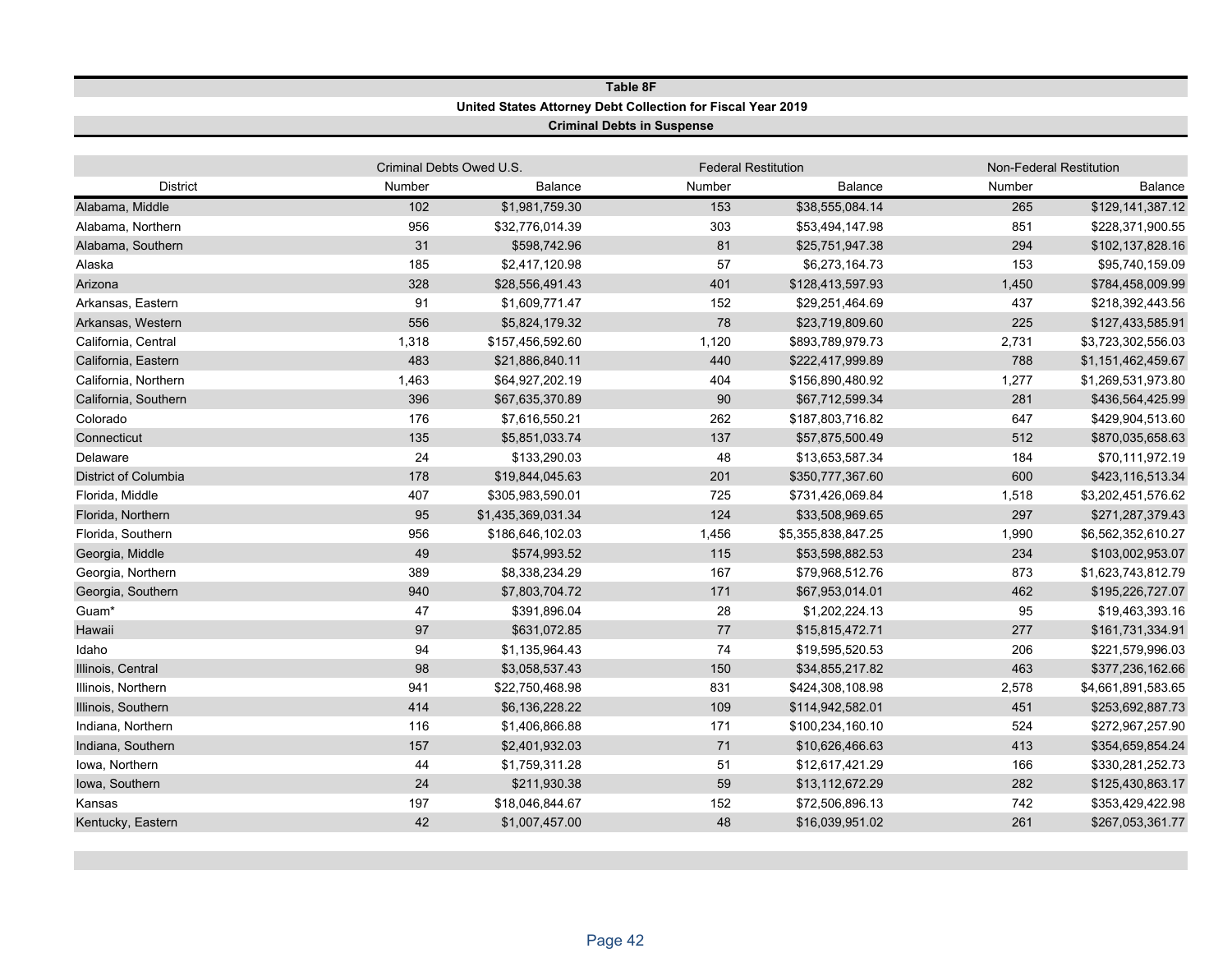**Table 8F**

**United States Attorney Debt Collection for Fiscal Year 2019**

**Criminal Debts in Suspense**

| | Criminal Debts Owed U.S. | | Federal Restitution | | Non-Federal Restitution | |
|---|---|---|---|---|---|---|
| District | Number | Balance | Number | Balance | Number | Balance |
| Alabama, Middle | 102 | $1,981,759.30 | 153 | $38,555,084.14 | 265 | $129,141,387.12 |
| Alabama, Northern | 956 | $32,776,014.39 | 303 | $53,494,147.98 | 851 | $228,371,900.55 |
| Alabama, Southern | 31 | $598,742.96 | 81 | $25,751,947.38 | 294 | $102,137,828.16 |
| Alaska | 185 | $2,417,120.98 | 57 | $6,273,164.73 | 153 | $95,740,159.09 |
| Arizona | 328 | $28,556,491.43 | 401 | $128,413,597.93 | 1,450 | $784,458,009.99 |
| Arkansas, Eastern | 91 | $1,609,771.47 | 152 | $29,251,464.69 | 437 | $218,392,443.56 |
| Arkansas, Western | 556 | $5,824,179.32 | 78 | $23,719,809.60 | 225 | $127,433,585.91 |
| California, Central | 1,318 | $157,456,592.60 | 1,120 | $893,789,979.73 | 2,731 | $3,723,302,556.03 |
| California, Eastern | 483 | $21,886,840.11 | 440 | $222,417,999.89 | 788 | $1,151,462,459.67 |
| California, Northern | 1,463 | $64,927,202.19 | 404 | $156,890,480.92 | 1,277 | $1,269,531,973.80 |
| California, Southern | 396 | $67,635,370.89 | 90 | $67,712,599.34 | 281 | $436,564,425.99 |
| Colorado | 176 | $7,616,550.21 | 262 | $187,803,716.82 | 647 | $429,904,513.60 |
| Connecticut | 135 | $5,851,033.74 | 137 | $57,875,500.49 | 512 | $870,035,658.63 |
| Delaware | 24 | $133,290.03 | 48 | $13,653,587.34 | 184 | $70,111,972.19 |
| District of Columbia | 178 | $19,844,045.63 | 201 | $350,777,367.60 | 600 | $423,116,513.34 |
| Florida, Middle | 407 | $305,983,590.01 | 725 | $731,426,069.84 | 1,518 | $3,202,451,576.62 |
| Florida, Northern | 95 | $1,435,369,031.34 | 124 | $33,508,969.65 | 297 | $271,287,379.43 |
| Florida, Southern | 956 | $186,646,102.03 | 1,456 | $5,355,838,847.25 | 1,990 | $6,562,352,610.27 |
| Georgia, Middle | 49 | $574,993.52 | 115 | $53,598,882.53 | 234 | $103,002,953.07 |
| Georgia, Northern | 389 | $8,338,234.29 | 167 | $79,968,512.76 | 873 | $1,623,743,812.79 |
| Georgia, Southern | 940 | $7,803,704.72 | 171 | $67,953,014.01 | 462 | $195,226,727.07 |
| Guam* | 47 | $391,896.04 | 28 | $1,202,224.13 | 95 | $19,463,393.16 |
| Hawaii | 97 | $631,072.85 | 77 | $15,815,472.71 | 277 | $161,731,334.91 |
| Idaho | 94 | $1,135,964.43 | 74 | $19,595,520.53 | 206 | $221,579,996.03 |
| Illinois, Central | 98 | $3,058,537.43 | 150 | $34,855,217.82 | 463 | $377,236,162.66 |
| Illinois, Northern | 941 | $22,750,468.98 | 831 | $424,308,108.98 | 2,578 | $4,661,891,583.65 |
| Illinois, Southern | 414 | $6,136,228.22 | 109 | $114,942,582.01 | 451 | $253,692,887.73 |
| Indiana, Northern | 116 | $1,406,866.88 | 171 | $100,234,160.10 | 524 | $272,967,257.90 |
| Indiana, Southern | 157 | $2,401,932.03 | 71 | $10,626,466.63 | 413 | $354,659,854.24 |
| Iowa, Northern | 44 | $1,759,311.28 | 51 | $12,617,421.29 | 166 | $330,281,252.73 |
| Iowa, Southern | 24 | $211,930.38 | 59 | $13,112,672.29 | 282 | $125,430,863.17 |
| Kansas | 197 | $18,046,844.67 | 152 | $72,506,896.13 | 742 | $353,429,422.98 |
| Kentucky, Eastern | 42 | $1,007,457.00 | 48 | $16,039,951.02 | 261 | $267,053,361.77 |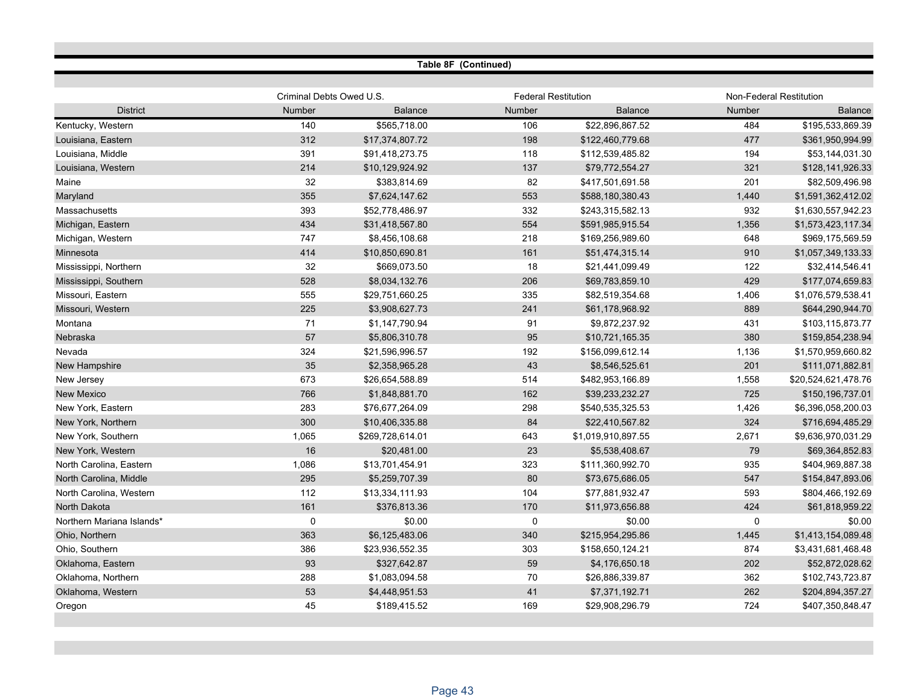**Table 8F (Continued)**

| District | Criminal Debts Owed U.S. | | Federal Restitution | | Non-Federal Restitution | |
|---|---|---|---|---|---|---|
| | Number | Balance | Number | Balance | Number | Balance |
| Kentucky, Western | 140 | $565,718.00 | 106 | $22,896,867.52 | 484 | $195,533,869.39 |
| Louisiana, Eastern | 312 | $17,374,807.72 | 198 | $122,460,779.68 | 477 | $361,950,994.99 |
| Louisiana, Middle | 391 | $91,418,273.75 | 118 | $112,539,485.82 | 194 | $53,144,031.30 |
| Louisiana, Western | 214 | $10,129,924.92 | 137 | $79,772,554.27 | 321 | $128,141,926.33 |
| Maine | 32 | $383,814.69 | 82 | $417,501,691.58 | 201 | $82,509,496.98 |
| Maryland | 355 | $7,624,147.62 | 553 | $588,180,380.43 | 1,440 | $1,591,362,412.02 |
| Massachusetts | 393 | $52,778,486.97 | 332 | $243,315,582.13 | 932 | $1,630,557,942.23 |
| Michigan, Eastern | 434 | $31,418,567.80 | 554 | $591,985,915.54 | 1,356 | $1,573,423,117.34 |
| Michigan, Western | 747 | $8,456,108.68 | 218 | $169,256,989.60 | 648 | $969,175,569.59 |
| Minnesota | 414 | $10,850,690.81 | 161 | $51,474,315.14 | 910 | $1,057,349,133.33 |
| Mississippi, Northern | 32 | $669,073.50 | 18 | $21,441,099.49 | 122 | $32,414,546.41 |
| Mississippi, Southern | 528 | $8,034,132.76 | 206 | $69,783,859.10 | 429 | $177,074,659.83 |
| Missouri, Eastern | 555 | $29,751,660.25 | 335 | $82,519,354.68 | 1,406 | $1,076,579,538.41 |
| Missouri, Western | 225 | $3,908,627.73 | 241 | $61,178,968.92 | 889 | $644,290,944.70 |
| Montana | 71 | $1,147,790.94 | 91 | $9,872,237.92 | 431 | $103,115,873.77 |
| Nebraska | 57 | $5,806,310.78 | 95 | $10,721,165.35 | 380 | $159,854,238.94 |
| Nevada | 324 | $21,596,996.57 | 192 | $156,099,612.14 | 1,136 | $1,570,959,660.82 |
| New Hampshire | 35 | $2,358,965.28 | 43 | $8,546,525.61 | 201 | $111,071,882.81 |
| New Jersey | 673 | $26,654,588.89 | 514 | $482,953,166.89 | 1,558 | $20,524,621,478.76 |
| New Mexico | 766 | $1,848,881.70 | 162 | $39,233,232.27 | 725 | $150,196,737.01 |
| New York, Eastern | 283 | $76,677,264.09 | 298 | $540,535,325.53 | 1,426 | $6,396,058,200.03 |
| New York, Northern | 300 | $10,406,335.88 | 84 | $22,410,567.82 | 324 | $716,694,485.29 |
| New York, Southern | 1,065 | $269,728,614.01 | 643 | $1,019,910,897.55 | 2,671 | $9,636,970,031.29 |
| New York, Western | 16 | $20,481.00 | 23 | $5,538,408.67 | 79 | $69,364,852.83 |
| North Carolina, Eastern | 1,086 | $13,701,454.91 | 323 | $111,360,992.70 | 935 | $404,969,887.38 |
| North Carolina, Middle | 295 | $5,259,707.39 | 80 | $73,675,686.05 | 547 | $154,847,893.06 |
| North Carolina, Western | 112 | $13,334,111.93 | 104 | $77,881,932.47 | 593 | $804,466,192.69 |
| North Dakota | 161 | $376,813.36 | 170 | $11,973,656.88 | 424 | $61,818,959.22 |
| Northern Mariana Islands* | 0 | $0.00 | 0 | $0.00 | 0 | $0.00 |
| Ohio, Northern | 363 | $6,125,483.06 | 340 | $215,954,295.86 | 1,445 | $1,413,154,089.48 |
| Ohio, Southern | 386 | $23,936,552.35 | 303 | $158,650,124.21 | 874 | $3,431,681,468.48 |
| Oklahoma, Eastern | 93 | $327,642.87 | 59 | $4,176,650.18 | 202 | $52,872,028.62 |
| Oklahoma, Northern | 288 | $1,083,094.58 | 70 | $26,886,339.87 | 362 | $102,743,723.87 |
| Oklahoma, Western | 53 | $4,448,951.53 | 41 | $7,371,192.71 | 262 | $204,894,357.27 |
| Oregon | 45 | $189,415.52 | 169 | $29,908,296.79 | 724 | $407,350,848.47 |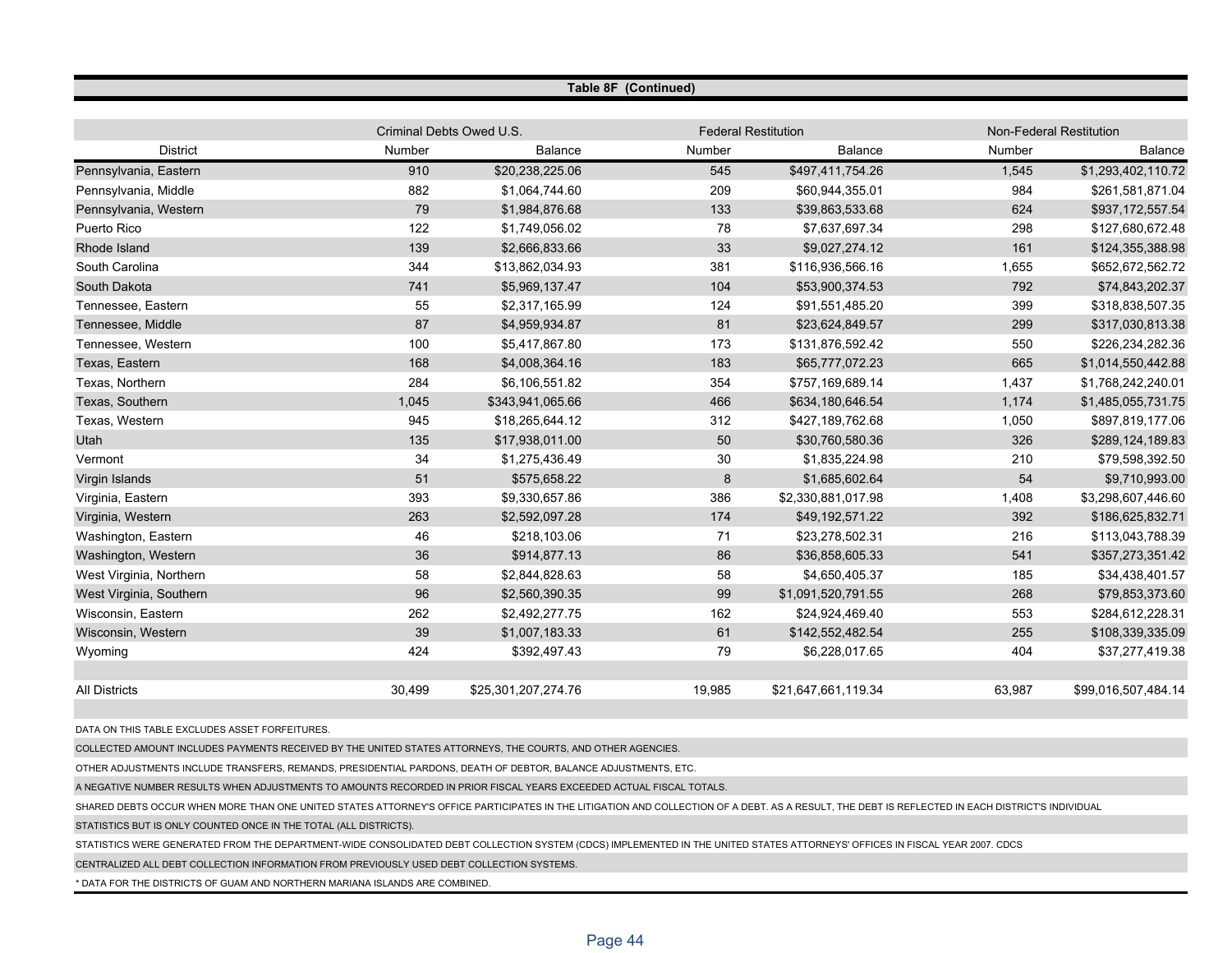**Table 8F (Continued)**

| District | Criminal Debts Owed U.S. | | Federal Restitution | | Non-Federal Restitution | |
|---|---|---|---|---|---|---|
| | Number | Balance | Number | Balance | Number | Balance |
| Pennsylvania, Eastern | 910 | $20,238,225.06 | 545 | $497,411,754.26 | 1,545 | $1,293,402,110.72 |
| Pennsylvania, Middle | 882 | $1,064,744.60 | 209 | $60,944,355.01 | 984 | $261,581,871.04 |
| Pennsylvania, Western | 79 | $1,984,876.68 | 133 | $39,863,533.68 | 624 | $937,172,557.54 |
| Puerto Rico | 122 | $1,749,056.02 | 78 | $7,637,697.34 | 298 | $127,680,672.48 |
| Rhode Island | 139 | $2,666,833.66 | 33 | $9,027,274.12 | 161 | $124,355,388.98 |
| South Carolina | 344 | $13,862,034.93 | 381 | $116,936,566.16 | 1,655 | $652,672,562.72 |
| South Dakota | 741 | $5,969,137.47 | 104 | $53,900,374.53 | 792 | $74,843,202.37 |
| Tennessee, Eastern | 55 | $2,317,165.99 | 124 | $91,551,485.20 | 399 | $318,838,507.35 |
| Tennessee, Middle | 87 | $4,959,934.87 | 81 | $23,624,849.57 | 299 | $317,030,813.38 |
| Tennessee, Western | 100 | $5,417,867.80 | 173 | $131,876,592.42 | 550 | $226,234,282.36 |
| Texas, Eastern | 168 | $4,008,364.16 | 183 | $65,777,072.23 | 665 | $1,014,550,442.88 |
| Texas, Northern | 284 | $6,106,551.82 | 354 | $757,169,689.14 | 1,437 | $1,768,242,240.01 |
| Texas, Southern | 1,045 | $343,941,065.66 | 466 | $634,180,646.54 | 1,174 | $1,485,055,731.75 |
| Texas, Western | 945 | $18,265,644.12 | 312 | $427,189,762.68 | 1,050 | $897,819,177.06 |
| Utah | 135 | $17,938,011.00 | 50 | $30,760,580.36 | 326 | $289,124,189.83 |
| Vermont | 34 | $1,275,436.49 | 30 | $1,835,224.98 | 210 | $79,598,392.50 |
| Virgin Islands | 51 | $575,658.22 | 8 | $1,685,602.64 | 54 | $9,710,993.00 |
| Virginia, Eastern | 393 | $9,330,657.86 | 386 | $2,330,881,017.98 | 1,408 | $3,298,607,446.60 |
| Virginia, Western | 263 | $2,592,097.28 | 174 | $49,192,571.22 | 392 | $186,625,832.71 |
| Washington, Eastern | 46 | $218,103.06 | 71 | $23,278,502.31 | 216 | $113,043,788.39 |
| Washington, Western | 36 | $914,877.13 | 86 | $36,858,605.33 | 541 | $357,273,351.42 |
| West Virginia, Northern | 58 | $2,844,828.63 | 58 | $4,650,405.37 | 185 | $34,438,401.57 |
| West Virginia, Southern | 96 | $2,560,390.35 | 99 | $1,091,520,791.55 | 268 | $79,853,373.60 |
| Wisconsin, Eastern | 262 | $2,492,277.75 | 162 | $24,924,469.40 | 553 | $284,612,228.31 |
| Wisconsin, Western | 39 | $1,007,183.33 | 61 | $142,552,482.54 | 255 | $108,339,335.09 |
| Wyoming | 424 | $392,497.43 | 79 | $6,228,017.65 | 404 | $37,277,419.38 |
| | | | | | | |
| All Districts | 30,499 | $25,301,207,274.76 | 19,985 | $21,647,661,119.34 | 63,987 | $99,016,507,484.14 |

DATA ON THIS TABLE EXCLUDES ASSET FORFEITURES.

COLLECTED AMOUNT INCLUDES PAYMENTS RECEIVED BY THE UNITED STATES ATTORNEYS, THE COURTS, AND OTHER AGENCIES.

OTHER ADJUSTMENTS INCLUDE TRANSFERS, REMANDS, PRESIDENTIAL PARDONS, DEATH OF DEBTOR, BALANCE ADJUSTMENTS, ETC.

A NEGATIVE NUMBER RESULTS WHEN ADJUSTMENTS TO AMOUNTS RECORDED IN PRIOR FISCAL YEARS EXCEEDED ACTUAL FISCAL TOTALS.

SHARED DEBTS OCCUR WHEN MORE THAN ONE UNITED STATES ATTORNEY'S OFFICE PARTICIPATES IN THE LITIGATION AND COLLECTION OF A DEBT. AS A RESULT, THE DEBT IS REFLECTED IN EACH DISTRICT'S INDIVIDUAL STATISTICS BUT IS ONLY COUNTED ONCE IN THE TOTAL (ALL DISTRICTS).

STATISTICS WERE GENERATED FROM THE DEPARTMENT-WIDE CONSOLIDATED DEBT COLLECTION SYSTEM (CDCS) IMPLEMENTED IN THE UNITED STATES ATTORNEYS' OFFICES IN FISCAL YEAR 2007. CDCS CENTRALIZED ALL DEBT COLLECTION INFORMATION FROM PREVIOUSLY USED DEBT COLLECTION SYSTEMS.

* DATA FOR THE DISTRICTS OF GUAM AND NORTHERN MARIANA ISLANDS ARE COMBINED.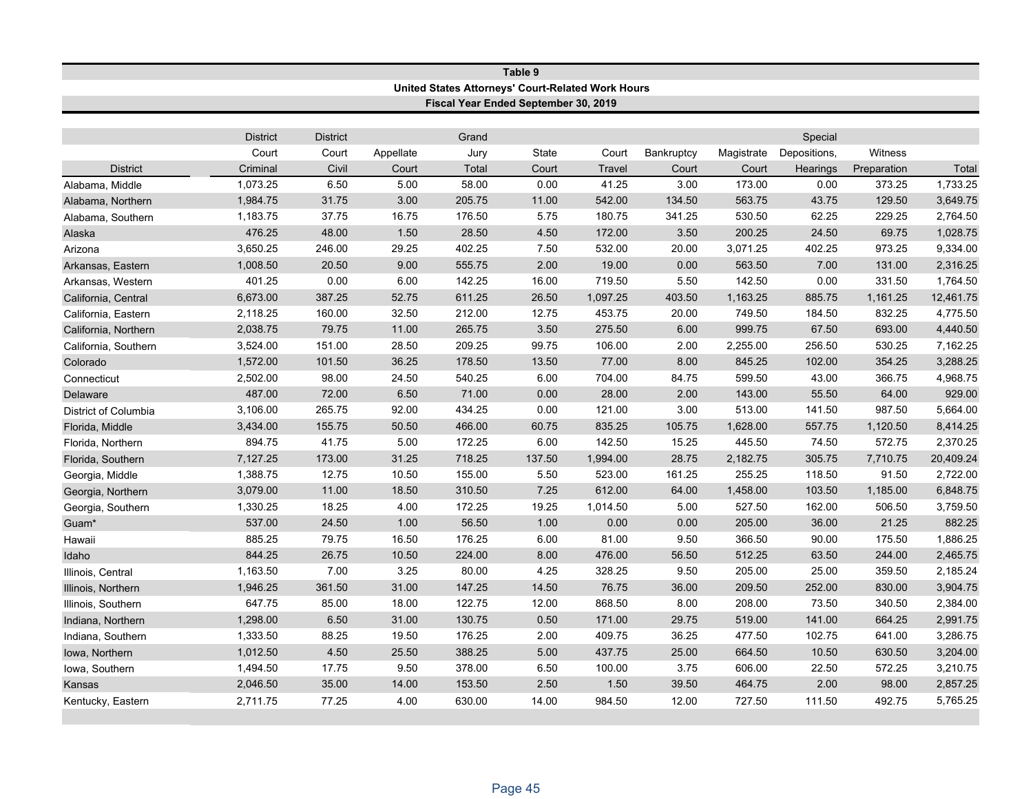# Table 9

## United States Attorneys' Court-Related Work Hours

### Fiscal Year Ended September 30, 2019

| District | District Court Criminal | District Court Civil | Appellate Court | Grand Jury Total | State Court | Court Travel | Bankruptcy Court | Magistrate Court | Special Depositions, Hearings | Witness Preparation | Total |
|---|---|---|---|---|---|---|---|---|---|---|---|
| Alabama, Middle | 1,073.25 | 6.50 | 5.00 | 58.00 | 0.00 | 41.25 | 3.00 | 173.00 | 0.00 | 373.25 | 1,733.25 |
| Alabama, Northern | 1,984.75 | 31.75 | 3.00 | 205.75 | 11.00 | 542.00 | 134.50 | 563.75 | 43.75 | 129.50 | 3,649.75 |
| Alabama, Southern | 1,183.75 | 37.75 | 16.75 | 176.50 | 5.75 | 180.75 | 341.25 | 530.50 | 62.25 | 229.25 | 2,764.50 |
| Alaska | 476.25 | 48.00 | 1.50 | 28.50 | 4.50 | 172.00 | 3.50 | 200.25 | 24.50 | 69.75 | 1,028.75 |
| Arizona | 3,650.25 | 246.00 | 29.25 | 402.25 | 7.50 | 532.00 | 20.00 | 3,071.25 | 402.25 | 973.25 | 9,334.00 |
| Arkansas, Eastern | 1,008.50 | 20.50 | 9.00 | 555.75 | 2.00 | 19.00 | 0.00 | 563.50 | 7.00 | 131.00 | 2,316.25 |
| Arkansas, Western | 401.25 | 0.00 | 6.00 | 142.25 | 16.00 | 719.50 | 5.50 | 142.50 | 0.00 | 331.50 | 1,764.50 |
| California, Central | 6,673.00 | 387.25 | 52.75 | 611.25 | 26.50 | 1,097.25 | 403.50 | 1,163.25 | 885.75 | 1,161.25 | 12,461.75 |
| California, Eastern | 2,118.25 | 160.00 | 32.50 | 212.00 | 12.75 | 453.75 | 20.00 | 749.50 | 184.50 | 832.25 | 4,775.50 |
| California, Northern | 2,038.75 | 79.75 | 11.00 | 265.75 | 3.50 | 275.50 | 6.00 | 999.75 | 67.50 | 693.00 | 4,440.50 |
| California, Southern | 3,524.00 | 151.00 | 28.50 | 209.25 | 99.75 | 106.00 | 2.00 | 2,255.00 | 256.50 | 530.25 | 7,162.25 |
| Colorado | 1,572.00 | 101.50 | 36.25 | 178.50 | 13.50 | 77.00 | 8.00 | 845.25 | 102.00 | 354.25 | 3,288.25 |
| Connecticut | 2,502.00 | 98.00 | 24.50 | 540.25 | 6.00 | 704.00 | 84.75 | 599.50 | 43.00 | 366.75 | 4,968.75 |
| Delaware | 487.00 | 72.00 | 6.50 | 71.00 | 0.00 | 28.00 | 2.00 | 143.00 | 55.50 | 64.00 | 929.00 |
| District of Columbia | 3,106.00 | 265.75 | 92.00 | 434.25 | 0.00 | 121.00 | 3.00 | 513.00 | 141.50 | 987.50 | 5,664.00 |
| Florida, Middle | 3,434.00 | 155.75 | 50.50 | 466.00 | 60.75 | 835.25 | 105.75 | 1,628.00 | 557.75 | 1,120.50 | 8,414.25 |
| Florida, Northern | 894.75 | 41.75 | 5.00 | 172.25 | 6.00 | 142.50 | 15.25 | 445.50 | 74.50 | 572.75 | 2,370.25 |
| Florida, Southern | 7,127.25 | 173.00 | 31.25 | 718.25 | 137.50 | 1,994.00 | 28.75 | 2,182.75 | 305.75 | 7,710.75 | 20,409.24 |
| Georgia, Middle | 1,388.75 | 12.75 | 10.50 | 155.00 | 5.50 | 523.00 | 161.25 | 255.25 | 118.50 | 91.50 | 2,722.00 |
| Georgia, Northern | 3,079.00 | 11.00 | 18.50 | 310.50 | 7.25 | 612.00 | 64.00 | 1,458.00 | 103.50 | 1,185.00 | 6,848.75 |
| Georgia, Southern | 1,330.25 | 18.25 | 4.00 | 172.25 | 19.25 | 1,014.50 | 5.00 | 527.50 | 162.00 | 506.50 | 3,759.50 |
| Guam* | 537.00 | 24.50 | 1.00 | 56.50 | 1.00 | 0.00 | 0.00 | 205.00 | 36.00 | 21.25 | 882.25 |
| Hawaii | 885.25 | 79.75 | 16.50 | 176.25 | 6.00 | 81.00 | 9.50 | 366.50 | 90.00 | 175.50 | 1,886.25 |
| Idaho | 844.25 | 26.75 | 10.50 | 224.00 | 8.00 | 476.00 | 56.50 | 512.25 | 63.50 | 244.00 | 2,465.75 |
| Illinois, Central | 1,163.50 | 7.00 | 3.25 | 80.00 | 4.25 | 328.25 | 9.50 | 205.00 | 25.00 | 359.50 | 2,185.24 |
| Illinois, Northern | 1,946.25 | 361.50 | 31.00 | 147.25 | 14.50 | 76.75 | 36.00 | 209.50 | 252.00 | 830.00 | 3,904.75 |
| Illinois, Southern | 647.75 | 85.00 | 18.00 | 122.75 | 12.00 | 868.50 | 8.00 | 208.00 | 73.50 | 340.50 | 2,384.00 |
| Indiana, Northern | 1,298.00 | 6.50 | 31.00 | 130.75 | 0.50 | 171.00 | 29.75 | 519.00 | 141.00 | 664.25 | 2,991.75 |
| Indiana, Southern | 1,333.50 | 88.25 | 19.50 | 176.25 | 2.00 | 409.75 | 36.25 | 477.50 | 102.75 | 641.00 | 3,286.75 |
| Iowa, Northern | 1,012.50 | 4.50 | 25.50 | 388.25 | 5.00 | 437.75 | 25.00 | 664.50 | 10.50 | 630.50 | 3,204.00 |
| Iowa, Southern | 1,494.50 | 17.75 | 9.50 | 378.00 | 6.50 | 100.00 | 3.75 | 606.00 | 22.50 | 572.25 | 3,210.75 |
| Kansas | 2,046.50 | 35.00 | 14.00 | 153.50 | 2.50 | 1.50 | 39.50 | 464.75 | 2.00 | 98.00 | 2,857.25 |
| Kentucky, Eastern | 2,711.75 | 77.25 | 4.00 | 630.00 | 14.00 | 984.50 | 12.00 | 727.50 | 111.50 | 492.75 | 5,765.25 |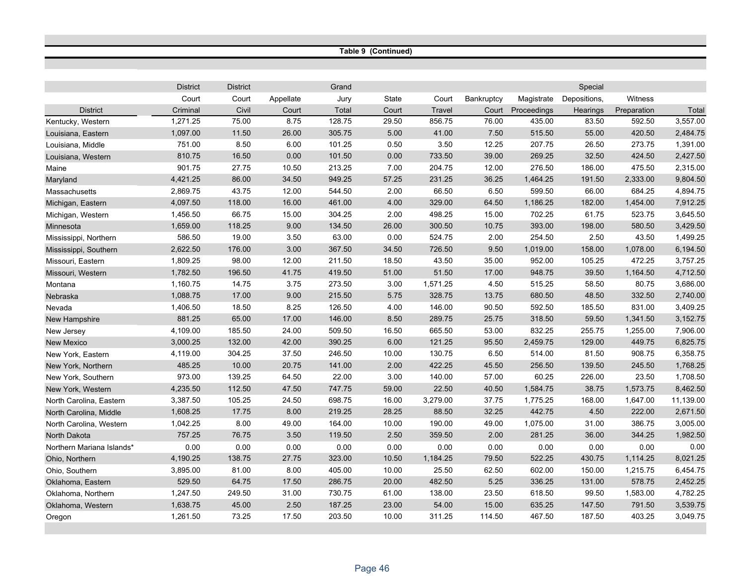**Table 9 (Continued)**

| District | District Court Criminal | District Court Civil | Appellate Court | Grand Jury Total | State Court | Court Travel | Bankruptcy Court | Magistrate Proceedings | Special Depositions, Hearings | Witness Preparation | Total |
|---|---|---|---|---|---|---|---|---|---|---|---|
| Kentucky, Western | 1,271.25 | 75.00 | 8.75 | 128.75 | 29.50 | 856.75 | 76.00 | 435.00 | 83.50 | 592.50 | 3,557.00 |
| Louisiana, Eastern | 1,097.00 | 11.50 | 26.00 | 305.75 | 5.00 | 41.00 | 7.50 | 515.50 | 55.00 | 420.50 | 2,484.75 |
| Louisiana, Middle | 751.00 | 8.50 | 6.00 | 101.25 | 0.50 | 3.50 | 12.25 | 207.75 | 26.50 | 273.75 | 1,391.00 |
| Louisiana, Western | 810.75 | 16.50 | 0.00 | 101.50 | 0.00 | 733.50 | 39.00 | 269.25 | 32.50 | 424.50 | 2,427.50 |
| Maine | 901.75 | 27.75 | 10.50 | 213.25 | 7.00 | 204.75 | 12.00 | 276.50 | 186.00 | 475.50 | 2,315.00 |
| Maryland | 4,421.25 | 86.00 | 34.50 | 949.25 | 57.25 | 231.25 | 36.25 | 1,464.25 | 191.50 | 2,333.00 | 9,804.50 |
| Massachusetts | 2,869.75 | 43.75 | 12.00 | 544.50 | 2.00 | 66.50 | 6.50 | 599.50 | 66.00 | 684.25 | 4,894.75 |
| Michigan, Eastern | 4,097.50 | 118.00 | 16.00 | 461.00 | 4.00 | 329.00 | 64.50 | 1,186.25 | 182.00 | 1,454.00 | 7,912.25 |
| Michigan, Western | 1,456.50 | 66.75 | 15.00 | 304.25 | 2.00 | 498.25 | 15.00 | 702.25 | 61.75 | 523.75 | 3,645.50 |
| Minnesota | 1,659.00 | 118.25 | 9.00 | 134.50 | 26.00 | 300.50 | 10.75 | 393.00 | 198.00 | 580.50 | 3,429.50 |
| Mississippi, Northern | 586.50 | 19.00 | 3.50 | 63.00 | 0.00 | 524.75 | 2.00 | 254.50 | 2.50 | 43.50 | 1,499.25 |
| Mississippi, Southern | 2,622.50 | 176.00 | 3.00 | 367.50 | 34.50 | 726.50 | 9.50 | 1,019.00 | 158.00 | 1,078.00 | 6,194.50 |
| Missouri, Eastern | 1,809.25 | 98.00 | 12.00 | 211.50 | 18.50 | 43.50 | 35.00 | 952.00 | 105.25 | 472.25 | 3,757.25 |
| Missouri, Western | 1,782.50 | 196.50 | 41.75 | 419.50 | 51.00 | 51.50 | 17.00 | 948.75 | 39.50 | 1,164.50 | 4,712.50 |
| Montana | 1,160.75 | 14.75 | 3.75 | 273.50 | 3.00 | 1,571.25 | 4.50 | 515.25 | 58.50 | 80.75 | 3,686.00 |
| Nebraska | 1,088.75 | 17.00 | 9.00 | 215.50 | 5.75 | 328.75 | 13.75 | 680.50 | 48.50 | 332.50 | 2,740.00 |
| Nevada | 1,406.50 | 18.50 | 8.25 | 126.50 | 4.00 | 146.00 | 90.50 | 592.50 | 185.50 | 831.00 | 3,409.25 |
| New Hampshire | 881.25 | 65.00 | 17.00 | 146.00 | 8.50 | 289.75 | 25.75 | 318.50 | 59.50 | 1,341.50 | 3,152.75 |
| New Jersey | 4,109.00 | 185.50 | 24.00 | 509.50 | 16.50 | 665.50 | 53.00 | 832.25 | 255.75 | 1,255.00 | 7,906.00 |
| New Mexico | 3,000.25 | 132.00 | 42.00 | 390.25 | 6.00 | 121.25 | 95.50 | 2,459.75 | 129.00 | 449.75 | 6,825.75 |
| New York, Eastern | 4,119.00 | 304.25 | 37.50 | 246.50 | 10.00 | 130.75 | 6.50 | 514.00 | 81.50 | 908.75 | 6,358.75 |
| New York, Northern | 485.25 | 10.00 | 20.75 | 141.00 | 2.00 | 422.25 | 45.50 | 256.50 | 139.50 | 245.50 | 1,768.25 |
| New York, Southern | 973.00 | 139.25 | 64.50 | 22.00 | 3.00 | 140.00 | 57.00 | 60.25 | 226.00 | 23.50 | 1,708.50 |
| New York, Western | 4,235.50 | 112.50 | 47.50 | 747.75 | 59.00 | 22.50 | 40.50 | 1,584.75 | 38.75 | 1,573.75 | 8,462.50 |
| North Carolina, Eastern | 3,387.50 | 105.25 | 24.50 | 698.75 | 16.00 | 3,279.00 | 37.75 | 1,775.25 | 168.00 | 1,647.00 | 11,139.00 |
| North Carolina, Middle | 1,608.25 | 17.75 | 8.00 | 219.25 | 28.25 | 88.50 | 32.25 | 442.75 | 4.50 | 222.00 | 2,671.50 |
| North Carolina, Western | 1,042.25 | 8.00 | 49.00 | 164.00 | 10.00 | 190.00 | 49.00 | 1,075.00 | 31.00 | 386.75 | 3,005.00 |
| North Dakota | 757.25 | 76.75 | 3.50 | 119.50 | 2.50 | 359.50 | 2.00 | 281.25 | 36.00 | 344.25 | 1,982.50 |
| Northern Mariana Islands* | 0.00 | 0.00 | 0.00 | 0.00 | 0.00 | 0.00 | 0.00 | 0.00 | 0.00 | 0.00 | 0.00 |
| Ohio, Northern | 4,190.25 | 138.75 | 27.75 | 323.00 | 10.50 | 1,184.25 | 79.50 | 522.25 | 430.75 | 1,114.25 | 8,021.25 |
| Ohio, Southern | 3,895.00 | 81.00 | 8.00 | 405.00 | 10.00 | 25.50 | 62.50 | 602.00 | 150.00 | 1,215.75 | 6,454.75 |
| Oklahoma, Eastern | 529.50 | 64.75 | 17.50 | 286.75 | 20.00 | 482.50 | 5.25 | 336.25 | 131.00 | 578.75 | 2,452.25 |
| Oklahoma, Northern | 1,247.50 | 249.50 | 31.00 | 730.75 | 61.00 | 138.00 | 23.50 | 618.50 | 99.50 | 1,583.00 | 4,782.25 |
| Oklahoma, Western | 1,638.75 | 45.00 | 2.50 | 187.25 | 23.00 | 54.00 | 15.00 | 635.25 | 147.50 | 791.50 | 3,539.75 |
| Oregon | 1,261.50 | 73.25 | 17.50 | 203.50 | 10.00 | 311.25 | 114.50 | 467.50 | 187.50 | 403.25 | 3,049.75 |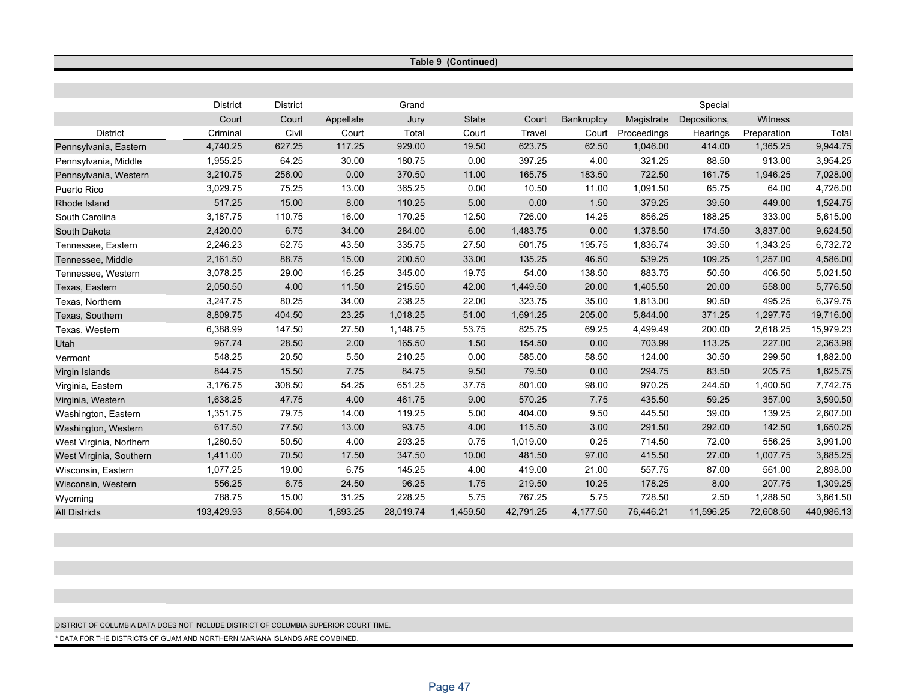**Table 9 (Continued)**

| District | District Court Criminal | District Court Civil | Appellate Court | Grand Jury Total | State Court | Court Travel | Bankruptcy Court | Magistrate Proceedings | Special Depositions, Hearings | Witness Preparation | Total |
|---|---|---|---|---|---|---|---|---|---|---|---|
| Pennsylvania, Eastern | 4,740.25 | 627.25 | 117.25 | 929.00 | 19.50 | 623.75 | 62.50 | 1,046.00 | 414.00 | 1,365.25 | 9,944.75 |
| Pennsylvania, Middle | 1,955.25 | 64.25 | 30.00 | 180.75 | 0.00 | 397.25 | 4.00 | 321.25 | 88.50 | 913.00 | 3,954.25 |
| Pennsylvania, Western | 3,210.75 | 256.00 | 0.00 | 370.50 | 11.00 | 165.75 | 183.50 | 722.50 | 161.75 | 1,946.25 | 7,028.00 |
| Puerto Rico | 3,029.75 | 75.25 | 13.00 | 365.25 | 0.00 | 10.50 | 11.00 | 1,091.50 | 65.75 | 64.00 | 4,726.00 |
| Rhode Island | 517.25 | 15.00 | 8.00 | 110.25 | 5.00 | 0.00 | 1.50 | 379.25 | 39.50 | 449.00 | 1,524.75 |
| South Carolina | 3,187.75 | 110.75 | 16.00 | 170.25 | 12.50 | 726.00 | 14.25 | 856.25 | 188.25 | 333.00 | 5,615.00 |
| South Dakota | 2,420.00 | 6.75 | 34.00 | 284.00 | 6.00 | 1,483.75 | 0.00 | 1,378.50 | 174.50 | 3,837.00 | 9,624.50 |
| Tennessee, Eastern | 2,246.23 | 62.75 | 43.50 | 335.75 | 27.50 | 601.75 | 195.75 | 1,836.74 | 39.50 | 1,343.25 | 6,732.72 |
| Tennessee, Middle | 2,161.50 | 88.75 | 15.00 | 200.50 | 33.00 | 135.25 | 46.50 | 539.25 | 109.25 | 1,257.00 | 4,586.00 |
| Tennessee, Western | 3,078.25 | 29.00 | 16.25 | 345.00 | 19.75 | 54.00 | 138.50 | 883.75 | 50.50 | 406.50 | 5,021.50 |
| Texas, Eastern | 2,050.50 | 4.00 | 11.50 | 215.50 | 42.00 | 1,449.50 | 20.00 | 1,405.50 | 20.00 | 558.00 | 5,776.50 |
| Texas, Northern | 3,247.75 | 80.25 | 34.00 | 238.25 | 22.00 | 323.75 | 35.00 | 1,813.00 | 90.50 | 495.25 | 6,379.75 |
| Texas, Southern | 8,809.75 | 404.50 | 23.25 | 1,018.25 | 51.00 | 1,691.25 | 205.00 | 5,844.00 | 371.25 | 1,297.75 | 19,716.00 |
| Texas, Western | 6,388.99 | 147.50 | 27.50 | 1,148.75 | 53.75 | 825.75 | 69.25 | 4,499.49 | 200.00 | 2,618.25 | 15,979.23 |
| Utah | 967.74 | 28.50 | 2.00 | 165.50 | 1.50 | 154.50 | 0.00 | 703.99 | 113.25 | 227.00 | 2,363.98 |
| Vermont | 548.25 | 20.50 | 5.50 | 210.25 | 0.00 | 585.00 | 58.50 | 124.00 | 30.50 | 299.50 | 1,882.00 |
| Virgin Islands | 844.75 | 15.50 | 7.75 | 84.75 | 9.50 | 79.50 | 0.00 | 294.75 | 83.50 | 205.75 | 1,625.75 |
| Virginia, Eastern | 3,176.75 | 308.50 | 54.25 | 651.25 | 37.75 | 801.00 | 98.00 | 970.25 | 244.50 | 1,400.50 | 7,742.75 |
| Virginia, Western | 1,638.25 | 47.75 | 4.00 | 461.75 | 9.00 | 570.25 | 7.75 | 435.50 | 59.25 | 357.00 | 3,590.50 |
| Washington, Eastern | 1,351.75 | 79.75 | 14.00 | 119.25 | 5.00 | 404.00 | 9.50 | 445.50 | 39.00 | 139.25 | 2,607.00 |
| Washington, Western | 617.50 | 77.50 | 13.00 | 93.75 | 4.00 | 115.50 | 3.00 | 291.50 | 292.00 | 142.50 | 1,650.25 |
| West Virginia, Northern | 1,280.50 | 50.50 | 4.00 | 293.25 | 0.75 | 1,019.00 | 0.25 | 714.50 | 72.00 | 556.25 | 3,991.00 |
| West Virginia, Southern | 1,411.00 | 70.50 | 17.50 | 347.50 | 10.00 | 481.50 | 97.00 | 415.50 | 27.00 | 1,007.75 | 3,885.25 |
| Wisconsin, Eastern | 1,077.25 | 19.00 | 6.75 | 145.25 | 4.00 | 419.00 | 21.00 | 557.75 | 87.00 | 561.00 | 2,898.00 |
| Wisconsin, Western | 556.25 | 6.75 | 24.50 | 96.25 | 1.75 | 219.50 | 10.25 | 178.25 | 8.00 | 207.75 | 1,309.25 |
| Wyoming | 788.75 | 15.00 | 31.25 | 228.25 | 5.75 | 767.25 | 5.75 | 728.50 | 2.50 | 1,288.50 | 3,861.50 |
| All Districts | 193,429.93 | 8,564.00 | 1,893.25 | 28,019.74 | 1,459.50 | 42,791.25 | 4,177.50 | 76,446.21 | 11,596.25 | 72,608.50 | 440,986.13 |

DISTRICT OF COLUMBIA DATA DOES NOT INCLUDE DISTRICT OF COLUMBIA SUPERIOR COURT TIME.

* DATA FOR THE DISTRICTS OF GUAM AND NORTHERN MARIANA ISLANDS ARE COMBINED.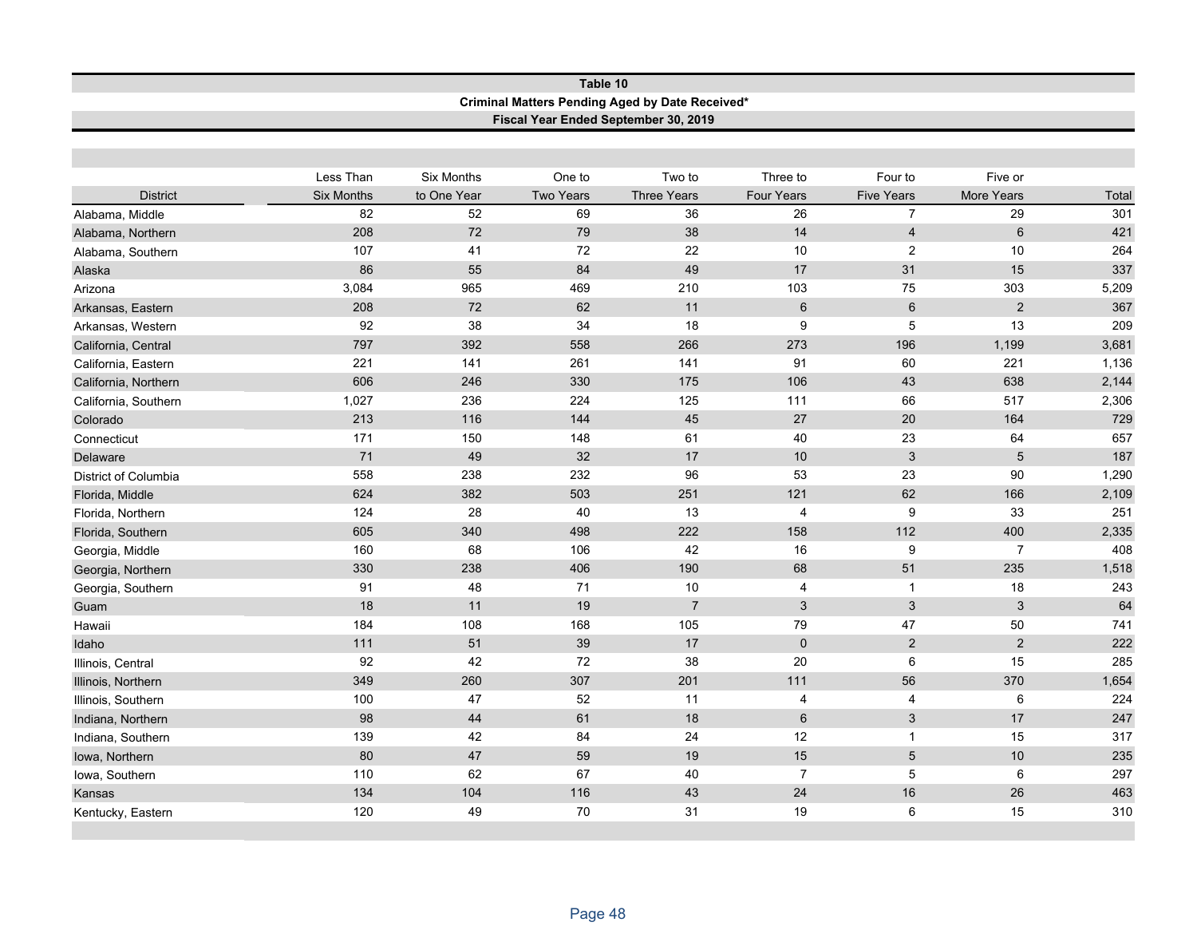**Table 10**

**Criminal Matters Pending Aged by Date Received***

**Fiscal Year Ended September 30, 2019**

| District | Less Than Six Months | Six Months to One Year | One to Two Years | Two to Three Years | Three to Four Years | Four to Five Years | Five or More Years | Total |
|---|---|---|---|---|---|---|---|---|
| Alabama, Middle | 82 | 52 | 69 | 36 | 26 | 7 | 29 | 301 |
| Alabama, Northern | 208 | 72 | 79 | 38 | 14 | 4 | 6 | 421 |
| Alabama, Southern | 107 | 41 | 72 | 22 | 10 | 2 | 10 | 264 |
| Alaska | 86 | 55 | 84 | 49 | 17 | 31 | 15 | 337 |
| Arizona | 3,084 | 965 | 469 | 210 | 103 | 75 | 303 | 5,209 |
| Arkansas, Eastern | 208 | 72 | 62 | 11 | 6 | 6 | 2 | 367 |
| Arkansas, Western | 92 | 38 | 34 | 18 | 9 | 5 | 13 | 209 |
| California, Central | 797 | 392 | 558 | 266 | 273 | 196 | 1,199 | 3,681 |
| California, Eastern | 221 | 141 | 261 | 141 | 91 | 60 | 221 | 1,136 |
| California, Northern | 606 | 246 | 330 | 175 | 106 | 43 | 638 | 2,144 |
| California, Southern | 1,027 | 236 | 224 | 125 | 111 | 66 | 517 | 2,306 |
| Colorado | 213 | 116 | 144 | 45 | 27 | 20 | 164 | 729 |
| Connecticut | 171 | 150 | 148 | 61 | 40 | 23 | 64 | 657 |
| Delaware | 71 | 49 | 32 | 17 | 10 | 3 | 5 | 187 |
| District of Columbia | 558 | 238 | 232 | 96 | 53 | 23 | 90 | 1,290 |
| Florida, Middle | 624 | 382 | 503 | 251 | 121 | 62 | 166 | 2,109 |
| Florida, Northern | 124 | 28 | 40 | 13 | 4 | 9 | 33 | 251 |
| Florida, Southern | 605 | 340 | 498 | 222 | 158 | 112 | 400 | 2,335 |
| Georgia, Middle | 160 | 68 | 106 | 42 | 16 | 9 | 7 | 408 |
| Georgia, Northern | 330 | 238 | 406 | 190 | 68 | 51 | 235 | 1,518 |
| Georgia, Southern | 91 | 48 | 71 | 10 | 4 | 1 | 18 | 243 |
| Guam | 18 | 11 | 19 | 7 | 3 | 3 | 3 | 64 |
| Hawaii | 184 | 108 | 168 | 105 | 79 | 47 | 50 | 741 |
| Idaho | 111 | 51 | 39 | 17 | 0 | 2 | 2 | 222 |
| Illinois, Central | 92 | 42 | 72 | 38 | 20 | 6 | 15 | 285 |
| Illinois, Northern | 349 | 260 | 307 | 201 | 111 | 56 | 370 | 1,654 |
| Illinois, Southern | 100 | 47 | 52 | 11 | 4 | 4 | 6 | 224 |
| Indiana, Northern | 98 | 44 | 61 | 18 | 6 | 3 | 17 | 247 |
| Indiana, Southern | 139 | 42 | 84 | 24 | 12 | 1 | 15 | 317 |
| Iowa, Northern | 80 | 47 | 59 | 19 | 15 | 5 | 10 | 235 |
| Iowa, Southern | 110 | 62 | 67 | 40 | 7 | 5 | 6 | 297 |
| Kansas | 134 | 104 | 116 | 43 | 24 | 16 | 26 | 463 |
| Kentucky, Eastern | 120 | 49 | 70 | 31 | 19 | 6 | 15 | 310 |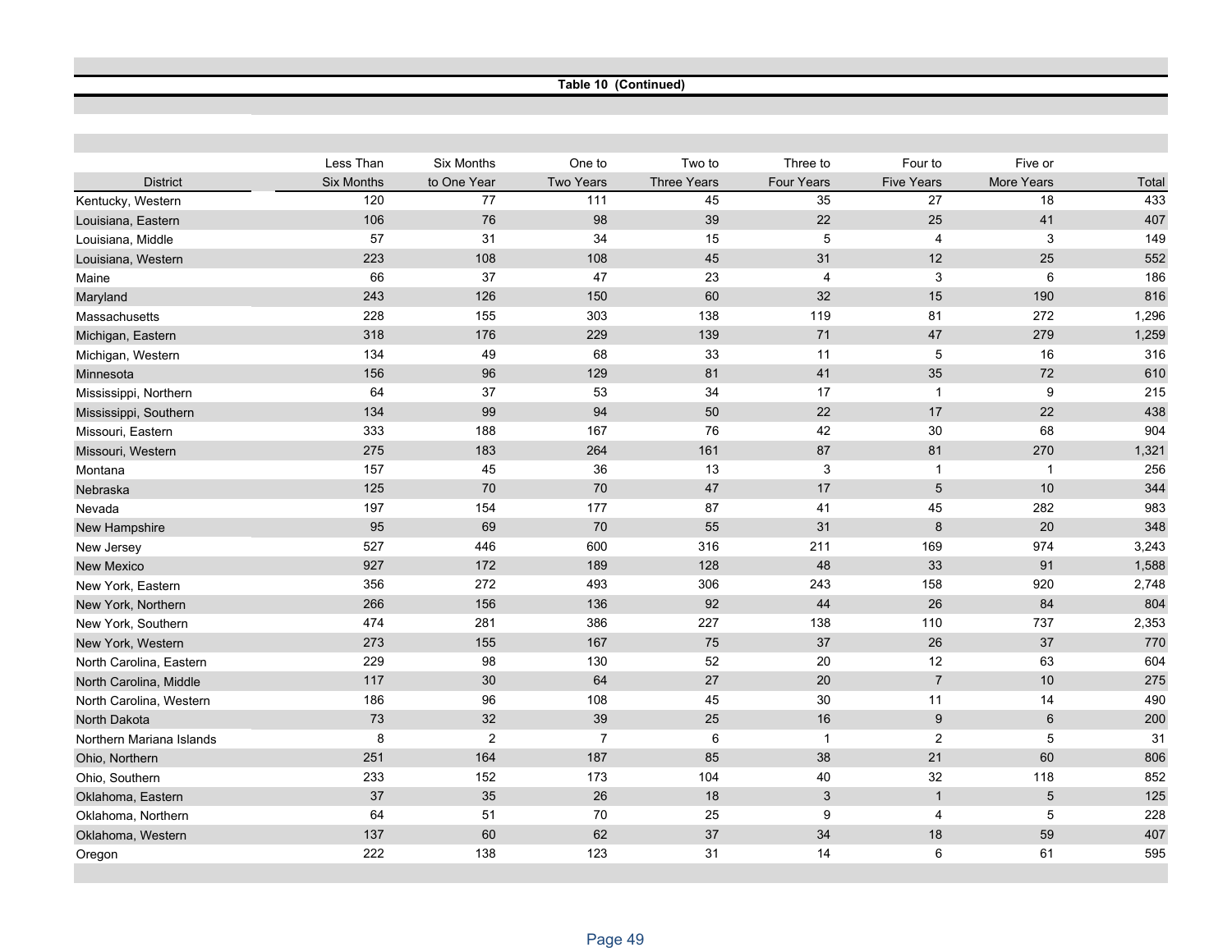**Table 10 (Continued)**

| District | Less Than Six Months | Six Months to One Year | One to Two Years | Two to Three Years | Three to Four Years | Four to Five Years | Five or More Years | Total |
|---|---|---|---|---|---|---|---|---|
| Kentucky, Western | 120 | 77 | 111 | 45 | 35 | 27 | 18 | 433 |
| Louisiana, Eastern | 106 | 76 | 98 | 39 | 22 | 25 | 41 | 407 |
| Louisiana, Middle | 57 | 31 | 34 | 15 | 5 | 4 | 3 | 149 |
| Louisiana, Western | 223 | 108 | 108 | 45 | 31 | 12 | 25 | 552 |
| Maine | 66 | 37 | 47 | 23 | 4 | 3 | 6 | 186 |
| Maryland | 243 | 126 | 150 | 60 | 32 | 15 | 190 | 816 |
| Massachusetts | 228 | 155 | 303 | 138 | 119 | 81 | 272 | 1,296 |
| Michigan, Eastern | 318 | 176 | 229 | 139 | 71 | 47 | 279 | 1,259 |
| Michigan, Western | 134 | 49 | 68 | 33 | 11 | 5 | 16 | 316 |
| Minnesota | 156 | 96 | 129 | 81 | 41 | 35 | 72 | 610 |
| Mississippi, Northern | 64 | 37 | 53 | 34 | 17 | 1 | 9 | 215 |
| Mississippi, Southern | 134 | 99 | 94 | 50 | 22 | 17 | 22 | 438 |
| Missouri, Eastern | 333 | 188 | 167 | 76 | 42 | 30 | 68 | 904 |
| Missouri, Western | 275 | 183 | 264 | 161 | 87 | 81 | 270 | 1,321 |
| Montana | 157 | 45 | 36 | 13 | 3 | 1 | 1 | 256 |
| Nebraska | 125 | 70 | 70 | 47 | 17 | 5 | 10 | 344 |
| Nevada | 197 | 154 | 177 | 87 | 41 | 45 | 282 | 983 |
| New Hampshire | 95 | 69 | 70 | 55 | 31 | 8 | 20 | 348 |
| New Jersey | 527 | 446 | 600 | 316 | 211 | 169 | 974 | 3,243 |
| New Mexico | 927 | 172 | 189 | 128 | 48 | 33 | 91 | 1,588 |
| New York, Eastern | 356 | 272 | 493 | 306 | 243 | 158 | 920 | 2,748 |
| New York, Northern | 266 | 156 | 136 | 92 | 44 | 26 | 84 | 804 |
| New York, Southern | 474 | 281 | 386 | 227 | 138 | 110 | 737 | 2,353 |
| New York, Western | 273 | 155 | 167 | 75 | 37 | 26 | 37 | 770 |
| North Carolina, Eastern | 229 | 98 | 130 | 52 | 20 | 12 | 63 | 604 |
| North Carolina, Middle | 117 | 30 | 64 | 27 | 20 | 7 | 10 | 275 |
| North Carolina, Western | 186 | 96 | 108 | 45 | 30 | 11 | 14 | 490 |
| North Dakota | 73 | 32 | 39 | 25 | 16 | 9 | 6 | 200 |
| Northern Mariana Islands | 8 | 2 | 7 | 6 | 1 | 2 | 5 | 31 |
| Ohio, Northern | 251 | 164 | 187 | 85 | 38 | 21 | 60 | 806 |
| Ohio, Southern | 233 | 152 | 173 | 104 | 40 | 32 | 118 | 852 |
| Oklahoma, Eastern | 37 | 35 | 26 | 18 | 3 | 1 | 5 | 125 |
| Oklahoma, Northern | 64 | 51 | 70 | 25 | 9 | 4 | 5 | 228 |
| Oklahoma, Western | 137 | 60 | 62 | 37 | 34 | 18 | 59 | 407 |
| Oregon | 222 | 138 | 123 | 31 | 14 | 6 | 61 | 595 |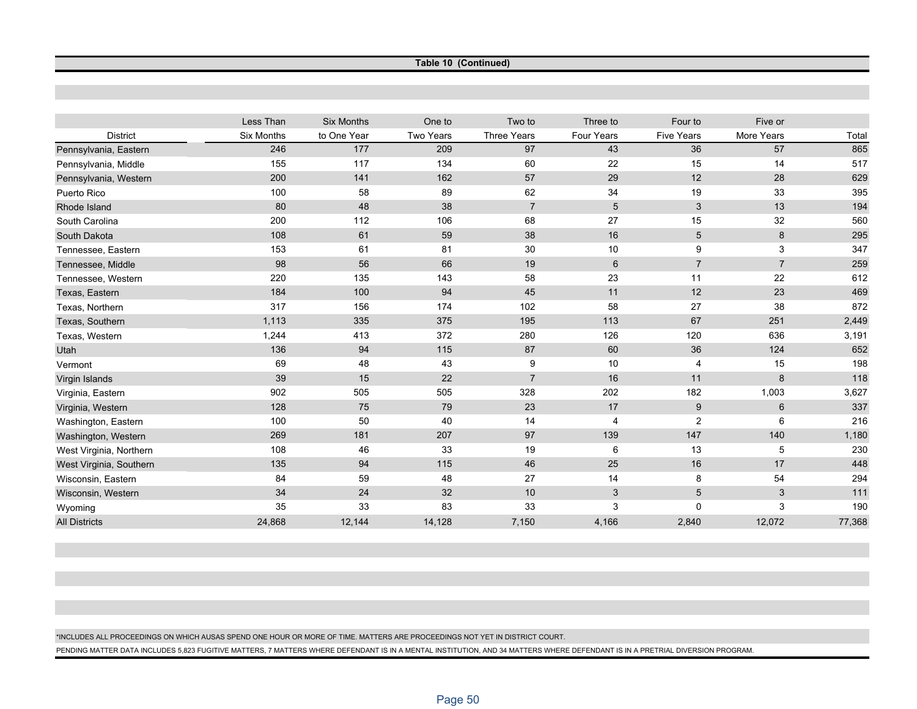**Table 10 (Continued)**

| District | Less Than Six Months | Six Months to One Year | One to Two Years | Two to Three Years | Three to Four Years | Four to Five Years | Five or More Years | Total |
|---|---|---|---|---|---|---|---|---|
| Pennsylvania, Eastern | 246 | 177 | 209 | 97 | 43 | 36 | 57 | 865 |
| Pennsylvania, Middle | 155 | 117 | 134 | 60 | 22 | 15 | 14 | 517 |
| Pennsylvania, Western | 200 | 141 | 162 | 57 | 29 | 12 | 28 | 629 |
| Puerto Rico | 100 | 58 | 89 | 62 | 34 | 19 | 33 | 395 |
| Rhode Island | 80 | 48 | 38 | 7 | 5 | 3 | 13 | 194 |
| South Carolina | 200 | 112 | 106 | 68 | 27 | 15 | 32 | 560 |
| South Dakota | 108 | 61 | 59 | 38 | 16 | 5 | 8 | 295 |
| Tennessee, Eastern | 153 | 61 | 81 | 30 | 10 | 9 | 3 | 347 |
| Tennessee, Middle | 98 | 56 | 66 | 19 | 6 | 7 | 7 | 259 |
| Tennessee, Western | 220 | 135 | 143 | 58 | 23 | 11 | 22 | 612 |
| Texas, Eastern | 184 | 100 | 94 | 45 | 11 | 12 | 23 | 469 |
| Texas, Northern | 317 | 156 | 174 | 102 | 58 | 27 | 38 | 872 |
| Texas, Southern | 1,113 | 335 | 375 | 195 | 113 | 67 | 251 | 2,449 |
| Texas, Western | 1,244 | 413 | 372 | 280 | 126 | 120 | 636 | 3,191 |
| Utah | 136 | 94 | 115 | 87 | 60 | 36 | 124 | 652 |
| Vermont | 69 | 48 | 43 | 9 | 10 | 4 | 15 | 198 |
| Virgin Islands | 39 | 15 | 22 | 7 | 16 | 11 | 8 | 118 |
| Virginia, Eastern | 902 | 505 | 505 | 328 | 202 | 182 | 1,003 | 3,627 |
| Virginia, Western | 128 | 75 | 79 | 23 | 17 | 9 | 6 | 337 |
| Washington, Eastern | 100 | 50 | 40 | 14 | 4 | 2 | 6 | 216 |
| Washington, Western | 269 | 181 | 207 | 97 | 139 | 147 | 140 | 1,180 |
| West Virginia, Northern | 108 | 46 | 33 | 19 | 6 | 13 | 5 | 230 |
| West Virginia, Southern | 135 | 94 | 115 | 46 | 25 | 16 | 17 | 448 |
| Wisconsin, Eastern | 84 | 59 | 48 | 27 | 14 | 8 | 54 | 294 |
| Wisconsin, Western | 34 | 24 | 32 | 10 | 3 | 5 | 3 | 111 |
| Wyoming | 35 | 33 | 83 | 33 | 3 | 0 | 3 | 190 |
| All Districts | 24,868 | 12,144 | 14,128 | 7,150 | 4,166 | 2,840 | 12,072 | 77,368 |

*INCLUDES ALL PROCEEDINGS ON WHICH AUSAS SPEND ONE HOUR OR MORE OF TIME. MATTERS ARE PROCEEDINGS NOT YET IN DISTRICT COURT.

PENDING MATTER DATA INCLUDES 5,823 FUGITIVE MATTERS, 7 MATTERS WHERE DEFENDANT IS IN A MENTAL INSTITUTION, AND 34 MATTERS WHERE DEFENDANT IS IN A PRETRIAL DIVERSION PROGRAM.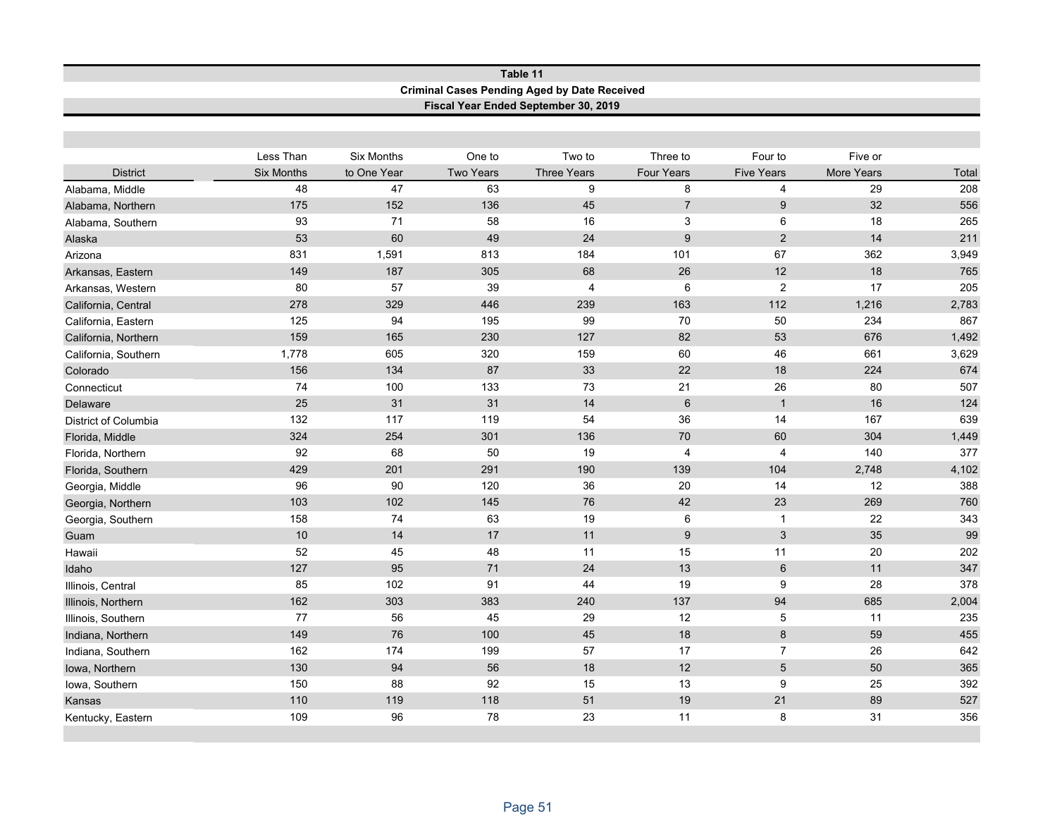**Table 11**

**Criminal Cases Pending Aged by Date Received**

**Fiscal Year Ended September 30, 2019**

| District | Less Than Six Months | Six Months to One Year | One to Two Years | Two to Three Years | Three to Four Years | Four to Five Years | Five or More Years | Total |
|---|---|---|---|---|---|---|---|---|
| Alabama, Middle | 48 | 47 | 63 | 9 | 8 | 4 | 29 | 208 |
| Alabama, Northern | 175 | 152 | 136 | 45 | 7 | 9 | 32 | 556 |
| Alabama, Southern | 93 | 71 | 58 | 16 | 3 | 6 | 18 | 265 |
| Alaska | 53 | 60 | 49 | 24 | 9 | 2 | 14 | 211 |
| Arizona | 831 | 1,591 | 813 | 184 | 101 | 67 | 362 | 3,949 |
| Arkansas, Eastern | 149 | 187 | 305 | 68 | 26 | 12 | 18 | 765 |
| Arkansas, Western | 80 | 57 | 39 | 4 | 6 | 2 | 17 | 205 |
| California, Central | 278 | 329 | 446 | 239 | 163 | 112 | 1,216 | 2,783 |
| California, Eastern | 125 | 94 | 195 | 99 | 70 | 50 | 234 | 867 |
| California, Northern | 159 | 165 | 230 | 127 | 82 | 53 | 676 | 1,492 |
| California, Southern | 1,778 | 605 | 320 | 159 | 60 | 46 | 661 | 3,629 |
| Colorado | 156 | 134 | 87 | 33 | 22 | 18 | 224 | 674 |
| Connecticut | 74 | 100 | 133 | 73 | 21 | 26 | 80 | 507 |
| Delaware | 25 | 31 | 31 | 14 | 6 | 1 | 16 | 124 |
| District of Columbia | 132 | 117 | 119 | 54 | 36 | 14 | 167 | 639 |
| Florida, Middle | 324 | 254 | 301 | 136 | 70 | 60 | 304 | 1,449 |
| Florida, Northern | 92 | 68 | 50 | 19 | 4 | 4 | 140 | 377 |
| Florida, Southern | 429 | 201 | 291 | 190 | 139 | 104 | 2,748 | 4,102 |
| Georgia, Middle | 96 | 90 | 120 | 36 | 20 | 14 | 12 | 388 |
| Georgia, Northern | 103 | 102 | 145 | 76 | 42 | 23 | 269 | 760 |
| Georgia, Southern | 158 | 74 | 63 | 19 | 6 | 1 | 22 | 343 |
| Guam | 10 | 14 | 17 | 11 | 9 | 3 | 35 | 99 |
| Hawaii | 52 | 45 | 48 | 11 | 15 | 11 | 20 | 202 |
| Idaho | 127 | 95 | 71 | 24 | 13 | 6 | 11 | 347 |
| Illinois, Central | 85 | 102 | 91 | 44 | 19 | 9 | 28 | 378 |
| Illinois, Northern | 162 | 303 | 383 | 240 | 137 | 94 | 685 | 2,004 |
| Illinois, Southern | 77 | 56 | 45 | 29 | 12 | 5 | 11 | 235 |
| Indiana, Northern | 149 | 76 | 100 | 45 | 18 | 8 | 59 | 455 |
| Indiana, Southern | 162 | 174 | 199 | 57 | 17 | 7 | 26 | 642 |
| Iowa, Northern | 130 | 94 | 56 | 18 | 12 | 5 | 50 | 365 |
| Iowa, Southern | 150 | 88 | 92 | 15 | 13 | 9 | 25 | 392 |
| Kansas | 110 | 119 | 118 | 51 | 19 | 21 | 89 | 527 |
| Kentucky, Eastern | 109 | 96 | 78 | 23 | 11 | 8 | 31 | 356 |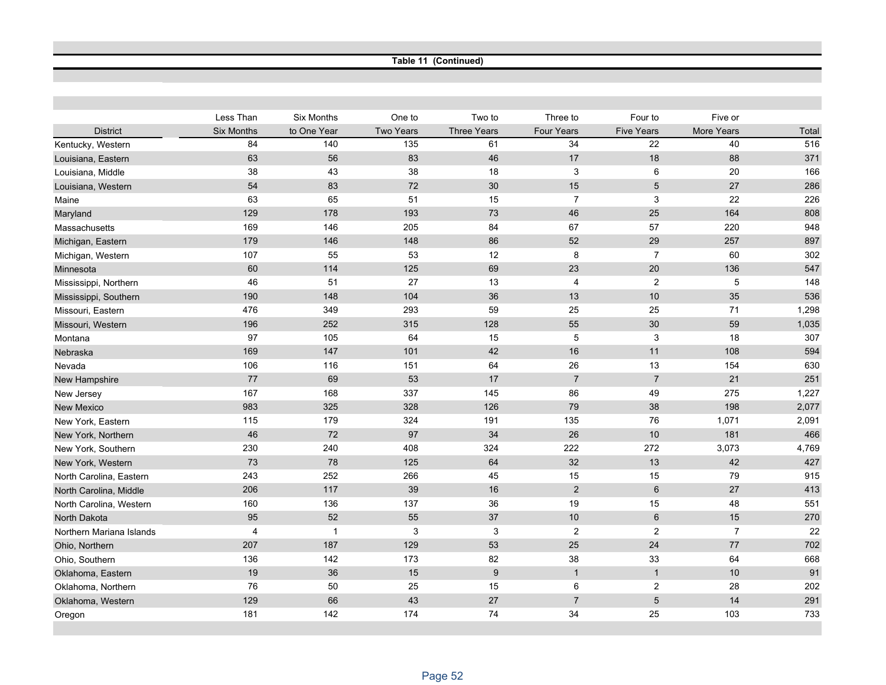**Table 11 (Continued)**

| District | Less Than Six Months | Six Months to One Year | One to Two Years | Two to Three Years | Three to Four Years | Four to Five Years | Five or More Years | Total |
|---|---|---|---|---|---|---|---|---|
| Kentucky, Western | 84 | 140 | 135 | 61 | 34 | 22 | 40 | 516 |
| Louisiana, Eastern | 63 | 56 | 83 | 46 | 17 | 18 | 88 | 371 |
| Louisiana, Middle | 38 | 43 | 38 | 18 | 3 | 6 | 20 | 166 |
| Louisiana, Western | 54 | 83 | 72 | 30 | 15 | 5 | 27 | 286 |
| Maine | 63 | 65 | 51 | 15 | 7 | 3 | 22 | 226 |
| Maryland | 129 | 178 | 193 | 73 | 46 | 25 | 164 | 808 |
| Massachusetts | 169 | 146 | 205 | 84 | 67 | 57 | 220 | 948 |
| Michigan, Eastern | 179 | 146 | 148 | 86 | 52 | 29 | 257 | 897 |
| Michigan, Western | 107 | 55 | 53 | 12 | 8 | 7 | 60 | 302 |
| Minnesota | 60 | 114 | 125 | 69 | 23 | 20 | 136 | 547 |
| Mississippi, Northern | 46 | 51 | 27 | 13 | 4 | 2 | 5 | 148 |
| Mississippi, Southern | 190 | 148 | 104 | 36 | 13 | 10 | 35 | 536 |
| Missouri, Eastern | 476 | 349 | 293 | 59 | 25 | 25 | 71 | 1,298 |
| Missouri, Western | 196 | 252 | 315 | 128 | 55 | 30 | 59 | 1,035 |
| Montana | 97 | 105 | 64 | 15 | 5 | 3 | 18 | 307 |
| Nebraska | 169 | 147 | 101 | 42 | 16 | 11 | 108 | 594 |
| Nevada | 106 | 116 | 151 | 64 | 26 | 13 | 154 | 630 |
| New Hampshire | 77 | 69 | 53 | 17 | 7 | 7 | 21 | 251 |
| New Jersey | 167 | 168 | 337 | 145 | 86 | 49 | 275 | 1,227 |
| New Mexico | 983 | 325 | 328 | 126 | 79 | 38 | 198 | 2,077 |
| New York, Eastern | 115 | 179 | 324 | 191 | 135 | 76 | 1,071 | 2,091 |
| New York, Northern | 46 | 72 | 97 | 34 | 26 | 10 | 181 | 466 |
| New York, Southern | 230 | 240 | 408 | 324 | 222 | 272 | 3,073 | 4,769 |
| New York, Western | 73 | 78 | 125 | 64 | 32 | 13 | 42 | 427 |
| North Carolina, Eastern | 243 | 252 | 266 | 45 | 15 | 15 | 79 | 915 |
| North Carolina, Middle | 206 | 117 | 39 | 16 | 2 | 6 | 27 | 413 |
| North Carolina, Western | 160 | 136 | 137 | 36 | 19 | 15 | 48 | 551 |
| North Dakota | 95 | 52 | 55 | 37 | 10 | 6 | 15 | 270 |
| Northern Mariana Islands | 4 | 1 | 3 | 3 | 2 | 2 | 7 | 22 |
| Ohio, Northern | 207 | 187 | 129 | 53 | 25 | 24 | 77 | 702 |
| Ohio, Southern | 136 | 142 | 173 | 82 | 38 | 33 | 64 | 668 |
| Oklahoma, Eastern | 19 | 36 | 15 | 9 | 1 | 1 | 10 | 91 |
| Oklahoma, Northern | 76 | 50 | 25 | 15 | 6 | 2 | 28 | 202 |
| Oklahoma, Western | 129 | 66 | 43 | 27 | 7 | 5 | 14 | 291 |
| Oregon | 181 | 142 | 174 | 74 | 34 | 25 | 103 | 733 |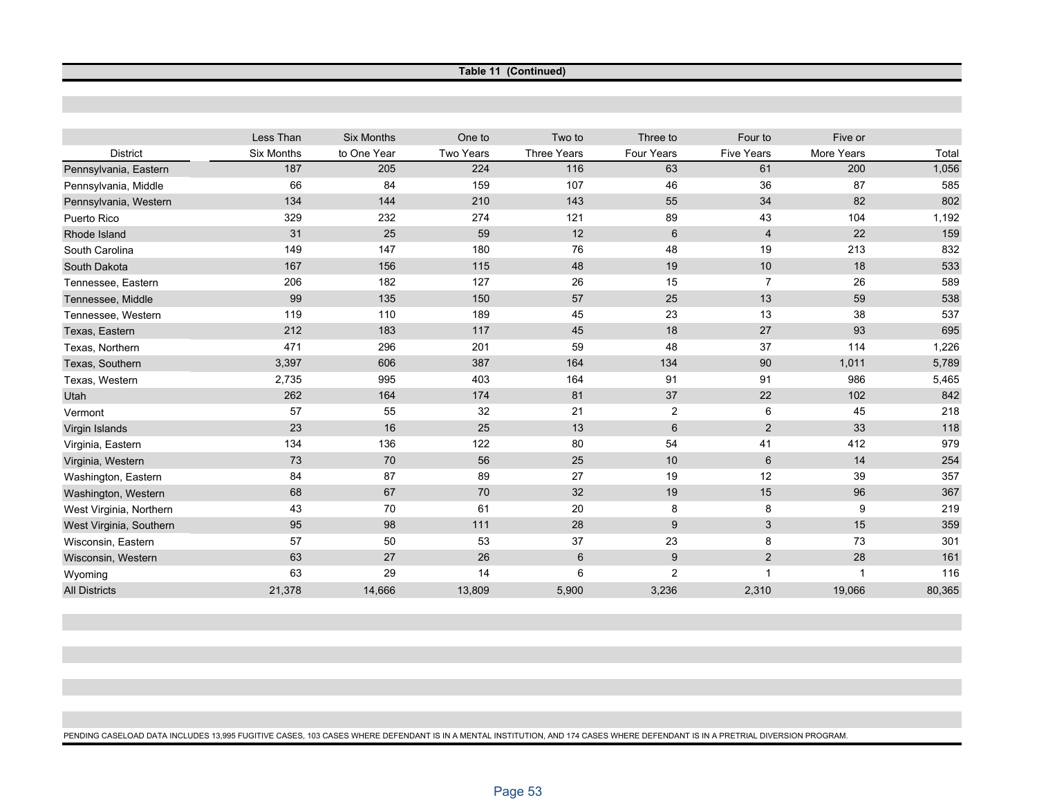**Table 11 (Continued)**

| District | Less Than Six Months | Six Months to One Year | One to Two Years | Two to Three Years | Three to Four Years | Four to Five Years | Five or More Years | Total |
|---|---|---|---|---|---|---|---|---|
| Pennsylvania, Eastern | 187 | 205 | 224 | 116 | 63 | 61 | 200 | 1,056 |
| Pennsylvania, Middle | 66 | 84 | 159 | 107 | 46 | 36 | 87 | 585 |
| Pennsylvania, Western | 134 | 144 | 210 | 143 | 55 | 34 | 82 | 802 |
| Puerto Rico | 329 | 232 | 274 | 121 | 89 | 43 | 104 | 1,192 |
| Rhode Island | 31 | 25 | 59 | 12 | 6 | 4 | 22 | 159 |
| South Carolina | 149 | 147 | 180 | 76 | 48 | 19 | 213 | 832 |
| South Dakota | 167 | 156 | 115 | 48 | 19 | 10 | 18 | 533 |
| Tennessee, Eastern | 206 | 182 | 127 | 26 | 15 | 7 | 26 | 589 |
| Tennessee, Middle | 99 | 135 | 150 | 57 | 25 | 13 | 59 | 538 |
| Tennessee, Western | 119 | 110 | 189 | 45 | 23 | 13 | 38 | 537 |
| Texas, Eastern | 212 | 183 | 117 | 45 | 18 | 27 | 93 | 695 |
| Texas, Northern | 471 | 296 | 201 | 59 | 48 | 37 | 114 | 1,226 |
| Texas, Southern | 3,397 | 606 | 387 | 164 | 134 | 90 | 1,011 | 5,789 |
| Texas, Western | 2,735 | 995 | 403 | 164 | 91 | 91 | 986 | 5,465 |
| Utah | 262 | 164 | 174 | 81 | 37 | 22 | 102 | 842 |
| Vermont | 57 | 55 | 32 | 21 | 2 | 6 | 45 | 218 |
| Virgin Islands | 23 | 16 | 25 | 13 | 6 | 2 | 33 | 118 |
| Virginia, Eastern | 134 | 136 | 122 | 80 | 54 | 41 | 412 | 979 |
| Virginia, Western | 73 | 70 | 56 | 25 | 10 | 6 | 14 | 254 |
| Washington, Eastern | 84 | 87 | 89 | 27 | 19 | 12 | 39 | 357 |
| Washington, Western | 68 | 67 | 70 | 32 | 19 | 15 | 96 | 367 |
| West Virginia, Northern | 43 | 70 | 61 | 20 | 8 | 8 | 9 | 219 |
| West Virginia, Southern | 95 | 98 | 111 | 28 | 9 | 3 | 15 | 359 |
| Wisconsin, Eastern | 57 | 50 | 53 | 37 | 23 | 8 | 73 | 301 |
| Wisconsin, Western | 63 | 27 | 26 | 6 | 9 | 2 | 28 | 161 |
| Wyoming | 63 | 29 | 14 | 6 | 2 | 1 | 1 | 116 |
| All Districts | 21,378 | 14,666 | 13,809 | 5,900 | 3,236 | 2,310 | 19,066 | 80,365 |

PENDING CASELOAD DATA INCLUDES 13,995 FUGITIVE CASES, 103 CASES WHERE DEFENDANT IS IN A MENTAL INSTITUTION, AND 174 CASES WHERE DEFENDANT IS IN A PRETRIAL DIVERSION PROGRAM.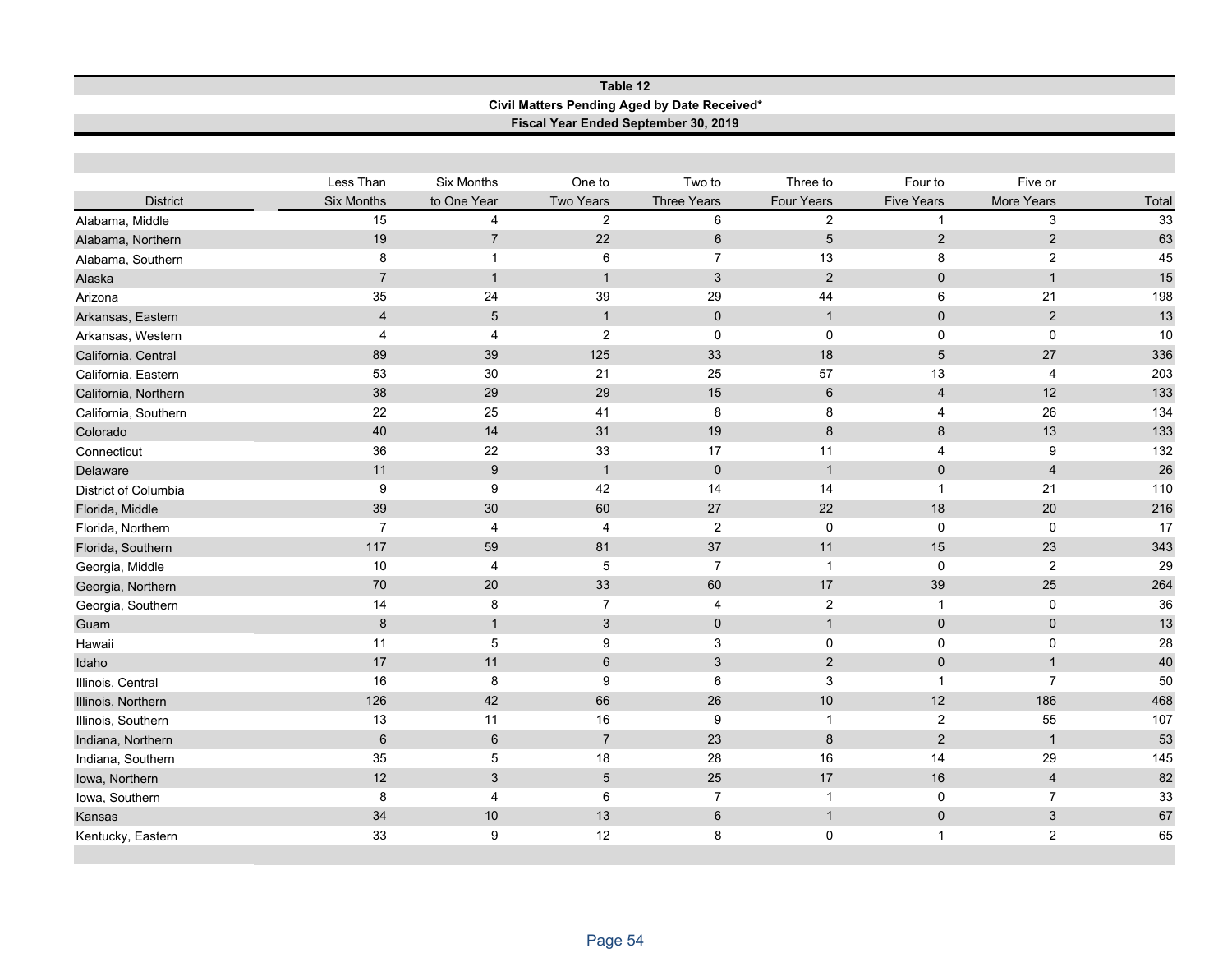## Table 12

**Civil Matters Pending Aged by Date Received***

**Fiscal Year Ended September 30, 2019**

| District | Less Than Six Months | Six Months to One Year | One to Two Years | Two to Three Years | Three to Four Years | Four to Five Years | Five or More Years | Total |
|---|---|---|---|---|---|---|---|---|
| Alabama, Middle | 15 | 4 | 2 | 6 | 2 | 1 | 3 | 33 |
| Alabama, Northern | 19 | 7 | 22 | 6 | 5 | 2 | 2 | 63 |
| Alabama, Southern | 8 | 1 | 6 | 7 | 13 | 8 | 2 | 45 |
| Alaska | 7 | 1 | 1 | 3 | 2 | 0 | 1 | 15 |
| Arizona | 35 | 24 | 39 | 29 | 44 | 6 | 21 | 198 |
| Arkansas, Eastern | 4 | 5 | 1 | 0 | 1 | 0 | 2 | 13 |
| Arkansas, Western | 4 | 4 | 2 | 0 | 0 | 0 | 0 | 10 |
| California, Central | 89 | 39 | 125 | 33 | 18 | 5 | 27 | 336 |
| California, Eastern | 53 | 30 | 21 | 25 | 57 | 13 | 4 | 203 |
| California, Northern | 38 | 29 | 29 | 15 | 6 | 4 | 12 | 133 |
| California, Southern | 22 | 25 | 41 | 8 | 8 | 4 | 26 | 134 |
| Colorado | 40 | 14 | 31 | 19 | 8 | 8 | 13 | 133 |
| Connecticut | 36 | 22 | 33 | 17 | 11 | 4 | 9 | 132 |
| Delaware | 11 | 9 | 1 | 0 | 1 | 0 | 4 | 26 |
| District of Columbia | 9 | 9 | 42 | 14 | 14 | 1 | 21 | 110 |
| Florida, Middle | 39 | 30 | 60 | 27 | 22 | 18 | 20 | 216 |
| Florida, Northern | 7 | 4 | 4 | 2 | 0 | 0 | 0 | 17 |
| Florida, Southern | 117 | 59 | 81 | 37 | 11 | 15 | 23 | 343 |
| Georgia, Middle | 10 | 4 | 5 | 7 | 1 | 0 | 2 | 29 |
| Georgia, Northern | 70 | 20 | 33 | 60 | 17 | 39 | 25 | 264 |
| Georgia, Southern | 14 | 8 | 7 | 4 | 2 | 1 | 0 | 36 |
| Guam | 8 | 1 | 3 | 0 | 1 | 0 | 0 | 13 |
| Hawaii | 11 | 5 | 9 | 3 | 0 | 0 | 0 | 28 |
| Idaho | 17 | 11 | 6 | 3 | 2 | 0 | 1 | 40 |
| Illinois, Central | 16 | 8 | 9 | 6 | 3 | 1 | 7 | 50 |
| Illinois, Northern | 126 | 42 | 66 | 26 | 10 | 12 | 186 | 468 |
| Illinois, Southern | 13 | 11 | 16 | 9 | 1 | 2 | 55 | 107 |
| Indiana, Northern | 6 | 6 | 7 | 23 | 8 | 2 | 1 | 53 |
| Indiana, Southern | 35 | 5 | 18 | 28 | 16 | 14 | 29 | 145 |
| Iowa, Northern | 12 | 3 | 5 | 25 | 17 | 16 | 4 | 82 |
| Iowa, Southern | 8 | 4 | 6 | 7 | 1 | 0 | 7 | 33 |
| Kansas | 34 | 10 | 13 | 6 | 1 | 0 | 3 | 67 |
| Kentucky, Eastern | 33 | 9 | 12 | 8 | 0 | 1 | 2 | 65 |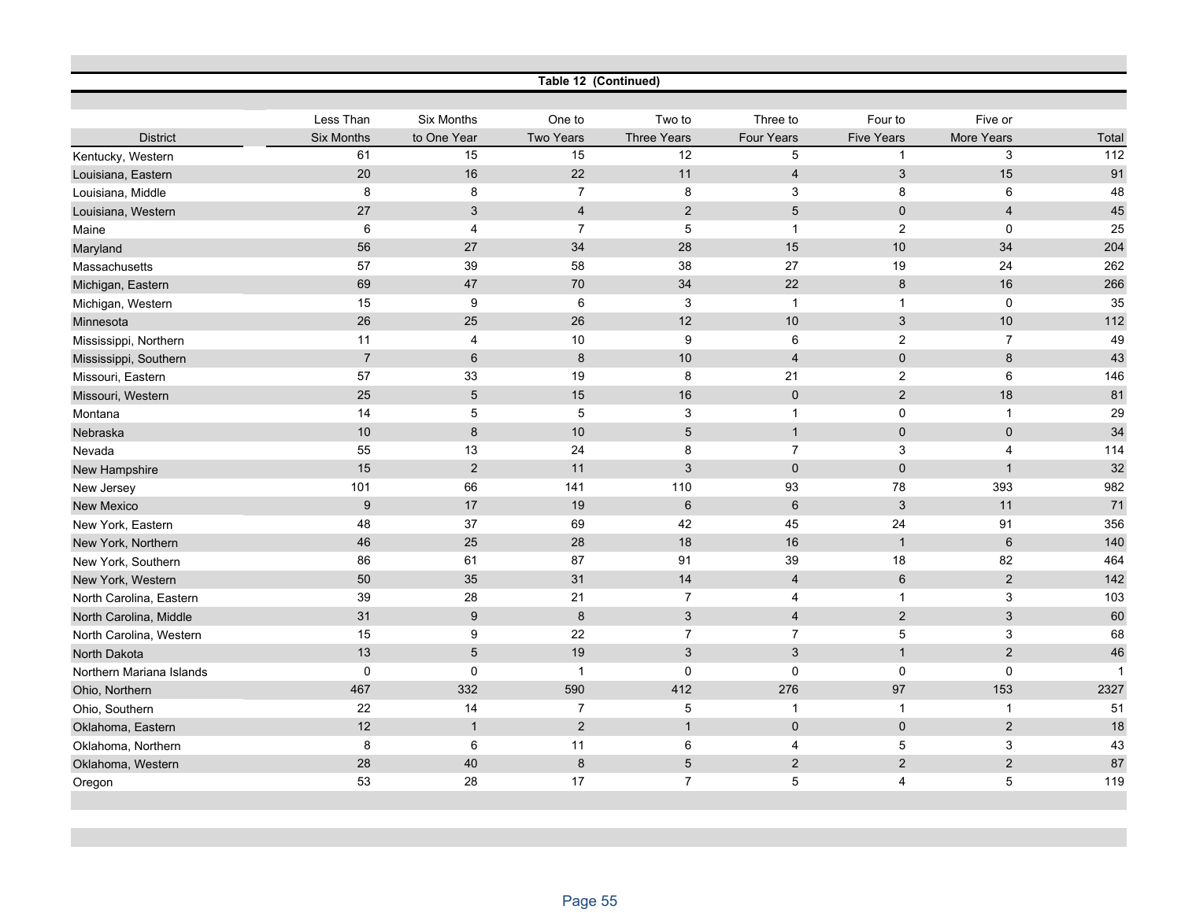**Table 12 (Continued)**

| District | Less Than Six Months | Six Months to One Year | One to Two Years | Two to Three Years | Three to Four Years | Four to Five Years | Five or More Years | Total |
|---|---|---|---|---|---|---|---|---|
| Kentucky, Western | 61 | 15 | 15 | 12 | 5 | 1 | 3 | 112 |
| Louisiana, Eastern | 20 | 16 | 22 | 11 | 4 | 3 | 15 | 91 |
| Louisiana, Middle | 8 | 8 | 7 | 8 | 3 | 8 | 6 | 48 |
| Louisiana, Western | 27 | 3 | 4 | 2 | 5 | 0 | 4 | 45 |
| Maine | 6 | 4 | 7 | 5 | 1 | 2 | 0 | 25 |
| Maryland | 56 | 27 | 34 | 28 | 15 | 10 | 34 | 204 |
| Massachusetts | 57 | 39 | 58 | 38 | 27 | 19 | 24 | 262 |
| Michigan, Eastern | 69 | 47 | 70 | 34 | 22 | 8 | 16 | 266 |
| Michigan, Western | 15 | 9 | 6 | 3 | 1 | 1 | 0 | 35 |
| Minnesota | 26 | 25 | 26 | 12 | 10 | 3 | 10 | 112 |
| Mississippi, Northern | 11 | 4 | 10 | 9 | 6 | 2 | 7 | 49 |
| Mississippi, Southern | 7 | 6 | 8 | 10 | 4 | 0 | 8 | 43 |
| Missouri, Eastern | 57 | 33 | 19 | 8 | 21 | 2 | 6 | 146 |
| Missouri, Western | 25 | 5 | 15 | 16 | 0 | 2 | 18 | 81 |
| Montana | 14 | 5 | 5 | 3 | 1 | 0 | 1 | 29 |
| Nebraska | 10 | 8 | 10 | 5 | 1 | 0 | 0 | 34 |
| Nevada | 55 | 13 | 24 | 8 | 7 | 3 | 4 | 114 |
| New Hampshire | 15 | 2 | 11 | 3 | 0 | 0 | 1 | 32 |
| New Jersey | 101 | 66 | 141 | 110 | 93 | 78 | 393 | 982 |
| New Mexico | 9 | 17 | 19 | 6 | 6 | 3 | 11 | 71 |
| New York, Eastern | 48 | 37 | 69 | 42 | 45 | 24 | 91 | 356 |
| New York, Northern | 46 | 25 | 28 | 18 | 16 | 1 | 6 | 140 |
| New York, Southern | 86 | 61 | 87 | 91 | 39 | 18 | 82 | 464 |
| New York, Western | 50 | 35 | 31 | 14 | 4 | 6 | 2 | 142 |
| North Carolina, Eastern | 39 | 28 | 21 | 7 | 4 | 1 | 3 | 103 |
| North Carolina, Middle | 31 | 9 | 8 | 3 | 4 | 2 | 3 | 60 |
| North Carolina, Western | 15 | 9 | 22 | 7 | 7 | 5 | 3 | 68 |
| North Dakota | 13 | 5 | 19 | 3 | 3 | 1 | 2 | 46 |
| Northern Mariana Islands | 0 | 0 | 1 | 0 | 0 | 0 | 0 | 1 |
| Ohio, Northern | 467 | 332 | 590 | 412 | 276 | 97 | 153 | 2327 |
| Ohio, Southern | 22 | 14 | 7 | 5 | 1 | 1 | 1 | 51 |
| Oklahoma, Eastern | 12 | 1 | 2 | 1 | 0 | 0 | 2 | 18 |
| Oklahoma, Northern | 8 | 6 | 11 | 6 | 4 | 5 | 3 | 43 |
| Oklahoma, Western | 28 | 40 | 8 | 5 | 2 | 2 | 2 | 87 |
| Oregon | 53 | 28 | 17 | 7 | 5 | 4 | 5 | 119 |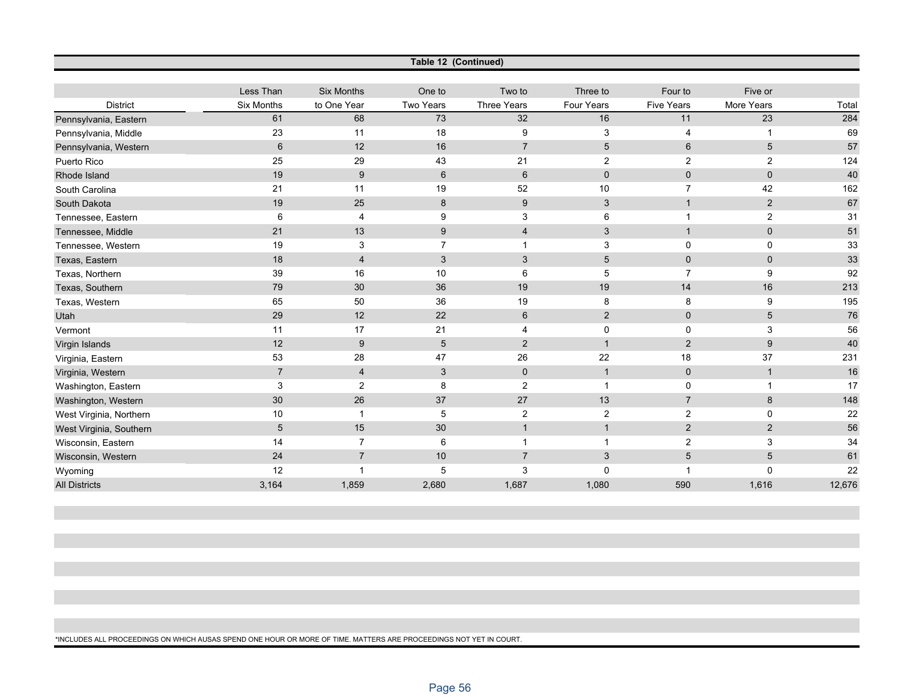**Table 12 (Continued)**

| District | Less Than Six Months | Six Months to One Year | One to Two Years | Two to Three Years | Three to Four Years | Four to Five Years | Five or More Years | Total |
|---|---|---|---|---|---|---|---|---|
| Pennsylvania, Eastern | 61 | 68 | 73 | 32 | 16 | 11 | 23 | 284 |
| Pennsylvania, Middle | 23 | 11 | 18 | 9 | 3 | 4 | 1 | 69 |
| Pennsylvania, Western | 6 | 12 | 16 | 7 | 5 | 6 | 5 | 57 |
| Puerto Rico | 25 | 29 | 43 | 21 | 2 | 2 | 2 | 124 |
| Rhode Island | 19 | 9 | 6 | 6 | 0 | 0 | 0 | 40 |
| South Carolina | 21 | 11 | 19 | 52 | 10 | 7 | 42 | 162 |
| South Dakota | 19 | 25 | 8 | 9 | 3 | 1 | 2 | 67 |
| Tennessee, Eastern | 6 | 4 | 9 | 3 | 6 | 1 | 2 | 31 |
| Tennessee, Middle | 21 | 13 | 9 | 4 | 3 | 1 | 0 | 51 |
| Tennessee, Western | 19 | 3 | 7 | 1 | 3 | 0 | 0 | 33 |
| Texas, Eastern | 18 | 4 | 3 | 3 | 5 | 0 | 0 | 33 |
| Texas, Northern | 39 | 16 | 10 | 6 | 5 | 7 | 9 | 92 |
| Texas, Southern | 79 | 30 | 36 | 19 | 19 | 14 | 16 | 213 |
| Texas, Western | 65 | 50 | 36 | 19 | 8 | 8 | 9 | 195 |
| Utah | 29 | 12 | 22 | 6 | 2 | 0 | 5 | 76 |
| Vermont | 11 | 17 | 21 | 4 | 0 | 0 | 3 | 56 |
| Virgin Islands | 12 | 9 | 5 | 2 | 1 | 2 | 9 | 40 |
| Virginia, Eastern | 53 | 28 | 47 | 26 | 22 | 18 | 37 | 231 |
| Virginia, Western | 7 | 4 | 3 | 0 | 1 | 0 | 1 | 16 |
| Washington, Eastern | 3 | 2 | 8 | 2 | 1 | 0 | 1 | 17 |
| Washington, Western | 30 | 26 | 37 | 27 | 13 | 7 | 8 | 148 |
| West Virginia, Northern | 10 | 1 | 5 | 2 | 2 | 2 | 0 | 22 |
| West Virginia, Southern | 5 | 15 | 30 | 1 | 1 | 2 | 2 | 56 |
| Wisconsin, Eastern | 14 | 7 | 6 | 1 | 1 | 2 | 3 | 34 |
| Wisconsin, Western | 24 | 7 | 10 | 7 | 3 | 5 | 5 | 61 |
| Wyoming | 12 | 1 | 5 | 3 | 0 | 1 | 0 | 22 |
| All Districts | 3,164 | 1,859 | 2,680 | 1,687 | 1,080 | 590 | 1,616 | 12,676 |

*INCLUDES ALL PROCEEDINGS ON WHICH AUSAS SPEND ONE HOUR OR MORE OF TIME. MATTERS ARE PROCEEDINGS NOT YET IN COURT.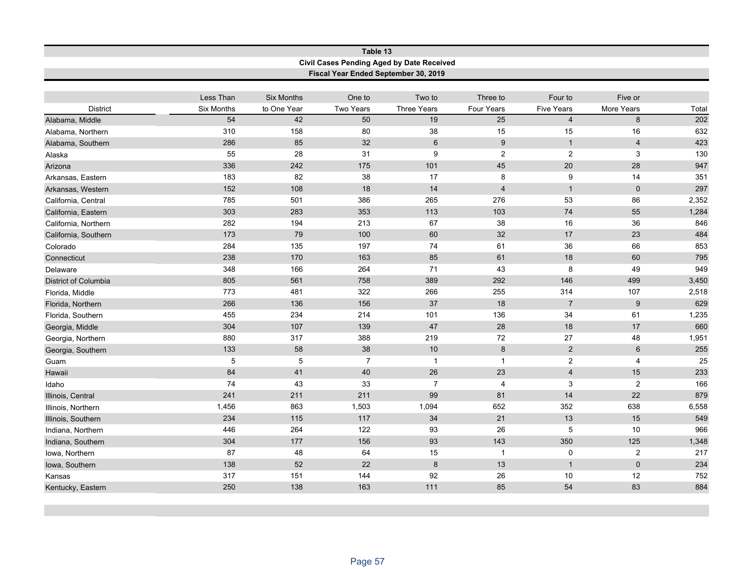**Table 13**

**Civil Cases Pending Aged by Date Received**

**Fiscal Year Ended September 30, 2019**

| District | Less Than Six Months | Six Months to One Year | One to Two Years | Two to Three Years | Three to Four Years | Four to Five Years | Five or More Years | Total |
|---|---|---|---|---|---|---|---|---|
| Alabama, Middle | 54 | 42 | 50 | 19 | 25 | 4 | 8 | 202 |
| Alabama, Northern | 310 | 158 | 80 | 38 | 15 | 15 | 16 | 632 |
| Alabama, Southern | 286 | 85 | 32 | 6 | 9 | 1 | 4 | 423 |
| Alaska | 55 | 28 | 31 | 9 | 2 | 2 | 3 | 130 |
| Arizona | 336 | 242 | 175 | 101 | 45 | 20 | 28 | 947 |
| Arkansas, Eastern | 183 | 82 | 38 | 17 | 8 | 9 | 14 | 351 |
| Arkansas, Western | 152 | 108 | 18 | 14 | 4 | 1 | 0 | 297 |
| California, Central | 785 | 501 | 386 | 265 | 276 | 53 | 86 | 2,352 |
| California, Eastern | 303 | 283 | 353 | 113 | 103 | 74 | 55 | 1,284 |
| California, Northern | 282 | 194 | 213 | 67 | 38 | 16 | 36 | 846 |
| California, Southern | 173 | 79 | 100 | 60 | 32 | 17 | 23 | 484 |
| Colorado | 284 | 135 | 197 | 74 | 61 | 36 | 66 | 853 |
| Connecticut | 238 | 170 | 163 | 85 | 61 | 18 | 60 | 795 |
| Delaware | 348 | 166 | 264 | 71 | 43 | 8 | 49 | 949 |
| District of Columbia | 805 | 561 | 758 | 389 | 292 | 146 | 499 | 3,450 |
| Florida, Middle | 773 | 481 | 322 | 266 | 255 | 314 | 107 | 2,518 |
| Florida, Northern | 266 | 136 | 156 | 37 | 18 | 7 | 9 | 629 |
| Florida, Southern | 455 | 234 | 214 | 101 | 136 | 34 | 61 | 1,235 |
| Georgia, Middle | 304 | 107 | 139 | 47 | 28 | 18 | 17 | 660 |
| Georgia, Northern | 880 | 317 | 388 | 219 | 72 | 27 | 48 | 1,951 |
| Georgia, Southern | 133 | 58 | 38 | 10 | 8 | 2 | 6 | 255 |
| Guam | 5 | 5 | 7 | 1 | 1 | 2 | 4 | 25 |
| Hawaii | 84 | 41 | 40 | 26 | 23 | 4 | 15 | 233 |
| Idaho | 74 | 43 | 33 | 7 | 4 | 3 | 2 | 166 |
| Illinois, Central | 241 | 211 | 211 | 99 | 81 | 14 | 22 | 879 |
| Illinois, Northern | 1,456 | 863 | 1,503 | 1,094 | 652 | 352 | 638 | 6,558 |
| Illinois, Southern | 234 | 115 | 117 | 34 | 21 | 13 | 15 | 549 |
| Indiana, Northern | 446 | 264 | 122 | 93 | 26 | 5 | 10 | 966 |
| Indiana, Southern | 304 | 177 | 156 | 93 | 143 | 350 | 125 | 1,348 |
| Iowa, Northern | 87 | 48 | 64 | 15 | 1 | 0 | 2 | 217 |
| Iowa, Southern | 138 | 52 | 22 | 8 | 13 | 1 | 0 | 234 |
| Kansas | 317 | 151 | 144 | 92 | 26 | 10 | 12 | 752 |
| Kentucky, Eastern | 250 | 138 | 163 | 111 | 85 | 54 | 83 | 884 |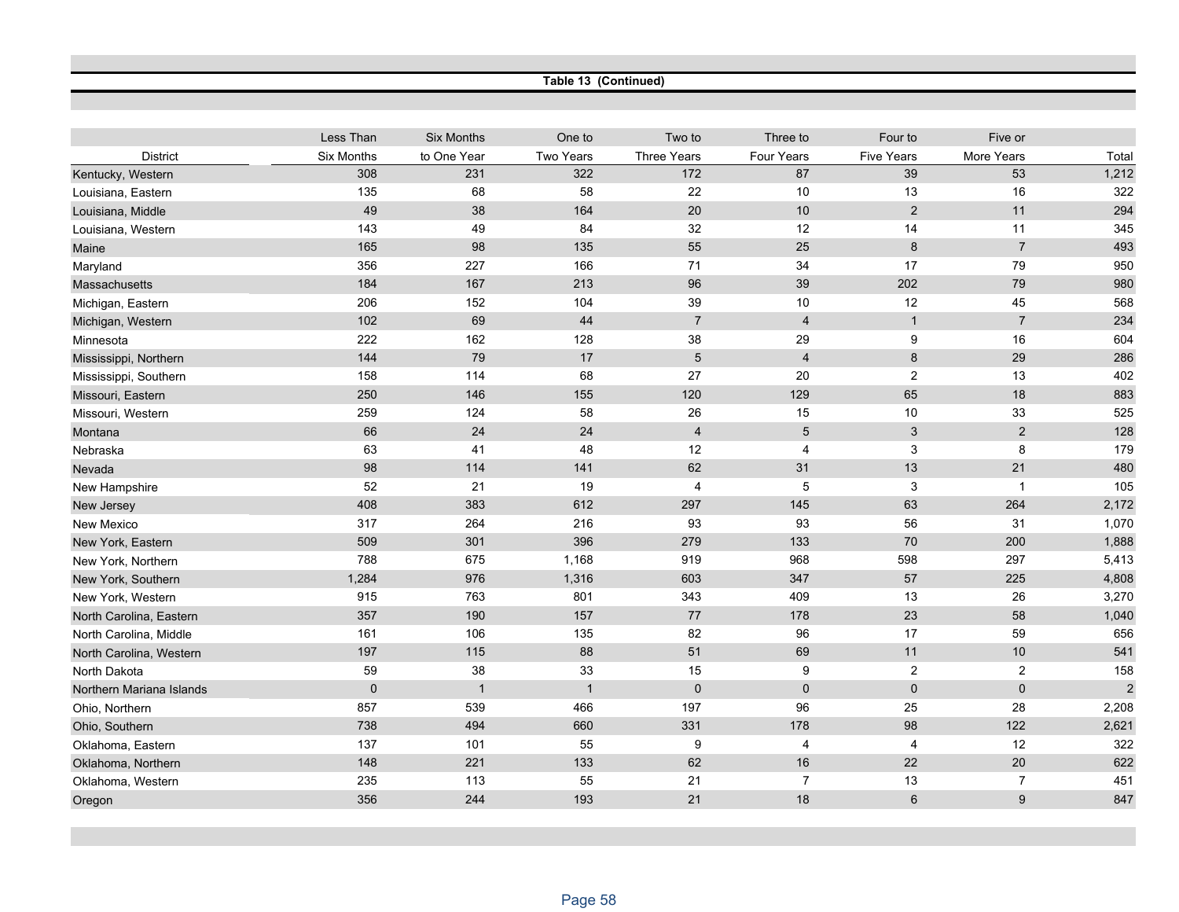**Table 13 (Continued)**

| District | Less Than Six Months | Six Months to One Year | One to Two Years | Two to Three Years | Three to Four Years | Four to Five Years | Five or More Years | Total |
|---|---|---|---|---|---|---|---|---|
| Kentucky, Western | 308 | 231 | 322 | 172 | 87 | 39 | 53 | 1,212 |
| Louisiana, Eastern | 135 | 68 | 58 | 22 | 10 | 13 | 16 | 322 |
| Louisiana, Middle | 49 | 38 | 164 | 20 | 10 | 2 | 11 | 294 |
| Louisiana, Western | 143 | 49 | 84 | 32 | 12 | 14 | 11 | 345 |
| Maine | 165 | 98 | 135 | 55 | 25 | 8 | 7 | 493 |
| Maryland | 356 | 227 | 166 | 71 | 34 | 17 | 79 | 950 |
| Massachusetts | 184 | 167 | 213 | 96 | 39 | 202 | 79 | 980 |
| Michigan, Eastern | 206 | 152 | 104 | 39 | 10 | 12 | 45 | 568 |
| Michigan, Western | 102 | 69 | 44 | 7 | 4 | 1 | 7 | 234 |
| Minnesota | 222 | 162 | 128 | 38 | 29 | 9 | 16 | 604 |
| Mississippi, Northern | 144 | 79 | 17 | 5 | 4 | 8 | 29 | 286 |
| Mississippi, Southern | 158 | 114 | 68 | 27 | 20 | 2 | 13 | 402 |
| Missouri, Eastern | 250 | 146 | 155 | 120 | 129 | 65 | 18 | 883 |
| Missouri, Western | 259 | 124 | 58 | 26 | 15 | 10 | 33 | 525 |
| Montana | 66 | 24 | 24 | 4 | 5 | 3 | 2 | 128 |
| Nebraska | 63 | 41 | 48 | 12 | 4 | 3 | 8 | 179 |
| Nevada | 98 | 114 | 141 | 62 | 31 | 13 | 21 | 480 |
| New Hampshire | 52 | 21 | 19 | 4 | 5 | 3 | 1 | 105 |
| New Jersey | 408 | 383 | 612 | 297 | 145 | 63 | 264 | 2,172 |
| New Mexico | 317 | 264 | 216 | 93 | 93 | 56 | 31 | 1,070 |
| New York, Eastern | 509 | 301 | 396 | 279 | 133 | 70 | 200 | 1,888 |
| New York, Northern | 788 | 675 | 1,168 | 919 | 968 | 598 | 297 | 5,413 |
| New York, Southern | 1,284 | 976 | 1,316 | 603 | 347 | 57 | 225 | 4,808 |
| New York, Western | 915 | 763 | 801 | 343 | 409 | 13 | 26 | 3,270 |
| North Carolina, Eastern | 357 | 190 | 157 | 77 | 178 | 23 | 58 | 1,040 |
| North Carolina, Middle | 161 | 106 | 135 | 82 | 96 | 17 | 59 | 656 |
| North Carolina, Western | 197 | 115 | 88 | 51 | 69 | 11 | 10 | 541 |
| North Dakota | 59 | 38 | 33 | 15 | 9 | 2 | 2 | 158 |
| Northern Mariana Islands | 0 | 1 | 1 | 0 | 0 | 0 | 0 | 2 |
| Ohio, Northern | 857 | 539 | 466 | 197 | 96 | 25 | 28 | 2,208 |
| Ohio, Southern | 738 | 494 | 660 | 331 | 178 | 98 | 122 | 2,621 |
| Oklahoma, Eastern | 137 | 101 | 55 | 9 | 4 | 4 | 12 | 322 |
| Oklahoma, Northern | 148 | 221 | 133 | 62 | 16 | 22 | 20 | 622 |
| Oklahoma, Western | 235 | 113 | 55 | 21 | 7 | 13 | 7 | 451 |
| Oregon | 356 | 244 | 193 | 21 | 18 | 6 | 9 | 847 |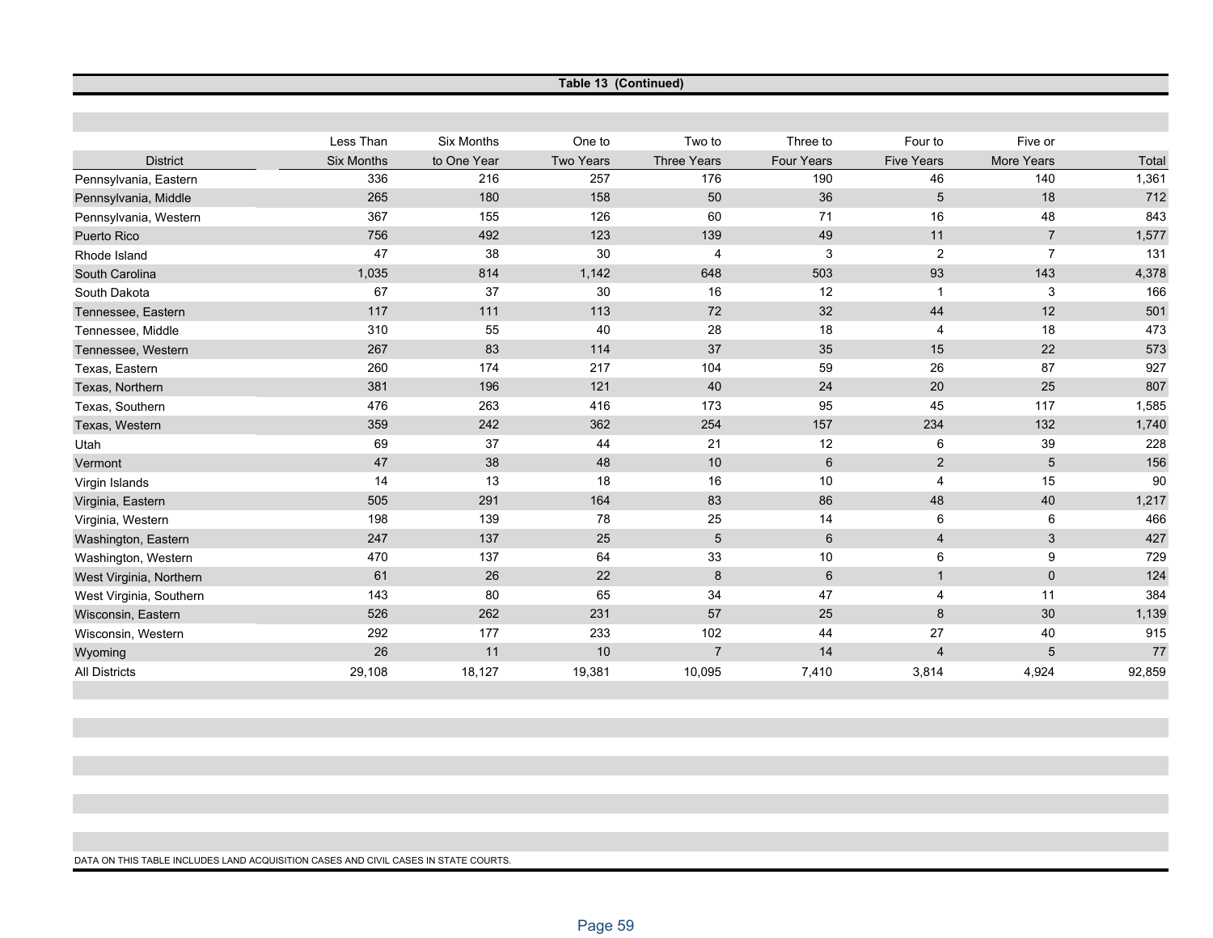**Table 13 (Continued)**

| District | Less Than Six Months | Six Months to One Year | One to Two Years | Two to Three Years | Three to Four Years | Four to Five Years | Five or More Years | Total |
|---|---|---|---|---|---|---|---|---|
| Pennsylvania, Eastern | 336 | 216 | 257 | 176 | 190 | 46 | 140 | 1,361 |
| Pennsylvania, Middle | 265 | 180 | 158 | 50 | 36 | 5 | 18 | 712 |
| Pennsylvania, Western | 367 | 155 | 126 | 60 | 71 | 16 | 48 | 843 |
| Puerto Rico | 756 | 492 | 123 | 139 | 49 | 11 | 7 | 1,577 |
| Rhode Island | 47 | 38 | 30 | 4 | 3 | 2 | 7 | 131 |
| South Carolina | 1,035 | 814 | 1,142 | 648 | 503 | 93 | 143 | 4,378 |
| South Dakota | 67 | 37 | 30 | 16 | 12 | 1 | 3 | 166 |
| Tennessee, Eastern | 117 | 111 | 113 | 72 | 32 | 44 | 12 | 501 |
| Tennessee, Middle | 310 | 55 | 40 | 28 | 18 | 4 | 18 | 473 |
| Tennessee, Western | 267 | 83 | 114 | 37 | 35 | 15 | 22 | 573 |
| Texas, Eastern | 260 | 174 | 217 | 104 | 59 | 26 | 87 | 927 |
| Texas, Northern | 381 | 196 | 121 | 40 | 24 | 20 | 25 | 807 |
| Texas, Southern | 476 | 263 | 416 | 173 | 95 | 45 | 117 | 1,585 |
| Texas, Western | 359 | 242 | 362 | 254 | 157 | 234 | 132 | 1,740 |
| Utah | 69 | 37 | 44 | 21 | 12 | 6 | 39 | 228 |
| Vermont | 47 | 38 | 48 | 10 | 6 | 2 | 5 | 156 |
| Virgin Islands | 14 | 13 | 18 | 16 | 10 | 4 | 15 | 90 |
| Virginia, Eastern | 505 | 291 | 164 | 83 | 86 | 48 | 40 | 1,217 |
| Virginia, Western | 198 | 139 | 78 | 25 | 14 | 6 | 6 | 466 |
| Washington, Eastern | 247 | 137 | 25 | 5 | 6 | 4 | 3 | 427 |
| Washington, Western | 470 | 137 | 64 | 33 | 10 | 6 | 9 | 729 |
| West Virginia, Northern | 61 | 26 | 22 | 8 | 6 | 1 | 0 | 124 |
| West Virginia, Southern | 143 | 80 | 65 | 34 | 47 | 4 | 11 | 384 |
| Wisconsin, Eastern | 526 | 262 | 231 | 57 | 25 | 8 | 30 | 1,139 |
| Wisconsin, Western | 292 | 177 | 233 | 102 | 44 | 27 | 40 | 915 |
| Wyoming | 26 | 11 | 10 | 7 | 14 | 4 | 5 | 77 |
| All Districts | 29,108 | 18,127 | 19,381 | 10,095 | 7,410 | 3,814 | 4,924 | 92,859 |

DATA ON THIS TABLE INCLUDES LAND ACQUISITION CASES AND CIVIL CASES IN STATE COURTS.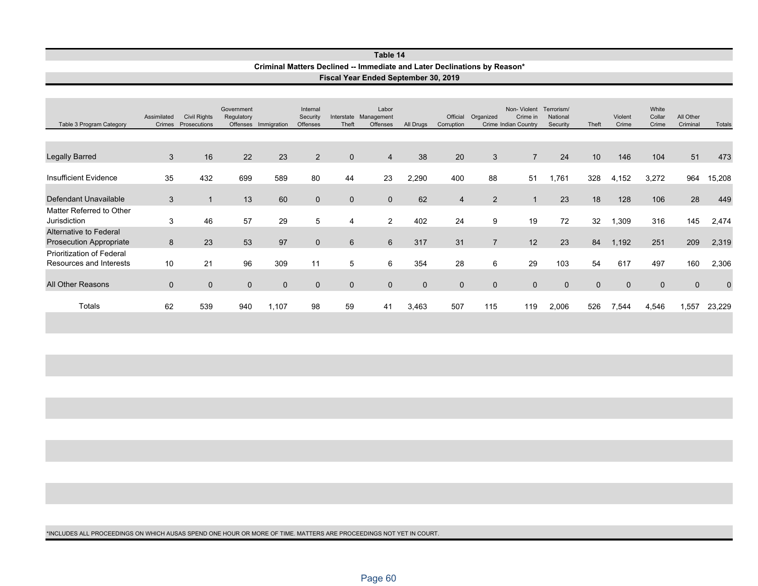## Table 14

### Criminal Matters Declined -- Immediate and Later Declinations by Reason*

### Fiscal Year Ended September 30, 2019

| Table 3 Program Category | Assimilated Crimes | Civil Rights Prosecutions | Government Regulatory Offenses | Immigration | Internal Security Offenses | Interstate Theft | Labor Management Offenses | All Drugs | Official Corruption | Organized Crime | Non- Violent Crime in Indian Country | Terrorism/ National Security | Theft | Violent Crime | White Collar Crime | All Other Criminal | Totals |
|---|---|---|---|---|---|---|---|---|---|---|---|---|---|---|---|---|---|
| Legally Barred | 3 | 16 | 22 | 23 | 2 | 0 | 4 | 38 | 20 | 3 | 7 | 24 | 10 | 146 | 104 | 51 | 473 |
| Insufficient Evidence | 35 | 432 | 699 | 589 | 80 | 44 | 23 | 2,290 | 400 | 88 | 51 | 1,761 | 328 | 4,152 | 3,272 | 964 | 15,208 |
| Defendant Unavailable | 3 | 1 | 13 | 60 | 0 | 0 | 0 | 62 | 4 | 2 | 1 | 23 | 18 | 128 | 106 | 28 | 449 |
| Matter Referred to Other Jurisdiction | 3 | 46 | 57 | 29 | 5 | 4 | 2 | 402 | 24 | 9 | 19 | 72 | 32 | 1,309 | 316 | 145 | 2,474 |
| Alternative to Federal Prosecution Appropriate | 8 | 23 | 53 | 97 | 0 | 6 | 6 | 317 | 31 | 7 | 12 | 23 | 84 | 1,192 | 251 | 209 | 2,319 |
| Prioritization of Federal Resources and Interests | 10 | 21 | 96 | 309 | 11 | 5 | 6 | 354 | 28 | 6 | 29 | 103 | 54 | 617 | 497 | 160 | 2,306 |
| All Other Reasons | 0 | 0 | 0 | 0 | 0 | 0 | 0 | 0 | 0 | 0 | 0 | 0 | 0 | 0 | 0 | 0 | 0 |
| Totals | 62 | 539 | 940 | 1,107 | 98 | 59 | 41 | 3,463 | 507 | 115 | 119 | 2,006 | 526 | 7,544 | 4,546 | 1,557 | 23,229 |

*INCLUDES ALL PROCEEDINGS ON WHICH AUSAS SPEND ONE HOUR OR MORE OF TIME. MATTERS ARE PROCEEDINGS NOT YET IN COURT.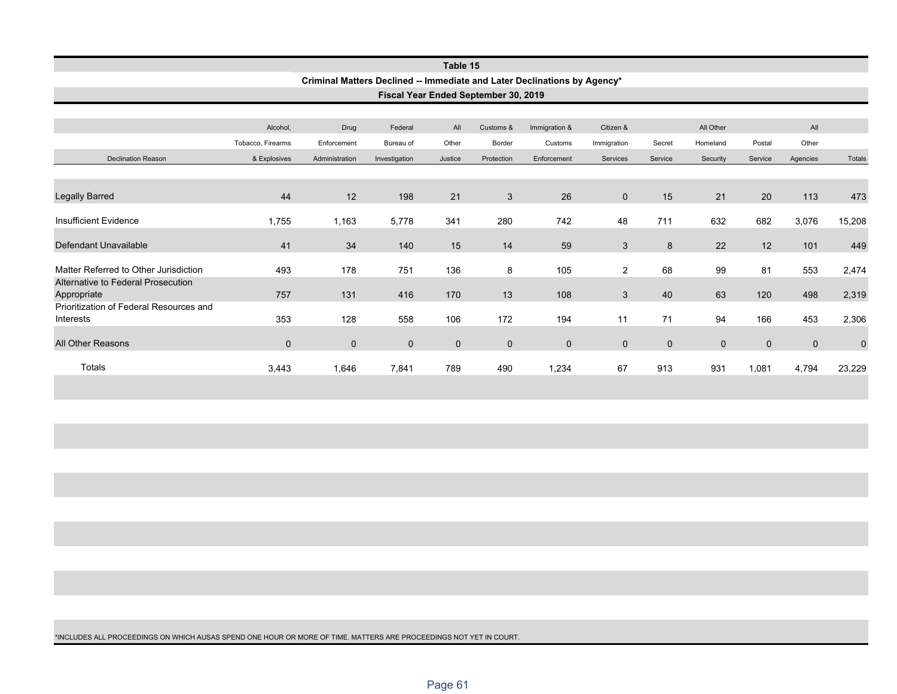## Table 15

### Criminal Matters Declined -- Immediate and Later Declinations by Agency*

### Fiscal Year Ended September 30, 2019

| Declination Reason | Alcohol, Tobacco, Firearms & Explosives | Drug Enforcement Administration | Federal Bureau of Investigation | All Other Justice | Customs & Border Protection | Immigration & Customs Enforcement | Citizen & Immigration Services | Secret Service | All Other Homeland Security | Postal Service | All Other Agencies | Totals |
|---|---|---|---|---|---|---|---|---|---|---|---|---|
| Legally Barred | 44 | 12 | 198 | 21 | 3 | 26 | 0 | 15 | 21 | 20 | 113 | 473 |
| Insufficient Evidence | 1,755 | 1,163 | 5,778 | 341 | 280 | 742 | 48 | 711 | 632 | 682 | 3,076 | 15,208 |
| Defendant Unavailable | 41 | 34 | 140 | 15 | 14 | 59 | 3 | 8 | 22 | 12 | 101 | 449 |
| Matter Referred to Other Jurisdiction | 493 | 178 | 751 | 136 | 8 | 105 | 2 | 68 | 99 | 81 | 553 | 2,474 |
| Alternative to Federal Prosecution Appropriate | 757 | 131 | 416 | 170 | 13 | 108 | 3 | 40 | 63 | 120 | 498 | 2,319 |
| Prioritization of Federal Resources and Interests | 353 | 128 | 558 | 106 | 172 | 194 | 11 | 71 | 94 | 166 | 453 | 2,306 |
| All Other Reasons | 0 | 0 | 0 | 0 | 0 | 0 | 0 | 0 | 0 | 0 | 0 | 0 |
| Totals | 3,443 | 1,646 | 7,841 | 789 | 490 | 1,234 | 67 | 913 | 931 | 1,081 | 4,794 | 23,229 |

*INCLUDES ALL PROCEEDINGS ON WHICH AUSAS SPEND ONE HOUR OR MORE OF TIME. MATTERS ARE PROCEEDINGS NOT YET IN COURT.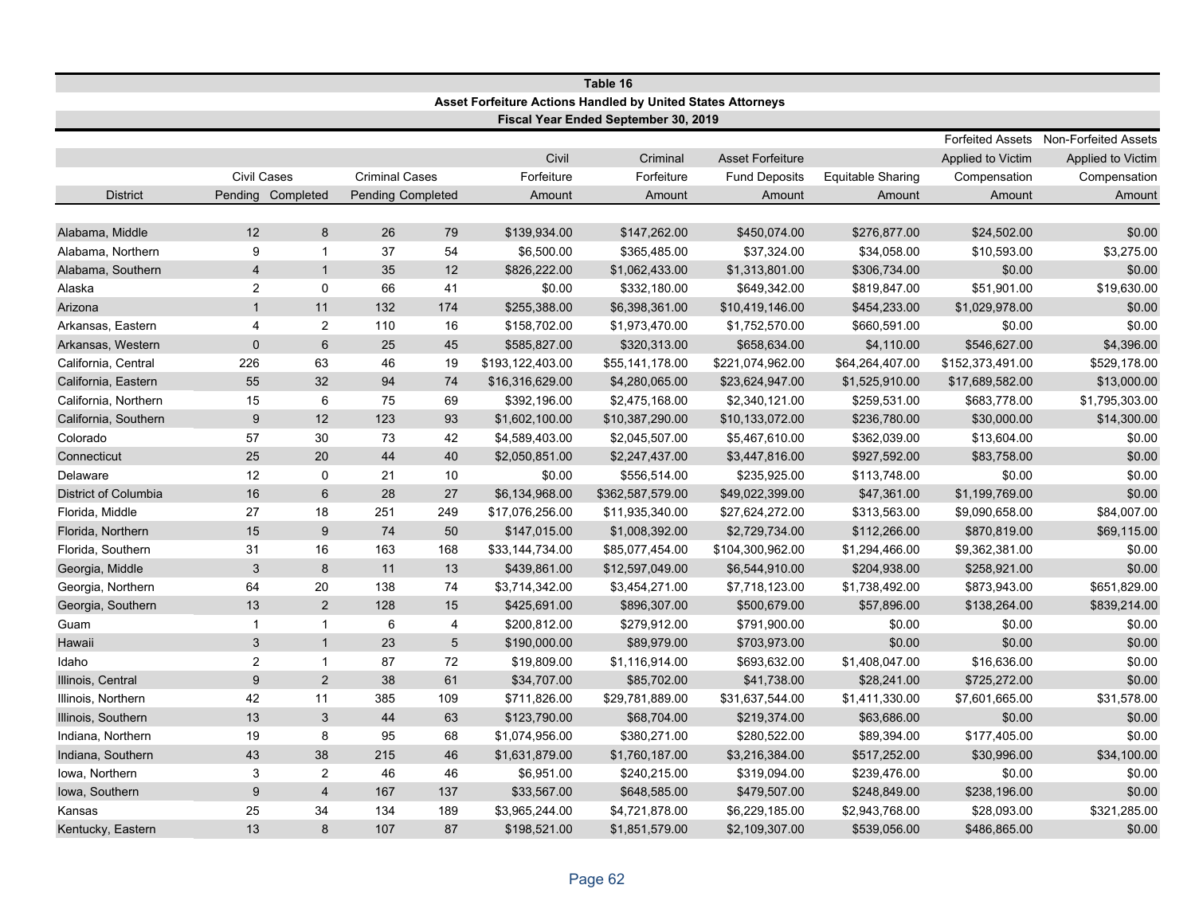**Table 16**

**Asset Forfeiture Actions Handled by United States Attorneys**

**Fiscal Year Ended September 30, 2019**

| District | Civil Cases | | Criminal Cases | | Civil Forfeiture Amount | Criminal Forfeiture Amount | Asset Forfeiture Fund Deposits Amount | Equitable Sharing Amount | Forfeited Assets Applied to Victim Compensation Amount | Non-Forfeited Assets Applied to Victim Compensation Amount |
|---|---|---|---|---|---|---|---|---|---|---|
| | Pending | Completed | Pending | Completed | | | | | | |
| Alabama, Middle | 12 | 8 | 26 | 79 | $139,934.00 | $147,262.00 | $450,074.00 | $276,877.00 | $24,502.00 | $0.00 |
| Alabama, Northern | 9 | 1 | 37 | 54 | $6,500.00 | $365,485.00 | $37,324.00 | $34,058.00 | $10,593.00 | $3,275.00 |
| Alabama, Southern | 4 | 1 | 35 | 12 | $826,222.00 | $1,062,433.00 | $1,313,801.00 | $306,734.00 | $0.00 | $0.00 |
| Alaska | 2 | 0 | 66 | 41 | $0.00 | $332,180.00 | $649,342.00 | $819,847.00 | $51,901.00 | $19,630.00 |
| Arizona | 1 | 11 | 132 | 174 | $255,388.00 | $6,398,361.00 | $10,419,146.00 | $454,233.00 | $1,029,978.00 | $0.00 |
| Arkansas, Eastern | 4 | 2 | 110 | 16 | $158,702.00 | $1,973,470.00 | $1,752,570.00 | $660,591.00 | $0.00 | $0.00 |
| Arkansas, Western | 0 | 6 | 25 | 45 | $585,827.00 | $320,313.00 | $658,634.00 | $4,110.00 | $546,627.00 | $4,396.00 |
| California, Central | 226 | 63 | 46 | 19 | $193,122,403.00 | $55,141,178.00 | $221,074,962.00 | $64,264,407.00 | $152,373,491.00 | $529,178.00 |
| California, Eastern | 55 | 32 | 94 | 74 | $16,316,629.00 | $4,280,065.00 | $23,624,947.00 | $1,525,910.00 | $17,689,582.00 | $13,000.00 |
| California, Northern | 15 | 6 | 75 | 69 | $392,196.00 | $2,475,168.00 | $2,340,121.00 | $259,531.00 | $683,778.00 | $1,795,303.00 |
| California, Southern | 9 | 12 | 123 | 93 | $1,602,100.00 | $10,387,290.00 | $10,133,072.00 | $236,780.00 | $30,000.00 | $14,300.00 |
| Colorado | 57 | 30 | 73 | 42 | $4,589,403.00 | $2,045,507.00 | $5,467,610.00 | $362,039.00 | $13,604.00 | $0.00 |
| Connecticut | 25 | 20 | 44 | 40 | $2,050,851.00 | $2,247,437.00 | $3,447,816.00 | $927,592.00 | $83,758.00 | $0.00 |
| Delaware | 12 | 0 | 21 | 10 | $0.00 | $556,514.00 | $235,925.00 | $113,748.00 | $0.00 | $0.00 |
| District of Columbia | 16 | 6 | 28 | 27 | $6,134,968.00 | $362,587,579.00 | $49,022,399.00 | $47,361.00 | $1,199,769.00 | $0.00 |
| Florida, Middle | 27 | 18 | 251 | 249 | $17,076,256.00 | $11,935,340.00 | $27,624,272.00 | $313,563.00 | $9,090,658.00 | $84,007.00 |
| Florida, Northern | 15 | 9 | 74 | 50 | $147,015.00 | $1,008,392.00 | $2,729,734.00 | $112,266.00 | $870,819.00 | $69,115.00 |
| Florida, Southern | 31 | 16 | 163 | 168 | $33,144,734.00 | $85,077,454.00 | $104,300,962.00 | $1,294,466.00 | $9,362,381.00 | $0.00 |
| Georgia, Middle | 3 | 8 | 11 | 13 | $439,861.00 | $12,597,049.00 | $6,544,910.00 | $204,938.00 | $258,921.00 | $0.00 |
| Georgia, Northern | 64 | 20 | 138 | 74 | $3,714,342.00 | $3,454,271.00 | $7,718,123.00 | $1,738,492.00 | $873,943.00 | $651,829.00 |
| Georgia, Southern | 13 | 2 | 128 | 15 | $425,691.00 | $896,307.00 | $500,679.00 | $57,896.00 | $138,264.00 | $839,214.00 |
| Guam | 1 | 1 | 6 | 4 | $200,812.00 | $279,912.00 | $791,900.00 | $0.00 | $0.00 | $0.00 |
| Hawaii | 3 | 1 | 23 | 5 | $190,000.00 | $89,979.00 | $703,973.00 | $0.00 | $0.00 | $0.00 |
| Idaho | 2 | 1 | 87 | 72 | $19,809.00 | $1,116,914.00 | $693,632.00 | $1,408,047.00 | $16,636.00 | $0.00 |
| Illinois, Central | 9 | 2 | 38 | 61 | $34,707.00 | $85,702.00 | $41,738.00 | $28,241.00 | $725,272.00 | $0.00 |
| Illinois, Northern | 42 | 11 | 385 | 109 | $711,826.00 | $29,781,889.00 | $31,637,544.00 | $1,411,330.00 | $7,601,665.00 | $31,578.00 |
| Illinois, Southern | 13 | 3 | 44 | 63 | $123,790.00 | $68,704.00 | $219,374.00 | $63,686.00 | $0.00 | $0.00 |
| Indiana, Northern | 19 | 8 | 95 | 68 | $1,074,956.00 | $380,271.00 | $280,522.00 | $89,394.00 | $177,405.00 | $0.00 |
| Indiana, Southern | 43 | 38 | 215 | 46 | $1,631,879.00 | $1,760,187.00 | $3,216,384.00 | $517,252.00 | $30,996.00 | $34,100.00 |
| Iowa, Northern | 3 | 2 | 46 | 46 | $6,951.00 | $240,215.00 | $319,094.00 | $239,476.00 | $0.00 | $0.00 |
| Iowa, Southern | 9 | 4 | 167 | 137 | $33,567.00 | $648,585.00 | $479,507.00 | $248,849.00 | $238,196.00 | $0.00 |
| Kansas | 25 | 34 | 134 | 189 | $3,965,244.00 | $4,721,878.00 | $6,229,185.00 | $2,943,768.00 | $28,093.00 | $321,285.00 |
| Kentucky, Eastern | 13 | 8 | 107 | 87 | $198,521.00 | $1,851,579.00 | $2,109,307.00 | $539,056.00 | $486,865.00 | $0.00 |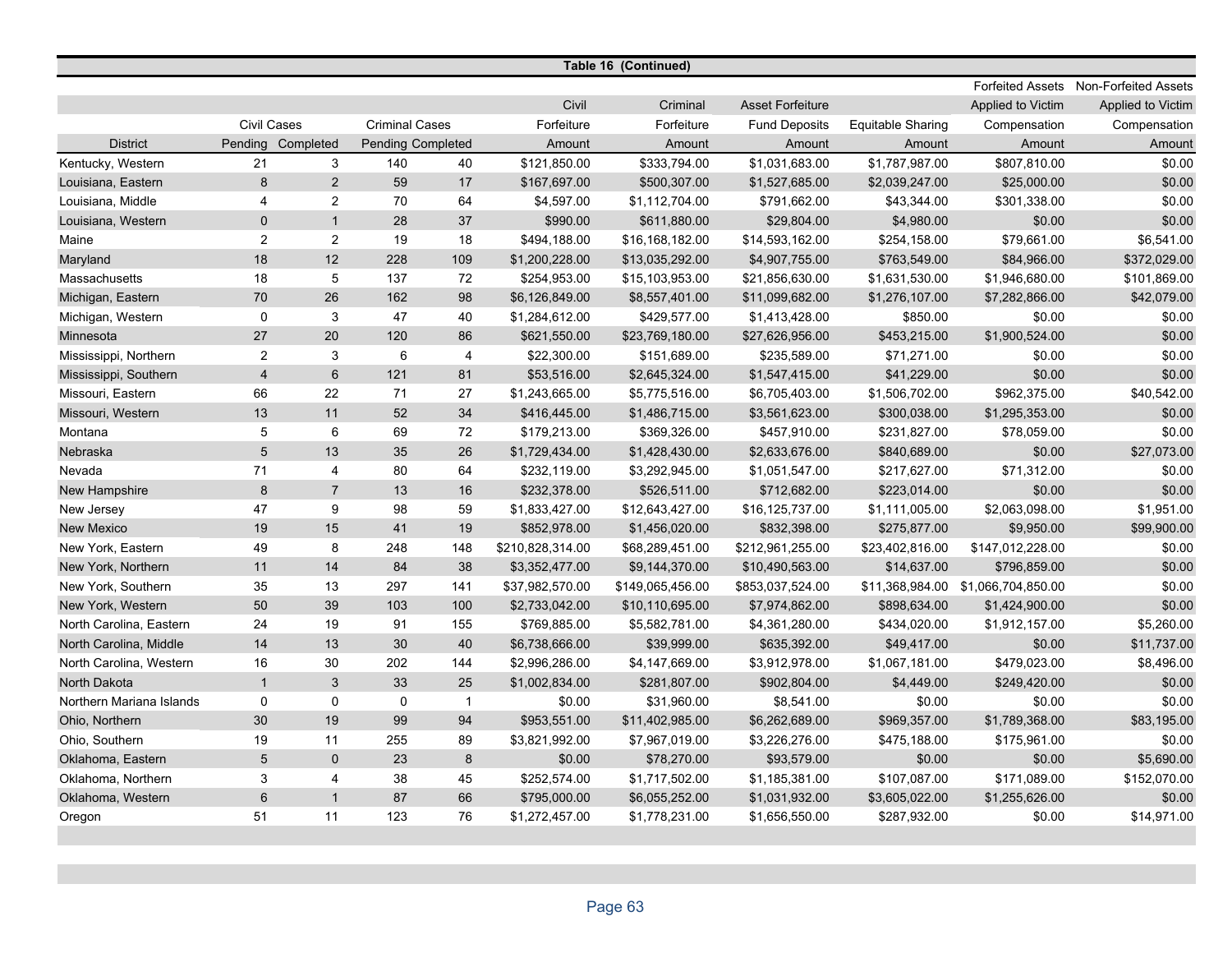**Table 16 (Continued)**

| District | Civil Cases | | Criminal Cases | | Civil Forfeiture | Criminal Forfeiture | Asset Forfeiture Fund Deposits | Equitable Sharing | Forfeited Assets Applied to Victim Compensation | Non-Forfeited Assets Applied to Victim Compensation |
|---|---|---|---|---|---|---|---|---|---|---|
| | Pending | Completed | Pending | Completed | Amount | Amount | Amount | Amount | Amount | Amount |
| Kentucky, Western | 21 | 3 | 140 | 40 | $121,850.00 | $333,794.00 | $1,031,683.00 | $1,787,987.00 | $807,810.00 | $0.00 |
| Louisiana, Eastern | 8 | 2 | 59 | 17 | $167,697.00 | $500,307.00 | $1,527,685.00 | $2,039,247.00 | $25,000.00 | $0.00 |
| Louisiana, Middle | 4 | 2 | 70 | 64 | $4,597.00 | $1,112,704.00 | $791,662.00 | $43,344.00 | $301,338.00 | $0.00 |
| Louisiana, Western | 0 | 1 | 28 | 37 | $990.00 | $611,880.00 | $29,804.00 | $4,980.00 | $0.00 | $0.00 |
| Maine | 2 | 2 | 19 | 18 | $494,188.00 | $16,168,182.00 | $14,593,162.00 | $254,158.00 | $79,661.00 | $6,541.00 |
| Maryland | 18 | 12 | 228 | 109 | $1,200,228.00 | $13,035,292.00 | $4,907,755.00 | $763,549.00 | $84,966.00 | $372,029.00 |
| Massachusetts | 18 | 5 | 137 | 72 | $254,953.00 | $15,103,953.00 | $21,856,630.00 | $1,631,530.00 | $1,946,680.00 | $101,869.00 |
| Michigan, Eastern | 70 | 26 | 162 | 98 | $6,126,849.00 | $8,557,401.00 | $11,099,682.00 | $1,276,107.00 | $7,282,866.00 | $42,079.00 |
| Michigan, Western | 0 | 3 | 47 | 40 | $1,284,612.00 | $429,577.00 | $1,413,428.00 | $850.00 | $0.00 | $0.00 |
| Minnesota | 27 | 20 | 120 | 86 | $621,550.00 | $23,769,180.00 | $27,626,956.00 | $453,215.00 | $1,900,524.00 | $0.00 |
| Mississippi, Northern | 2 | 3 | 6 | 4 | $22,300.00 | $151,689.00 | $235,589.00 | $71,271.00 | $0.00 | $0.00 |
| Mississippi, Southern | 4 | 6 | 121 | 81 | $53,516.00 | $2,645,324.00 | $1,547,415.00 | $41,229.00 | $0.00 | $0.00 |
| Missouri, Eastern | 66 | 22 | 71 | 27 | $1,243,665.00 | $5,775,516.00 | $6,705,403.00 | $1,506,702.00 | $962,375.00 | $40,542.00 |
| Missouri, Western | 13 | 11 | 52 | 34 | $416,445.00 | $1,486,715.00 | $3,561,623.00 | $300,038.00 | $1,295,353.00 | $0.00 |
| Montana | 5 | 6 | 69 | 72 | $179,213.00 | $369,326.00 | $457,910.00 | $231,827.00 | $78,059.00 | $0.00 |
| Nebraska | 5 | 13 | 35 | 26 | $1,729,434.00 | $1,428,430.00 | $2,633,676.00 | $840,689.00 | $0.00 | $27,073.00 |
| Nevada | 71 | 4 | 80 | 64 | $232,119.00 | $3,292,945.00 | $1,051,547.00 | $217,627.00 | $71,312.00 | $0.00 |
| New Hampshire | 8 | 7 | 13 | 16 | $232,378.00 | $526,511.00 | $712,682.00 | $223,014.00 | $0.00 | $0.00 |
| New Jersey | 47 | 9 | 98 | 59 | $1,833,427.00 | $12,643,427.00 | $16,125,737.00 | $1,111,005.00 | $2,063,098.00 | $1,951.00 |
| New Mexico | 19 | 15 | 41 | 19 | $852,978.00 | $1,456,020.00 | $832,398.00 | $275,877.00 | $9,950.00 | $99,900.00 |
| New York, Eastern | 49 | 8 | 248 | 148 | $210,828,314.00 | $68,289,451.00 | $212,961,255.00 | $23,402,816.00 | $147,012,228.00 | $0.00 |
| New York, Northern | 11 | 14 | 84 | 38 | $3,352,477.00 | $9,144,370.00 | $10,490,563.00 | $14,637.00 | $796,859.00 | $0.00 |
| New York, Southern | 35 | 13 | 297 | 141 | $37,982,570.00 | $149,065,456.00 | $853,037,524.00 | $11,368,984.00 | $1,066,704,850.00 | $0.00 |
| New York, Western | 50 | 39 | 103 | 100 | $2,733,042.00 | $10,110,695.00 | $7,974,862.00 | $898,634.00 | $1,424,900.00 | $0.00 |
| North Carolina, Eastern | 24 | 19 | 91 | 155 | $769,885.00 | $5,582,781.00 | $4,361,280.00 | $434,020.00 | $1,912,157.00 | $5,260.00 |
| North Carolina, Middle | 14 | 13 | 30 | 40 | $6,738,666.00 | $39,999.00 | $635,392.00 | $49,417.00 | $0.00 | $11,737.00 |
| North Carolina, Western | 16 | 30 | 202 | 144 | $2,996,286.00 | $4,147,669.00 | $3,912,978.00 | $1,067,181.00 | $479,023.00 | $8,496.00 |
| North Dakota | 1 | 3 | 33 | 25 | $1,002,834.00 | $281,807.00 | $902,804.00 | $4,449.00 | $249,420.00 | $0.00 |
| Northern Mariana Islands | 0 | 0 | 0 | 1 | $0.00 | $31,960.00 | $8,541.00 | $0.00 | $0.00 | $0.00 |
| Ohio, Northern | 30 | 19 | 99 | 94 | $953,551.00 | $11,402,985.00 | $6,262,689.00 | $969,357.00 | $1,789,368.00 | $83,195.00 |
| Ohio, Southern | 19 | 11 | 255 | 89 | $3,821,992.00 | $7,967,019.00 | $3,226,276.00 | $475,188.00 | $175,961.00 | $0.00 |
| Oklahoma, Eastern | 5 | 0 | 23 | 8 | $0.00 | $78,270.00 | $93,579.00 | $0.00 | $0.00 | $5,690.00 |
| Oklahoma, Northern | 3 | 4 | 38 | 45 | $252,574.00 | $1,717,502.00 | $1,185,381.00 | $107,087.00 | $171,089.00 | $152,070.00 |
| Oklahoma, Western | 6 | 1 | 87 | 66 | $795,000.00 | $6,055,252.00 | $1,031,932.00 | $3,605,022.00 | $1,255,626.00 | $0.00 |
| Oregon | 51 | 11 | 123 | 76 | $1,272,457.00 | $1,778,231.00 | $1,656,550.00 | $287,932.00 | $0.00 | $14,971.00 |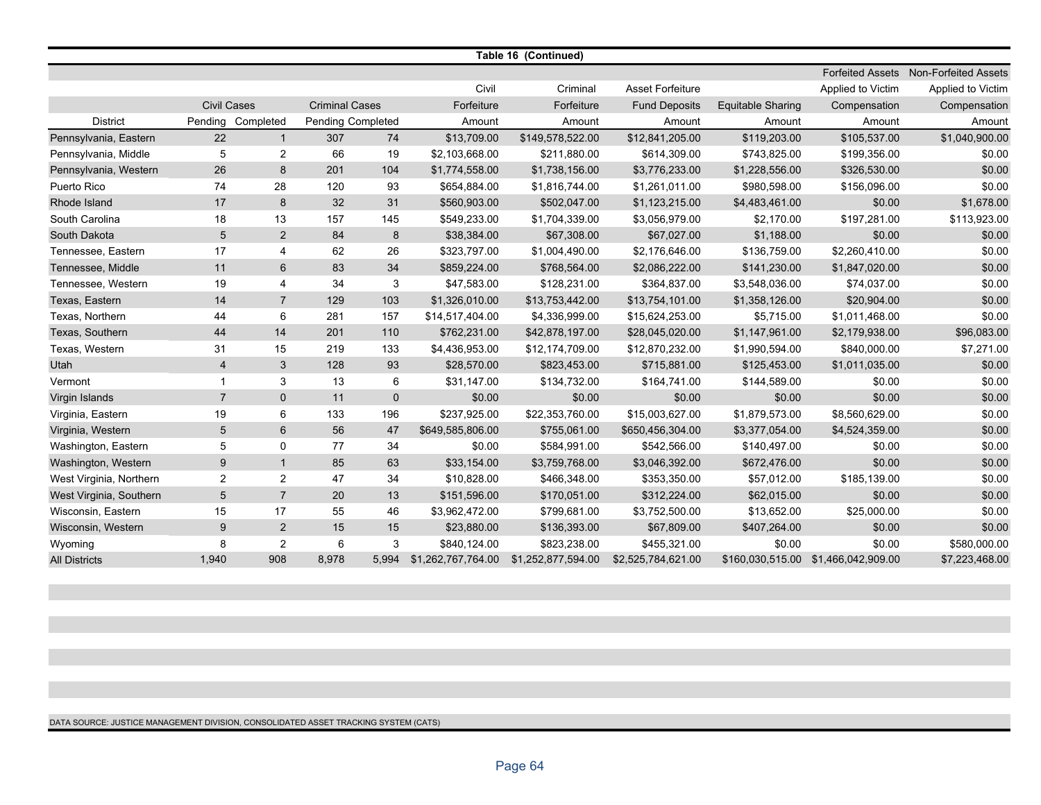**Table 16 (Continued)**

| District | Civil Cases Pending | Civil Cases Completed | Criminal Cases Pending | Criminal Cases Completed | Civil Forfeiture Amount | Criminal Forfeiture Amount | Asset Forfeiture Fund Deposits Amount | Equitable Sharing Amount | Forfeited Assets Applied to Victim Compensation Amount | Non-Forfeited Assets Applied to Victim Compensation Amount |
|---|---|---|---|---|---|---|---|---|---|---|
| Pennsylvania, Eastern | 22 | 1 | 307 | 74 | $13,709.00 | $149,578,522.00 | $12,841,205.00 | $119,203.00 | $105,537.00 | $1,040,900.00 |
| Pennsylvania, Middle | 5 | 2 | 66 | 19 | $2,103,668.00 | $211,880.00 | $614,309.00 | $743,825.00 | $199,356.00 | $0.00 |
| Pennsylvania, Western | 26 | 8 | 201 | 104 | $1,774,558.00 | $1,738,156.00 | $3,776,233.00 | $1,228,556.00 | $326,530.00 | $0.00 |
| Puerto Rico | 74 | 28 | 120 | 93 | $654,884.00 | $1,816,744.00 | $1,261,011.00 | $980,598.00 | $156,096.00 | $0.00 |
| Rhode Island | 17 | 8 | 32 | 31 | $560,903.00 | $502,047.00 | $1,123,215.00 | $4,483,461.00 | $0.00 | $1,678.00 |
| South Carolina | 18 | 13 | 157 | 145 | $549,233.00 | $1,704,339.00 | $3,056,979.00 | $2,170.00 | $197,281.00 | $113,923.00 |
| South Dakota | 5 | 2 | 84 | 8 | $38,384.00 | $67,308.00 | $67,027.00 | $1,188.00 | $0.00 | $0.00 |
| Tennessee, Eastern | 17 | 4 | 62 | 26 | $323,797.00 | $1,004,490.00 | $2,176,646.00 | $136,759.00 | $2,260,410.00 | $0.00 |
| Tennessee, Middle | 11 | 6 | 83 | 34 | $859,224.00 | $768,564.00 | $2,086,222.00 | $141,230.00 | $1,847,020.00 | $0.00 |
| Tennessee, Western | 19 | 4 | 34 | 3 | $47,583.00 | $128,231.00 | $364,837.00 | $3,548,036.00 | $74,037.00 | $0.00 |
| Texas, Eastern | 14 | 7 | 129 | 103 | $1,326,010.00 | $13,753,442.00 | $13,754,101.00 | $1,358,126.00 | $20,904.00 | $0.00 |
| Texas, Northern | 44 | 6 | 281 | 157 | $14,517,404.00 | $4,336,999.00 | $15,624,253.00 | $5,715.00 | $1,011,468.00 | $0.00 |
| Texas, Southern | 44 | 14 | 201 | 110 | $762,231.00 | $42,878,197.00 | $28,045,020.00 | $1,147,961.00 | $2,179,938.00 | $96,083.00 |
| Texas, Western | 31 | 15 | 219 | 133 | $4,436,953.00 | $12,174,709.00 | $12,870,232.00 | $1,990,594.00 | $840,000.00 | $7,271.00 |
| Utah | 4 | 3 | 128 | 93 | $28,570.00 | $823,453.00 | $715,881.00 | $125,453.00 | $1,011,035.00 | $0.00 |
| Vermont | 1 | 3 | 13 | 6 | $31,147.00 | $134,732.00 | $164,741.00 | $144,589.00 | $0.00 | $0.00 |
| Virgin Islands | 7 | 0 | 11 | 0 | $0.00 | $0.00 | $0.00 | $0.00 | $0.00 | $0.00 |
| Virginia, Eastern | 19 | 6 | 133 | 196 | $237,925.00 | $22,353,760.00 | $15,003,627.00 | $1,879,573.00 | $8,560,629.00 | $0.00 |
| Virginia, Western | 5 | 6 | 56 | 47 | $649,585,806.00 | $755,061.00 | $650,456,304.00 | $3,377,054.00 | $4,524,359.00 | $0.00 |
| Washington, Eastern | 5 | 0 | 77 | 34 | $0.00 | $584,991.00 | $542,566.00 | $140,497.00 | $0.00 | $0.00 |
| Washington, Western | 9 | 1 | 85 | 63 | $33,154.00 | $3,759,768.00 | $3,046,392.00 | $672,476.00 | $0.00 | $0.00 |
| West Virginia, Northern | 2 | 2 | 47 | 34 | $10,828.00 | $466,348.00 | $353,350.00 | $57,012.00 | $185,139.00 | $0.00 |
| West Virginia, Southern | 5 | 7 | 20 | 13 | $151,596.00 | $170,051.00 | $312,224.00 | $62,015.00 | $0.00 | $0.00 |
| Wisconsin, Eastern | 15 | 17 | 55 | 46 | $3,962,472.00 | $799,681.00 | $3,752,500.00 | $13,652.00 | $25,000.00 | $0.00 |
| Wisconsin, Western | 9 | 2 | 15 | 15 | $23,880.00 | $136,393.00 | $67,809.00 | $407,264.00 | $0.00 | $0.00 |
| Wyoming | 8 | 2 | 6 | 3 | $840,124.00 | $823,238.00 | $455,321.00 | $0.00 | $0.00 | $580,000.00 |
| All Districts | 1,940 | 908 | 8,978 | 5,994 | $1,262,767,764.00 | $1,252,877,594.00 | $2,525,784,621.00 | $160,030,515.00 | $1,466,042,909.00 | $7,223,468.00 |

DATA SOURCE: JUSTICE MANAGEMENT DIVISION, CONSOLIDATED ASSET TRACKING SYSTEM (CATS)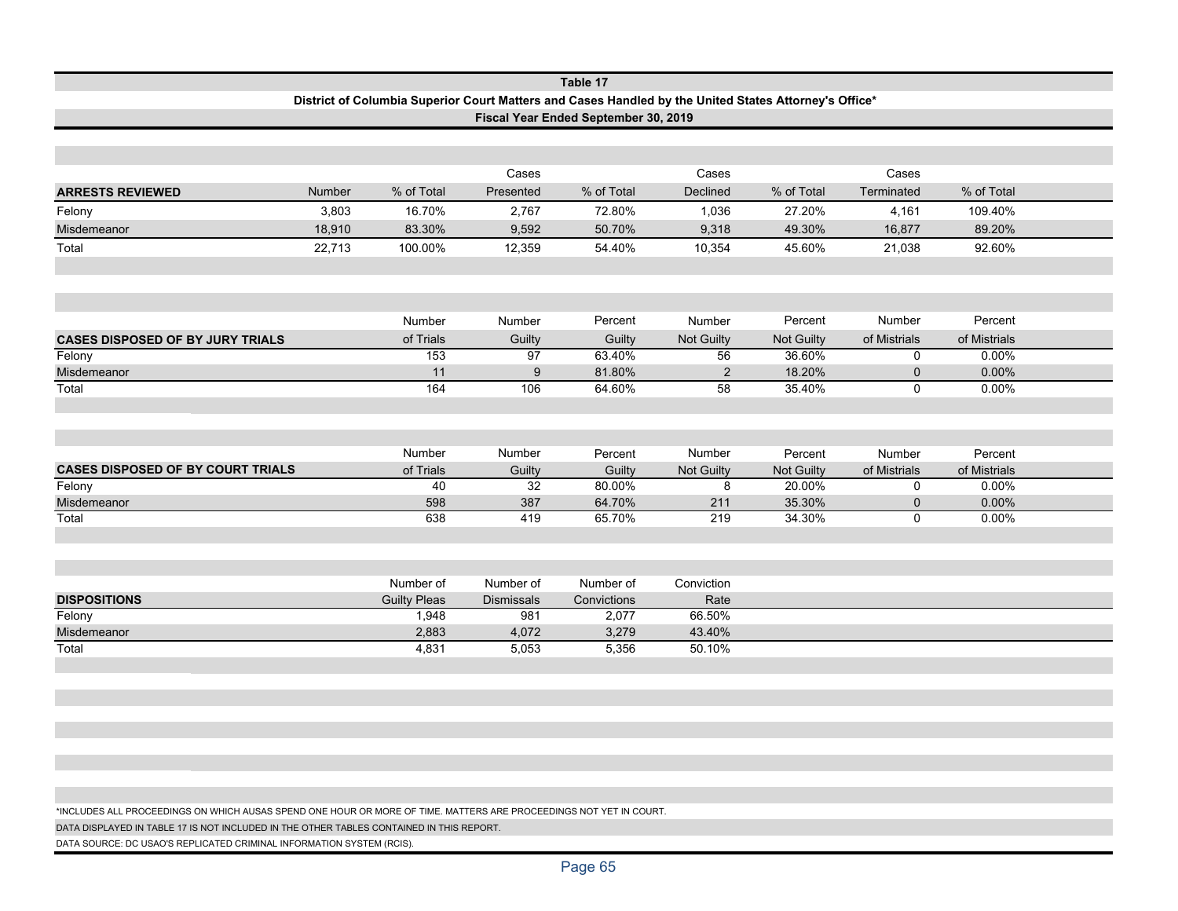## Table 17

### District of Columbia Superior Court Matters and Cases Handled by the United States Attorney's Office*

### Fiscal Year Ended September 30, 2019

| ARRESTS REVIEWED | Number | % of Total | Cases Presented | % of Total | Cases Declined | % of Total | Cases Terminated | % of Total |
|---|---|---|---|---|---|---|---|---|
| Felony | 3,803 | 16.70% | 2,767 | 72.80% | 1,036 | 27.20% | 4,161 | 109.40% |
| Misdemeanor | 18,910 | 83.30% | 9,592 | 50.70% | 9,318 | 49.30% | 16,877 | 89.20% |
| Total | 22,713 | 100.00% | 12,359 | 54.40% | 10,354 | 45.60% | 21,038 | 92.60% |

| CASES DISPOSED OF BY JURY TRIALS | Number of Trials | Number Guilty | Percent Guilty | Number Not Guilty | Percent Not Guilty | Number of Mistrials | Percent of Mistrials |
|---|---|---|---|---|---|---|---|
| Felony | 153 | 97 | 63.40% | 56 | 36.60% | 0 | 0.00% |
| Misdemeanor | 11 | 9 | 81.80% | 2 | 18.20% | 0 | 0.00% |
| Total | 164 | 106 | 64.60% | 58 | 35.40% | 0 | 0.00% |

| CASES DISPOSED OF BY COURT TRIALS | Number of Trials | Number Guilty | Percent Guilty | Number Not Guilty | Percent Not Guilty | Number of Mistrials | Percent of Mistrials |
|---|---|---|---|---|---|---|---|
| Felony | 40 | 32 | 80.00% | 8 | 20.00% | 0 | 0.00% |
| Misdemeanor | 598 | 387 | 64.70% | 211 | 35.30% | 0 | 0.00% |
| Total | 638 | 419 | 65.70% | 219 | 34.30% | 0 | 0.00% |

| DISPOSITIONS | Number of Guilty Pleas | Number of Dismissals | Number of Convictions | Conviction Rate |
|---|---|---|---|---|
| Felony | 1,948 | 981 | 2,077 | 66.50% |
| Misdemeanor | 2,883 | 4,072 | 3,279 | 43.40% |
| Total | 4,831 | 5,053 | 5,356 | 50.10% |

*INCLUDES ALL PROCEEDINGS ON WHICH AUSAS SPEND ONE HOUR OR MORE OF TIME. MATTERS ARE PROCEEDINGS NOT YET IN COURT.

DATA DISPLAYED IN TABLE 17 IS NOT INCLUDED IN THE OTHER TABLES CONTAINED IN THIS REPORT.

DATA SOURCE: DC USAO'S REPLICATED CRIMINAL INFORMATION SYSTEM (RCIS).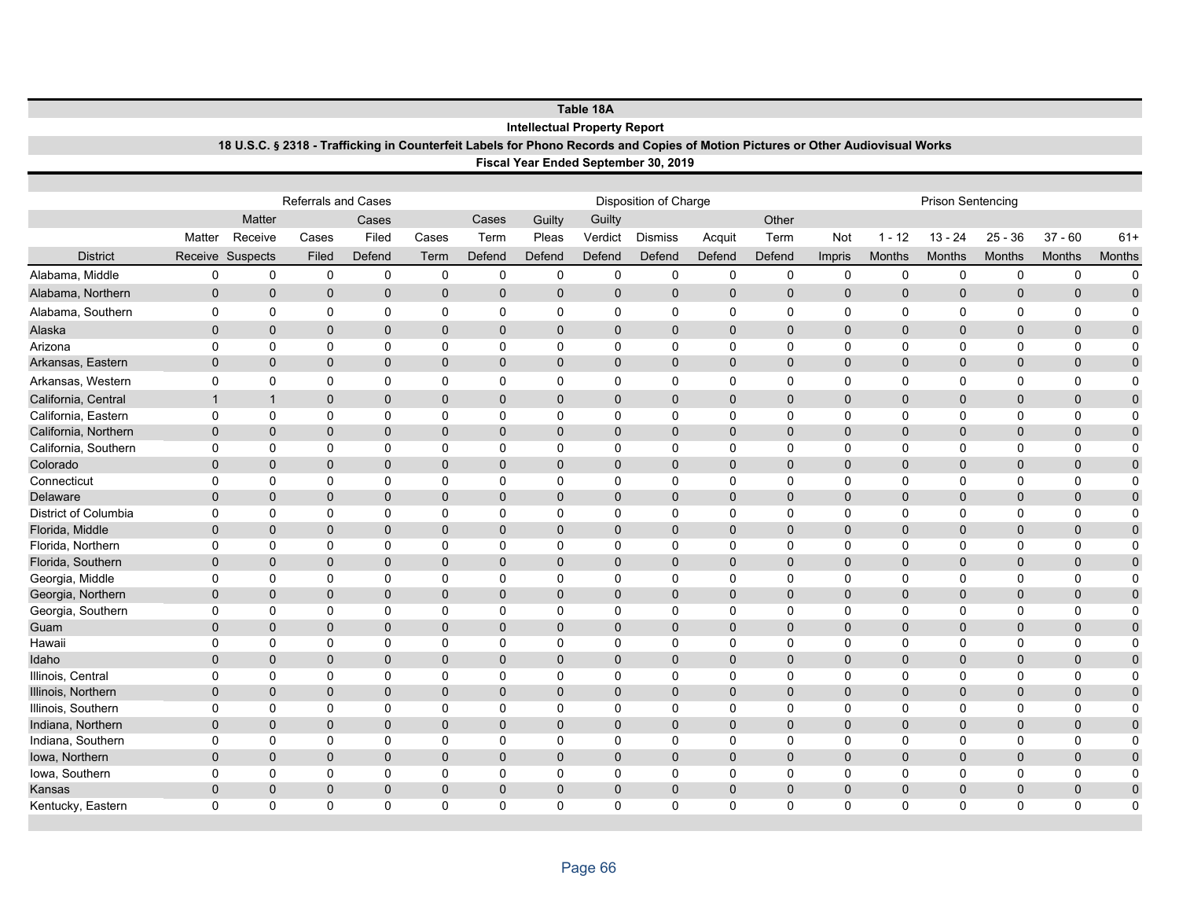# Table 18A

## Intellectual Property Report

### 18 U.S.C. § 2318 - Trafficking in Counterfeit Labels for Phono Records and Copies of Motion Pictures or Other Audiovisual Works

### Fiscal Year Ended September 30, 2019

| | Referrals and Cases | | | | | Disposition of Charge | | | | | | | Prison Sentencing | | | | | |
|---|---|---|---|---|---|---|---|---|---|---|---|---|---|---|---|---|---|---|
| District | Matter Receive | Matter Receive Suspects | Cases Filed | Cases Filed Defend | Cases Term | Cases Term Defend | Guilty Pleas Defend | Guilty Verdict Defend | Dismiss Defend | Acquit Defend | Other Term Defend | Not Impris | 1 - 12 Months | 13 - 24 Months | 25 - 36 Months | 37 - 60 Months | 61+ Months |
| Alabama, Middle | 0 | 0 | 0 | 0 | 0 | 0 | 0 | 0 | 0 | 0 | 0 | 0 | 0 | 0 | 0 | 0 | 0 |
| Alabama, Northern | 0 | 0 | 0 | 0 | 0 | 0 | 0 | 0 | 0 | 0 | 0 | 0 | 0 | 0 | 0 | 0 | 0 |
| Alabama, Southern | 0 | 0 | 0 | 0 | 0 | 0 | 0 | 0 | 0 | 0 | 0 | 0 | 0 | 0 | 0 | 0 | 0 |
| Alaska | 0 | 0 | 0 | 0 | 0 | 0 | 0 | 0 | 0 | 0 | 0 | 0 | 0 | 0 | 0 | 0 | 0 |
| Arizona | 0 | 0 | 0 | 0 | 0 | 0 | 0 | 0 | 0 | 0 | 0 | 0 | 0 | 0 | 0 | 0 | 0 |
| Arkansas, Eastern | 0 | 0 | 0 | 0 | 0 | 0 | 0 | 0 | 0 | 0 | 0 | 0 | 0 | 0 | 0 | 0 | 0 |
| Arkansas, Western | 0 | 0 | 0 | 0 | 0 | 0 | 0 | 0 | 0 | 0 | 0 | 0 | 0 | 0 | 0 | 0 | 0 |
| California, Central | 1 | 1 | 0 | 0 | 0 | 0 | 0 | 0 | 0 | 0 | 0 | 0 | 0 | 0 | 0 | 0 | 0 |
| California, Eastern | 0 | 0 | 0 | 0 | 0 | 0 | 0 | 0 | 0 | 0 | 0 | 0 | 0 | 0 | 0 | 0 | 0 |
| California, Northern | 0 | 0 | 0 | 0 | 0 | 0 | 0 | 0 | 0 | 0 | 0 | 0 | 0 | 0 | 0 | 0 | 0 |
| California, Southern | 0 | 0 | 0 | 0 | 0 | 0 | 0 | 0 | 0 | 0 | 0 | 0 | 0 | 0 | 0 | 0 | 0 |
| Colorado | 0 | 0 | 0 | 0 | 0 | 0 | 0 | 0 | 0 | 0 | 0 | 0 | 0 | 0 | 0 | 0 | 0 |
| Connecticut | 0 | 0 | 0 | 0 | 0 | 0 | 0 | 0 | 0 | 0 | 0 | 0 | 0 | 0 | 0 | 0 | 0 |
| Delaware | 0 | 0 | 0 | 0 | 0 | 0 | 0 | 0 | 0 | 0 | 0 | 0 | 0 | 0 | 0 | 0 | 0 |
| District of Columbia | 0 | 0 | 0 | 0 | 0 | 0 | 0 | 0 | 0 | 0 | 0 | 0 | 0 | 0 | 0 | 0 | 0 |
| Florida, Middle | 0 | 0 | 0 | 0 | 0 | 0 | 0 | 0 | 0 | 0 | 0 | 0 | 0 | 0 | 0 | 0 | 0 |
| Florida, Northern | 0 | 0 | 0 | 0 | 0 | 0 | 0 | 0 | 0 | 0 | 0 | 0 | 0 | 0 | 0 | 0 | 0 |
| Florida, Southern | 0 | 0 | 0 | 0 | 0 | 0 | 0 | 0 | 0 | 0 | 0 | 0 | 0 | 0 | 0 | 0 | 0 |
| Georgia, Middle | 0 | 0 | 0 | 0 | 0 | 0 | 0 | 0 | 0 | 0 | 0 | 0 | 0 | 0 | 0 | 0 | 0 |
| Georgia, Northern | 0 | 0 | 0 | 0 | 0 | 0 | 0 | 0 | 0 | 0 | 0 | 0 | 0 | 0 | 0 | 0 | 0 |
| Georgia, Southern | 0 | 0 | 0 | 0 | 0 | 0 | 0 | 0 | 0 | 0 | 0 | 0 | 0 | 0 | 0 | 0 | 0 |
| Guam | 0 | 0 | 0 | 0 | 0 | 0 | 0 | 0 | 0 | 0 | 0 | 0 | 0 | 0 | 0 | 0 | 0 |
| Hawaii | 0 | 0 | 0 | 0 | 0 | 0 | 0 | 0 | 0 | 0 | 0 | 0 | 0 | 0 | 0 | 0 | 0 |
| Idaho | 0 | 0 | 0 | 0 | 0 | 0 | 0 | 0 | 0 | 0 | 0 | 0 | 0 | 0 | 0 | 0 | 0 |
| Illinois, Central | 0 | 0 | 0 | 0 | 0 | 0 | 0 | 0 | 0 | 0 | 0 | 0 | 0 | 0 | 0 | 0 | 0 |
| Illinois, Northern | 0 | 0 | 0 | 0 | 0 | 0 | 0 | 0 | 0 | 0 | 0 | 0 | 0 | 0 | 0 | 0 | 0 |
| Illinois, Southern | 0 | 0 | 0 | 0 | 0 | 0 | 0 | 0 | 0 | 0 | 0 | 0 | 0 | 0 | 0 | 0 | 0 |
| Indiana, Northern | 0 | 0 | 0 | 0 | 0 | 0 | 0 | 0 | 0 | 0 | 0 | 0 | 0 | 0 | 0 | 0 | 0 |
| Indiana, Southern | 0 | 0 | 0 | 0 | 0 | 0 | 0 | 0 | 0 | 0 | 0 | 0 | 0 | 0 | 0 | 0 | 0 |
| Iowa, Northern | 0 | 0 | 0 | 0 | 0 | 0 | 0 | 0 | 0 | 0 | 0 | 0 | 0 | 0 | 0 | 0 | 0 |
| Iowa, Southern | 0 | 0 | 0 | 0 | 0 | 0 | 0 | 0 | 0 | 0 | 0 | 0 | 0 | 0 | 0 | 0 | 0 |
| Kansas | 0 | 0 | 0 | 0 | 0 | 0 | 0 | 0 | 0 | 0 | 0 | 0 | 0 | 0 | 0 | 0 | 0 |
| Kentucky, Eastern | 0 | 0 | 0 | 0 | 0 | 0 | 0 | 0 | 0 | 0 | 0 | 0 | 0 | 0 | 0 | 0 | 0 |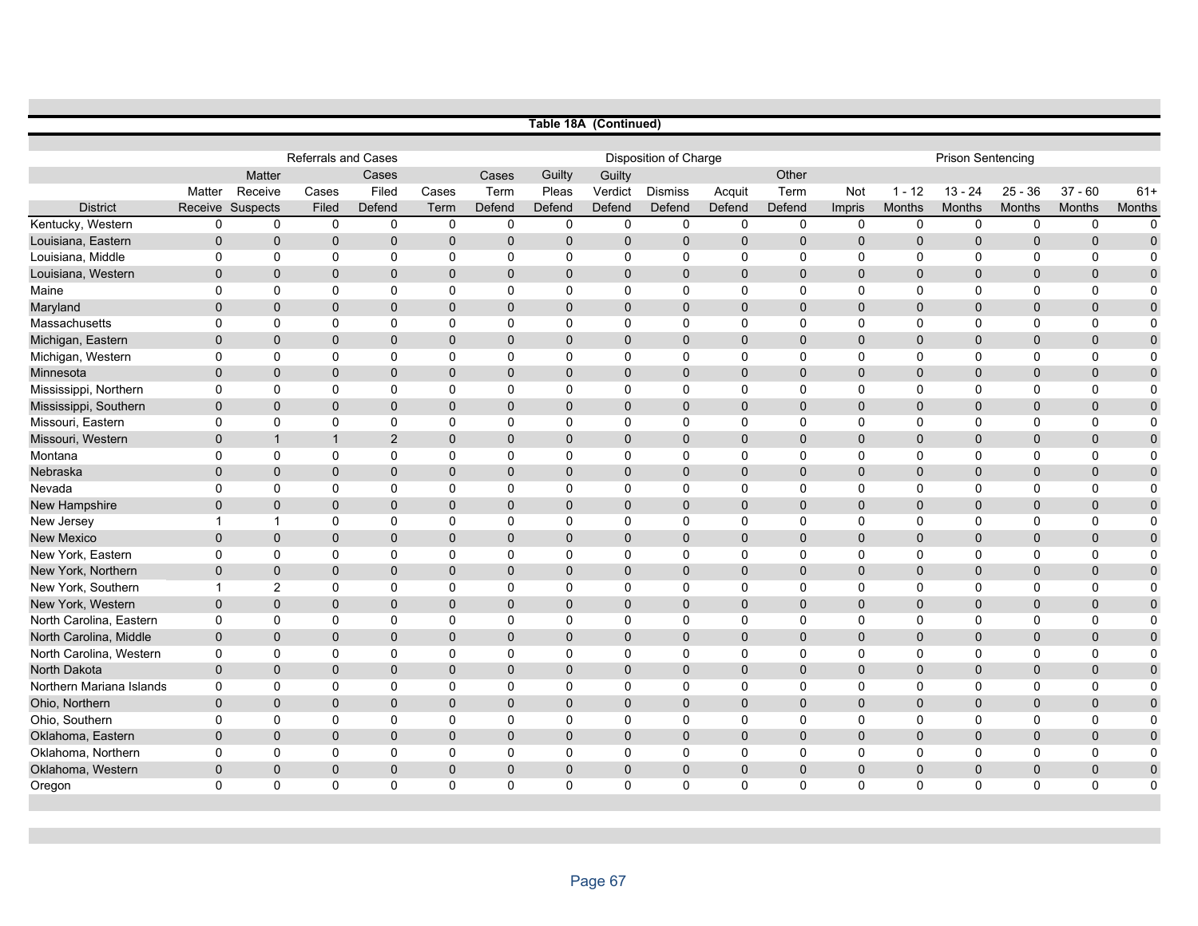**Table 18A (Continued)**

| | Referrals and Cases | | | | | Disposition of Charge | | | | | | Prison Sentencing | | | | | |
|---|---|---|---|---|---|---|---|---|---|---|---|---|---|---|---|---|---|
| District | Matter Receive | Matter Receive Suspects | Cases Filed | Cases Filed Defend | Cases Term | Cases Term Defend | Guilty Pleas Defend | Guilty Verdict Defend | Dismiss Defend | Acquit Defend | Other Term Defend | Not Impris | 1 - 12 Months | 13 - 24 Months | 25 - 36 Months | 37 - 60 Months | 61+ Months |
| Kentucky, Western | 0 | 0 | 0 | 0 | 0 | 0 | 0 | 0 | 0 | 0 | 0 | 0 | 0 | 0 | 0 | 0 | 0 |
| Louisiana, Eastern | 0 | 0 | 0 | 0 | 0 | 0 | 0 | 0 | 0 | 0 | 0 | 0 | 0 | 0 | 0 | 0 | 0 |
| Louisiana, Middle | 0 | 0 | 0 | 0 | 0 | 0 | 0 | 0 | 0 | 0 | 0 | 0 | 0 | 0 | 0 | 0 | 0 |
| Louisiana, Western | 0 | 0 | 0 | 0 | 0 | 0 | 0 | 0 | 0 | 0 | 0 | 0 | 0 | 0 | 0 | 0 | 0 |
| Maine | 0 | 0 | 0 | 0 | 0 | 0 | 0 | 0 | 0 | 0 | 0 | 0 | 0 | 0 | 0 | 0 | 0 |
| Maryland | 0 | 0 | 0 | 0 | 0 | 0 | 0 | 0 | 0 | 0 | 0 | 0 | 0 | 0 | 0 | 0 | 0 |
| Massachusetts | 0 | 0 | 0 | 0 | 0 | 0 | 0 | 0 | 0 | 0 | 0 | 0 | 0 | 0 | 0 | 0 | 0 |
| Michigan, Eastern | 0 | 0 | 0 | 0 | 0 | 0 | 0 | 0 | 0 | 0 | 0 | 0 | 0 | 0 | 0 | 0 | 0 |
| Michigan, Western | 0 | 0 | 0 | 0 | 0 | 0 | 0 | 0 | 0 | 0 | 0 | 0 | 0 | 0 | 0 | 0 | 0 |
| Minnesota | 0 | 0 | 0 | 0 | 0 | 0 | 0 | 0 | 0 | 0 | 0 | 0 | 0 | 0 | 0 | 0 | 0 |
| Mississippi, Northern | 0 | 0 | 0 | 0 | 0 | 0 | 0 | 0 | 0 | 0 | 0 | 0 | 0 | 0 | 0 | 0 | 0 |
| Mississippi, Southern | 0 | 0 | 0 | 0 | 0 | 0 | 0 | 0 | 0 | 0 | 0 | 0 | 0 | 0 | 0 | 0 | 0 |
| Missouri, Eastern | 0 | 0 | 0 | 0 | 0 | 0 | 0 | 0 | 0 | 0 | 0 | 0 | 0 | 0 | 0 | 0 | 0 |
| Missouri, Western | 0 | 1 | 1 | 2 | 0 | 0 | 0 | 0 | 0 | 0 | 0 | 0 | 0 | 0 | 0 | 0 | 0 |
| Montana | 0 | 0 | 0 | 0 | 0 | 0 | 0 | 0 | 0 | 0 | 0 | 0 | 0 | 0 | 0 | 0 | 0 |
| Nebraska | 0 | 0 | 0 | 0 | 0 | 0 | 0 | 0 | 0 | 0 | 0 | 0 | 0 | 0 | 0 | 0 | 0 |
| Nevada | 0 | 0 | 0 | 0 | 0 | 0 | 0 | 0 | 0 | 0 | 0 | 0 | 0 | 0 | 0 | 0 | 0 |
| New Hampshire | 0 | 0 | 0 | 0 | 0 | 0 | 0 | 0 | 0 | 0 | 0 | 0 | 0 | 0 | 0 | 0 | 0 |
| New Jersey | 1 | 1 | 0 | 0 | 0 | 0 | 0 | 0 | 0 | 0 | 0 | 0 | 0 | 0 | 0 | 0 | 0 |
| New Mexico | 0 | 0 | 0 | 0 | 0 | 0 | 0 | 0 | 0 | 0 | 0 | 0 | 0 | 0 | 0 | 0 | 0 |
| New York, Eastern | 0 | 0 | 0 | 0 | 0 | 0 | 0 | 0 | 0 | 0 | 0 | 0 | 0 | 0 | 0 | 0 | 0 |
| New York, Northern | 0 | 0 | 0 | 0 | 0 | 0 | 0 | 0 | 0 | 0 | 0 | 0 | 0 | 0 | 0 | 0 | 0 |
| New York, Southern | 1 | 2 | 0 | 0 | 0 | 0 | 0 | 0 | 0 | 0 | 0 | 0 | 0 | 0 | 0 | 0 | 0 |
| New York, Western | 0 | 0 | 0 | 0 | 0 | 0 | 0 | 0 | 0 | 0 | 0 | 0 | 0 | 0 | 0 | 0 | 0 |
| North Carolina, Eastern | 0 | 0 | 0 | 0 | 0 | 0 | 0 | 0 | 0 | 0 | 0 | 0 | 0 | 0 | 0 | 0 | 0 |
| North Carolina, Middle | 0 | 0 | 0 | 0 | 0 | 0 | 0 | 0 | 0 | 0 | 0 | 0 | 0 | 0 | 0 | 0 | 0 |
| North Carolina, Western | 0 | 0 | 0 | 0 | 0 | 0 | 0 | 0 | 0 | 0 | 0 | 0 | 0 | 0 | 0 | 0 | 0 |
| North Dakota | 0 | 0 | 0 | 0 | 0 | 0 | 0 | 0 | 0 | 0 | 0 | 0 | 0 | 0 | 0 | 0 | 0 |
| Northern Mariana Islands | 0 | 0 | 0 | 0 | 0 | 0 | 0 | 0 | 0 | 0 | 0 | 0 | 0 | 0 | 0 | 0 | 0 |
| Ohio, Northern | 0 | 0 | 0 | 0 | 0 | 0 | 0 | 0 | 0 | 0 | 0 | 0 | 0 | 0 | 0 | 0 | 0 |
| Ohio, Southern | 0 | 0 | 0 | 0 | 0 | 0 | 0 | 0 | 0 | 0 | 0 | 0 | 0 | 0 | 0 | 0 | 0 |
| Oklahoma, Eastern | 0 | 0 | 0 | 0 | 0 | 0 | 0 | 0 | 0 | 0 | 0 | 0 | 0 | 0 | 0 | 0 | 0 |
| Oklahoma, Northern | 0 | 0 | 0 | 0 | 0 | 0 | 0 | 0 | 0 | 0 | 0 | 0 | 0 | 0 | 0 | 0 | 0 |
| Oklahoma, Western | 0 | 0 | 0 | 0 | 0 | 0 | 0 | 0 | 0 | 0 | 0 | 0 | 0 | 0 | 0 | 0 | 0 |
| Oregon | 0 | 0 | 0 | 0 | 0 | 0 | 0 | 0 | 0 | 0 | 0 | 0 | 0 | 0 | 0 | 0 | 0 |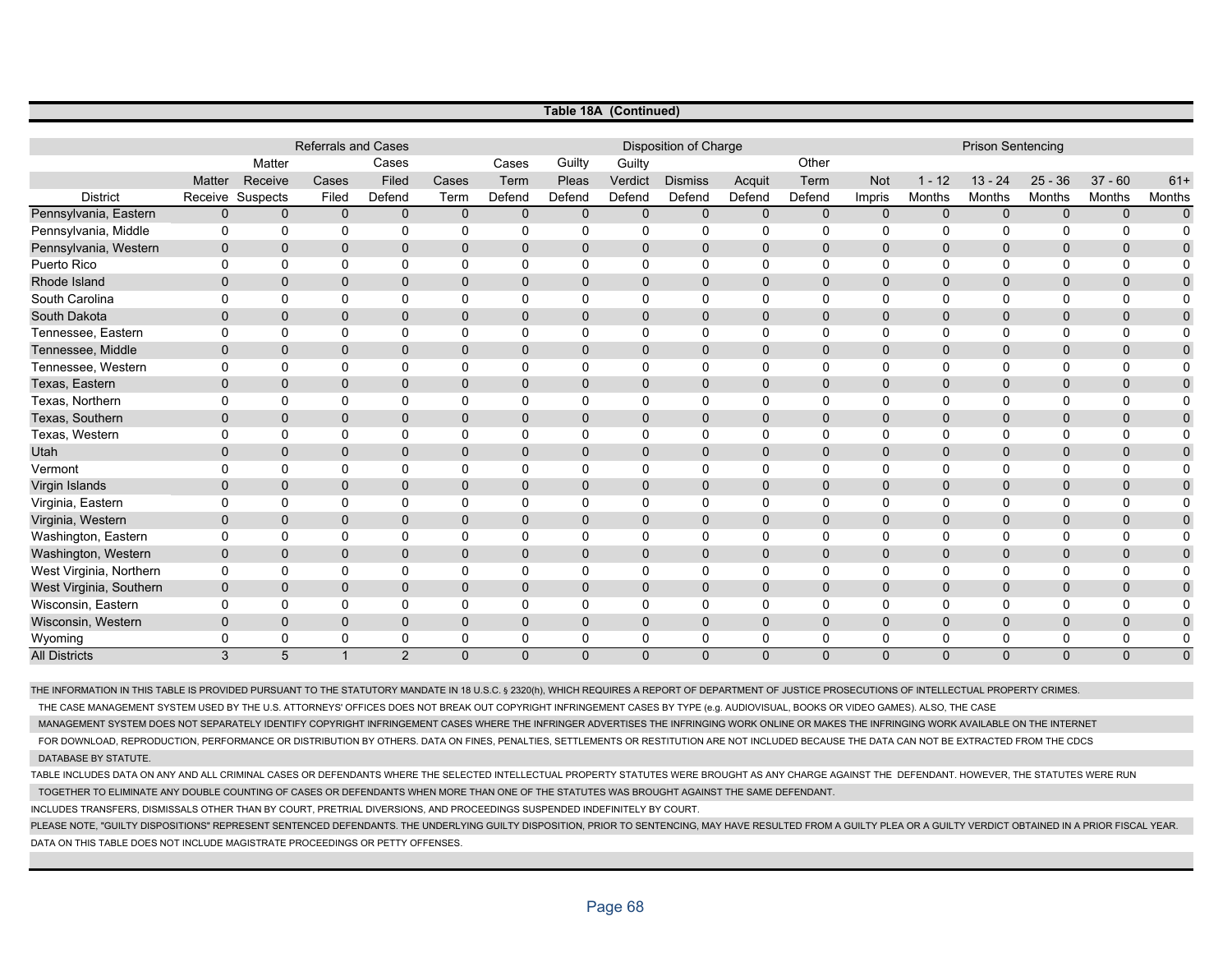## Table 18A (Continued)

| | Referrals and Cases | | | | | | Disposition of Charge | | | | | | Prison Sentencing | | | | |
|---|---|---|---|---|---|---|---|---|---|---|---|---|---|---|---|---|---|
| District | Matter Receive | Matter Receive Suspects | Cases Filed | Cases Filed Defend | Cases Term | Cases Term Defend | Guilty Pleas Defend | Guilty Verdict Defend | Dismiss Defend | Acquit Defend | Other Term Defend | Not Impris | 1 - 12 Months | 13 - 24 Months | 25 - 36 Months | 37 - 60 Months | 61+ Months |
| Pennsylvania, Eastern | 0 | 0 | 0 | 0 | 0 | 0 | 0 | 0 | 0 | 0 | 0 | 0 | 0 | 0 | 0 | 0 | 0 |
| Pennsylvania, Middle | 0 | 0 | 0 | 0 | 0 | 0 | 0 | 0 | 0 | 0 | 0 | 0 | 0 | 0 | 0 | 0 | 0 |
| Pennsylvania, Western | 0 | 0 | 0 | 0 | 0 | 0 | 0 | 0 | 0 | 0 | 0 | 0 | 0 | 0 | 0 | 0 | 0 |
| Puerto Rico | 0 | 0 | 0 | 0 | 0 | 0 | 0 | 0 | 0 | 0 | 0 | 0 | 0 | 0 | 0 | 0 | 0 |
| Rhode Island | 0 | 0 | 0 | 0 | 0 | 0 | 0 | 0 | 0 | 0 | 0 | 0 | 0 | 0 | 0 | 0 | 0 |
| South Carolina | 0 | 0 | 0 | 0 | 0 | 0 | 0 | 0 | 0 | 0 | 0 | 0 | 0 | 0 | 0 | 0 | 0 |
| South Dakota | 0 | 0 | 0 | 0 | 0 | 0 | 0 | 0 | 0 | 0 | 0 | 0 | 0 | 0 | 0 | 0 | 0 |
| Tennessee, Eastern | 0 | 0 | 0 | 0 | 0 | 0 | 0 | 0 | 0 | 0 | 0 | 0 | 0 | 0 | 0 | 0 | 0 |
| Tennessee, Middle | 0 | 0 | 0 | 0 | 0 | 0 | 0 | 0 | 0 | 0 | 0 | 0 | 0 | 0 | 0 | 0 | 0 |
| Tennessee, Western | 0 | 0 | 0 | 0 | 0 | 0 | 0 | 0 | 0 | 0 | 0 | 0 | 0 | 0 | 0 | 0 | 0 |
| Texas, Eastern | 0 | 0 | 0 | 0 | 0 | 0 | 0 | 0 | 0 | 0 | 0 | 0 | 0 | 0 | 0 | 0 | 0 |
| Texas, Northern | 0 | 0 | 0 | 0 | 0 | 0 | 0 | 0 | 0 | 0 | 0 | 0 | 0 | 0 | 0 | 0 | 0 |
| Texas, Southern | 0 | 0 | 0 | 0 | 0 | 0 | 0 | 0 | 0 | 0 | 0 | 0 | 0 | 0 | 0 | 0 | 0 |
| Texas, Western | 0 | 0 | 0 | 0 | 0 | 0 | 0 | 0 | 0 | 0 | 0 | 0 | 0 | 0 | 0 | 0 | 0 |
| Utah | 0 | 0 | 0 | 0 | 0 | 0 | 0 | 0 | 0 | 0 | 0 | 0 | 0 | 0 | 0 | 0 | 0 |
| Vermont | 0 | 0 | 0 | 0 | 0 | 0 | 0 | 0 | 0 | 0 | 0 | 0 | 0 | 0 | 0 | 0 | 0 |
| Virgin Islands | 0 | 0 | 0 | 0 | 0 | 0 | 0 | 0 | 0 | 0 | 0 | 0 | 0 | 0 | 0 | 0 | 0 |
| Virginia, Eastern | 0 | 0 | 0 | 0 | 0 | 0 | 0 | 0 | 0 | 0 | 0 | 0 | 0 | 0 | 0 | 0 | 0 |
| Virginia, Western | 0 | 0 | 0 | 0 | 0 | 0 | 0 | 0 | 0 | 0 | 0 | 0 | 0 | 0 | 0 | 0 | 0 |
| Washington, Eastern | 0 | 0 | 0 | 0 | 0 | 0 | 0 | 0 | 0 | 0 | 0 | 0 | 0 | 0 | 0 | 0 | 0 |
| Washington, Western | 0 | 0 | 0 | 0 | 0 | 0 | 0 | 0 | 0 | 0 | 0 | 0 | 0 | 0 | 0 | 0 | 0 |
| West Virginia, Northern | 0 | 0 | 0 | 0 | 0 | 0 | 0 | 0 | 0 | 0 | 0 | 0 | 0 | 0 | 0 | 0 | 0 |
| West Virginia, Southern | 0 | 0 | 0 | 0 | 0 | 0 | 0 | 0 | 0 | 0 | 0 | 0 | 0 | 0 | 0 | 0 | 0 |
| Wisconsin, Eastern | 0 | 0 | 0 | 0 | 0 | 0 | 0 | 0 | 0 | 0 | 0 | 0 | 0 | 0 | 0 | 0 | 0 |
| Wisconsin, Western | 0 | 0 | 0 | 0 | 0 | 0 | 0 | 0 | 0 | 0 | 0 | 0 | 0 | 0 | 0 | 0 | 0 |
| Wyoming | 0 | 0 | 0 | 0 | 0 | 0 | 0 | 0 | 0 | 0 | 0 | 0 | 0 | 0 | 0 | 0 | 0 |
| All Districts | 3 | 5 | 1 | 2 | 0 | 0 | 0 | 0 | 0 | 0 | 0 | 0 | 0 | 0 | 0 | 0 | 0 |

THE INFORMATION IN THIS TABLE IS PROVIDED PURSUANT TO THE STATUTORY MANDATE IN 18 U.S.C. § 2320(h), WHICH REQUIRES A REPORT OF DEPARTMENT OF JUSTICE PROSECUTIONS OF INTELLECTUAL PROPERTY CRIMES.
THE CASE MANAGEMENT SYSTEM USED BY THE U.S. ATTORNEYS' OFFICES DOES NOT BREAK OUT COPYRIGHT INFRINGEMENT CASES BY TYPE (e.g. AUDIOVISUAL, BOOKS OR VIDEO GAMES). ALSO, THE CASE MANAGEMENT SYSTEM DOES NOT SEPARATELY IDENTIFY COPYRIGHT INFRINGEMENT CASES WHERE THE INFRINGER ADVERTISES THE INFRINGING WORK ONLINE OR MAKES THE INFRINGING WORK AVAILABLE ON THE INTERNET FOR DOWNLOAD, REPRODUCTION, PERFORMANCE OR DISTRIBUTION BY OTHERS. DATA ON FINES, PENALTIES, SETTLEMENTS OR RESTITUTION ARE NOT INCLUDED BECAUSE THE DATA CAN NOT BE EXTRACTED FROM THE CDCS DATABASE BY STATUTE.

TABLE INCLUDES DATA ON ANY AND ALL CRIMINAL CASES OR DEFENDANTS WHERE THE SELECTED INTELLECTUAL PROPERTY STATUTES WERE BROUGHT AS ANY CHARGE AGAINST THE DEFENDANT. HOWEVER, THE STATUTES WERE RUN TOGETHER TO ELIMINATE ANY DOUBLE COUNTING OF CASES OR DEFENDANTS WHEN MORE THAN ONE OF THE STATUTES WAS BROUGHT AGAINST THE SAME DEFENDANT.

INCLUDES TRANSFERS, DISMISSALS OTHER THAN BY COURT, PRETRIAL DIVERSIONS, AND PROCEEDINGS SUSPENDED INDEFINITELY BY COURT.

PLEASE NOTE, "GUILTY DISPOSITIONS" REPRESENT SENTENCED DEFENDANTS. THE UNDERLYING GUILTY DISPOSITION, PRIOR TO SENTENCING, MAY HAVE RESULTED FROM A GUILTY PLEA OR A GUILTY VERDICT OBTAINED IN A PRIOR FISCAL YEAR.

DATA ON THIS TABLE DOES NOT INCLUDE MAGISTRATE PROCEEDINGS OR PETTY OFFENSES.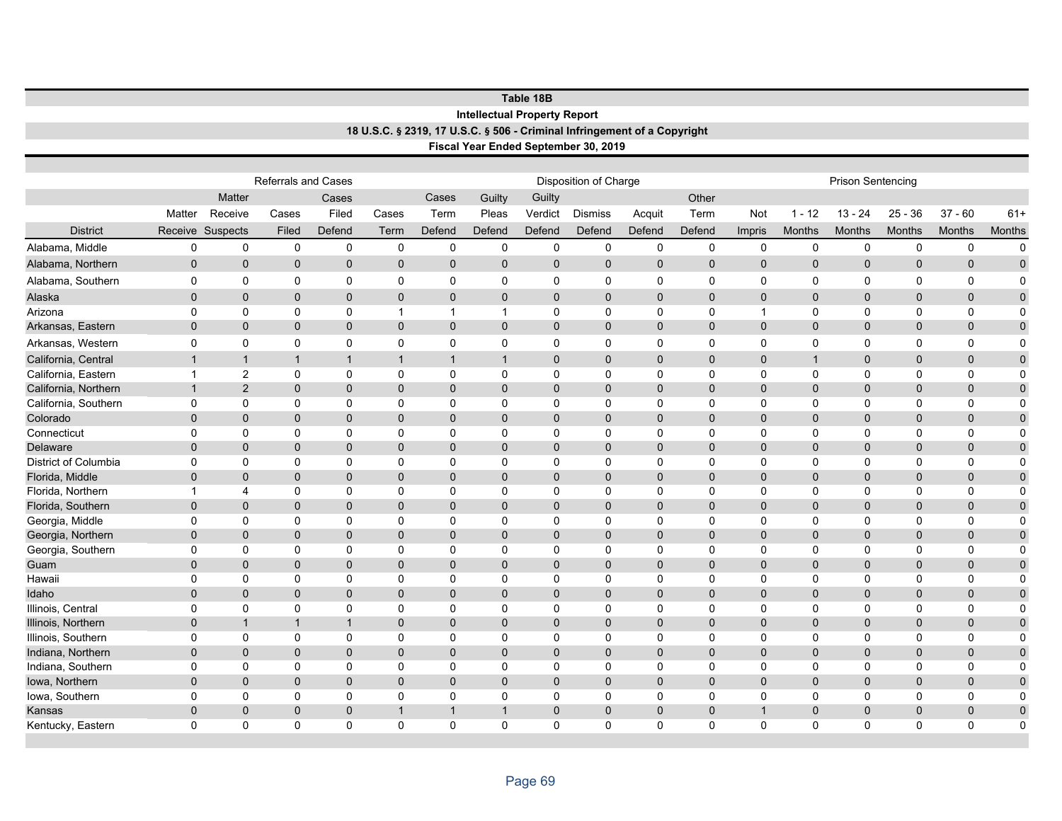**Table 18B**

**Intellectual Property Report**

**18 U.S.C. § 2319, 17 U.S.C. § 506 - Criminal Infringement of a Copyright**

**Fiscal Year Ended September 30, 2019**

| | Referrals and Cases | | | | | | Disposition of Charge | | | | | | Prison Sentencing | | | | |
|---|---|---|---|---|---|---|---|---|---|---|---|---|---|---|---|---|---|
| District | Matter Receive | Matter Receive Suspects | Cases Filed | Cases Filed Defend | Cases Term | Cases Term Defend | Guilty Pleas Defend | Guilty Verdict Defend | Dismiss Defend | Acquit Defend | Other Term Defend | Not Impris | 1 - 12 Months | 13 - 24 Months | 25 - 36 Months | 37 - 60 Months | 61+ Months |
| Alabama, Middle | 0 | 0 | 0 | 0 | 0 | 0 | 0 | 0 | 0 | 0 | 0 | 0 | 0 | 0 | 0 | 0 | 0 |
| Alabama, Northern | 0 | 0 | 0 | 0 | 0 | 0 | 0 | 0 | 0 | 0 | 0 | 0 | 0 | 0 | 0 | 0 | 0 |
| Alabama, Southern | 0 | 0 | 0 | 0 | 0 | 0 | 0 | 0 | 0 | 0 | 0 | 0 | 0 | 0 | 0 | 0 | 0 |
| Alaska | 0 | 0 | 0 | 0 | 0 | 0 | 0 | 0 | 0 | 0 | 0 | 0 | 0 | 0 | 0 | 0 | 0 |
| Arizona | 0 | 0 | 0 | 0 | 1 | 1 | 1 | 0 | 0 | 0 | 0 | 1 | 0 | 0 | 0 | 0 | 0 |
| Arkansas, Eastern | 0 | 0 | 0 | 0 | 0 | 0 | 0 | 0 | 0 | 0 | 0 | 0 | 0 | 0 | 0 | 0 | 0 |
| Arkansas, Western | 0 | 0 | 0 | 0 | 0 | 0 | 0 | 0 | 0 | 0 | 0 | 0 | 0 | 0 | 0 | 0 | 0 |
| California, Central | 1 | 1 | 1 | 1 | 1 | 1 | 1 | 0 | 0 | 0 | 0 | 0 | 1 | 0 | 0 | 0 | 0 |
| California, Eastern | 1 | 2 | 0 | 0 | 0 | 0 | 0 | 0 | 0 | 0 | 0 | 0 | 0 | 0 | 0 | 0 | 0 |
| California, Northern | 1 | 2 | 0 | 0 | 0 | 0 | 0 | 0 | 0 | 0 | 0 | 0 | 0 | 0 | 0 | 0 | 0 |
| California, Southern | 0 | 0 | 0 | 0 | 0 | 0 | 0 | 0 | 0 | 0 | 0 | 0 | 0 | 0 | 0 | 0 | 0 |
| Colorado | 0 | 0 | 0 | 0 | 0 | 0 | 0 | 0 | 0 | 0 | 0 | 0 | 0 | 0 | 0 | 0 | 0 |
| Connecticut | 0 | 0 | 0 | 0 | 0 | 0 | 0 | 0 | 0 | 0 | 0 | 0 | 0 | 0 | 0 | 0 | 0 |
| Delaware | 0 | 0 | 0 | 0 | 0 | 0 | 0 | 0 | 0 | 0 | 0 | 0 | 0 | 0 | 0 | 0 | 0 |
| District of Columbia | 0 | 0 | 0 | 0 | 0 | 0 | 0 | 0 | 0 | 0 | 0 | 0 | 0 | 0 | 0 | 0 | 0 |
| Florida, Middle | 0 | 0 | 0 | 0 | 0 | 0 | 0 | 0 | 0 | 0 | 0 | 0 | 0 | 0 | 0 | 0 | 0 |
| Florida, Northern | 1 | 4 | 0 | 0 | 0 | 0 | 0 | 0 | 0 | 0 | 0 | 0 | 0 | 0 | 0 | 0 | 0 |
| Florida, Southern | 0 | 0 | 0 | 0 | 0 | 0 | 0 | 0 | 0 | 0 | 0 | 0 | 0 | 0 | 0 | 0 | 0 |
| Georgia, Middle | 0 | 0 | 0 | 0 | 0 | 0 | 0 | 0 | 0 | 0 | 0 | 0 | 0 | 0 | 0 | 0 | 0 |
| Georgia, Northern | 0 | 0 | 0 | 0 | 0 | 0 | 0 | 0 | 0 | 0 | 0 | 0 | 0 | 0 | 0 | 0 | 0 |
| Georgia, Southern | 0 | 0 | 0 | 0 | 0 | 0 | 0 | 0 | 0 | 0 | 0 | 0 | 0 | 0 | 0 | 0 | 0 |
| Guam | 0 | 0 | 0 | 0 | 0 | 0 | 0 | 0 | 0 | 0 | 0 | 0 | 0 | 0 | 0 | 0 | 0 |
| Hawaii | 0 | 0 | 0 | 0 | 0 | 0 | 0 | 0 | 0 | 0 | 0 | 0 | 0 | 0 | 0 | 0 | 0 |
| Idaho | 0 | 0 | 0 | 0 | 0 | 0 | 0 | 0 | 0 | 0 | 0 | 0 | 0 | 0 | 0 | 0 | 0 |
| Illinois, Central | 0 | 0 | 0 | 0 | 0 | 0 | 0 | 0 | 0 | 0 | 0 | 0 | 0 | 0 | 0 | 0 | 0 |
| Illinois, Northern | 0 | 1 | 1 | 1 | 0 | 0 | 0 | 0 | 0 | 0 | 0 | 0 | 0 | 0 | 0 | 0 | 0 |
| Illinois, Southern | 0 | 0 | 0 | 0 | 0 | 0 | 0 | 0 | 0 | 0 | 0 | 0 | 0 | 0 | 0 | 0 | 0 |
| Indiana, Northern | 0 | 0 | 0 | 0 | 0 | 0 | 0 | 0 | 0 | 0 | 0 | 0 | 0 | 0 | 0 | 0 | 0 |
| Indiana, Southern | 0 | 0 | 0 | 0 | 0 | 0 | 0 | 0 | 0 | 0 | 0 | 0 | 0 | 0 | 0 | 0 | 0 |
| Iowa, Northern | 0 | 0 | 0 | 0 | 0 | 0 | 0 | 0 | 0 | 0 | 0 | 0 | 0 | 0 | 0 | 0 | 0 |
| Iowa, Southern | 0 | 0 | 0 | 0 | 0 | 0 | 0 | 0 | 0 | 0 | 0 | 0 | 0 | 0 | 0 | 0 | 0 |
| Kansas | 0 | 0 | 0 | 0 | 1 | 1 | 1 | 0 | 0 | 0 | 0 | 1 | 0 | 0 | 0 | 0 | 0 |
| Kentucky, Eastern | 0 | 0 | 0 | 0 | 0 | 0 | 0 | 0 | 0 | 0 | 0 | 0 | 0 | 0 | 0 | 0 | 0 |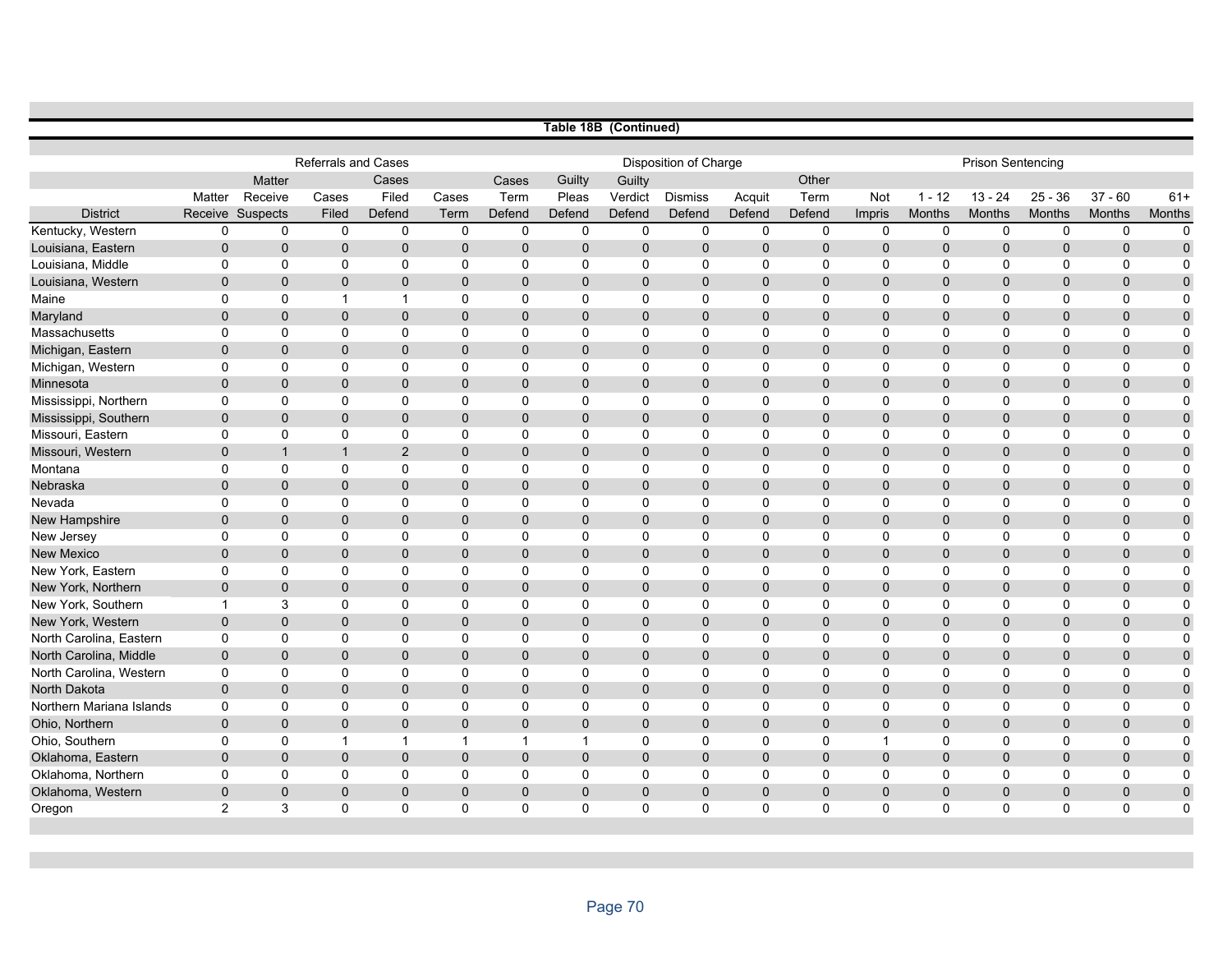**Table 18B (Continued)**

| District | Referrals and Cases | | | | Disposition of Charge | | | | | | | Prison Sentencing | | | | | |
|---|---|---|---|---|---|---|---|---|---|---|---|---|---|---|---|---|---|
| | Matter Receive | Matter Receive Suspects | Cases Filed | Cases Filed Defend | Cases Term | Cases Term Defend | Guilty Pleas Defend | Guilty Verdict Defend | Dismiss Defend | Acquit Defend | Other Term Defend | Not Impris | 1 - 12 Months | 13 - 24 Months | 25 - 36 Months | 37 - 60 Months | 61+ Months |
| Kentucky, Western | 0 | 0 | 0 | 0 | 0 | 0 | 0 | 0 | 0 | 0 | 0 | 0 | 0 | 0 | 0 | 0 | 0 |
| Louisiana, Eastern | 0 | 0 | 0 | 0 | 0 | 0 | 0 | 0 | 0 | 0 | 0 | 0 | 0 | 0 | 0 | 0 | 0 |
| Louisiana, Middle | 0 | 0 | 0 | 0 | 0 | 0 | 0 | 0 | 0 | 0 | 0 | 0 | 0 | 0 | 0 | 0 | 0 |
| Louisiana, Western | 0 | 0 | 0 | 0 | 0 | 0 | 0 | 0 | 0 | 0 | 0 | 0 | 0 | 0 | 0 | 0 | 0 |
| Maine | 0 | 0 | 1 | 1 | 0 | 0 | 0 | 0 | 0 | 0 | 0 | 0 | 0 | 0 | 0 | 0 | 0 |
| Maryland | 0 | 0 | 0 | 0 | 0 | 0 | 0 | 0 | 0 | 0 | 0 | 0 | 0 | 0 | 0 | 0 | 0 |
| Massachusetts | 0 | 0 | 0 | 0 | 0 | 0 | 0 | 0 | 0 | 0 | 0 | 0 | 0 | 0 | 0 | 0 | 0 |
| Michigan, Eastern | 0 | 0 | 0 | 0 | 0 | 0 | 0 | 0 | 0 | 0 | 0 | 0 | 0 | 0 | 0 | 0 | 0 |
| Michigan, Western | 0 | 0 | 0 | 0 | 0 | 0 | 0 | 0 | 0 | 0 | 0 | 0 | 0 | 0 | 0 | 0 | 0 |
| Minnesota | 0 | 0 | 0 | 0 | 0 | 0 | 0 | 0 | 0 | 0 | 0 | 0 | 0 | 0 | 0 | 0 | 0 |
| Mississippi, Northern | 0 | 0 | 0 | 0 | 0 | 0 | 0 | 0 | 0 | 0 | 0 | 0 | 0 | 0 | 0 | 0 | 0 |
| Mississippi, Southern | 0 | 0 | 0 | 0 | 0 | 0 | 0 | 0 | 0 | 0 | 0 | 0 | 0 | 0 | 0 | 0 | 0 |
| Missouri, Eastern | 0 | 0 | 0 | 0 | 0 | 0 | 0 | 0 | 0 | 0 | 0 | 0 | 0 | 0 | 0 | 0 | 0 |
| Missouri, Western | 0 | 1 | 1 | 2 | 0 | 0 | 0 | 0 | 0 | 0 | 0 | 0 | 0 | 0 | 0 | 0 | 0 |
| Montana | 0 | 0 | 0 | 0 | 0 | 0 | 0 | 0 | 0 | 0 | 0 | 0 | 0 | 0 | 0 | 0 | 0 |
| Nebraska | 0 | 0 | 0 | 0 | 0 | 0 | 0 | 0 | 0 | 0 | 0 | 0 | 0 | 0 | 0 | 0 | 0 |
| Nevada | 0 | 0 | 0 | 0 | 0 | 0 | 0 | 0 | 0 | 0 | 0 | 0 | 0 | 0 | 0 | 0 | 0 |
| New Hampshire | 0 | 0 | 0 | 0 | 0 | 0 | 0 | 0 | 0 | 0 | 0 | 0 | 0 | 0 | 0 | 0 | 0 |
| New Jersey | 0 | 0 | 0 | 0 | 0 | 0 | 0 | 0 | 0 | 0 | 0 | 0 | 0 | 0 | 0 | 0 | 0 |
| New Mexico | 0 | 0 | 0 | 0 | 0 | 0 | 0 | 0 | 0 | 0 | 0 | 0 | 0 | 0 | 0 | 0 | 0 |
| New York, Eastern | 0 | 0 | 0 | 0 | 0 | 0 | 0 | 0 | 0 | 0 | 0 | 0 | 0 | 0 | 0 | 0 | 0 |
| New York, Northern | 0 | 0 | 0 | 0 | 0 | 0 | 0 | 0 | 0 | 0 | 0 | 0 | 0 | 0 | 0 | 0 | 0 |
| New York, Southern | 1 | 3 | 0 | 0 | 0 | 0 | 0 | 0 | 0 | 0 | 0 | 0 | 0 | 0 | 0 | 0 | 0 |
| New York, Western | 0 | 0 | 0 | 0 | 0 | 0 | 0 | 0 | 0 | 0 | 0 | 0 | 0 | 0 | 0 | 0 | 0 |
| North Carolina, Eastern | 0 | 0 | 0 | 0 | 0 | 0 | 0 | 0 | 0 | 0 | 0 | 0 | 0 | 0 | 0 | 0 | 0 |
| North Carolina, Middle | 0 | 0 | 0 | 0 | 0 | 0 | 0 | 0 | 0 | 0 | 0 | 0 | 0 | 0 | 0 | 0 | 0 |
| North Carolina, Western | 0 | 0 | 0 | 0 | 0 | 0 | 0 | 0 | 0 | 0 | 0 | 0 | 0 | 0 | 0 | 0 | 0 |
| North Dakota | 0 | 0 | 0 | 0 | 0 | 0 | 0 | 0 | 0 | 0 | 0 | 0 | 0 | 0 | 0 | 0 | 0 |
| Northern Mariana Islands | 0 | 0 | 0 | 0 | 0 | 0 | 0 | 0 | 0 | 0 | 0 | 0 | 0 | 0 | 0 | 0 | 0 |
| Ohio, Northern | 0 | 0 | 0 | 0 | 0 | 0 | 0 | 0 | 0 | 0 | 0 | 0 | 0 | 0 | 0 | 0 | 0 |
| Ohio, Southern | 0 | 0 | 1 | 1 | 1 | 1 | 1 | 0 | 0 | 0 | 0 | 1 | 0 | 0 | 0 | 0 | 0 |
| Oklahoma, Eastern | 0 | 0 | 0 | 0 | 0 | 0 | 0 | 0 | 0 | 0 | 0 | 0 | 0 | 0 | 0 | 0 | 0 |
| Oklahoma, Northern | 0 | 0 | 0 | 0 | 0 | 0 | 0 | 0 | 0 | 0 | 0 | 0 | 0 | 0 | 0 | 0 | 0 |
| Oklahoma, Western | 0 | 0 | 0 | 0 | 0 | 0 | 0 | 0 | 0 | 0 | 0 | 0 | 0 | 0 | 0 | 0 | 0 |
| Oregon | 2 | 3 | 0 | 0 | 0 | 0 | 0 | 0 | 0 | 0 | 0 | 0 | 0 | 0 | 0 | 0 | 0 |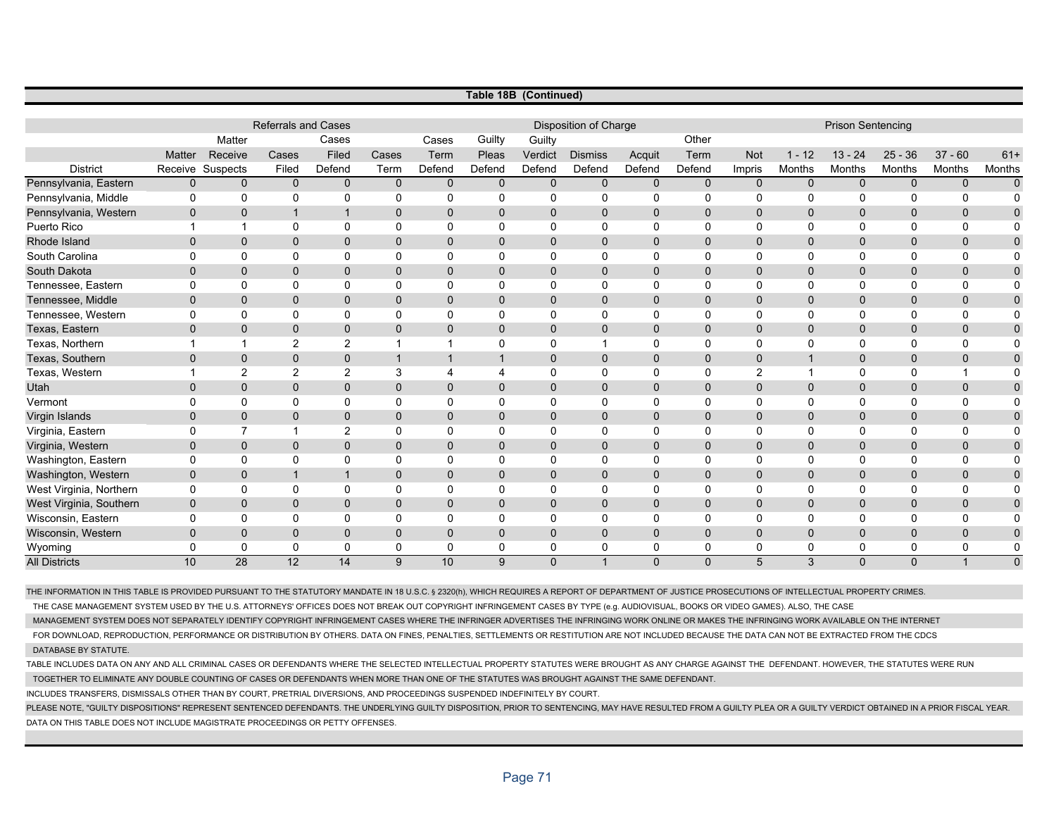## Table 18B (Continued)

| District | Referrals and Cases | | | | Disposition of Charge | | | | | | | Prison Sentencing | | | | | |
|---|---|---|---|---|---|---|---|---|---|---|---|---|---|---|---|---|---|
| | Matter Receive | Matter Receive Suspects | Cases Filed | Cases Filed Defend | Cases Term | Cases Term Defend | Guilty Pleas Defend | Guilty Verdict Defend | Dismiss Defend | Acquit Defend | Other Term Defend | Not Impris | 1 - 12 Months | 13 - 24 Months | 25 - 36 Months | 37 - 60 Months | 61+ Months |
| Pennsylvania, Eastern | 0 | 0 | 0 | 0 | 0 | 0 | 0 | 0 | 0 | 0 | 0 | 0 | 0 | 0 | 0 | 0 | 0 |
| Pennsylvania, Middle | 0 | 0 | 0 | 0 | 0 | 0 | 0 | 0 | 0 | 0 | 0 | 0 | 0 | 0 | 0 | 0 | 0 |
| Pennsylvania, Western | 0 | 0 | 1 | 1 | 0 | 0 | 0 | 0 | 0 | 0 | 0 | 0 | 0 | 0 | 0 | 0 | 0 |
| Puerto Rico | 1 | 1 | 0 | 0 | 0 | 0 | 0 | 0 | 0 | 0 | 0 | 0 | 0 | 0 | 0 | 0 | 0 |
| Rhode Island | 0 | 0 | 0 | 0 | 0 | 0 | 0 | 0 | 0 | 0 | 0 | 0 | 0 | 0 | 0 | 0 | 0 |
| South Carolina | 0 | 0 | 0 | 0 | 0 | 0 | 0 | 0 | 0 | 0 | 0 | 0 | 0 | 0 | 0 | 0 | 0 |
| South Dakota | 0 | 0 | 0 | 0 | 0 | 0 | 0 | 0 | 0 | 0 | 0 | 0 | 0 | 0 | 0 | 0 | 0 |
| Tennessee, Eastern | 0 | 0 | 0 | 0 | 0 | 0 | 0 | 0 | 0 | 0 | 0 | 0 | 0 | 0 | 0 | 0 | 0 |
| Tennessee, Middle | 0 | 0 | 0 | 0 | 0 | 0 | 0 | 0 | 0 | 0 | 0 | 0 | 0 | 0 | 0 | 0 | 0 |
| Tennessee, Western | 0 | 0 | 0 | 0 | 0 | 0 | 0 | 0 | 0 | 0 | 0 | 0 | 0 | 0 | 0 | 0 | 0 |
| Texas, Eastern | 0 | 0 | 0 | 0 | 0 | 0 | 0 | 0 | 0 | 0 | 0 | 0 | 0 | 0 | 0 | 0 | 0 |
| Texas, Northern | 1 | 1 | 2 | 2 | 1 | 1 | 0 | 0 | 1 | 0 | 0 | 0 | 0 | 0 | 0 | 0 | 0 |
| Texas, Southern | 0 | 0 | 0 | 0 | 1 | 1 | 1 | 0 | 0 | 0 | 0 | 0 | 1 | 0 | 0 | 0 | 0 |
| Texas, Western | 1 | 2 | 2 | 2 | 3 | 4 | 4 | 0 | 0 | 0 | 0 | 2 | 1 | 0 | 0 | 1 | 0 |
| Utah | 0 | 0 | 0 | 0 | 0 | 0 | 0 | 0 | 0 | 0 | 0 | 0 | 0 | 0 | 0 | 0 | 0 |
| Vermont | 0 | 0 | 0 | 0 | 0 | 0 | 0 | 0 | 0 | 0 | 0 | 0 | 0 | 0 | 0 | 0 | 0 |
| Virgin Islands | 0 | 0 | 0 | 0 | 0 | 0 | 0 | 0 | 0 | 0 | 0 | 0 | 0 | 0 | 0 | 0 | 0 |
| Virginia, Eastern | 0 | 7 | 1 | 2 | 0 | 0 | 0 | 0 | 0 | 0 | 0 | 0 | 0 | 0 | 0 | 0 | 0 |
| Virginia, Western | 0 | 0 | 0 | 0 | 0 | 0 | 0 | 0 | 0 | 0 | 0 | 0 | 0 | 0 | 0 | 0 | 0 |
| Washington, Eastern | 0 | 0 | 0 | 0 | 0 | 0 | 0 | 0 | 0 | 0 | 0 | 0 | 0 | 0 | 0 | 0 | 0 |
| Washington, Western | 0 | 0 | 1 | 1 | 0 | 0 | 0 | 0 | 0 | 0 | 0 | 0 | 0 | 0 | 0 | 0 | 0 |
| West Virginia, Northern | 0 | 0 | 0 | 0 | 0 | 0 | 0 | 0 | 0 | 0 | 0 | 0 | 0 | 0 | 0 | 0 | 0 |
| West Virginia, Southern | 0 | 0 | 0 | 0 | 0 | 0 | 0 | 0 | 0 | 0 | 0 | 0 | 0 | 0 | 0 | 0 | 0 |
| Wisconsin, Eastern | 0 | 0 | 0 | 0 | 0 | 0 | 0 | 0 | 0 | 0 | 0 | 0 | 0 | 0 | 0 | 0 | 0 |
| Wisconsin, Western | 0 | 0 | 0 | 0 | 0 | 0 | 0 | 0 | 0 | 0 | 0 | 0 | 0 | 0 | 0 | 0 | 0 |
| Wyoming | 0 | 0 | 0 | 0 | 0 | 0 | 0 | 0 | 0 | 0 | 0 | 0 | 0 | 0 | 0 | 0 | 0 |
| All Districts | 10 | 28 | 12 | 14 | 9 | 10 | 9 | 0 | 1 | 0 | 0 | 5 | 3 | 0 | 0 | 1 | 0 |

THE INFORMATION IN THIS TABLE IS PROVIDED PURSUANT TO THE STATUTORY MANDATE IN 18 U.S.C. § 2320(h), WHICH REQUIRES A REPORT OF DEPARTMENT OF JUSTICE PROSECUTIONS OF INTELLECTUAL PROPERTY CRIMES.
THE CASE MANAGEMENT SYSTEM USED BY THE U.S. ATTORNEYS' OFFICES DOES NOT BREAK OUT COPYRIGHT INFRINGEMENT CASES BY TYPE (e.g. AUDIOVISUAL, BOOKS OR VIDEO GAMES). ALSO, THE CASE MANAGEMENT SYSTEM DOES NOT SEPARATELY IDENTIFY COPYRIGHT INFRINGEMENT CASES WHERE THE INFRINGER ADVERTISES THE INFRINGING WORK ONLINE OR MAKES THE INFRINGING WORK AVAILABLE ON THE INTERNET FOR DOWNLOAD, REPRODUCTION, PERFORMANCE OR DISTRIBUTION BY OTHERS. DATA ON FINES, PENALTIES, SETTLEMENTS OR RESTITUTION ARE NOT INCLUDED BECAUSE THE DATA CAN NOT BE EXTRACTED FROM THE CDCS DATABASE BY STATUTE.

TABLE INCLUDES DATA ON ANY AND ALL CRIMINAL CASES OR DEFENDANTS WHERE THE SELECTED INTELLECTUAL PROPERTY STATUTES WERE BROUGHT AS ANY CHARGE AGAINST THE DEFENDANT. HOWEVER, THE STATUTES WERE RUN TOGETHER TO ELIMINATE ANY DOUBLE COUNTING OF CASES OR DEFENDANTS WHEN MORE THAN ONE OF THE STATUTES WAS BROUGHT AGAINST THE SAME DEFENDANT.

INCLUDES TRANSFERS, DISMISSALS OTHER THAN BY COURT, PRETRIAL DIVERSIONS, AND PROCEEDINGS SUSPENDED INDEFINITELY BY COURT.

PLEASE NOTE, "GUILTY DISPOSITIONS" REPRESENT SENTENCED DEFENDANTS. THE UNDERLYING GUILTY DISPOSITION, PRIOR TO SENTENCING, MAY HAVE RESULTED FROM A GUILTY PLEA OR A GUILTY VERDICT OBTAINED IN A PRIOR FISCAL YEAR.

DATA ON THIS TABLE DOES NOT INCLUDE MAGISTRATE PROCEEDINGS OR PETTY OFFENSES.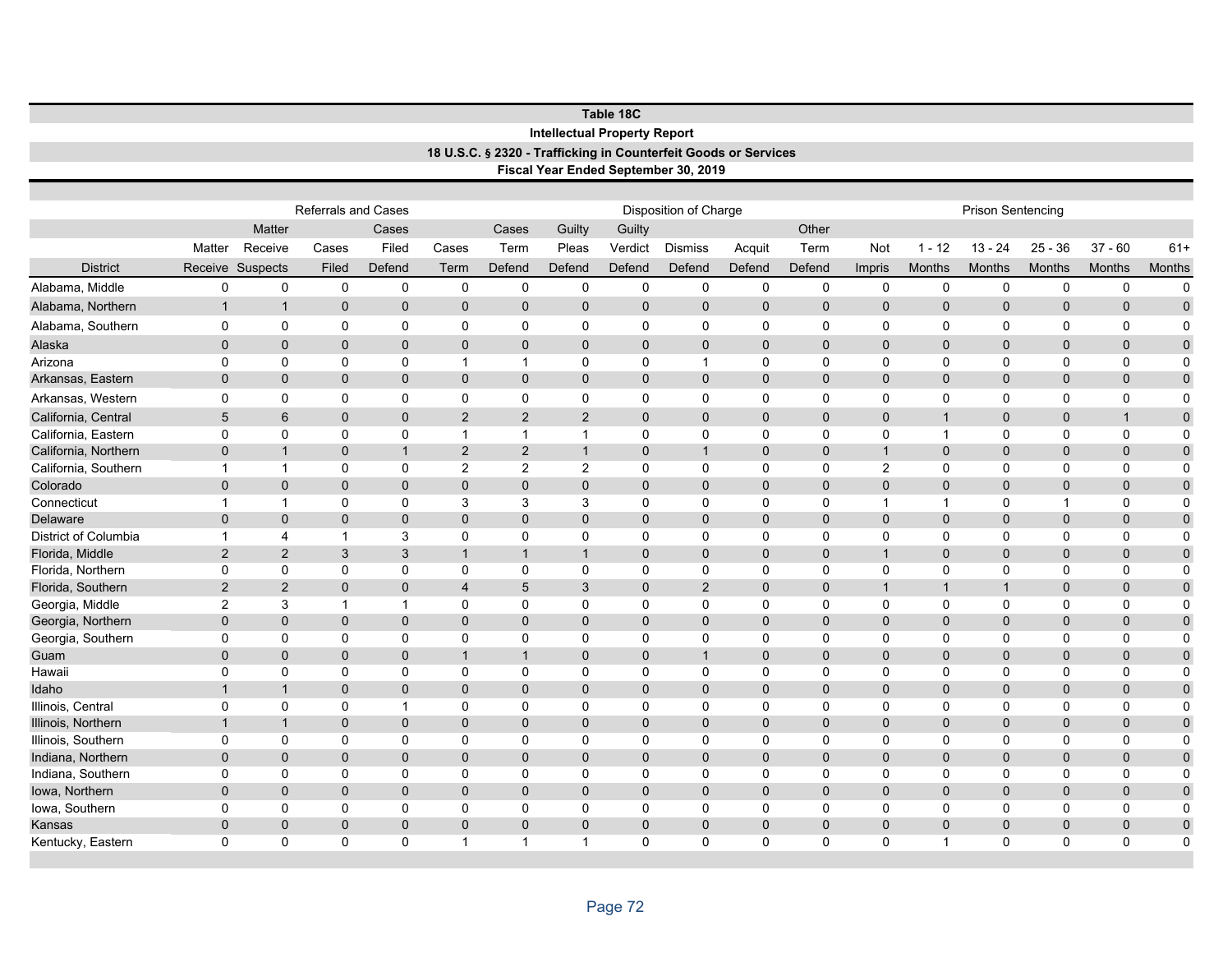## Table 18C

### Intellectual Property Report

### 18 U.S.C. § 2320 - Trafficking in Counterfeit Goods or Services

### Fiscal Year Ended September 30, 2019

| | Referrals and Cases | | | | | | Disposition of Charge | | | | | Prison Sentencing | | | | | |
|---|---|---|---|---|---|---|---|---|---|---|---|---|---|---|---|---|---|
| District | Matter Receive | Matter Receive Suspects | Cases Filed | Cases Filed Defend | Cases Term | Cases Term Defend | Guilty Pleas Defend | Guilty Verdict Defend | Dismiss Defend | Acquit Defend | Other Term Defend | Not Impris | 1 - 12 Months | 13 - 24 Months | 25 - 36 Months | 37 - 60 Months | 61+ Months |
| Alabama, Middle | 0 | 0 | 0 | 0 | 0 | 0 | 0 | 0 | 0 | 0 | 0 | 0 | 0 | 0 | 0 | 0 | 0 |
| Alabama, Northern | 1 | 1 | 0 | 0 | 0 | 0 | 0 | 0 | 0 | 0 | 0 | 0 | 0 | 0 | 0 | 0 | 0 |
| Alabama, Southern | 0 | 0 | 0 | 0 | 0 | 0 | 0 | 0 | 0 | 0 | 0 | 0 | 0 | 0 | 0 | 0 | 0 |
| Alaska | 0 | 0 | 0 | 0 | 0 | 0 | 0 | 0 | 0 | 0 | 0 | 0 | 0 | 0 | 0 | 0 | 0 |
| Arizona | 0 | 0 | 0 | 0 | 1 | 1 | 0 | 0 | 1 | 0 | 0 | 0 | 0 | 0 | 0 | 0 | 0 |
| Arkansas, Eastern | 0 | 0 | 0 | 0 | 0 | 0 | 0 | 0 | 0 | 0 | 0 | 0 | 0 | 0 | 0 | 0 | 0 |
| Arkansas, Western | 0 | 0 | 0 | 0 | 0 | 0 | 0 | 0 | 0 | 0 | 0 | 0 | 0 | 0 | 0 | 0 | 0 |
| California, Central | 5 | 6 | 0 | 0 | 2 | 2 | 2 | 0 | 0 | 0 | 0 | 0 | 1 | 0 | 0 | 1 | 0 |
| California, Eastern | 0 | 0 | 0 | 0 | 1 | 1 | 1 | 0 | 0 | 0 | 0 | 0 | 1 | 0 | 0 | 0 | 0 |
| California, Northern | 0 | 1 | 0 | 1 | 2 | 2 | 1 | 0 | 1 | 0 | 0 | 1 | 0 | 0 | 0 | 0 | 0 |
| California, Southern | 1 | 1 | 0 | 0 | 2 | 2 | 2 | 0 | 0 | 0 | 0 | 2 | 0 | 0 | 0 | 0 | 0 |
| Colorado | 0 | 0 | 0 | 0 | 0 | 0 | 0 | 0 | 0 | 0 | 0 | 0 | 0 | 0 | 0 | 0 | 0 |
| Connecticut | 1 | 1 | 0 | 0 | 3 | 3 | 3 | 0 | 0 | 0 | 0 | 1 | 1 | 0 | 1 | 0 | 0 |
| Delaware | 0 | 0 | 0 | 0 | 0 | 0 | 0 | 0 | 0 | 0 | 0 | 0 | 0 | 0 | 0 | 0 | 0 |
| District of Columbia | 1 | 4 | 1 | 3 | 0 | 0 | 0 | 0 | 0 | 0 | 0 | 0 | 0 | 0 | 0 | 0 | 0 |
| Florida, Middle | 2 | 2 | 3 | 3 | 1 | 1 | 1 | 0 | 0 | 0 | 0 | 1 | 0 | 0 | 0 | 0 | 0 |
| Florida, Northern | 0 | 0 | 0 | 0 | 0 | 0 | 0 | 0 | 0 | 0 | 0 | 0 | 0 | 0 | 0 | 0 | 0 |
| Florida, Southern | 2 | 2 | 0 | 0 | 4 | 5 | 3 | 0 | 2 | 0 | 0 | 1 | 1 | 1 | 0 | 0 | 0 |
| Georgia, Middle | 2 | 3 | 1 | 1 | 0 | 0 | 0 | 0 | 0 | 0 | 0 | 0 | 0 | 0 | 0 | 0 | 0 |
| Georgia, Northern | 0 | 0 | 0 | 0 | 0 | 0 | 0 | 0 | 0 | 0 | 0 | 0 | 0 | 0 | 0 | 0 | 0 |
| Georgia, Southern | 0 | 0 | 0 | 0 | 0 | 0 | 0 | 0 | 0 | 0 | 0 | 0 | 0 | 0 | 0 | 0 | 0 |
| Guam | 0 | 0 | 0 | 0 | 1 | 1 | 0 | 0 | 1 | 0 | 0 | 0 | 0 | 0 | 0 | 0 | 0 |
| Hawaii | 0 | 0 | 0 | 0 | 0 | 0 | 0 | 0 | 0 | 0 | 0 | 0 | 0 | 0 | 0 | 0 | 0 |
| Idaho | 1 | 1 | 0 | 0 | 0 | 0 | 0 | 0 | 0 | 0 | 0 | 0 | 0 | 0 | 0 | 0 | 0 |
| Illinois, Central | 0 | 0 | 0 | 1 | 0 | 0 | 0 | 0 | 0 | 0 | 0 | 0 | 0 | 0 | 0 | 0 | 0 |
| Illinois, Northern | 1 | 1 | 0 | 0 | 0 | 0 | 0 | 0 | 0 | 0 | 0 | 0 | 0 | 0 | 0 | 0 | 0 |
| Illinois, Southern | 0 | 0 | 0 | 0 | 0 | 0 | 0 | 0 | 0 | 0 | 0 | 0 | 0 | 0 | 0 | 0 | 0 |
| Indiana, Northern | 0 | 0 | 0 | 0 | 0 | 0 | 0 | 0 | 0 | 0 | 0 | 0 | 0 | 0 | 0 | 0 | 0 |
| Indiana, Southern | 0 | 0 | 0 | 0 | 0 | 0 | 0 | 0 | 0 | 0 | 0 | 0 | 0 | 0 | 0 | 0 | 0 |
| Iowa, Northern | 0 | 0 | 0 | 0 | 0 | 0 | 0 | 0 | 0 | 0 | 0 | 0 | 0 | 0 | 0 | 0 | 0 |
| Iowa, Southern | 0 | 0 | 0 | 0 | 0 | 0 | 0 | 0 | 0 | 0 | 0 | 0 | 0 | 0 | 0 | 0 | 0 |
| Kansas | 0 | 0 | 0 | 0 | 0 | 0 | 0 | 0 | 0 | 0 | 0 | 0 | 0 | 0 | 0 | 0 | 0 |
| Kentucky, Eastern | 0 | 0 | 0 | 0 | 1 | 1 | 1 | 0 | 0 | 0 | 0 | 0 | 1 | 0 | 0 | 0 | 0 |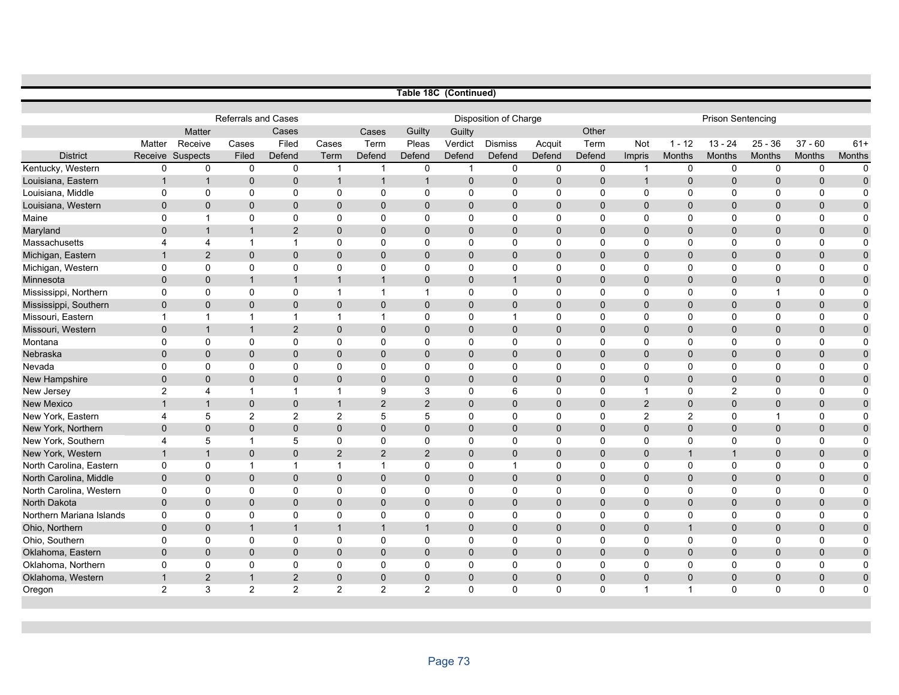**Table 18C (Continued)**

| | Referrals and Cases | | | | Disposition of Charge | | | | | | | Prison Sentencing | | | | | |
|---|---|---|---|---|---|---|---|---|---|---|---|---|---|---|---|---|---|
| District | Matter Receive | Matter Receive Suspects | Cases Filed | Cases Filed Defend | Cases Term | Cases Term Defend | Guilty Pleas Defend | Guilty Verdict Defend | Dismiss Defend | Acquit Defend | Other Term Defend | Not Impris | 1 - 12 Months | 13 - 24 Months | 25 - 36 Months | 37 - 60 Months | 61+ Months |
| Kentucky, Western | 0 | 0 | 0 | 0 | 1 | 1 | 0 | 1 | 0 | 0 | 0 | 1 | 0 | 0 | 0 | 0 | 0 |
| Louisiana, Eastern | 1 | 1 | 0 | 0 | 1 | 1 | 1 | 0 | 0 | 0 | 0 | 1 | 0 | 0 | 0 | 0 | 0 |
| Louisiana, Middle | 0 | 0 | 0 | 0 | 0 | 0 | 0 | 0 | 0 | 0 | 0 | 0 | 0 | 0 | 0 | 0 | 0 |
| Louisiana, Western | 0 | 0 | 0 | 0 | 0 | 0 | 0 | 0 | 0 | 0 | 0 | 0 | 0 | 0 | 0 | 0 | 0 |
| Maine | 0 | 1 | 0 | 0 | 0 | 0 | 0 | 0 | 0 | 0 | 0 | 0 | 0 | 0 | 0 | 0 | 0 |
| Maryland | 0 | 1 | 1 | 2 | 0 | 0 | 0 | 0 | 0 | 0 | 0 | 0 | 0 | 0 | 0 | 0 | 0 |
| Massachusetts | 4 | 4 | 1 | 1 | 0 | 0 | 0 | 0 | 0 | 0 | 0 | 0 | 0 | 0 | 0 | 0 | 0 |
| Michigan, Eastern | 1 | 2 | 0 | 0 | 0 | 0 | 0 | 0 | 0 | 0 | 0 | 0 | 0 | 0 | 0 | 0 | 0 |
| Michigan, Western | 0 | 0 | 0 | 0 | 0 | 0 | 0 | 0 | 0 | 0 | 0 | 0 | 0 | 0 | 0 | 0 | 0 |
| Minnesota | 0 | 0 | 1 | 1 | 1 | 1 | 0 | 0 | 1 | 0 | 0 | 0 | 0 | 0 | 0 | 0 | 0 |
| Mississippi, Northern | 0 | 0 | 0 | 0 | 1 | 1 | 1 | 0 | 0 | 0 | 0 | 0 | 0 | 0 | 1 | 0 | 0 |
| Mississippi, Southern | 0 | 0 | 0 | 0 | 0 | 0 | 0 | 0 | 0 | 0 | 0 | 0 | 0 | 0 | 0 | 0 | 0 |
| Missouri, Eastern | 1 | 1 | 1 | 1 | 1 | 1 | 0 | 0 | 1 | 0 | 0 | 0 | 0 | 0 | 0 | 0 | 0 |
| Missouri, Western | 0 | 1 | 1 | 2 | 0 | 0 | 0 | 0 | 0 | 0 | 0 | 0 | 0 | 0 | 0 | 0 | 0 |
| Montana | 0 | 0 | 0 | 0 | 0 | 0 | 0 | 0 | 0 | 0 | 0 | 0 | 0 | 0 | 0 | 0 | 0 |
| Nebraska | 0 | 0 | 0 | 0 | 0 | 0 | 0 | 0 | 0 | 0 | 0 | 0 | 0 | 0 | 0 | 0 | 0 |
| Nevada | 0 | 0 | 0 | 0 | 0 | 0 | 0 | 0 | 0 | 0 | 0 | 0 | 0 | 0 | 0 | 0 | 0 |
| New Hampshire | 0 | 0 | 0 | 0 | 0 | 0 | 0 | 0 | 0 | 0 | 0 | 0 | 0 | 0 | 0 | 0 | 0 |
| New Jersey | 2 | 4 | 1 | 1 | 1 | 9 | 3 | 0 | 6 | 0 | 0 | 1 | 0 | 2 | 0 | 0 | 0 |
| New Mexico | 1 | 1 | 0 | 0 | 1 | 2 | 2 | 0 | 0 | 0 | 0 | 2 | 0 | 0 | 0 | 0 | 0 |
| New York, Eastern | 4 | 5 | 2 | 2 | 2 | 5 | 5 | 0 | 0 | 0 | 0 | 2 | 2 | 0 | 1 | 0 | 0 |
| New York, Northern | 0 | 0 | 0 | 0 | 0 | 0 | 0 | 0 | 0 | 0 | 0 | 0 | 0 | 0 | 0 | 0 | 0 |
| New York, Southern | 4 | 5 | 1 | 5 | 0 | 0 | 0 | 0 | 0 | 0 | 0 | 0 | 0 | 0 | 0 | 0 | 0 |
| New York, Western | 1 | 1 | 0 | 0 | 2 | 2 | 2 | 0 | 0 | 0 | 0 | 0 | 1 | 1 | 0 | 0 | 0 |
| North Carolina, Eastern | 0 | 0 | 1 | 1 | 1 | 1 | 0 | 0 | 1 | 0 | 0 | 0 | 0 | 0 | 0 | 0 | 0 |
| North Carolina, Middle | 0 | 0 | 0 | 0 | 0 | 0 | 0 | 0 | 0 | 0 | 0 | 0 | 0 | 0 | 0 | 0 | 0 |
| North Carolina, Western | 0 | 0 | 0 | 0 | 0 | 0 | 0 | 0 | 0 | 0 | 0 | 0 | 0 | 0 | 0 | 0 | 0 |
| North Dakota | 0 | 0 | 0 | 0 | 0 | 0 | 0 | 0 | 0 | 0 | 0 | 0 | 0 | 0 | 0 | 0 | 0 |
| Northern Mariana Islands | 0 | 0 | 0 | 0 | 0 | 0 | 0 | 0 | 0 | 0 | 0 | 0 | 0 | 0 | 0 | 0 | 0 |
| Ohio, Northern | 0 | 0 | 1 | 1 | 1 | 1 | 1 | 0 | 0 | 0 | 0 | 0 | 1 | 0 | 0 | 0 | 0 |
| Ohio, Southern | 0 | 0 | 0 | 0 | 0 | 0 | 0 | 0 | 0 | 0 | 0 | 0 | 0 | 0 | 0 | 0 | 0 |
| Oklahoma, Eastern | 0 | 0 | 0 | 0 | 0 | 0 | 0 | 0 | 0 | 0 | 0 | 0 | 0 | 0 | 0 | 0 | 0 |
| Oklahoma, Northern | 0 | 0 | 0 | 0 | 0 | 0 | 0 | 0 | 0 | 0 | 0 | 0 | 0 | 0 | 0 | 0 | 0 |
| Oklahoma, Western | 1 | 2 | 1 | 2 | 0 | 0 | 0 | 0 | 0 | 0 | 0 | 0 | 0 | 0 | 0 | 0 | 0 |
| Oregon | 2 | 3 | 2 | 2 | 2 | 2 | 2 | 0 | 0 | 0 | 0 | 1 | 1 | 0 | 0 | 0 | 0 |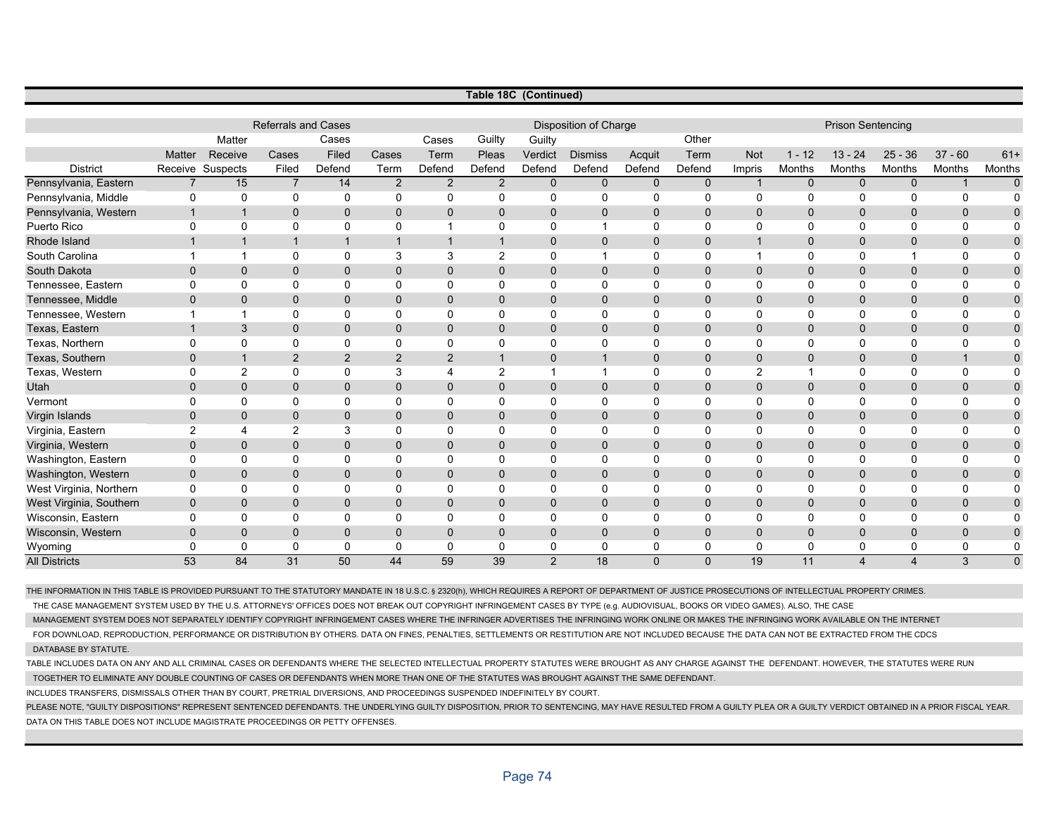## Table 18C (Continued)

| District | Referrals and Cases | | | | Disposition of Charge | | | | | | | Prison Sentencing | | | | | |
|---|---|---|---|---|---|---|---|---|---|---|---|---|---|---|---|---|---|
| | Matter Receive | Matter Receive Suspects | Cases Filed | Cases Filed Defend | Cases Term | Cases Term Defend | Guilty Pleas Defend | Guilty Verdict Defend | Dismiss Defend | Acquit Defend | Other Term Defend | Not Impris | 1 - 12 Months | 13 - 24 Months | 25 - 36 Months | 37 - 60 Months | 61+ Months |
| Pennsylvania, Eastern | 7 | 15 | 7 | 14 | 2 | 2 | 2 | 0 | 0 | 0 | 0 | 1 | 0 | 0 | 0 | 1 | 0 |
| Pennsylvania, Middle | 0 | 0 | 0 | 0 | 0 | 0 | 0 | 0 | 0 | 0 | 0 | 0 | 0 | 0 | 0 | 0 | 0 |
| Pennsylvania, Western | 1 | 1 | 0 | 0 | 0 | 0 | 0 | 0 | 0 | 0 | 0 | 0 | 0 | 0 | 0 | 0 | 0 |
| Puerto Rico | 0 | 0 | 0 | 0 | 0 | 1 | 0 | 0 | 1 | 0 | 0 | 0 | 0 | 0 | 0 | 0 | 0 |
| Rhode Island | 1 | 1 | 1 | 1 | 1 | 1 | 1 | 0 | 0 | 0 | 0 | 1 | 0 | 0 | 0 | 0 | 0 |
| South Carolina | 1 | 1 | 0 | 0 | 3 | 3 | 2 | 0 | 1 | 0 | 0 | 1 | 0 | 0 | 1 | 0 | 0 |
| South Dakota | 0 | 0 | 0 | 0 | 0 | 0 | 0 | 0 | 0 | 0 | 0 | 0 | 0 | 0 | 0 | 0 | 0 |
| Tennessee, Eastern | 0 | 0 | 0 | 0 | 0 | 0 | 0 | 0 | 0 | 0 | 0 | 0 | 0 | 0 | 0 | 0 | 0 |
| Tennessee, Middle | 0 | 0 | 0 | 0 | 0 | 0 | 0 | 0 | 0 | 0 | 0 | 0 | 0 | 0 | 0 | 0 | 0 |
| Tennessee, Western | 1 | 1 | 0 | 0 | 0 | 0 | 0 | 0 | 0 | 0 | 0 | 0 | 0 | 0 | 0 | 0 | 0 |
| Texas, Eastern | 1 | 3 | 0 | 0 | 0 | 0 | 0 | 0 | 0 | 0 | 0 | 0 | 0 | 0 | 0 | 0 | 0 |
| Texas, Northern | 0 | 0 | 0 | 0 | 0 | 0 | 0 | 0 | 0 | 0 | 0 | 0 | 0 | 0 | 0 | 0 | 0 |
| Texas, Southern | 0 | 1 | 2 | 2 | 2 | 2 | 1 | 0 | 1 | 0 | 0 | 0 | 0 | 0 | 0 | 1 | 0 |
| Texas, Western | 0 | 2 | 0 | 0 | 3 | 4 | 2 | 1 | 1 | 0 | 0 | 2 | 1 | 0 | 0 | 0 | 0 |
| Utah | 0 | 0 | 0 | 0 | 0 | 0 | 0 | 0 | 0 | 0 | 0 | 0 | 0 | 0 | 0 | 0 | 0 |
| Vermont | 0 | 0 | 0 | 0 | 0 | 0 | 0 | 0 | 0 | 0 | 0 | 0 | 0 | 0 | 0 | 0 | 0 |
| Virgin Islands | 0 | 0 | 0 | 0 | 0 | 0 | 0 | 0 | 0 | 0 | 0 | 0 | 0 | 0 | 0 | 0 | 0 |
| Virginia, Eastern | 2 | 4 | 2 | 3 | 0 | 0 | 0 | 0 | 0 | 0 | 0 | 0 | 0 | 0 | 0 | 0 | 0 |
| Virginia, Western | 0 | 0 | 0 | 0 | 0 | 0 | 0 | 0 | 0 | 0 | 0 | 0 | 0 | 0 | 0 | 0 | 0 |
| Washington, Eastern | 0 | 0 | 0 | 0 | 0 | 0 | 0 | 0 | 0 | 0 | 0 | 0 | 0 | 0 | 0 | 0 | 0 |
| Washington, Western | 0 | 0 | 0 | 0 | 0 | 0 | 0 | 0 | 0 | 0 | 0 | 0 | 0 | 0 | 0 | 0 | 0 |
| West Virginia, Northern | 0 | 0 | 0 | 0 | 0 | 0 | 0 | 0 | 0 | 0 | 0 | 0 | 0 | 0 | 0 | 0 | 0 |
| West Virginia, Southern | 0 | 0 | 0 | 0 | 0 | 0 | 0 | 0 | 0 | 0 | 0 | 0 | 0 | 0 | 0 | 0 | 0 |
| Wisconsin, Eastern | 0 | 0 | 0 | 0 | 0 | 0 | 0 | 0 | 0 | 0 | 0 | 0 | 0 | 0 | 0 | 0 | 0 |
| Wisconsin, Western | 0 | 0 | 0 | 0 | 0 | 0 | 0 | 0 | 0 | 0 | 0 | 0 | 0 | 0 | 0 | 0 | 0 |
| Wyoming | 0 | 0 | 0 | 0 | 0 | 0 | 0 | 0 | 0 | 0 | 0 | 0 | 0 | 0 | 0 | 0 | 0 |
| All Districts | 53 | 84 | 31 | 50 | 44 | 59 | 39 | 2 | 18 | 0 | 0 | 19 | 11 | 4 | 4 | 3 | 0 |

THE INFORMATION IN THIS TABLE IS PROVIDED PURSUANT TO THE STATUTORY MANDATE IN 18 U.S.C. § 2320(h), WHICH REQUIRES A REPORT OF DEPARTMENT OF JUSTICE PROSECUTIONS OF INTELLECTUAL PROPERTY CRIMES.
THE CASE MANAGEMENT SYSTEM USED BY THE U.S. ATTORNEYS' OFFICES DOES NOT BREAK OUT COPYRIGHT INFRINGEMENT CASES BY TYPE (e.g. AUDIOVISUAL, BOOKS OR VIDEO GAMES). ALSO, THE CASE MANAGEMENT SYSTEM DOES NOT SEPARATELY IDENTIFY COPYRIGHT INFRINGEMENT CASES WHERE THE INFRINGER ADVERTISES THE INFRINGING WORK ONLINE OR MAKES THE INFRINGING WORK AVAILABLE ON THE INTERNET FOR DOWNLOAD, REPRODUCTION, PERFORMANCE OR DISTRIBUTION BY OTHERS. DATA ON FINES, PENALTIES, SETTLEMENTS OR RESTITUTION ARE NOT INCLUDED BECAUSE THE DATA CAN NOT BE EXTRACTED FROM THE CDCS DATABASE BY STATUTE.

TABLE INCLUDES DATA ON ANY AND ALL CRIMINAL CASES OR DEFENDANTS WHERE THE SELECTED INTELLECTUAL PROPERTY STATUTES WERE BROUGHT AS ANY CHARGE AGAINST THE DEFENDANT. HOWEVER, THE STATUTES WERE RUN TOGETHER TO ELIMINATE ANY DOUBLE COUNTING OF CASES OR DEFENDANTS WHEN MORE THAN ONE OF THE STATUTES WAS BROUGHT AGAINST THE SAME DEFENDANT.

INCLUDES TRANSFERS, DISMISSALS OTHER THAN BY COURT, PRETRIAL DIVERSIONS, AND PROCEEDINGS SUSPENDED INDEFINITELY BY COURT.

PLEASE NOTE, "GUILTY DISPOSITIONS" REPRESENT SENTENCED DEFENDANTS. THE UNDERLYING GUILTY DISPOSITION, PRIOR TO SENTENCING, MAY HAVE RESULTED FROM A GUILTY PLEA OR A GUILTY VERDICT OBTAINED IN A PRIOR FISCAL YEAR.

DATA ON THIS TABLE DOES NOT INCLUDE MAGISTRATE PROCEEDINGS OR PETTY OFFENSES.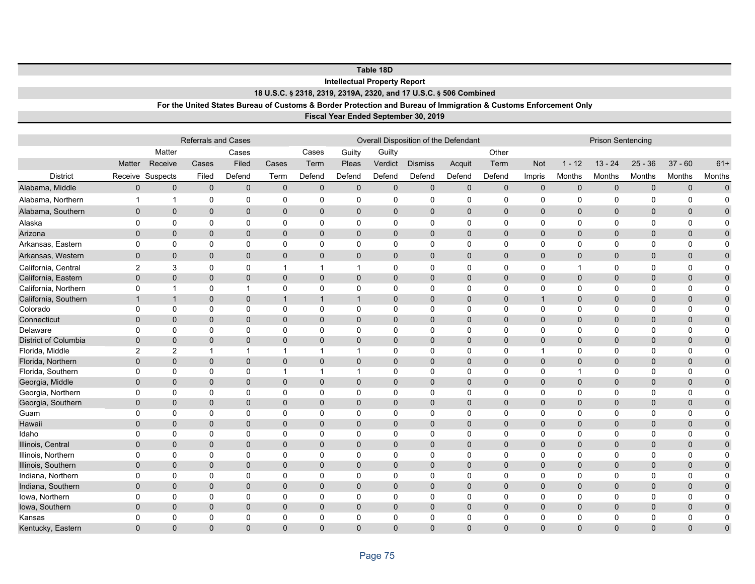**Table 18D**

**Intellectual Property Report**

**18 U.S.C. § 2318, 2319, 2319A, 2320, and 17 U.S.C. § 506 Combined**

**For the United States Bureau of Customs & Border Protection and Bureau of Immigration & Customs Enforcement Only**

**Fiscal Year Ended September 30, 2019**

| | Referrals and Cases | | | | | | Overall Disposition of the Defendant | | | | | Prison Sentencing | | | | | |
|---|---|---|---|---|---|---|---|---|---|---|---|---|---|---|---|---|---|
| District | Matter Receive | Matter Receive Suspects | Cases Filed | Cases Filed Defend | Cases Term | Cases Term Defend | Guilty Pleas Defend | Guilty Verdict Defend | Dismiss Defend | Acquit Defend | Other Term Defend | Not Impris | 1 - 12 Months | 13 - 24 Months | 25 - 36 Months | 37 - 60 Months | 61+ Months |
| Alabama, Middle | 0 | 0 | 0 | 0 | 0 | 0 | 0 | 0 | 0 | 0 | 0 | 0 | 0 | 0 | 0 | 0 | 0 |
| Alabama, Northern | 1 | 1 | 0 | 0 | 0 | 0 | 0 | 0 | 0 | 0 | 0 | 0 | 0 | 0 | 0 | 0 | 0 |
| Alabama, Southern | 0 | 0 | 0 | 0 | 0 | 0 | 0 | 0 | 0 | 0 | 0 | 0 | 0 | 0 | 0 | 0 | 0 |
| Alaska | 0 | 0 | 0 | 0 | 0 | 0 | 0 | 0 | 0 | 0 | 0 | 0 | 0 | 0 | 0 | 0 | 0 |
| Arizona | 0 | 0 | 0 | 0 | 0 | 0 | 0 | 0 | 0 | 0 | 0 | 0 | 0 | 0 | 0 | 0 | 0 |
| Arkansas, Eastern | 0 | 0 | 0 | 0 | 0 | 0 | 0 | 0 | 0 | 0 | 0 | 0 | 0 | 0 | 0 | 0 | 0 |
| Arkansas, Western | 0 | 0 | 0 | 0 | 0 | 0 | 0 | 0 | 0 | 0 | 0 | 0 | 0 | 0 | 0 | 0 | 0 |
| California, Central | 2 | 3 | 0 | 0 | 1 | 1 | 1 | 0 | 0 | 0 | 0 | 0 | 1 | 0 | 0 | 0 | 0 |
| California, Eastern | 0 | 0 | 0 | 0 | 0 | 0 | 0 | 0 | 0 | 0 | 0 | 0 | 0 | 0 | 0 | 0 | 0 |
| California, Northern | 0 | 1 | 0 | 1 | 0 | 0 | 0 | 0 | 0 | 0 | 0 | 0 | 0 | 0 | 0 | 0 | 0 |
| California, Southern | 1 | 1 | 0 | 0 | 1 | 1 | 1 | 0 | 0 | 0 | 0 | 1 | 0 | 0 | 0 | 0 | 0 |
| Colorado | 0 | 0 | 0 | 0 | 0 | 0 | 0 | 0 | 0 | 0 | 0 | 0 | 0 | 0 | 0 | 0 | 0 |
| Connecticut | 0 | 0 | 0 | 0 | 0 | 0 | 0 | 0 | 0 | 0 | 0 | 0 | 0 | 0 | 0 | 0 | 0 |
| Delaware | 0 | 0 | 0 | 0 | 0 | 0 | 0 | 0 | 0 | 0 | 0 | 0 | 0 | 0 | 0 | 0 | 0 |
| District of Columbia | 0 | 0 | 0 | 0 | 0 | 0 | 0 | 0 | 0 | 0 | 0 | 0 | 0 | 0 | 0 | 0 | 0 |
| Florida, Middle | 2 | 2 | 1 | 1 | 1 | 1 | 1 | 0 | 0 | 0 | 0 | 1 | 0 | 0 | 0 | 0 | 0 |
| Florida, Northern | 0 | 0 | 0 | 0 | 0 | 0 | 0 | 0 | 0 | 0 | 0 | 0 | 0 | 0 | 0 | 0 | 0 |
| Florida, Southern | 0 | 0 | 0 | 0 | 1 | 1 | 1 | 0 | 0 | 0 | 0 | 0 | 1 | 0 | 0 | 0 | 0 |
| Georgia, Middle | 0 | 0 | 0 | 0 | 0 | 0 | 0 | 0 | 0 | 0 | 0 | 0 | 0 | 0 | 0 | 0 | 0 |
| Georgia, Northern | 0 | 0 | 0 | 0 | 0 | 0 | 0 | 0 | 0 | 0 | 0 | 0 | 0 | 0 | 0 | 0 | 0 |
| Georgia, Southern | 0 | 0 | 0 | 0 | 0 | 0 | 0 | 0 | 0 | 0 | 0 | 0 | 0 | 0 | 0 | 0 | 0 |
| Guam | 0 | 0 | 0 | 0 | 0 | 0 | 0 | 0 | 0 | 0 | 0 | 0 | 0 | 0 | 0 | 0 | 0 |
| Hawaii | 0 | 0 | 0 | 0 | 0 | 0 | 0 | 0 | 0 | 0 | 0 | 0 | 0 | 0 | 0 | 0 | 0 |
| Idaho | 0 | 0 | 0 | 0 | 0 | 0 | 0 | 0 | 0 | 0 | 0 | 0 | 0 | 0 | 0 | 0 | 0 |
| Illinois, Central | 0 | 0 | 0 | 0 | 0 | 0 | 0 | 0 | 0 | 0 | 0 | 0 | 0 | 0 | 0 | 0 | 0 |
| Illinois, Northern | 0 | 0 | 0 | 0 | 0 | 0 | 0 | 0 | 0 | 0 | 0 | 0 | 0 | 0 | 0 | 0 | 0 |
| Illinois, Southern | 0 | 0 | 0 | 0 | 0 | 0 | 0 | 0 | 0 | 0 | 0 | 0 | 0 | 0 | 0 | 0 | 0 |
| Indiana, Northern | 0 | 0 | 0 | 0 | 0 | 0 | 0 | 0 | 0 | 0 | 0 | 0 | 0 | 0 | 0 | 0 | 0 |
| Indiana, Southern | 0 | 0 | 0 | 0 | 0 | 0 | 0 | 0 | 0 | 0 | 0 | 0 | 0 | 0 | 0 | 0 | 0 |
| Iowa, Northern | 0 | 0 | 0 | 0 | 0 | 0 | 0 | 0 | 0 | 0 | 0 | 0 | 0 | 0 | 0 | 0 | 0 |
| Iowa, Southern | 0 | 0 | 0 | 0 | 0 | 0 | 0 | 0 | 0 | 0 | 0 | 0 | 0 | 0 | 0 | 0 | 0 |
| Kansas | 0 | 0 | 0 | 0 | 0 | 0 | 0 | 0 | 0 | 0 | 0 | 0 | 0 | 0 | 0 | 0 | 0 |
| Kentucky, Eastern | 0 | 0 | 0 | 0 | 0 | 0 | 0 | 0 | 0 | 0 | 0 | 0 | 0 | 0 | 0 | 0 | 0 |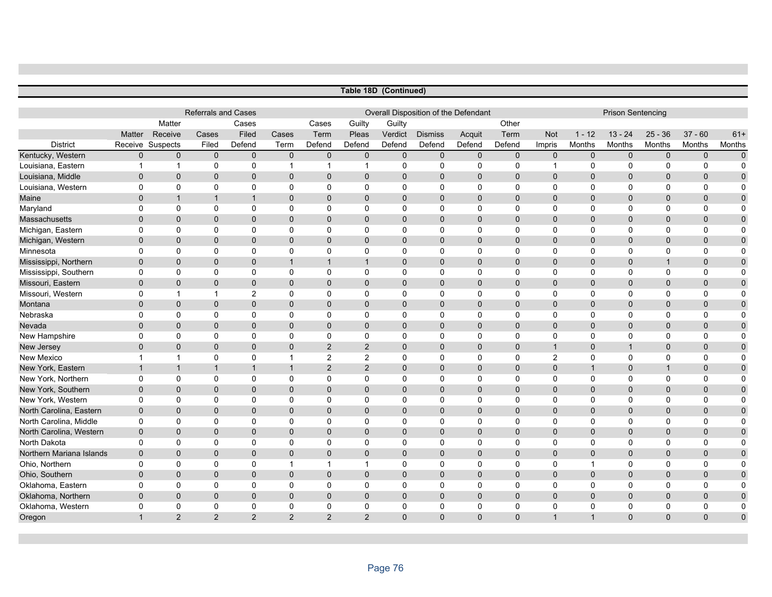**Table 18D (Continued)**

| | Referrals and Cases | | | | Overall Disposition of the Defendant | | | | | | | Prison Sentencing | | | | | |
|---|---|---|---|---|---|---|---|---|---|---|---|---|---|---|---|---|---|
| District | Matter Receive | Matter Receive Suspects | Cases Filed | Cases Filed Defend | Cases Term | Cases Term Defend | Guilty Pleas Defend | Guilty Verdict Defend | Dismiss Defend | Acquit Defend | Other Term Defend | Not Impris | 1 - 12 Months | 13 - 24 Months | 25 - 36 Months | 37 - 60 Months | 61+ Months |
| Kentucky, Western | 0 | 0 | 0 | 0 | 0 | 0 | 0 | 0 | 0 | 0 | 0 | 0 | 0 | 0 | 0 | 0 | 0 |
| Louisiana, Eastern | 1 | 1 | 0 | 0 | 1 | 1 | 1 | 0 | 0 | 0 | 0 | 1 | 0 | 0 | 0 | 0 | 0 |
| Louisiana, Middle | 0 | 0 | 0 | 0 | 0 | 0 | 0 | 0 | 0 | 0 | 0 | 0 | 0 | 0 | 0 | 0 | 0 |
| Louisiana, Western | 0 | 0 | 0 | 0 | 0 | 0 | 0 | 0 | 0 | 0 | 0 | 0 | 0 | 0 | 0 | 0 | 0 |
| Maine | 0 | 1 | 1 | 1 | 0 | 0 | 0 | 0 | 0 | 0 | 0 | 0 | 0 | 0 | 0 | 0 | 0 |
| Maryland | 0 | 0 | 0 | 0 | 0 | 0 | 0 | 0 | 0 | 0 | 0 | 0 | 0 | 0 | 0 | 0 | 0 |
| Massachusetts | 0 | 0 | 0 | 0 | 0 | 0 | 0 | 0 | 0 | 0 | 0 | 0 | 0 | 0 | 0 | 0 | 0 |
| Michigan, Eastern | 0 | 0 | 0 | 0 | 0 | 0 | 0 | 0 | 0 | 0 | 0 | 0 | 0 | 0 | 0 | 0 | 0 |
| Michigan, Western | 0 | 0 | 0 | 0 | 0 | 0 | 0 | 0 | 0 | 0 | 0 | 0 | 0 | 0 | 0 | 0 | 0 |
| Minnesota | 0 | 0 | 0 | 0 | 0 | 0 | 0 | 0 | 0 | 0 | 0 | 0 | 0 | 0 | 0 | 0 | 0 |
| Mississippi, Northern | 0 | 0 | 0 | 0 | 1 | 1 | 1 | 0 | 0 | 0 | 0 | 0 | 0 | 0 | 1 | 0 | 0 |
| Mississippi, Southern | 0 | 0 | 0 | 0 | 0 | 0 | 0 | 0 | 0 | 0 | 0 | 0 | 0 | 0 | 0 | 0 | 0 |
| Missouri, Eastern | 0 | 0 | 0 | 0 | 0 | 0 | 0 | 0 | 0 | 0 | 0 | 0 | 0 | 0 | 0 | 0 | 0 |
| Missouri, Western | 0 | 1 | 1 | 2 | 0 | 0 | 0 | 0 | 0 | 0 | 0 | 0 | 0 | 0 | 0 | 0 | 0 |
| Montana | 0 | 0 | 0 | 0 | 0 | 0 | 0 | 0 | 0 | 0 | 0 | 0 | 0 | 0 | 0 | 0 | 0 |
| Nebraska | 0 | 0 | 0 | 0 | 0 | 0 | 0 | 0 | 0 | 0 | 0 | 0 | 0 | 0 | 0 | 0 | 0 |
| Nevada | 0 | 0 | 0 | 0 | 0 | 0 | 0 | 0 | 0 | 0 | 0 | 0 | 0 | 0 | 0 | 0 | 0 |
| New Hampshire | 0 | 0 | 0 | 0 | 0 | 0 | 0 | 0 | 0 | 0 | 0 | 0 | 0 | 0 | 0 | 0 | 0 |
| New Jersey | 0 | 0 | 0 | 0 | 0 | 2 | 2 | 0 | 0 | 0 | 0 | 1 | 0 | 1 | 0 | 0 | 0 |
| New Mexico | 1 | 1 | 0 | 0 | 1 | 2 | 2 | 0 | 0 | 0 | 0 | 2 | 0 | 0 | 0 | 0 | 0 |
| New York, Eastern | 1 | 1 | 1 | 1 | 1 | 2 | 2 | 0 | 0 | 0 | 0 | 0 | 1 | 0 | 1 | 0 | 0 |
| New York, Northern | 0 | 0 | 0 | 0 | 0 | 0 | 0 | 0 | 0 | 0 | 0 | 0 | 0 | 0 | 0 | 0 | 0 |
| New York, Southern | 0 | 0 | 0 | 0 | 0 | 0 | 0 | 0 | 0 | 0 | 0 | 0 | 0 | 0 | 0 | 0 | 0 |
| New York, Western | 0 | 0 | 0 | 0 | 0 | 0 | 0 | 0 | 0 | 0 | 0 | 0 | 0 | 0 | 0 | 0 | 0 |
| North Carolina, Eastern | 0 | 0 | 0 | 0 | 0 | 0 | 0 | 0 | 0 | 0 | 0 | 0 | 0 | 0 | 0 | 0 | 0 |
| North Carolina, Middle | 0 | 0 | 0 | 0 | 0 | 0 | 0 | 0 | 0 | 0 | 0 | 0 | 0 | 0 | 0 | 0 | 0 |
| North Carolina, Western | 0 | 0 | 0 | 0 | 0 | 0 | 0 | 0 | 0 | 0 | 0 | 0 | 0 | 0 | 0 | 0 | 0 |
| North Dakota | 0 | 0 | 0 | 0 | 0 | 0 | 0 | 0 | 0 | 0 | 0 | 0 | 0 | 0 | 0 | 0 | 0 |
| Northern Mariana Islands | 0 | 0 | 0 | 0 | 0 | 0 | 0 | 0 | 0 | 0 | 0 | 0 | 0 | 0 | 0 | 0 | 0 |
| Ohio, Northern | 0 | 0 | 0 | 0 | 1 | 1 | 1 | 0 | 0 | 0 | 0 | 0 | 1 | 0 | 0 | 0 | 0 |
| Ohio, Southern | 0 | 0 | 0 | 0 | 0 | 0 | 0 | 0 | 0 | 0 | 0 | 0 | 0 | 0 | 0 | 0 | 0 |
| Oklahoma, Eastern | 0 | 0 | 0 | 0 | 0 | 0 | 0 | 0 | 0 | 0 | 0 | 0 | 0 | 0 | 0 | 0 | 0 |
| Oklahoma, Northern | 0 | 0 | 0 | 0 | 0 | 0 | 0 | 0 | 0 | 0 | 0 | 0 | 0 | 0 | 0 | 0 | 0 |
| Oklahoma, Western | 0 | 0 | 0 | 0 | 0 | 0 | 0 | 0 | 0 | 0 | 0 | 0 | 0 | 0 | 0 | 0 | 0 |
| Oregon | 1 | 2 | 2 | 2 | 2 | 2 | 2 | 0 | 0 | 0 | 0 | 1 | 1 | 0 | 0 | 0 | 0 |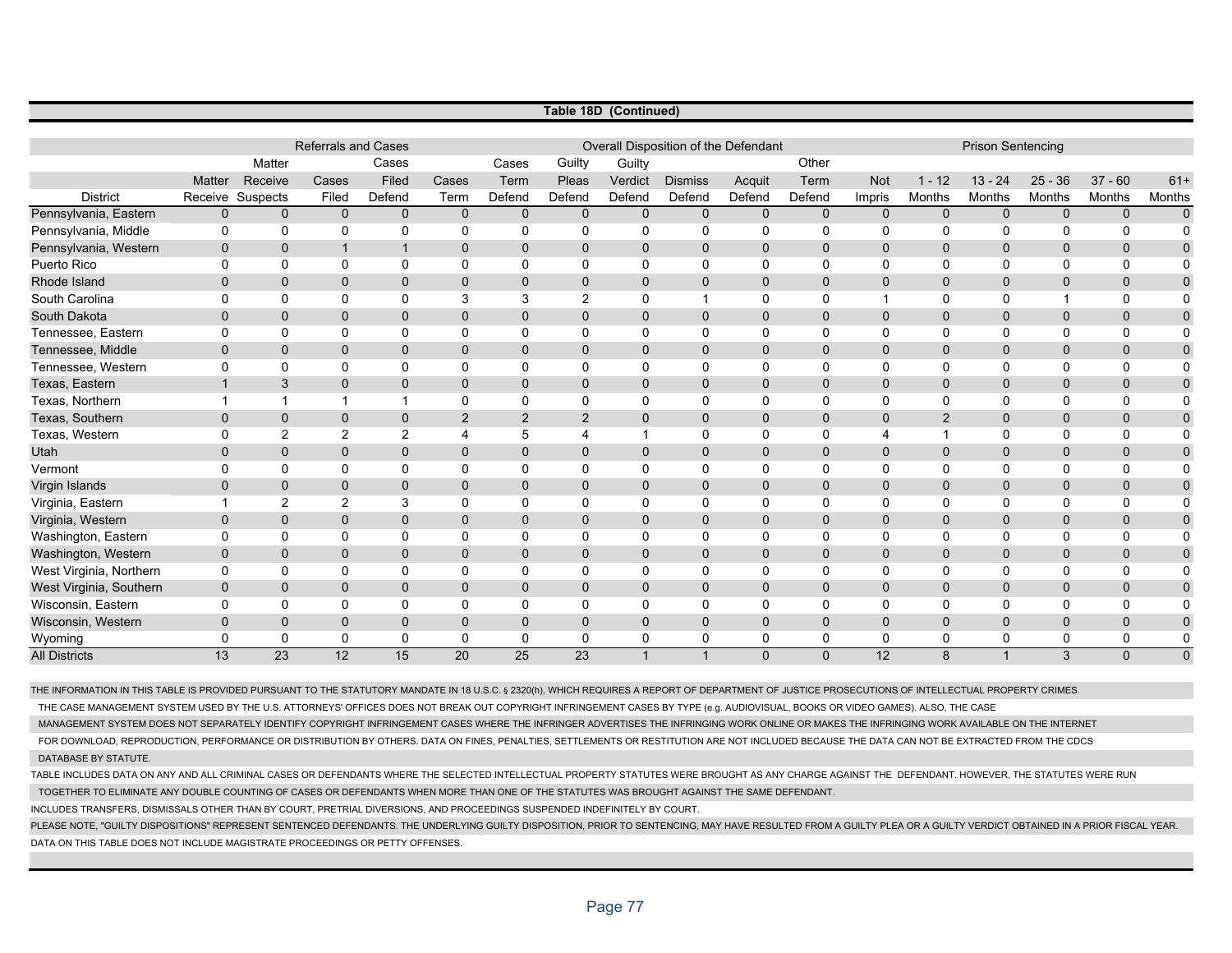**Table 18D (Continued)**

| | Referrals and Cases | | | | | | Overall Disposition of the Defendant | | | | | | Prison Sentencing | | | | |
|---|---|---|---|---|---|---|---|---|---|---|---|---|---|---|---|---|---|
| District | Matter Receive | Matter Receive Suspects | Cases Filed | Cases Filed Defend | Cases Term | Cases Term Defend | Guilty Pleas Defend | Guilty Verdict Defend | Dismiss Defend | Acquit Defend | Other Term Defend | Not Impris | 1 - 12 Months | 13 - 24 Months | 25 - 36 Months | 37 - 60 Months | 61+ Months |
| Pennsylvania, Eastern | 0 | 0 | 0 | 0 | 0 | 0 | 0 | 0 | 0 | 0 | 0 | 0 | 0 | 0 | 0 | 0 | 0 |
| Pennsylvania, Middle | 0 | 0 | 0 | 0 | 0 | 0 | 0 | 0 | 0 | 0 | 0 | 0 | 0 | 0 | 0 | 0 | 0 |
| Pennsylvania, Western | 0 | 0 | 1 | 1 | 0 | 0 | 0 | 0 | 0 | 0 | 0 | 0 | 0 | 0 | 0 | 0 | 0 |
| Puerto Rico | 0 | 0 | 0 | 0 | 0 | 0 | 0 | 0 | 0 | 0 | 0 | 0 | 0 | 0 | 0 | 0 | 0 |
| Rhode Island | 0 | 0 | 0 | 0 | 0 | 0 | 0 | 0 | 0 | 0 | 0 | 0 | 0 | 0 | 0 | 0 | 0 |
| South Carolina | 0 | 0 | 0 | 0 | 3 | 3 | 2 | 0 | 1 | 0 | 0 | 1 | 0 | 0 | 1 | 0 | 0 |
| South Dakota | 0 | 0 | 0 | 0 | 0 | 0 | 0 | 0 | 0 | 0 | 0 | 0 | 0 | 0 | 0 | 0 | 0 |
| Tennessee, Eastern | 0 | 0 | 0 | 0 | 0 | 0 | 0 | 0 | 0 | 0 | 0 | 0 | 0 | 0 | 0 | 0 | 0 |
| Tennessee, Middle | 0 | 0 | 0 | 0 | 0 | 0 | 0 | 0 | 0 | 0 | 0 | 0 | 0 | 0 | 0 | 0 | 0 |
| Tennessee, Western | 0 | 0 | 0 | 0 | 0 | 0 | 0 | 0 | 0 | 0 | 0 | 0 | 0 | 0 | 0 | 0 | 0 |
| Texas, Eastern | 1 | 3 | 0 | 0 | 0 | 0 | 0 | 0 | 0 | 0 | 0 | 0 | 0 | 0 | 0 | 0 | 0 |
| Texas, Northern | 1 | 1 | 1 | 1 | 0 | 0 | 0 | 0 | 0 | 0 | 0 | 0 | 0 | 0 | 0 | 0 | 0 |
| Texas, Southern | 0 | 0 | 0 | 0 | 2 | 2 | 2 | 0 | 0 | 0 | 0 | 0 | 2 | 0 | 0 | 0 | 0 |
| Texas, Western | 0 | 2 | 2 | 2 | 4 | 5 | 4 | 1 | 0 | 0 | 0 | 4 | 1 | 0 | 0 | 0 | 0 |
| Utah | 0 | 0 | 0 | 0 | 0 | 0 | 0 | 0 | 0 | 0 | 0 | 0 | 0 | 0 | 0 | 0 | 0 |
| Vermont | 0 | 0 | 0 | 0 | 0 | 0 | 0 | 0 | 0 | 0 | 0 | 0 | 0 | 0 | 0 | 0 | 0 |
| Virgin Islands | 0 | 0 | 0 | 0 | 0 | 0 | 0 | 0 | 0 | 0 | 0 | 0 | 0 | 0 | 0 | 0 | 0 |
| Virginia, Eastern | 1 | 2 | 2 | 3 | 0 | 0 | 0 | 0 | 0 | 0 | 0 | 0 | 0 | 0 | 0 | 0 | 0 |
| Virginia, Western | 0 | 0 | 0 | 0 | 0 | 0 | 0 | 0 | 0 | 0 | 0 | 0 | 0 | 0 | 0 | 0 | 0 |
| Washington, Eastern | 0 | 0 | 0 | 0 | 0 | 0 | 0 | 0 | 0 | 0 | 0 | 0 | 0 | 0 | 0 | 0 | 0 |
| Washington, Western | 0 | 0 | 0 | 0 | 0 | 0 | 0 | 0 | 0 | 0 | 0 | 0 | 0 | 0 | 0 | 0 | 0 |
| West Virginia, Northern | 0 | 0 | 0 | 0 | 0 | 0 | 0 | 0 | 0 | 0 | 0 | 0 | 0 | 0 | 0 | 0 | 0 |
| West Virginia, Southern | 0 | 0 | 0 | 0 | 0 | 0 | 0 | 0 | 0 | 0 | 0 | 0 | 0 | 0 | 0 | 0 | 0 |
| Wisconsin, Eastern | 0 | 0 | 0 | 0 | 0 | 0 | 0 | 0 | 0 | 0 | 0 | 0 | 0 | 0 | 0 | 0 | 0 |
| Wisconsin, Western | 0 | 0 | 0 | 0 | 0 | 0 | 0 | 0 | 0 | 0 | 0 | 0 | 0 | 0 | 0 | 0 | 0 |
| Wyoming | 0 | 0 | 0 | 0 | 0 | 0 | 0 | 0 | 0 | 0 | 0 | 0 | 0 | 0 | 0 | 0 | 0 |
| All Districts | 13 | 23 | 12 | 15 | 20 | 25 | 23 | 1 | 1 | 0 | 0 | 12 | 8 | 1 | 3 | 0 | 0 |

THE INFORMATION IN THIS TABLE IS PROVIDED PURSUANT TO THE STATUTORY MANDATE IN 18 U.S.C. § 2320(h), WHICH REQUIRES A REPORT OF DEPARTMENT OF JUSTICE PROSECUTIONS OF INTELLECTUAL PROPERTY CRIMES.
THE CASE MANAGEMENT SYSTEM USED BY THE U.S. ATTORNEYS' OFFICES DOES NOT BREAK OUT COPYRIGHT INFRINGEMENT CASES BY TYPE (e.g. AUDIOVISUAL, BOOKS OR VIDEO GAMES). ALSO, THE CASE MANAGEMENT SYSTEM DOES NOT SEPARATELY IDENTIFY COPYRIGHT INFRINGEMENT CASES WHERE THE INFRINGER ADVERTISES THE INFRINGING WORK ONLINE OR MAKES THE INFRINGING WORK AVAILABLE ON THE INTERNET FOR DOWNLOAD, REPRODUCTION, PERFORMANCE OR DISTRIBUTION BY OTHERS. DATA ON FINES, PENALTIES, SETTLEMENTS OR RESTITUTION ARE NOT INCLUDED BECAUSE THE DATA CAN NOT BE EXTRACTED FROM THE CDCS DATABASE BY STATUTE.

TABLE INCLUDES DATA ON ANY AND ALL CRIMINAL CASES OR DEFENDANTS WHERE THE SELECTED INTELLECTUAL PROPERTY STATUTES WERE BROUGHT AS ANY CHARGE AGAINST THE DEFENDANT. HOWEVER, THE STATUTES WERE RUN TOGETHER TO ELIMINATE ANY DOUBLE COUNTING OF CASES OR DEFENDANTS WHEN MORE THAN ONE OF THE STATUTES WAS BROUGHT AGAINST THE SAME DEFENDANT.

INCLUDES TRANSFERS, DISMISSALS OTHER THAN BY COURT, PRETRIAL DIVERSIONS, AND PROCEEDINGS SUSPENDED INDEFINITELY BY COURT.

PLEASE NOTE, "GUILTY DISPOSITIONS" REPRESENT SENTENCED DEFENDANTS. THE UNDERLYING GUILTY DISPOSITION, PRIOR TO SENTENCING, MAY HAVE RESULTED FROM A GUILTY PLEA OR A GUILTY VERDICT OBTAINED IN A PRIOR FISCAL YEAR.

DATA ON THIS TABLE DOES NOT INCLUDE MAGISTRATE PROCEEDINGS OR PETTY OFFENSES.